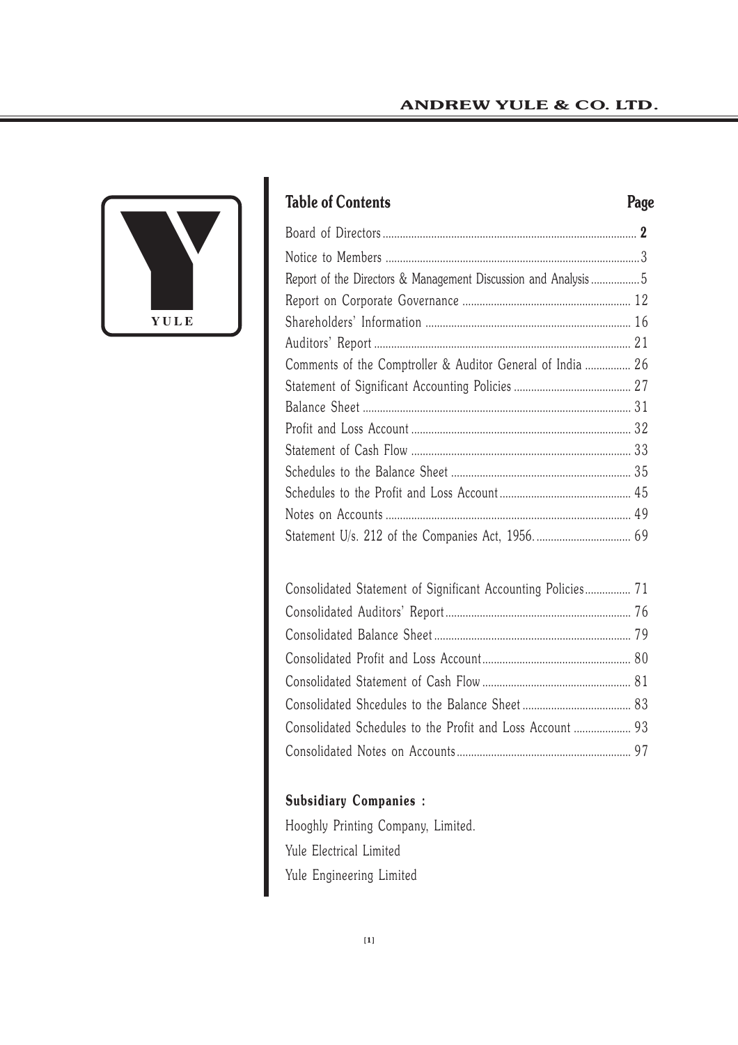## Table of Contents

| | Page |
|---|---|
| Board of Directors | **2** |
| Notice to Members | 3 |
| Report of the Directors & Management Discussion and Analysis | 5 |
| Report on Corporate Governance | 12 |
| Shareholders' Information | 16 |
| Auditors' Report | 21 |
| Comments of the Comptroller & Auditor General of India | 26 |
| Statement of Significant Accounting Policies | 27 |
| Balance Sheet | 31 |
| Profit and Loss Account | 32 |
| Statement of Cash Flow | 33 |
| Schedules to the Balance Sheet | 35 |
| Schedules to the Profit and Loss Account | 45 |
| Notes on Accounts | 49 |
| Statement U/s. 212 of the Companies Act, 1956. | 69 |
| Consolidated Statement of Significant Accounting Policies | 71 |
| Consolidated Auditors' Report | 76 |
| Consolidated Balance Sheet | 79 |
| Consolidated Profit and Loss Account | 80 |
| Consolidated Statement of Cash Flow | 81 |
| Consolidated Shcedules to the Balance Sheet | 83 |
| Consolidated Schedules to the Profit and Loss Account | 93 |
| Consolidated Notes on Accounts | 97 |

**Subsidiary Companies :**

Hooghly Printing Company, Limited.

Yule Electrical Limited

Yule Engineering Limited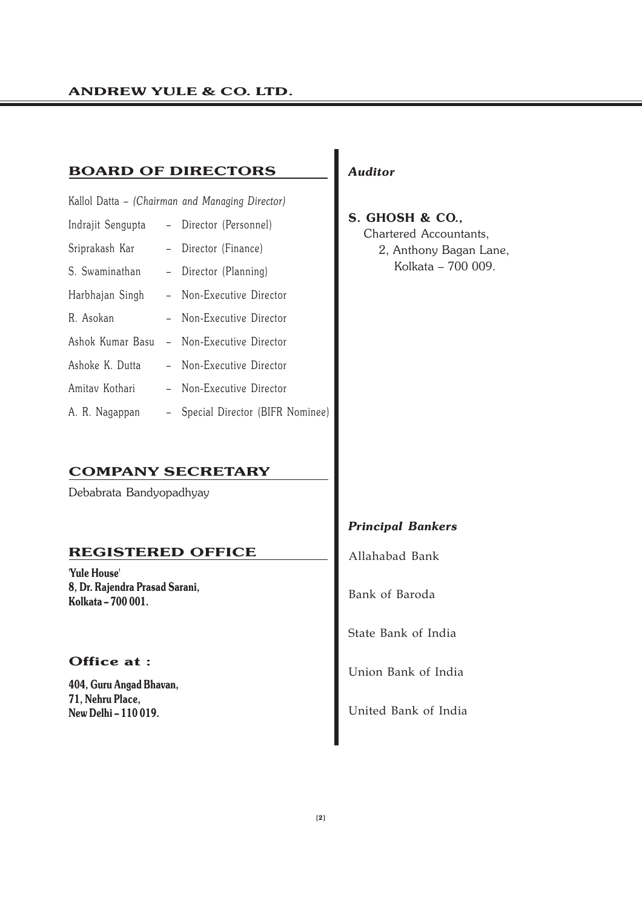## BOARD OF DIRECTORS

Kallol Datta – *(Chairman and Managing Director)*

| | |
|---|---|
| Indrajit Sengupta | – Director (Personnel) |
| Sriprakash Kar | – Director (Finance) |
| S. Swaminathan | – Director (Planning) |
| Harbhajan Singh | – Non-Executive Director |
| R. Asokan | – Non-Executive Director |
| Ashok Kumar Basu | – Non-Executive Director |
| Ashoke K. Dutta | – Non-Executive Director |
| Amitav Kothari | – Non-Executive Director |
| A. R. Nagappan | – Special Director (BIFR Nominee) |

## COMPANY SECRETARY

Debabrata Bandyopadhyay

## REGISTERED OFFICE

**'Yule House'**
**8, Dr. Rajendra Prasad Sarani,**
**Kolkata – 700 001.**

### Office at :

**404, Guru Angad Bhavan,**
**71, Nehru Place,**
**New Delhi – 110 019.**

### *Auditor*

**S. GHOSH & CO.,**
Chartered Accountants,
2, Anthony Bagan Lane,
Kolkata – 700 009.

### *Principal Bankers*

Allahabad Bank

Bank of Baroda

State Bank of India

Union Bank of India

United Bank of India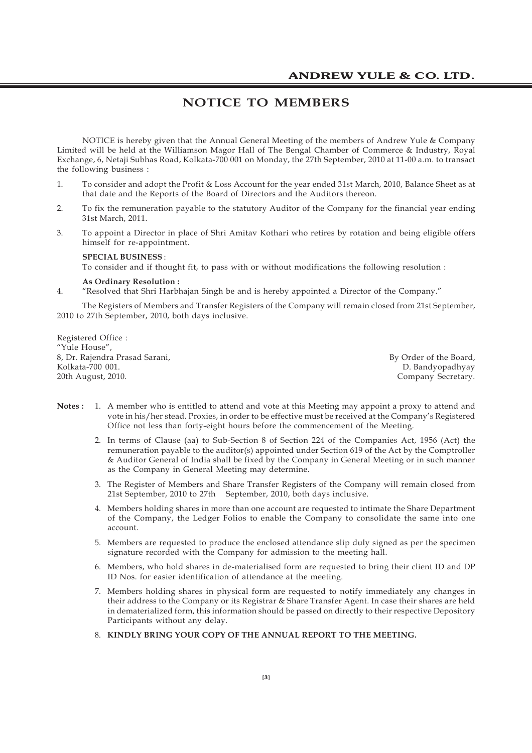# NOTICE TO MEMBERS

NOTICE is hereby given that the Annual General Meeting of the members of Andrew Yule & Company Limited will be held at the Williamson Magor Hall of The Bengal Chamber of Commerce & Industry, Royal Exchange, 6, Netaji Subhas Road, Kolkata-700 001 on Monday, the 27th September, 2010 at 11-00 a.m. to transact the following business :

1. To consider and adopt the Profit & Loss Account for the year ended 31st March, 2010, Balance Sheet as at that date and the Reports of the Board of Directors and the Auditors thereon.
2. To fix the remuneration payable to the statutory Auditor of the Company for the financial year ending 31st March, 2011.
3. To appoint a Director in place of Shri Amitav Kothari who retires by rotation and being eligible offers himself for re-appointment.

**SPECIAL BUSINESS** :

To consider and if thought fit, to pass with or without modifications the following resolution :

**As Ordinary Resolution :**

4. "Resolved that Shri Harbhajan Singh be and is hereby appointed a Director of the Company."

The Registers of Members and Transfer Registers of the Company will remain closed from 21st September, 2010 to 27th September, 2010, both days inclusive.

Registered Office :
"Yule House",
8, Dr. Rajendra Prasad Sarani,
Kolkata-700 001.
20th August, 2010.

By Order of the Board,
D. Bandyopadhyay
Company Secretary.

**Notes :**

1. A member who is entitled to attend and vote at this Meeting may appoint a proxy to attend and vote in his/her stead. Proxies, in order to be effective must be received at the Company's Registered Office not less than forty-eight hours before the commencement of the Meeting.
2. In terms of Clause (aa) to Sub-Section 8 of Section 224 of the Companies Act, 1956 (Act) the remuneration payable to the auditor(s) appointed under Section 619 of the Act by the Comptroller & Auditor General of India shall be fixed by the Company in General Meeting or in such manner as the Company in General Meeting may determine.
3. The Register of Members and Share Transfer Registers of the Company will remain closed from 21st September, 2010 to 27th September, 2010, both days inclusive.
4. Members holding shares in more than one account are requested to intimate the Share Department of the Company, the Ledger Folios to enable the Company to consolidate the same into one account.
5. Members are requested to produce the enclosed attendance slip duly signed as per the specimen signature recorded with the Company for admission to the meeting hall.
6. Members, who hold shares in de-materialised form are requested to bring their client ID and DP ID Nos. for easier identification of attendance at the meeting.
7. Members holding shares in physical form are requested to notify immediately any changes in their address to the Company or its Registrar & Share Transfer Agent. In case their shares are held in dematerialized form, this information should be passed on directly to their respective Depository Participants without any delay.
8. **KINDLY BRING YOUR COPY OF THE ANNUAL REPORT TO THE MEETING.**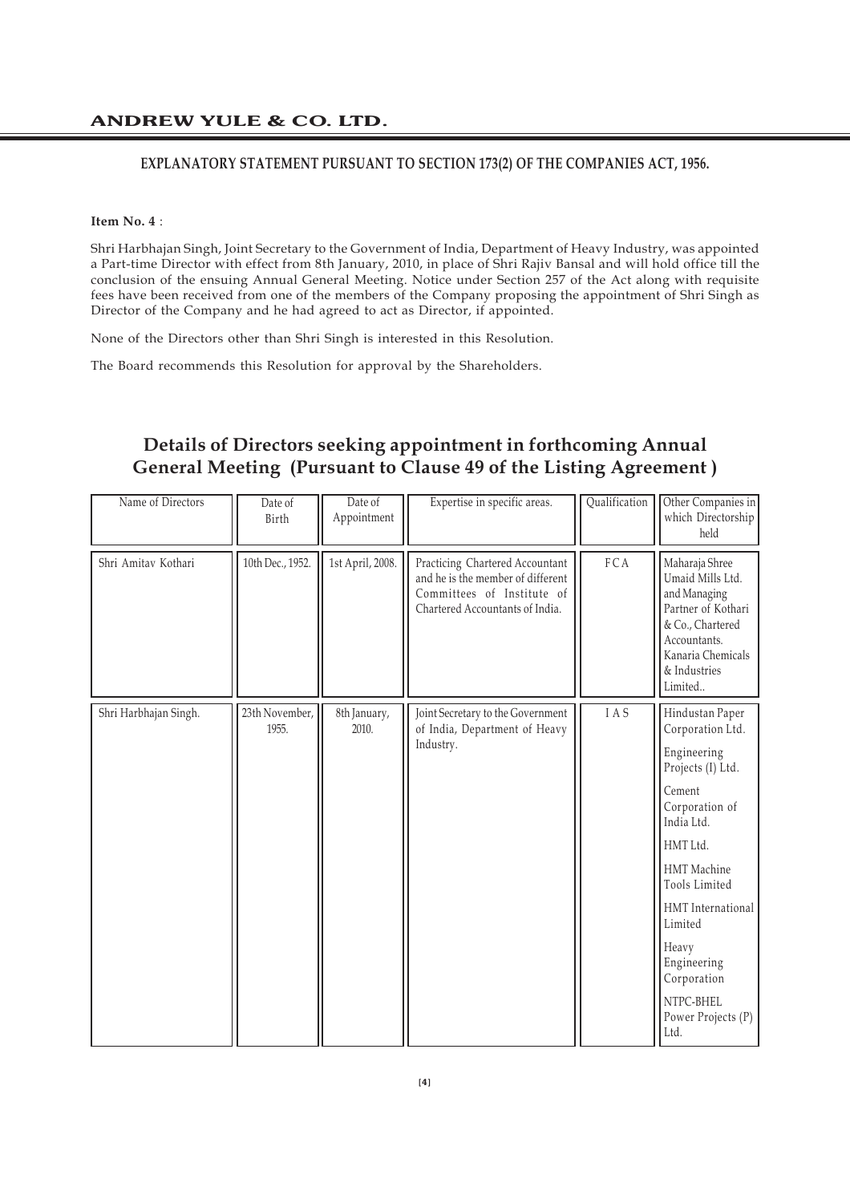## EXPLANATORY STATEMENT PURSUANT TO SECTION 173(2) OF THE COMPANIES ACT, 1956.

**Item No. 4** :

Shri Harbhajan Singh, Joint Secretary to the Government of India, Department of Heavy Industry, was appointed a Part-time Director with effect from 8th January, 2010, in place of Shri Rajiv Bansal and will hold office till the conclusion of the ensuing Annual General Meeting. Notice under Section 257 of the Act along with requisite fees have been received from one of the members of the Company proposing the appointment of Shri Singh as Director of the Company and he had agreed to act as Director, if appointed.

None of the Directors other than Shri Singh is interested in this Resolution.

The Board recommends this Resolution for approval by the Shareholders.

## Details of Directors seeking appointment in forthcoming Annual General Meeting (Pursuant to Clause 49 of the Listing Agreement )

| Name of Directors | Date of Birth | Date of Appointment | Expertise in specific areas. | Qualification | Other Companies in which Directorship held |
|---|---|---|---|---|---|
| Shri Amitav Kothari | 10th Dec., 1952. | 1st April, 2008. | Practicing Chartered Accountant and he is the member of different Committees of Institute of Chartered Accountants of India. | FCA | Maharaja Shree Umaid Mills Ltd. and Managing Partner of Kothari & Co., Chartered Accountants. Kanaria Chemicals & Industries Limited.. |
| Shri Harbhajan Singh. | 23th November, 1955. | 8th January, 2010. | Joint Secretary to the Government of India, Department of Heavy Industry. | I A S | Hindustan Paper Corporation Ltd.<br>Engineering Projects (I) Ltd.<br>Cement Corporation of India Ltd.<br>HMT Ltd.<br>HMT Machine Tools Limited<br>HMT International Limited<br>Heavy Engineering Corporation<br>NTPC-BHEL Power Projects (P) Ltd. |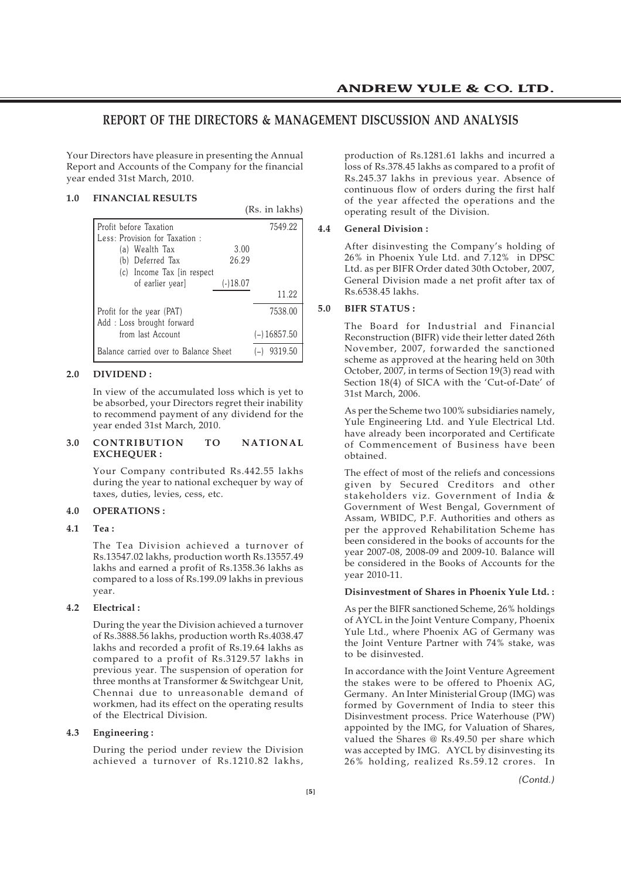# REPORT OF THE DIRECTORS & MANAGEMENT DISCUSSION AND ANALYSIS

Your Directors have pleasure in presenting the Annual Report and Accounts of the Company for the financial year ended 31st March, 2010.

## 1.0 FINANCIAL RESULTS

(Rs. in lakhs)

| | | |
|---|---|---|
| Profit before Taxation | | 7549.22 |
| Less: Provision for Taxation : | | |
| (a) Wealth Tax | 3.00 | |
| (b) Deferred Tax | 26.29 | |
| (c) Income Tax [in respect of earlier year] | (-)18.07 | |
| | | 11.22 |
| Profit for the year (PAT) | | 7538.00 |
| Add : Loss brought forward from last Account | | (–)16857.50 |
| Balance carried over to Balance Sheet | | (–) 9319.50 |

## 2.0 DIVIDEND :

In view of the accumulated loss which is yet to be absorbed, your Directors regret their inability to recommend payment of any dividend for the year ended 31st March, 2010.

## 3.0 CONTRIBUTION TO NATIONAL EXCHEQUER :

Your Company contributed Rs.442.55 lakhs during the year to national exchequer by way of taxes, duties, levies, cess, etc.

## 4.0 OPERATIONS :

### 4.1 Tea :

The Tea Division achieved a turnover of Rs.13547.02 lakhs, production worth Rs.13557.49 lakhs and earned a profit of Rs.1358.36 lakhs as compared to a loss of Rs.199.09 lakhs in previous year.

### 4.2 Electrical :

During the year the Division achieved a turnover of Rs.3888.56 lakhs, production worth Rs.4038.47 lakhs and recorded a profit of Rs.19.64 lakhs as compared to a profit of Rs.3129.57 lakhs in previous year. The suspension of operation for three months at Transformer & Switchgear Unit, Chennai due to unreasonable demand of workmen, had its effect on the operating results of the Electrical Division.

### 4.3 Engineering :

During the period under review the Division achieved a turnover of Rs.1210.82 lakhs, production of Rs.1281.61 lakhs and incurred a loss of Rs.378.45 lakhs as compared to a profit of Rs.245.37 lakhs in previous year. Absence of continuous flow of orders during the first half of the year affected the operations and the operating result of the Division.

### 4.4 General Division :

After disinvesting the Company's holding of 26% in Phoenix Yule Ltd. and 7.12% in DPSC Ltd. as per BIFR Order dated 30th October, 2007, General Division made a net profit after tax of Rs.6538.45 lakhs.

## 5.0 BIFR STATUS :

The Board for Industrial and Financial Reconstruction (BIFR) vide their letter dated 26th November, 2007, forwarded the sanctioned scheme as approved at the hearing held on 30th October, 2007, in terms of Section 19(3) read with Section 18(4) of SICA with the 'Cut-of-Date' of 31st March, 2006.

As per the Scheme two 100% subsidiaries namely, Yule Engineering Ltd. and Yule Electrical Ltd. have already been incorporated and Certificate of Commencement of Business have been obtained.

The effect of most of the reliefs and concessions given by Secured Creditors and other stakeholders viz. Government of India & Government of West Bengal, Government of Assam, WBIDC, P.F. Authorities and others as per the approved Rehabilitation Scheme has been considered in the books of accounts for the year 2007-08, 2008-09 and 2009-10. Balance will be considered in the Books of Accounts for the year 2010-11.

**Disinvestment of Shares in Phoenix Yule Ltd. :**

As per the BIFR sanctioned Scheme, 26% holdings of AYCL in the Joint Venture Company, Phoenix Yule Ltd., where Phoenix AG of Germany was the Joint Venture Partner with 74% stake, was to be disinvested.

In accordance with the Joint Venture Agreement the stakes were to be offered to Phoenix AG, Germany. An Inter Ministerial Group (IMG) was formed by Government of India to steer this Disinvestment process. Price Waterhouse (PW) appointed by the IMG, for Valuation of Shares, valued the Shares @ Rs.49.50 per share which was accepted by IMG. AYCL by disinvesting its 26% holding, realized Rs.59.12 crores. In

*(Contd.)*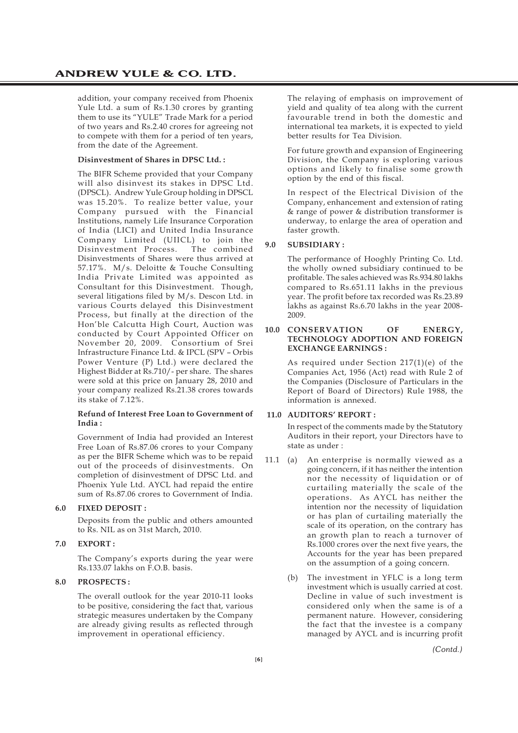addition, your company received from Phoenix Yule Ltd. a sum of Rs.1.30 crores by granting them to use its "YULE" Trade Mark for a period of two years and Rs.2.40 crores for agreeing not to compete with them for a period of ten years, from the date of the Agreement.

**Disinvestment of Shares in DPSC Ltd. :**

The BIFR Scheme provided that your Company will also disinvest its stakes in DPSC Ltd. (DPSCL). Andrew Yule Group holding in DPSCL was 15.20%. To realize better value, your Company pursued with the Financial Institutions, namely Life Insurance Corporation of India (LICI) and United India Insurance Company Limited (UIICL) to join the Disinvestment Process. The combined Disinvestments of Shares were thus arrived at 57.17%. M/s. Deloitte & Touche Consulting India Private Limited was appointed as Consultant for this Disinvestment. Though, several litigations filed by M/s. Descon Ltd. in various Courts delayed this Disinvestment Process, but finally at the direction of the Hon'ble Calcutta High Court, Auction was conducted by Court Appointed Officer on November 20, 2009. Consortium of Srei Infrastructure Finance Ltd. & IPCL (SPV – Orbis Power Venture (P) Ltd.) were declared the Highest Bidder at Rs.710/- per share. The shares were sold at this price on January 28, 2010 and your company realized Rs.21.38 crores towards its stake of 7.12%.

**Refund of Interest Free Loan to Government of India :**

Government of India had provided an Interest Free Loan of Rs.87.06 crores to your Company as per the BIFR Scheme which was to be repaid out of the proceeds of disinvestments. On completion of disinvestment of DPSC Ltd. and Phoenix Yule Ltd. AYCL had repaid the entire sum of Rs.87.06 crores to Government of India.

## 6.0 FIXED DEPOSIT :

Deposits from the public and others amounted to Rs. NIL as on 31st March, 2010.

## 7.0 EXPORT :

The Company's exports during the year were Rs.133.07 lakhs on F.O.B. basis.

## 8.0 PROSPECTS :

The overall outlook for the year 2010-11 looks to be positive, considering the fact that, various strategic measures undertaken by the Company are already giving results as reflected through improvement in operational efficiency.

The relaying of emphasis on improvement of yield and quality of tea along with the current favourable trend in both the domestic and international tea markets, it is expected to yield better results for Tea Division.

For future growth and expansion of Engineering Division, the Company is exploring various options and likely to finalise some growth option by the end of this fiscal.

In respect of the Electrical Division of the Company, enhancement and extension of rating & range of power & distribution transformer is underway, to enlarge the area of operation and faster growth.

## 9.0 SUBSIDIARY :

The performance of Hooghly Printing Co. Ltd. the wholly owned subsidiary continued to be profitable. The sales achieved was Rs.934.80 lakhs compared to Rs.651.11 lakhs in the previous year. The profit before tax recorded was Rs.23.89 lakhs as against Rs.6.70 lakhs in the year 2008-2009.

## 10.0 CONSERVATION OF ENERGY, TECHNOLOGY ADOPTION AND FOREIGN EXCHANGE EARNINGS :

As required under Section 217(1)(e) of the Companies Act, 1956 (Act) read with Rule 2 of the Companies (Disclosure of Particulars in the Report of Board of Directors) Rule 1988, the information is annexed.

## 11.0 AUDITORS' REPORT :

In respect of the comments made by the Statutory Auditors in their report, your Directors have to state as under :

11.1 (a) An enterprise is normally viewed as a going concern, if it has neither the intention nor the necessity of liquidation or of curtailing materially the scale of the operations. As AYCL has neither the intention nor the necessity of liquidation or has plan of curtailing materially the scale of its operation, on the contrary has an growth plan to reach a turnover of Rs.1000 crores over the next five years, the Accounts for the year has been prepared on the assumption of a going concern.

(b) The investment in YFLC is a long term investment which is usually carried at cost. Decline in value of such investment is considered only when the same is of a permanent nature. However, considering the fact that the investee is a company managed by AYCL and is incurring profit

*(Contd.)*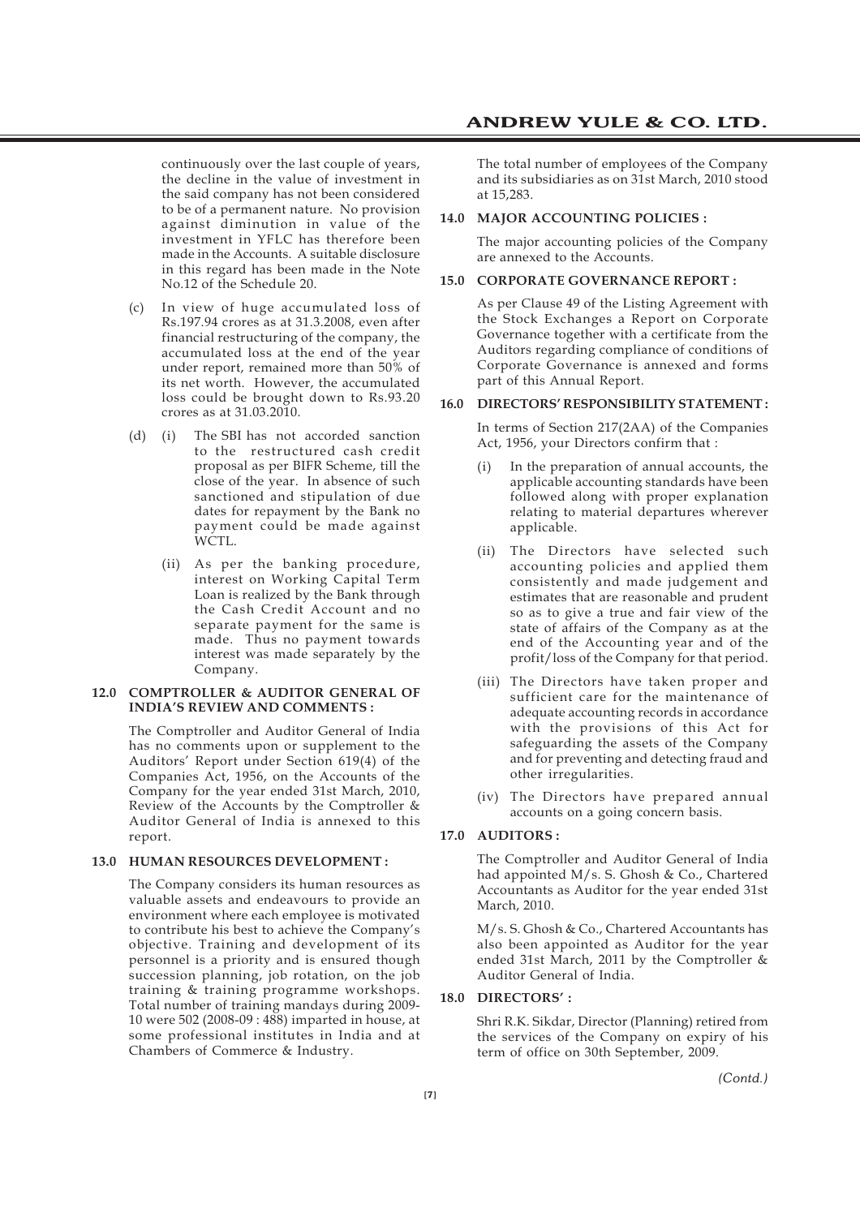continuously over the last couple of years, the decline in the value of investment in the said company has not been considered to be of a permanent nature. No provision against diminution in value of the investment in YFLC has therefore been made in the Accounts. A suitable disclosure in this regard has been made in the Note No.12 of the Schedule 20.

(c) In view of huge accumulated loss of Rs.197.94 crores as at 31.3.2008, even after financial restructuring of the company, the accumulated loss at the end of the year under report, remained more than 50% of its net worth. However, the accumulated loss could be brought down to Rs.93.20 crores as at 31.03.2010.

(d) (i) The SBI has not accorded sanction to the restructured cash credit proposal as per BIFR Scheme, till the close of the year. In absence of such sanctioned and stipulation of due dates for repayment by the Bank no payment could be made against WCTL.

(ii) As per the banking procedure, interest on Working Capital Term Loan is realized by the Bank through the Cash Credit Account and no separate payment for the same is made. Thus no payment towards interest was made separately by the Company.

**12.0 COMPTROLLER & AUDITOR GENERAL OF INDIA'S REVIEW AND COMMENTS :**

The Comptroller and Auditor General of India has no comments upon or supplement to the Auditors' Report under Section 619(4) of the Companies Act, 1956, on the Accounts of the Company for the year ended 31st March, 2010, Review of the Accounts by the Comptroller & Auditor General of India is annexed to this report.

**13.0 HUMAN RESOURCES DEVELOPMENT :**

The Company considers its human resources as valuable assets and endeavours to provide an environment where each employee is motivated to contribute his best to achieve the Company's objective. Training and development of its personnel is a priority and is ensured though succession planning, job rotation, on the job training & training programme workshops. Total number of training mandays during 2009-10 were 502 (2008-09 : 488) imparted in house, at some professional institutes in India and at Chambers of Commerce & Industry.

The total number of employees of the Company and its subsidiaries as on 31st March, 2010 stood at 15,283.

**14.0 MAJOR ACCOUNTING POLICIES :**

The major accounting policies of the Company are annexed to the Accounts.

**15.0 CORPORATE GOVERNANCE REPORT :**

As per Clause 49 of the Listing Agreement with the Stock Exchanges a Report on Corporate Governance together with a certificate from the Auditors regarding compliance of conditions of Corporate Governance is annexed and forms part of this Annual Report.

**16.0 DIRECTORS' RESPONSIBILITY STATEMENT :**

In terms of Section 217(2AA) of the Companies Act, 1956, your Directors confirm that :

(i) In the preparation of annual accounts, the applicable accounting standards have been followed along with proper explanation relating to material departures wherever applicable.

(ii) The Directors have selected such accounting policies and applied them consistently and made judgement and estimates that are reasonable and prudent so as to give a true and fair view of the state of affairs of the Company as at the end of the Accounting year and of the profit/loss of the Company for that period.

(iii) The Directors have taken proper and sufficient care for the maintenance of adequate accounting records in accordance with the provisions of this Act for safeguarding the assets of the Company and for preventing and detecting fraud and other irregularities.

(iv) The Directors have prepared annual accounts on a going concern basis.

**17.0 AUDITORS :**

The Comptroller and Auditor General of India had appointed M/s. S. Ghosh & Co., Chartered Accountants as Auditor for the year ended 31st March, 2010.

M/s. S. Ghosh & Co., Chartered Accountants has also been appointed as Auditor for the year ended 31st March, 2011 by the Comptroller & Auditor General of India.

**18.0 DIRECTORS' :**

Shri R.K. Sikdar, Director (Planning) retired from the services of the Company on expiry of his term of office on 30th September, 2009.

*(Contd.)*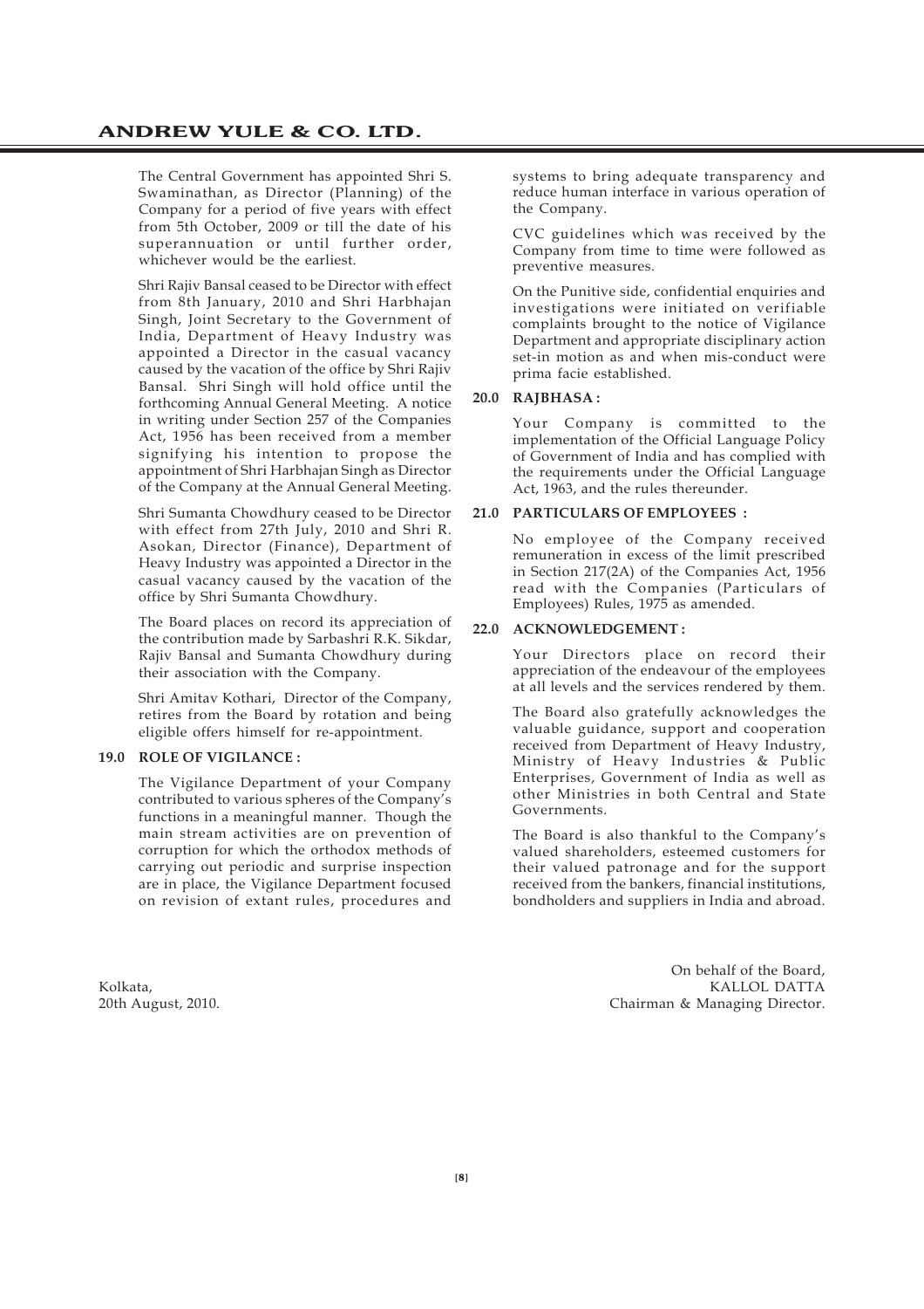The Central Government has appointed Shri S. Swaminathan, as Director (Planning) of the Company for a period of five years with effect from 5th October, 2009 or till the date of his superannuation or until further order, whichever would be the earliest.

Shri Rajiv Bansal ceased to be Director with effect from 8th January, 2010 and Shri Harbhajan Singh, Joint Secretary to the Government of India, Department of Heavy Industry was appointed a Director in the casual vacancy caused by the vacation of the office by Shri Rajiv Bansal. Shri Singh will hold office until the forthcoming Annual General Meeting. A notice in writing under Section 257 of the Companies Act, 1956 has been received from a member signifying his intention to propose the appointment of Shri Harbhajan Singh as Director of the Company at the Annual General Meeting.

Shri Sumanta Chowdhury ceased to be Director with effect from 27th July, 2010 and Shri R. Asokan, Director (Finance), Department of Heavy Industry was appointed a Director in the casual vacancy caused by the vacation of the office by Shri Sumanta Chowdhury.

The Board places on record its appreciation of the contribution made by Sarbashri R.K. Sikdar, Rajiv Bansal and Sumanta Chowdhury during their association with the Company.

Shri Amitav Kothari, Director of the Company, retires from the Board by rotation and being eligible offers himself for re-appointment.

## 19.0 ROLE OF VIGILANCE :

The Vigilance Department of your Company contributed to various spheres of the Company's functions in a meaningful manner. Though the main stream activities are on prevention of corruption for which the orthodox methods of carrying out periodic and surprise inspection are in place, the Vigilance Department focused on revision of extant rules, procedures and systems to bring adequate transparency and reduce human interface in various operation of the Company.

CVC guidelines which was received by the Company from time to time were followed as preventive measures.

On the Punitive side, confidential enquiries and investigations were initiated on verifiable complaints brought to the notice of Vigilance Department and appropriate disciplinary action set-in motion as and when mis-conduct were prima facie established.

## 20.0 RAJBHASA :

Your Company is committed to the implementation of the Official Language Policy of Government of India and has complied with the requirements under the Official Language Act, 1963, and the rules thereunder.

## 21.0 PARTICULARS OF EMPLOYEES :

No employee of the Company received remuneration in excess of the limit prescribed in Section 217(2A) of the Companies Act, 1956 read with the Companies (Particulars of Employees) Rules, 1975 as amended.

## 22.0 ACKNOWLEDGEMENT :

Your Directors place on record their appreciation of the endeavour of the employees at all levels and the services rendered by them.

The Board also gratefully acknowledges the valuable guidance, support and cooperation received from Department of Heavy Industry, Ministry of Heavy Industries & Public Enterprises, Government of India as well as other Ministries in both Central and State Governments.

The Board is also thankful to the Company's valued shareholders, esteemed customers for their valued patronage and for the support received from the bankers, financial institutions, bondholders and suppliers in India and abroad.

On behalf of the Board,
KALLOL DATTA
Chairman & Managing Director.

Kolkata,
20th August, 2010.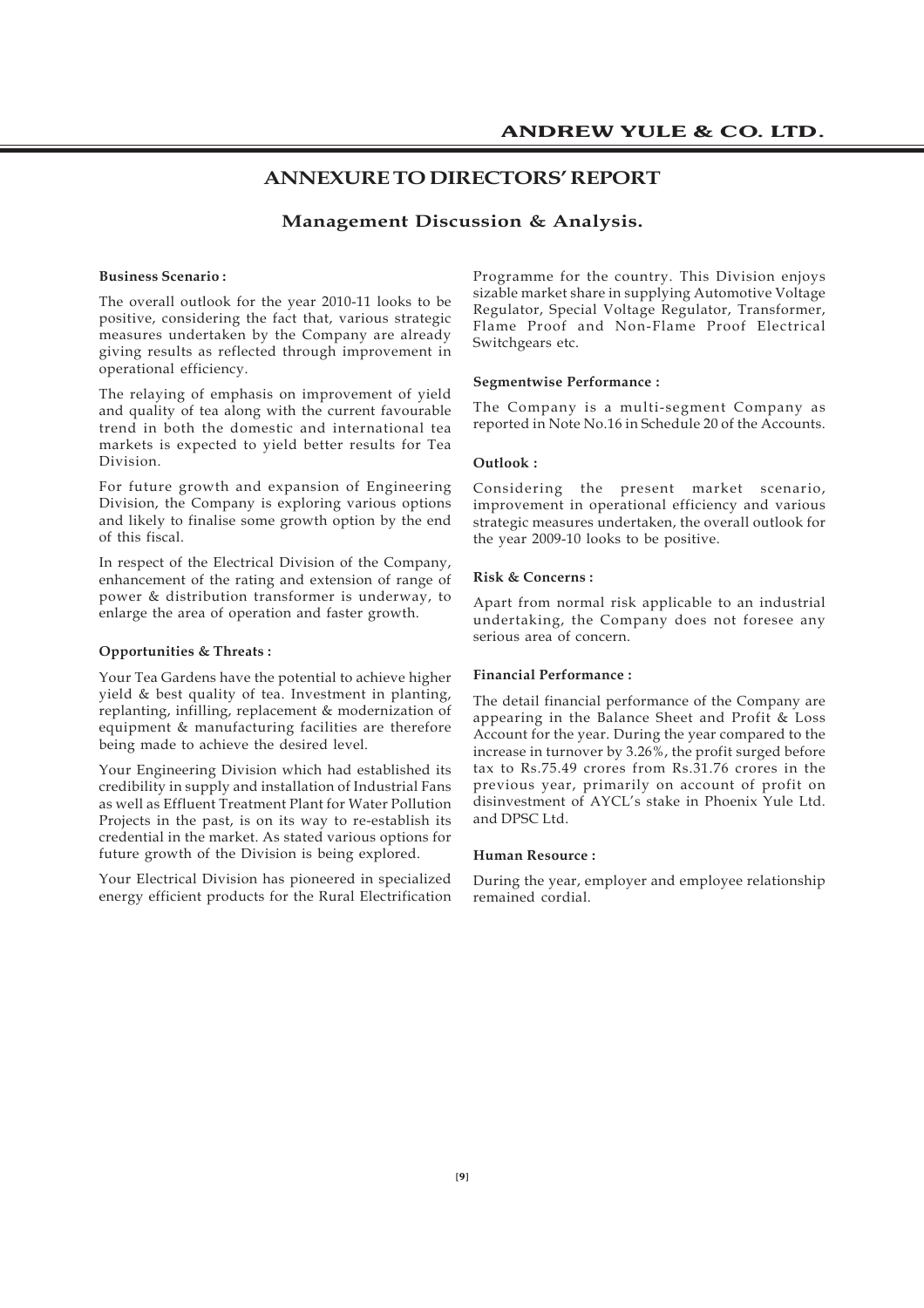# ANNEXURE TO DIRECTORS' REPORT

## Management Discussion & Analysis.

**Business Scenario :**

The overall outlook for the year 2010-11 looks to be positive, considering the fact that, various strategic measures undertaken by the Company are already giving results as reflected through improvement in operational efficiency.

The relaying of emphasis on improvement of yield and quality of tea along with the current favourable trend in both the domestic and international tea markets is expected to yield better results for Tea Division.

For future growth and expansion of Engineering Division, the Company is exploring various options and likely to finalise some growth option by the end of this fiscal.

In respect of the Electrical Division of the Company, enhancement of the rating and extension of range of power & distribution transformer is underway, to enlarge the area of operation and faster growth.

**Opportunities & Threats :**

Your Tea Gardens have the potential to achieve higher yield & best quality of tea. Investment in planting, replanting, infilling, replacement & modernization of equipment & manufacturing facilities are therefore being made to achieve the desired level.

Your Engineering Division which had established its credibility in supply and installation of Industrial Fans as well as Effluent Treatment Plant for Water Pollution Projects in the past, is on its way to re-establish its credential in the market. As stated various options for future growth of the Division is being explored.

Your Electrical Division has pioneered in specialized energy efficient products for the Rural Electrification Programme for the country. This Division enjoys sizable market share in supplying Automotive Voltage Regulator, Special Voltage Regulator, Transformer, Flame Proof and Non-Flame Proof Electrical Switchgears etc.

**Segmentwise Performance :**

The Company is a multi-segment Company as reported in Note No.16 in Schedule 20 of the Accounts.

**Outlook :**

Considering the present market scenario, improvement in operational efficiency and various strategic measures undertaken, the overall outlook for the year 2009-10 looks to be positive.

**Risk & Concerns :**

Apart from normal risk applicable to an industrial undertaking, the Company does not foresee any serious area of concern.

**Financial Performance :**

The detail financial performance of the Company are appearing in the Balance Sheet and Profit & Loss Account for the year. During the year compared to the increase in turnover by 3.26%, the profit surged before tax to Rs.75.49 crores from Rs.31.76 crores in the previous year, primarily on account of profit on disinvestment of AYCL's stake in Phoenix Yule Ltd. and DPSC Ltd.

**Human Resource :**

During the year, employer and employee relationship remained cordial.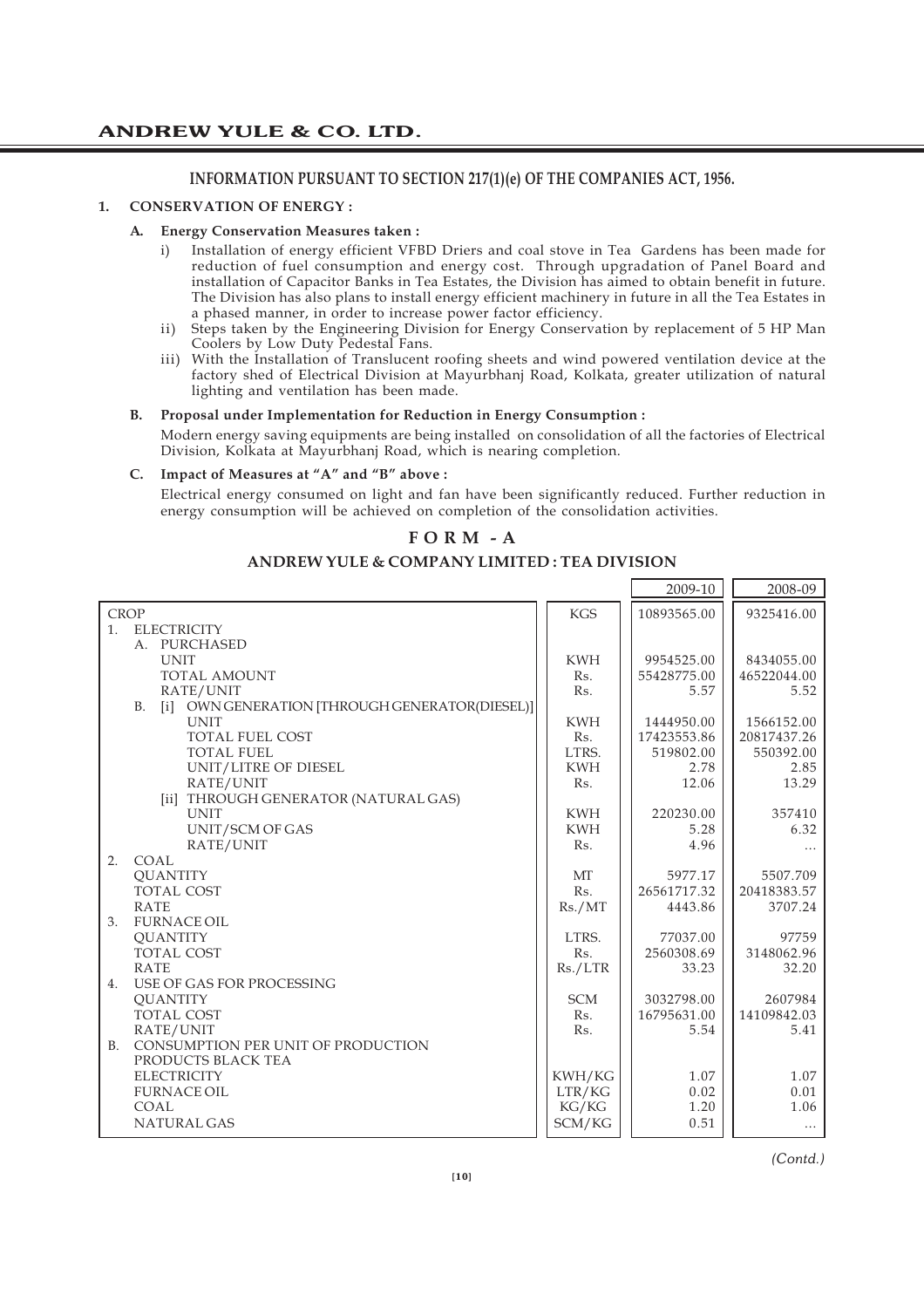## INFORMATION PURSUANT TO SECTION 217(1)(e) OF THE COMPANIES ACT, 1956.

**1. CONSERVATION OF ENERGY :**

**A. Energy Conservation Measures taken :**

i) Installation of energy efficient VFBD Driers and coal stove in Tea Gardens has been made for reduction of fuel consumption and energy cost. Through upgradation of Panel Board and installation of Capacitor Banks in Tea Estates, the Division has aimed to obtain benefit in future. The Division has also plans to install energy efficient machinery in future in all the Tea Estates in a phased manner, in order to increase power factor efficiency.

ii) Steps taken by the Engineering Division for Energy Conservation by replacement of 5 HP Man Coolers by Low Duty Pedestal Fans.

iii) With the Installation of Translucent roofing sheets and wind powered ventilation device at the factory shed of Electrical Division at Mayurbhanj Road, Kolkata, greater utilization of natural lighting and ventilation has been made.

**B. Proposal under Implementation for Reduction in Energy Consumption :**

Modern energy saving equipments are being installed on consolidation of all the factories of Electrical Division, Kolkata at Mayurbhanj Road, which is nearing completion.

**C. Impact of Measures at "A" and "B" above :**

Electrical energy consumed on light and fan have been significantly reduced. Further reduction in energy consumption will be achieved on completion of the consolidation activities.

## FORM - A

### ANDREW YULE & COMPANY LIMITED : TEA DIVISION

| | | 2009-10 | 2008-09 |
|---|---|---|---|
| CROP | KGS | 10893565.00 | 9325416.00 |
| 1. ELECTRICITY | | | |
| A. PURCHASED | | | |
| UNIT | KWH | 9954525.00 | 8434055.00 |
| TOTAL AMOUNT | Rs. | 55428775.00 | 46522044.00 |
| RATE/UNIT | Rs. | 5.57 | 5.52 |
| B. [i] OWN GENERATION [THROUGH GENERATOR(DIESEL)] | | | |
| UNIT | KWH | 1444950.00 | 1566152.00 |
| TOTAL FUEL COST | Rs. | 17423553.86 | 20817437.26 |
| TOTAL FUEL | LTRS. | 519802.00 | 550392.00 |
| UNIT/LITRE OF DIESEL | KWH | 2.78 | 2.85 |
| RATE/UNIT | Rs. | 12.06 | 13.29 |
| [ii] THROUGH GENERATOR (NATURAL GAS) | | | |
| UNIT | KWH | 220230.00 | 357410 |
| UNIT/SCM OF GAS | KWH | 5.28 | 6.32 |
| RATE/UNIT | Rs. | 4.96 | ... |
| 2. COAL | | | |
| QUANTITY | MT | 5977.17 | 5507.709 |
| TOTAL COST | Rs. | 26561717.32 | 20418383.57 |
| RATE | Rs./MT | 4443.86 | 3707.24 |
| 3. FURNACE OIL | | | |
| QUANTITY | LTRS. | 77037.00 | 97759 |
| TOTAL COST | Rs. | 2560308.69 | 3148062.96 |
| RATE | Rs./LTR | 33.23 | 32.20 |
| 4. USE OF GAS FOR PROCESSING | | | |
| QUANTITY | SCM | 3032798.00 | 2607984 |
| TOTAL COST | Rs. | 16795631.00 | 14109842.03 |
| RATE/UNIT | Rs. | 5.54 | 5.41 |
| B. CONSUMPTION PER UNIT OF PRODUCTION | | | |
| PRODUCTS BLACK TEA | | | |
| ELECTRICITY | KWH/KG | 1.07 | 1.07 |
| FURNACE OIL | LTR/KG | 0.02 | 0.01 |
| COAL | KG/KG | 1.20 | 1.06 |
| NATURAL GAS | SCM/KG | 0.51 | ... |

*(Contd.)*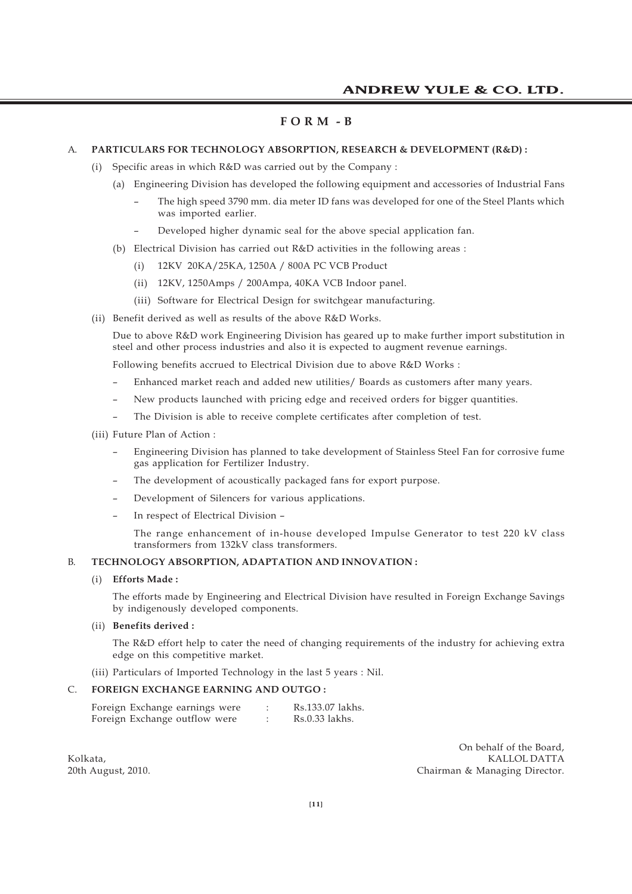# FORM - B

## A. PARTICULARS FOR TECHNOLOGY ABSORPTION, RESEARCH & DEVELOPMENT (R&D) :

(i) Specific areas in which R&D was carried out by the Company :

(a) Engineering Division has developed the following equipment and accessories of Industrial Fans

- The high speed 3790 mm. dia meter ID fans was developed for one of the Steel Plants which was imported earlier.
- Developed higher dynamic seal for the above special application fan.

(b) Electrical Division has carried out R&D activities in the following areas :

(i) 12KV 20KA/25KA, 1250A / 800A PC VCB Product

(ii) 12KV, 1250Amps / 200Ampa, 40KA VCB Indoor panel.

(iii) Software for Electrical Design for switchgear manufacturing.

(ii) Benefit derived as well as results of the above R&D Works.

Due to above R&D work Engineering Division has geared up to make further import substitution in steel and other process industries and also it is expected to augment revenue earnings.

Following benefits accrued to Electrical Division due to above R&D Works :

- Enhanced market reach and added new utilities/ Boards as customers after many years.
- New products launched with pricing edge and received orders for bigger quantities.
- The Division is able to receive complete certificates after completion of test.

(iii) Future Plan of Action :

- Engineering Division has planned to take development of Stainless Steel Fan for corrosive fume gas application for Fertilizer Industry.
- The development of acoustically packaged fans for export purpose.
- Development of Silencers for various applications.
- In respect of Electrical Division –

  The range enhancement of in-house developed Impulse Generator to test 220 kV class transformers from 132kV class transformers.

## B. TECHNOLOGY ABSORPTION, ADAPTATION AND INNOVATION :

(i) **Efforts Made :**

The efforts made by Engineering and Electrical Division have resulted in Foreign Exchange Savings by indigenously developed components.

(ii) **Benefits derived :**

The R&D effort help to cater the need of changing requirements of the industry for achieving extra edge on this competitive market.

(iii) Particulars of Imported Technology in the last 5 years : Nil.

## C. FOREIGN EXCHANGE EARNING AND OUTGO :

| | | |
|---|---|---|
| Foreign Exchange earnings were | : | Rs.133.07 lakhs. |
| Foreign Exchange outflow were | : | Rs.0.33 lakhs. |

Kolkata,
20th August, 2010.

On behalf of the Board,
KALLOL DATTA
Chairman & Managing Director.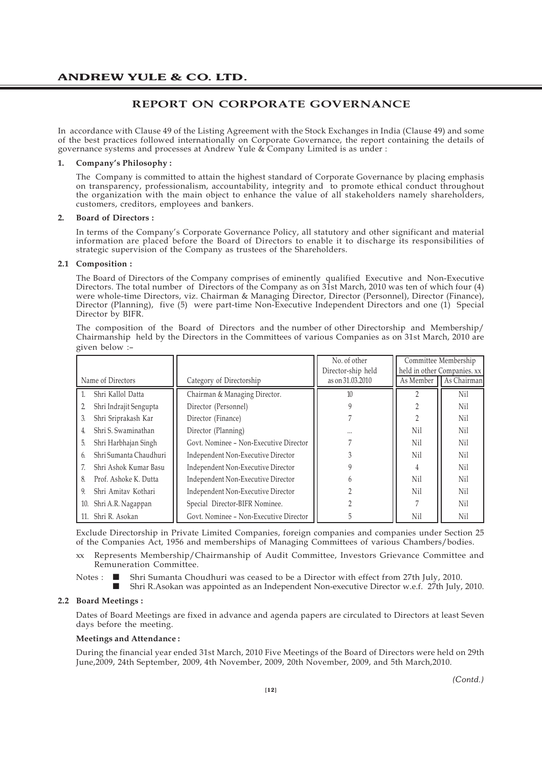# REPORT ON CORPORATE GOVERNANCE

In accordance with Clause 49 of the Listing Agreement with the Stock Exchanges in India (Clause 49) and some of the best practices followed internationally on Corporate Governance, the report containing the details of governance systems and processes at Andrew Yule & Company Limited is as under :

**1. Company's Philosophy :**

The Company is committed to attain the highest standard of Corporate Governance by placing emphasis on transparency, professionalism, accountability, integrity and to promote ethical conduct throughout the organization with the main object to enhance the value of all stakeholders namely shareholders, customers, creditors, employees and bankers.

**2. Board of Directors :**

In terms of the Company's Corporate Governance Policy, all statutory and other significant and material information are placed before the Board of Directors to enable it to discharge its responsibilities of strategic supervision of the Company as trustees of the Shareholders.

**2.1 Composition :**

The Board of Directors of the Company comprises of eminently qualified Executive and Non-Executive Directors. The total number of Directors of the Company as on 31st March, 2010 was ten of which four (4) were whole-time Directors, viz. Chairman & Managing Director, Director (Personnel), Director (Finance), Director (Planning), five (5) were part-time Non-Executive Independent Directors and one (1) Special Director by BIFR.

The composition of the Board of Directors and the number of other Directorship and Membership/ Chairmanship held by the Directors in the Committees of various Companies as on 31st March, 2010 are given below :–

| Name of Directors | Category of Directorship | No. of other Director-ship held as on 31.03.2010 | Committee Membership held in other Companies. xx | |
|---|---|---|---|---|
| | | | As Member | As Chairman |
| 1. Shri Kallol Datta | Chairman & Managing Director. | 10 | 2 | Nil |
| 2. Shri Indrajit Sengupta | Director (Personnel) | 9 | 2 | Nil |
| 3. Shri Sriprakash Kar | Director (Finance) | 7 | 2 | Nil |
| 4. Shri S. Swaminathan | Director (Planning) | ... | Nil | Nil |
| 5. Shri Harbhajan Singh | Govt. Nominee – Non-Executive Director | 7 | Nil | Nil |
| 6. Shri Sumanta Chaudhuri | Independent Non-Executive Director | 3 | Nil | Nil |
| 7. Shri Ashok Kumar Basu | Independent Non-Executive Director | 9 | 4 | Nil |
| 8. Prof. Ashoke K. Dutta | Independent Non-Executive Director | 6 | Nil | Nil |
| 9. Shri Amitav Kothari | Independent Non-Executive Director | 2 | Nil | Nil |
| 10. Shri A.R. Nagappan | Special Director-BIFR Nominee. | 2 | 7 | Nil |
| 11. Shri R. Asokan | Govt. Nominee – Non-Executive Director | 5 | Nil | Nil |

Exclude Directorship in Private Limited Companies, foreign companies and companies under Section 25 of the Companies Act, 1956 and memberships of Managing Committees of various Chambers/bodies.

xx Represents Membership/Chairmanship of Audit Committee, Investors Grievance Committee and Remuneration Committee.

Notes :
- Shri Sumanta Choudhuri was ceased to be a Director with effect from 27th July, 2010.
- Shri R.Asokan was appointed as an Independent Non-executive Director w.e.f. 27th July, 2010.

**2.2 Board Meetings :**

Dates of Board Meetings are fixed in advance and agenda papers are circulated to Directors at least Seven days before the meeting.

**Meetings and Attendance :**

During the financial year ended 31st March, 2010 Five Meetings of the Board of Directors were held on 29th June,2009, 24th September, 2009, 4th November, 2009, 20th November, 2009, and 5th March,2010.

*(Contd.)*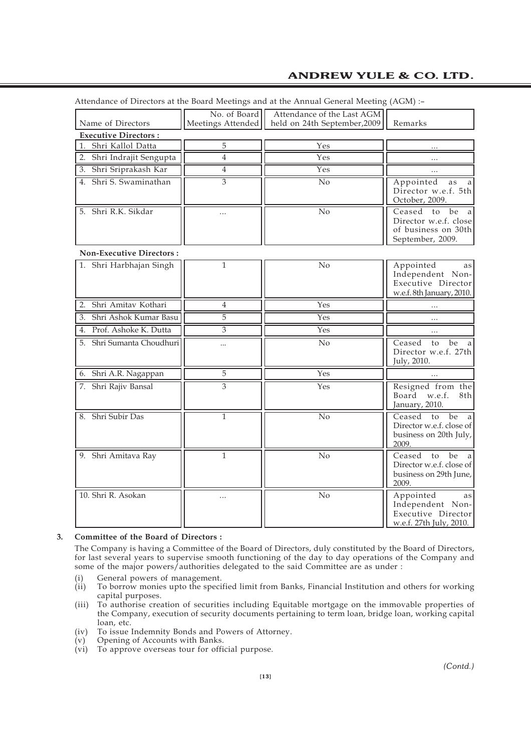Attendance of Directors at the Board Meetings and at the Annual General Meeting (AGM) :–

| Name of Directors | No. of Board Meetings Attended | Attendance of the Last AGM held on 24th September,2009 | Remarks |
|---|---|---|---|
| **Executive Directors :** | | | |
| 1. Shri Kallol Datta | 5 | Yes | ... |
| 2. Shri Indrajit Sengupta | 4 | Yes | ... |
| 3. Shri Sriprakash Kar | 4 | Yes | ... |
| 4. Shri S. Swaminathan | 3 | No | Appointed as a Director w.e.f. 5th October, 2009. |
| 5. Shri R.K. Sikdar | ... | No | Ceased to be a Director w.e.f. close of business on 30th September, 2009. |
| **Non-Executive Directors :** | | | |
| 1. Shri Harbhajan Singh | 1 | No | Appointed as Independent Non-Executive Director w.e.f. 8th January, 2010. |
| 2. Shri Amitav Kothari | 4 | Yes | ... |
| 3. Shri Ashok Kumar Basu | 5 | Yes | ... |
| 4. Prof. Ashoke K. Dutta | 3 | Yes | ... |
| 5. Shri Sumanta Choudhuri | ... | No | Ceased to be a Director w.e.f. 27th July, 2010. |
| 6. Shri A.R. Nagappan | 5 | Yes | ... |
| 7. Shri Rajiv Bansal | 3 | Yes | Resigned from the Board w.e.f. 8th January, 2010. |
| 8. Shri Subir Das | 1 | No | Ceased to be a Director w.e.f. close of business on 20th July, 2009. |
| 9. Shri Amitava Ray | 1 | No | Ceased to be a Director w.e.f. close of business on 29th June, 2009. |
| 10. Shri R. Asokan | ... | No | Appointed as Independent Non-Executive Director w.e.f. 27th July, 2010. |

**3. Committee of the Board of Directors :**

The Company is having a Committee of the Board of Directors, duly constituted by the Board of Directors, for last several years to supervise smooth functioning of the day to day operations of the Company and some of the major powers/authorities delegated to the said Committee are as under :

(i) General powers of management.

(ii) To borrow monies upto the specified limit from Banks, Financial Institution and others for working capital purposes.

(iii) To authorise creation of securities including Equitable mortgage on the immovable properties of the Company, execution of security documents pertaining to term loan, bridge loan, working capital loan, etc.

(iv) To issue Indemnity Bonds and Powers of Attorney.

(v) Opening of Accounts with Banks.

(vi) To approve overseas tour for official purpose.

*(Contd.)*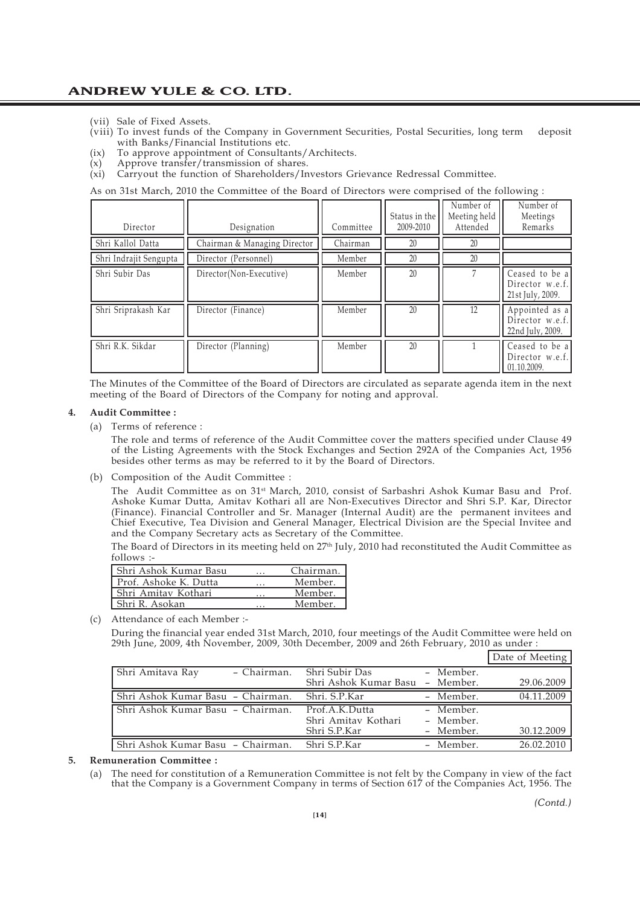(vii) Sale of Fixed Assets.

(viii) To invest funds of the Company in Government Securities, Postal Securities, long term deposit with Banks/Financial Institutions etc.

(ix) To approve appointment of Consultants/Architects.

(x) Approve transfer/transmission of shares.

(xi) Carryout the function of Shareholders/Investors Grievance Redressal Committee.

As on 31st March, 2010 the Committee of the Board of Directors were comprised of the following :

| Director | Designation | Committee | Status in the 2009-2010 | Number of Meeting held Attended | Number of Meetings Remarks |
|---|---|---|---|---|---|
| Shri Kallol Datta | Chairman & Managing Director | Chairman | 20 | 20 | |
| Shri Indrajit Sengupta | Director (Personnel) | Member | 20 | 20 | |
| Shri Subir Das | Director(Non-Executive) | Member | 20 | 7 | Ceased to be a Director w.e.f. 21st July, 2009. |
| Shri Sriprakash Kar | Director (Finance) | Member | 20 | 12 | Appointed as a Director w.e.f. 22nd July, 2009. |
| Shri R.K. Sikdar | Director (Planning) | Member | 20 | 1 | Ceased to be a Director w.e.f. 01.10.2009. |

The Minutes of the Committee of the Board of Directors are circulated as separate agenda item in the next meeting of the Board of Directors of the Company for noting and approval.

**4. Audit Committee :**

(a) Terms of reference :

The role and terms of reference of the Audit Committee cover the matters specified under Clause 49 of the Listing Agreements with the Stock Exchanges and Section 292A of the Companies Act, 1956 besides other terms as may be referred to it by the Board of Directors.

(b) Composition of the Audit Committee :

The Audit Committee as on 31st March, 2010, consist of Sarbashri Ashok Kumar Basu and Prof. Ashoke Kumar Dutta, Amitav Kothari all are Non-Executives Director and Shri S.P. Kar, Director (Finance). Financial Controller and Sr. Manager (Internal Audit) are the permanent invitees and Chief Executive, Tea Division and General Manager, Electrical Division are the Special Invitee and and the Company Secretary acts as Secretary of the Committee.

The Board of Directors in its meeting held on 27th July, 2010 had reconstituted the Audit Committee as follows :-

| | | |
|---|---|---|
| Shri Ashok Kumar Basu | … | Chairman. |
| Prof. Ashoke K. Dutta | … | Member. |
| Shri Amitav Kothari | … | Member. |
| Shri R. Asokan | … | Member. |

(c) Attendance of each Member :-

During the financial year ended 31st March, 2010, four meetings of the Audit Committee were held on 29th June, 2009, 4th November, 2009, 30th December, 2009 and 26th February, 2010 as under :

| | | | | Date of Meeting |
|---|---|---|---|---|
| Shri Amitava Ray | – Chairman. | Shri Subir Das<br>Shri Ashok Kumar Basu | – Member.<br>– Member. | 29.06.2009 |
| Shri Ashok Kumar Basu | – Chairman. | Shri. S.P.Kar | – Member. | 04.11.2009 |
| Shri Ashok Kumar Basu | – Chairman. | Prof.A.K.Dutta<br>Shri Amitav Kothari<br>Shri S.P.Kar | – Member.<br>– Member.<br>– Member. | 30.12.2009 |
| Shri Ashok Kumar Basu | – Chairman. | Shri S.P.Kar | – Member. | 26.02.2010 |

**5. Remuneration Committee :**

(a) The need for constitution of a Remuneration Committee is not felt by the Company in view of the fact that the Company is a Government Company in terms of Section 617 of the Companies Act, 1956. The

*(Contd.)*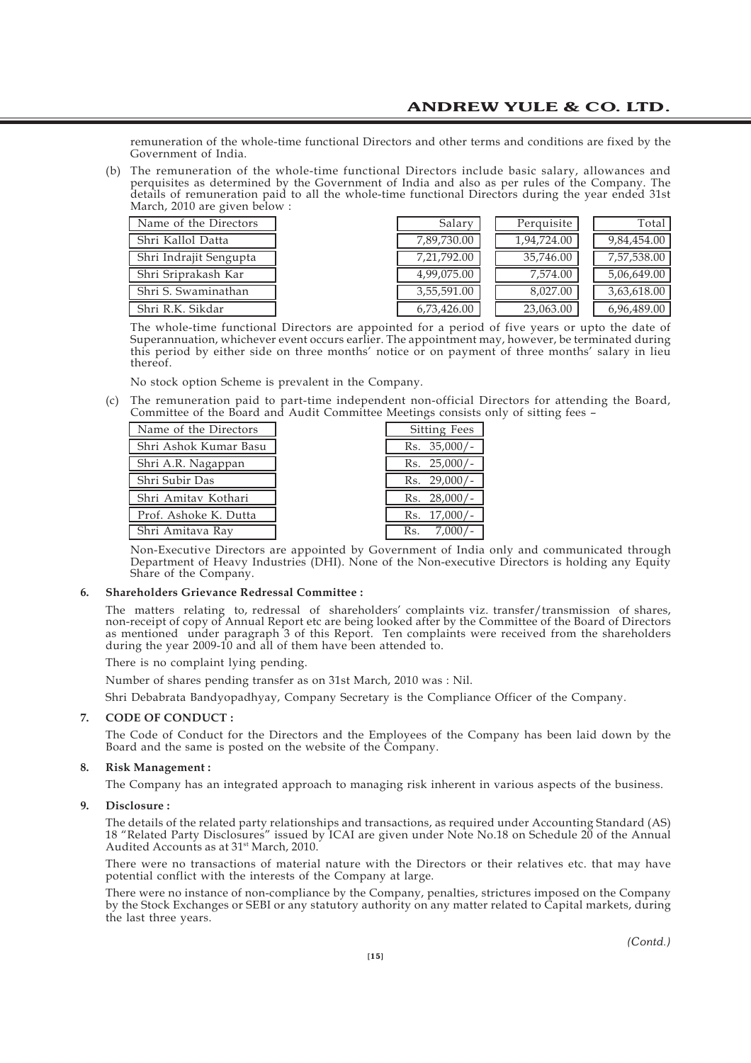remuneration of the whole-time functional Directors and other terms and conditions are fixed by the Government of India.

(b) The remuneration of the whole-time functional Directors include basic salary, allowances and perquisites as determined by the Government of India and also as per rules of the Company. The details of remuneration paid to all the whole-time functional Directors during the year ended 31st March, 2010 are given below :

| Name of the Directors | Salary | Perquisite | Total |
|---|---|---|---|
| Shri Kallol Datta | 7,89,730.00 | 1,94,724.00 | 9,84,454.00 |
| Shri Indrajit Sengupta | 7,21,792.00 | 35,746.00 | 7,57,538.00 |
| Shri Sriprakash Kar | 4,99,075.00 | 7,574.00 | 5,06,649.00 |
| Shri S. Swaminathan | 3,55,591.00 | 8,027.00 | 3,63,618.00 |
| Shri R.K. Sikdar | 6,73,426.00 | 23,063.00 | 6,96,489.00 |

The whole-time functional Directors are appointed for a period of five years or upto the date of Superannuation, whichever event occurs earlier. The appointment may, however, be terminated during this period by either side on three months' notice or on payment of three months' salary in lieu thereof.

No stock option Scheme is prevalent in the Company.

(c) The remuneration paid to part-time independent non-official Directors for attending the Board, Committee of the Board and Audit Committee Meetings consists only of sitting fees –

| Name of the Directors | Sitting Fees |
|---|---|
| Shri Ashok Kumar Basu | Rs. 35,000/- |
| Shri A.R. Nagappan | Rs. 25,000/- |
| Shri Subir Das | Rs. 29,000/- |
| Shri Amitav Kothari | Rs. 28,000/- |
| Prof. Ashoke K. Dutta | Rs. 17,000/- |
| Shri Amitava Ray | Rs. 7,000/- |

Non-Executive Directors are appointed by Government of India only and communicated through Department of Heavy Industries (DHI). None of the Non-executive Directors is holding any Equity Share of the Company.

**6. Shareholders Grievance Redressal Committee :**

The matters relating to, redressal of shareholders' complaints viz. transfer/transmission of shares, non-receipt of copy of Annual Report etc are being looked after by the Committee of the Board of Directors as mentioned under paragraph 3 of this Report. Ten complaints were received from the shareholders during the year 2009-10 and all of them have been attended to.

There is no complaint lying pending.

Number of shares pending transfer as on 31st March, 2010 was : Nil.

Shri Debabrata Bandyopadhyay, Company Secretary is the Compliance Officer of the Company.

**7. CODE OF CONDUCT :**

The Code of Conduct for the Directors and the Employees of the Company has been laid down by the Board and the same is posted on the website of the Company.

**8. Risk Management :**

The Company has an integrated approach to managing risk inherent in various aspects of the business.

**9. Disclosure :**

The details of the related party relationships and transactions, as required under Accounting Standard (AS) 18 "Related Party Disclosures" issued by ICAI are given under Note No.18 on Schedule 20 of the Annual Audited Accounts as at 31st March, 2010.

There were no transactions of material nature with the Directors or their relatives etc. that may have potential conflict with the interests of the Company at large.

There were no instance of non-compliance by the Company, penalties, strictures imposed on the Company by the Stock Exchanges or SEBI or any statutory authority on any matter related to Capital markets, during the last three years.

*(Contd.)*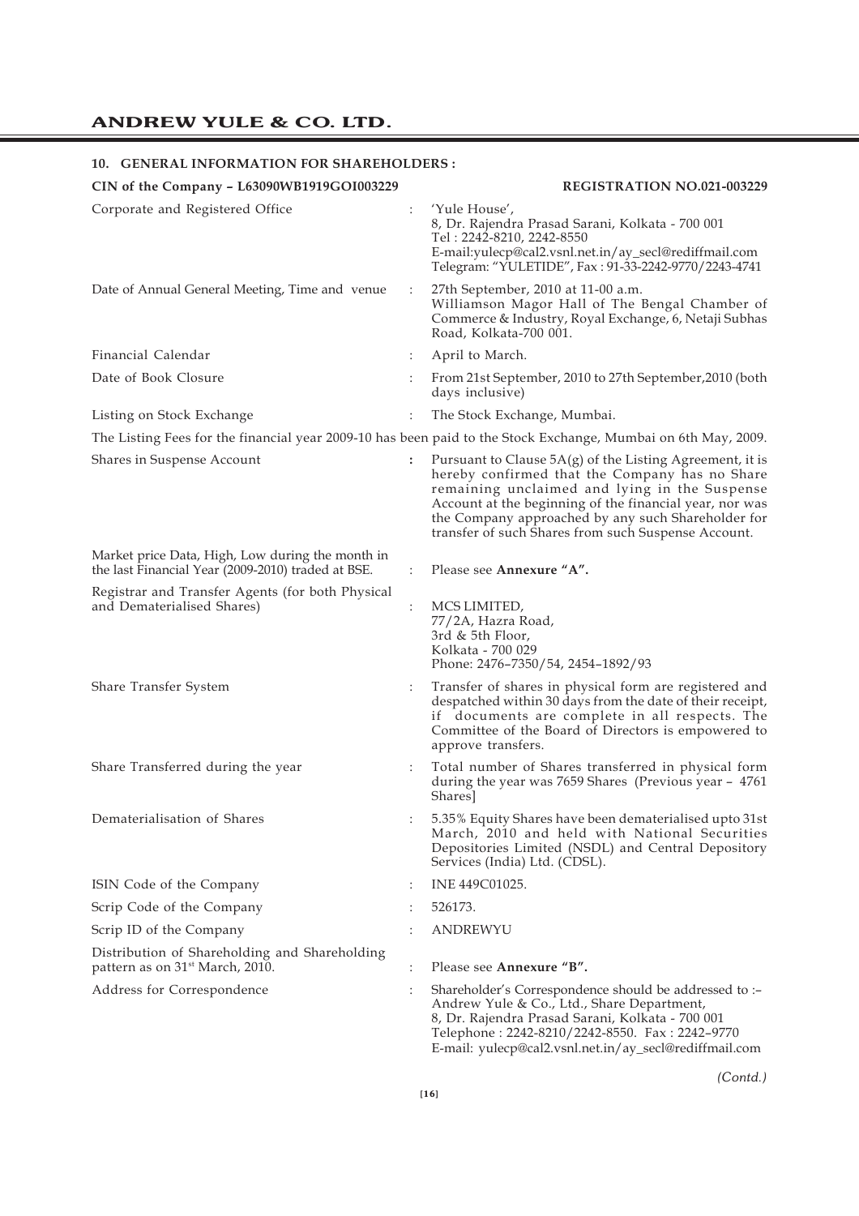## 10. GENERAL INFORMATION FOR SHAREHOLDERS :

**CIN of the Company – L63090WB1919GOI003229** **REGISTRATION NO.021-003229**

| | | |
|---|---|---|
| Corporate and Registered Office | : | 'Yule House', 8, Dr. Rajendra Prasad Sarani, Kolkata - 700 001 Tel : 2242-8210, 2242-8550 E-mail:yulecp@cal2.vsnl.net.in/ay_secl@rediffmail.com Telegram: "YULETIDE", Fax : 91-33-2242-9770/2243-4741 |
| Date of Annual General Meeting, Time and venue | : | 27th September, 2010 at 11-00 a.m. Williamson Magor Hall of The Bengal Chamber of Commerce & Industry, Royal Exchange, 6, Netaji Subhas Road, Kolkata-700 001. |
| Financial Calendar | : | April to March. |
| Date of Book Closure | : | From 21st September, 2010 to 27th September,2010 (both days inclusive) |
| Listing on Stock Exchange | : | The Stock Exchange, Mumbai. |

The Listing Fees for the financial year 2009-10 has been paid to the Stock Exchange, Mumbai on 6th May, 2009.

| | | |
|---|---|---|
| Shares in Suspense Account | : | Pursuant to Clause 5A(g) of the Listing Agreement, it is hereby confirmed that the Company has no Share remaining unclaimed and lying in the Suspense Account at the beginning of the financial year, nor was the Company approached by any such Shareholder for transfer of such Shares from such Suspense Account. |
| Market price Data, High, Low during the month in the last Financial Year (2009-2010) traded at BSE. | : | Please see **Annexure "A".** |
| Registrar and Transfer Agents (for both Physical and Dematerialised Shares) | : | MCS LIMITED, 77/2A, Hazra Road, 3rd & 5th Floor, Kolkata - 700 029 Phone: 2476–7350/54, 2454–1892/93 |
| Share Transfer System | : | Transfer of shares in physical form are registered and despatched within 30 days from the date of their receipt, if documents are complete in all respects. The Committee of the Board of Directors is empowered to approve transfers. |
| Share Transferred during the year | : | Total number of Shares transferred in physical form during the year was 7659 Shares (Previous year – 4761 Shares] |
| Dematerialisation of Shares | : | 5.35% Equity Shares have been dematerialised upto 31st March, 2010 and held with National Securities Depositories Limited (NSDL) and Central Depository Services (India) Ltd. (CDSL). |
| ISIN Code of the Company | : | INE 449C01025. |
| Scrip Code of the Company | : | 526173. |
| Scrip ID of the Company | : | ANDREWYU |
| Distribution of Shareholding and Shareholding pattern as on 31st March, 2010. | : | Please see **Annexure "B".** |
| Address for Correspondence | : | Shareholder's Correspondence should be addressed to :– Andrew Yule & Co., Ltd., Share Department, 8, Dr. Rajendra Prasad Sarani, Kolkata - 700 001 Telephone : 2242-8210/2242-8550. Fax : 2242–9770 E-mail: yulecp@cal2.vsnl.net.in/ay_secl@rediffmail.com |

*(Contd.)*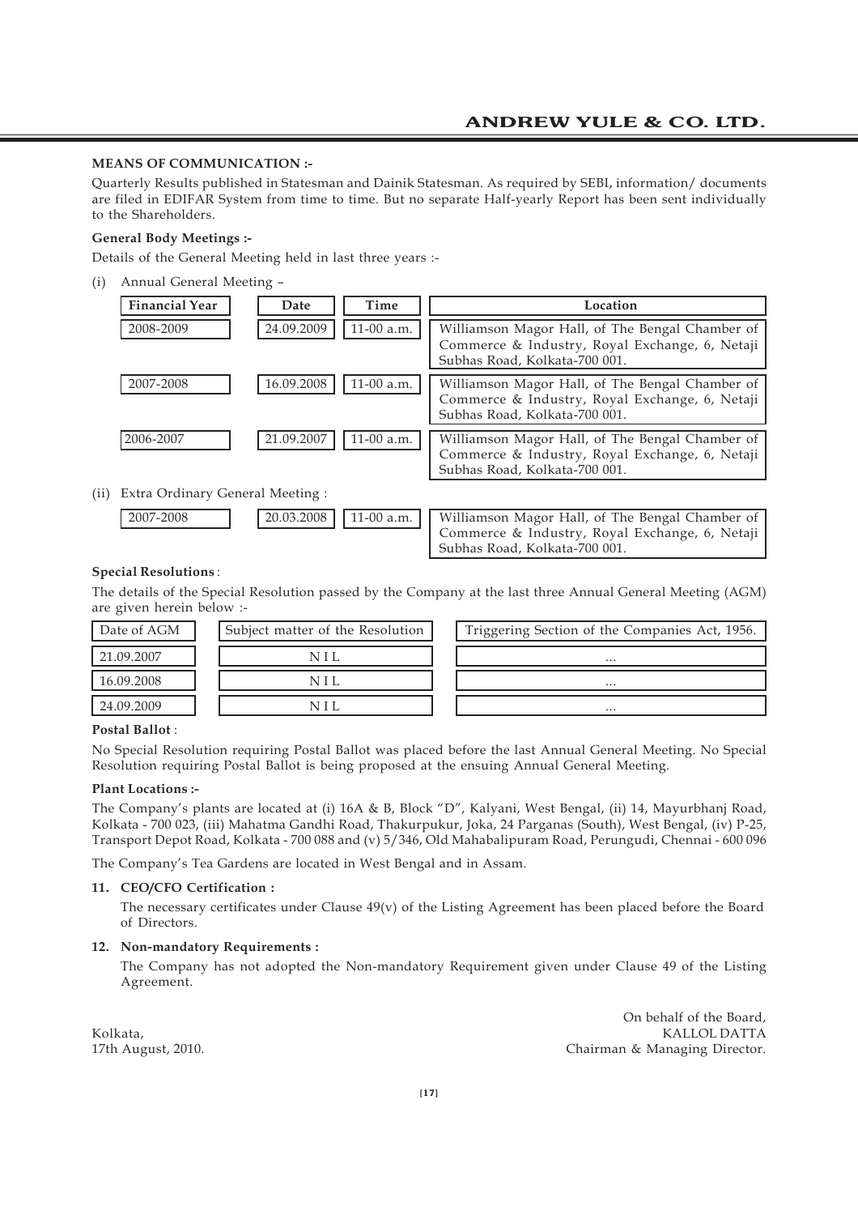**MEANS OF COMMUNICATION :-**

Quarterly Results published in Statesman and Dainik Statesman. As required by SEBI, information/ documents are filed in EDIFAR System from time to time. But no separate Half-yearly Report has been sent individually to the Shareholders.

**General Body Meetings :-**

Details of the General Meeting held in last three years :-

(i) Annual General Meeting –

| Financial Year | Date | Time | Location |
|---|---|---|---|
| 2008-2009 | 24.09.2009 | 11-00 a.m. | Williamson Magor Hall, of The Bengal Chamber of Commerce & Industry, Royal Exchange, 6, Netaji Subhas Road, Kolkata-700 001. |
| 2007-2008 | 16.09.2008 | 11-00 a.m. | Williamson Magor Hall, of The Bengal Chamber of Commerce & Industry, Royal Exchange, 6, Netaji Subhas Road, Kolkata-700 001. |
| 2006-2007 | 21.09.2007 | 11-00 a.m. | Williamson Magor Hall, of The Bengal Chamber of Commerce & Industry, Royal Exchange, 6, Netaji Subhas Road, Kolkata-700 001. |

(ii) Extra Ordinary General Meeting :

| Financial Year | Date | Time | Location |
|---|---|---|---|
| 2007-2008 | 20.03.2008 | 11-00 a.m. | Williamson Magor Hall, of The Bengal Chamber of Commerce & Industry, Royal Exchange, 6, Netaji Subhas Road, Kolkata-700 001. |

**Special Resolutions** :

The details of the Special Resolution passed by the Company at the last three Annual General Meeting (AGM) are given herein below :-

| Date of AGM | Subject matter of the Resolution | Triggering Section of the Companies Act, 1956. |
|---|---|---|
| 21.09.2007 | N I L | ... |
| 16.09.2008 | N I L | ... |
| 24.09.2009 | N I L | ... |

**Postal Ballot** :

No Special Resolution requiring Postal Ballot was placed before the last Annual General Meeting. No Special Resolution requiring Postal Ballot is being proposed at the ensuing Annual General Meeting.

**Plant Locations :-**

The Company's plants are located at (i) 16A & B, Block "D", Kalyani, West Bengal, (ii) 14, Mayurbhanj Road, Kolkata - 700 023, (iii) Mahatma Gandhi Road, Thakurpukur, Joka, 24 Parganas (South), West Bengal, (iv) P-25, Transport Depot Road, Kolkata - 700 088 and (v) 5/346, Old Mahabalipuram Road, Perungudi, Chennai - 600 096

The Company's Tea Gardens are located in West Bengal and in Assam.

**11. CEO/CFO Certification :**

The necessary certificates under Clause 49(v) of the Listing Agreement has been placed before the Board of Directors.

**12. Non-mandatory Requirements :**

The Company has not adopted the Non-mandatory Requirement given under Clause 49 of the Listing Agreement.

On behalf of the Board,
KALLOL DATTA
Chairman & Managing Director.

Kolkata,
17th August, 2010.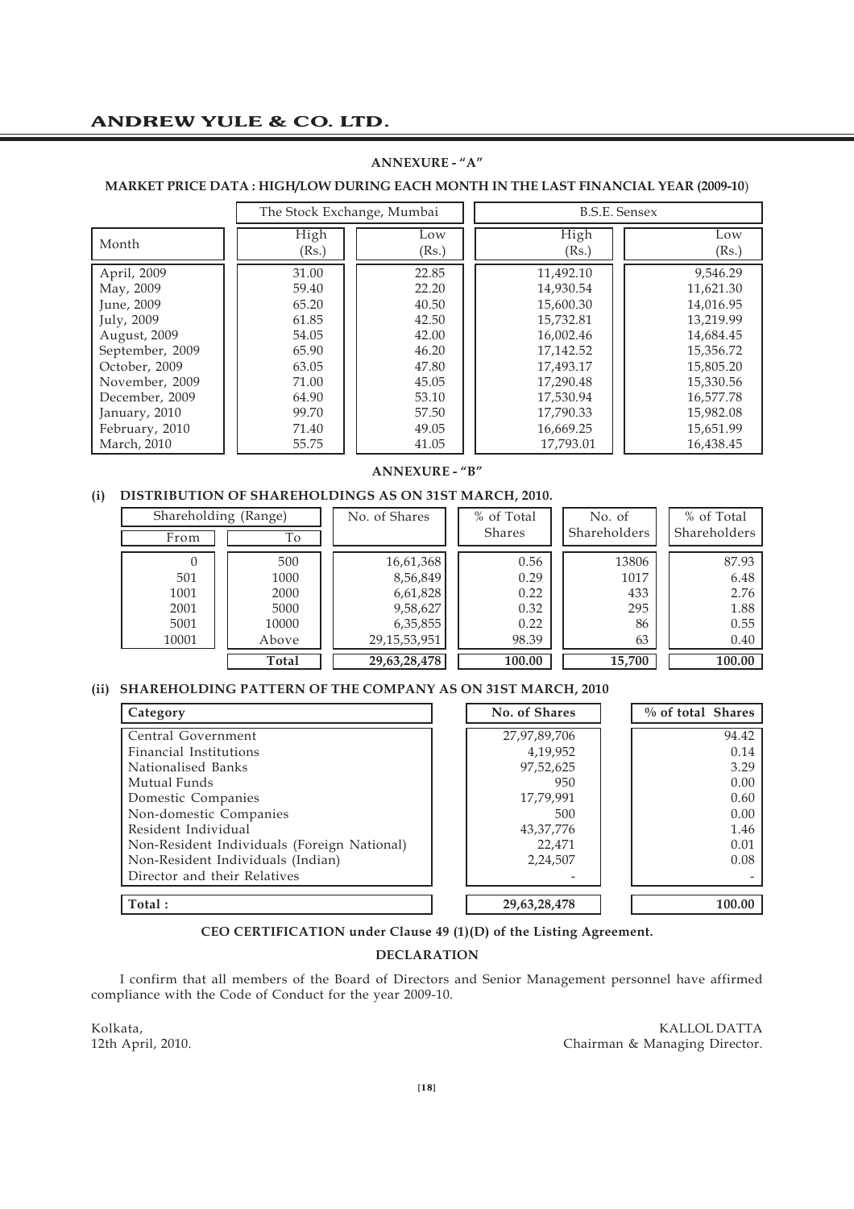## ANNEXURE - "A"

### MARKET PRICE DATA : HIGH/LOW DURING EACH MONTH IN THE LAST FINANCIAL YEAR (2009-10)

| Month | The Stock Exchange, Mumbai | | B.S.E. Sensex | |
|---|---|---|---|---|
| | High (Rs.) | Low (Rs.) | High (Rs.) | Low (Rs.) |
| April, 2009 | 31.00 | 22.85 | 11,492.10 | 9,546.29 |
| May, 2009 | 59.40 | 22.20 | 14,930.54 | 11,621.30 |
| June, 2009 | 65.20 | 40.50 | 15,600.30 | 14,016.95 |
| July, 2009 | 61.85 | 42.50 | 15,732.81 | 13,219.99 |
| August, 2009 | 54.05 | 42.00 | 16,002.46 | 14,684.45 |
| September, 2009 | 65.90 | 46.20 | 17,142.52 | 15,356.72 |
| October, 2009 | 63.05 | 47.80 | 17,493.17 | 15,805.20 |
| November, 2009 | 71.00 | 45.05 | 17,290.48 | 15,330.56 |
| December, 2009 | 64.90 | 53.10 | 17,530.94 | 16,577.78 |
| January, 2010 | 99.70 | 57.50 | 17,790.33 | 15,982.08 |
| February, 2010 | 71.40 | 49.05 | 16,669.25 | 15,651.99 |
| March, 2010 | 55.75 | 41.05 | 17,793.01 | 16,438.45 |

## ANNEXURE - "B"

### (i) DISTRIBUTION OF SHAREHOLDINGS AS ON 31ST MARCH, 2010.

| Shareholding (Range) | | No. of Shares | % of Total Shares | No. of Shareholders | % of Total Shareholders |
|---|---|---|---|---|---|
| From | To | | | | |
| 0 | 500 | 16,61,368 | 0.56 | 13806 | 87.93 |
| 501 | 1000 | 8,56,849 | 0.29 | 1017 | 6.48 |
| 1001 | 2000 | 6,61,828 | 0.22 | 433 | 2.76 |
| 2001 | 5000 | 9,58,627 | 0.32 | 295 | 1.88 |
| 5001 | 10000 | 6,35,855 | 0.22 | 86 | 0.55 |
| 10001 | Above | 29,15,53,951 | 98.39 | 63 | 0.40 |
| | **Total** | **29,63,28,478** | **100.00** | **15,700** | **100.00** |

### (ii) SHAREHOLDING PATTERN OF THE COMPANY AS ON 31ST MARCH, 2010

| Category | No. of Shares | % of total Shares |
|---|---|---|
| Central Government | 27,97,89,706 | 94.42 |
| Financial Institutions | 4,19,952 | 0.14 |
| Nationalised Banks | 97,52,625 | 3.29 |
| Mutual Funds | 950 | 0.00 |
| Domestic Companies | 17,79,991 | 0.60 |
| Non-domestic Companies | 500 | 0.00 |
| Resident Individual | 43,37,776 | 1.46 |
| Non-Resident Individuals (Foreign National) | 22,471 | 0.01 |
| Non-Resident Individuals (Indian) | 2,24,507 | 0.08 |
| Director and their Relatives | - | - |
| **Total :** | **29,63,28,478** | **100.00** |

**CEO CERTIFICATION under Clause 49 (1)(D) of the Listing Agreement.**

**DECLARATION**

I confirm that all members of the Board of Directors and Senior Management personnel have affirmed compliance with the Code of Conduct for the year 2009-10.

Kolkata,
12th April, 2010.

KALLOL DATTA
Chairman & Managing Director.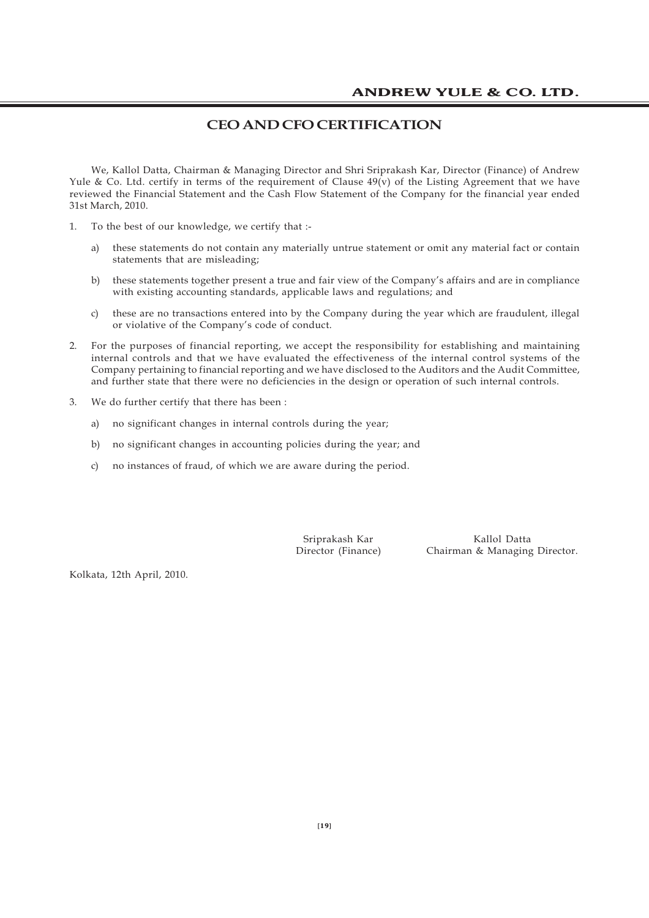# CEO AND CFO CERTIFICATION

We, Kallol Datta, Chairman & Managing Director and Shri Sriprakash Kar, Director (Finance) of Andrew Yule & Co. Ltd. certify in terms of the requirement of Clause 49(v) of the Listing Agreement that we have reviewed the Financial Statement and the Cash Flow Statement of the Company for the financial year ended 31st March, 2010.

1. To the best of our knowledge, we certify that :-

   a) these statements do not contain any materially untrue statement or omit any material fact or contain statements that are misleading;

   b) these statements together present a true and fair view of the Company's affairs and are in compliance with existing accounting standards, applicable laws and regulations; and

   c) these are no transactions entered into by the Company during the year which are fraudulent, illegal or violative of the Company's code of conduct.

2. For the purposes of financial reporting, we accept the responsibility for establishing and maintaining internal controls and that we have evaluated the effectiveness of the internal control systems of the Company pertaining to financial reporting and we have disclosed to the Auditors and the Audit Committee, and further state that there were no deficiencies in the design or operation of such internal controls.

3. We do further certify that there has been :

   a) no significant changes in internal controls during the year;

   b) no significant changes in accounting policies during the year; and

   c) no instances of fraud, of which we are aware during the period.

Sriprakash Kar
Director (Finance)

Kallol Datta
Chairman & Managing Director.

Kolkata, 12th April, 2010.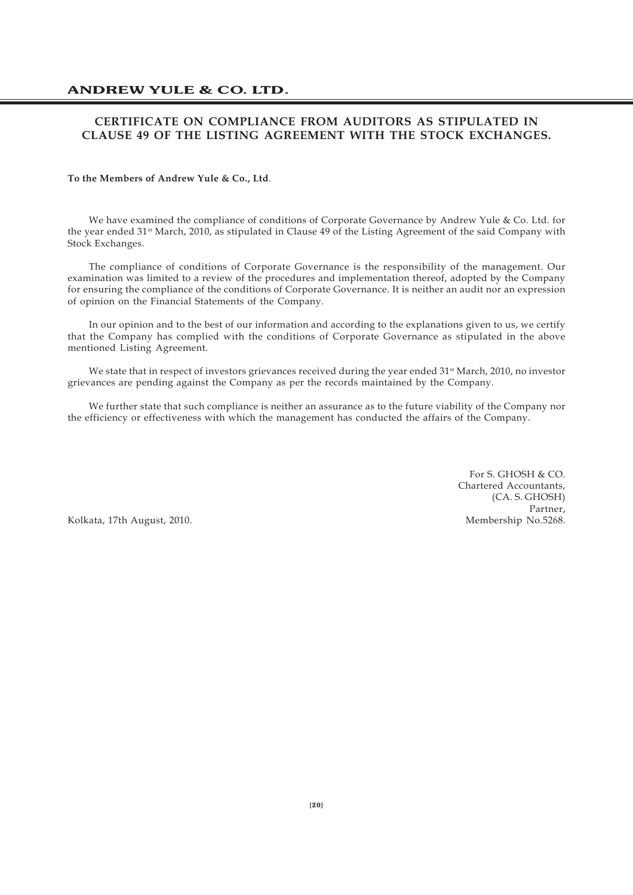# CERTIFICATE ON COMPLIANCE FROM AUDITORS AS STIPULATED IN CLAUSE 49 OF THE LISTING AGREEMENT WITH THE STOCK EXCHANGES.

**To the Members of Andrew Yule & Co., Ltd**.

We have examined the compliance of conditions of Corporate Governance by Andrew Yule & Co. Ltd. for the year ended 31st March, 2010, as stipulated in Clause 49 of the Listing Agreement of the said Company with Stock Exchanges.

The compliance of conditions of Corporate Governance is the responsibility of the management. Our examination was limited to a review of the procedures and implementation thereof, adopted by the Company for ensuring the compliance of the conditions of Corporate Governance. It is neither an audit nor an expression of opinion on the Financial Statements of the Company.

In our opinion and to the best of our information and according to the explanations given to us, we certify that the Company has complied with the conditions of Corporate Governance as stipulated in the above mentioned Listing Agreement.

We state that in respect of investors grievances received during the year ended 31st March, 2010, no investor grievances are pending against the Company as per the records maintained by the Company.

We further state that such compliance is neither an assurance as to the future viability of the Company nor the efficiency or effectiveness with which the management has conducted the affairs of the Company.

For S. GHOSH & CO.
Chartered Accountants,
(CA. S. GHOSH)
Partner,
Membership No.5268.

Kolkata, 17th August, 2010.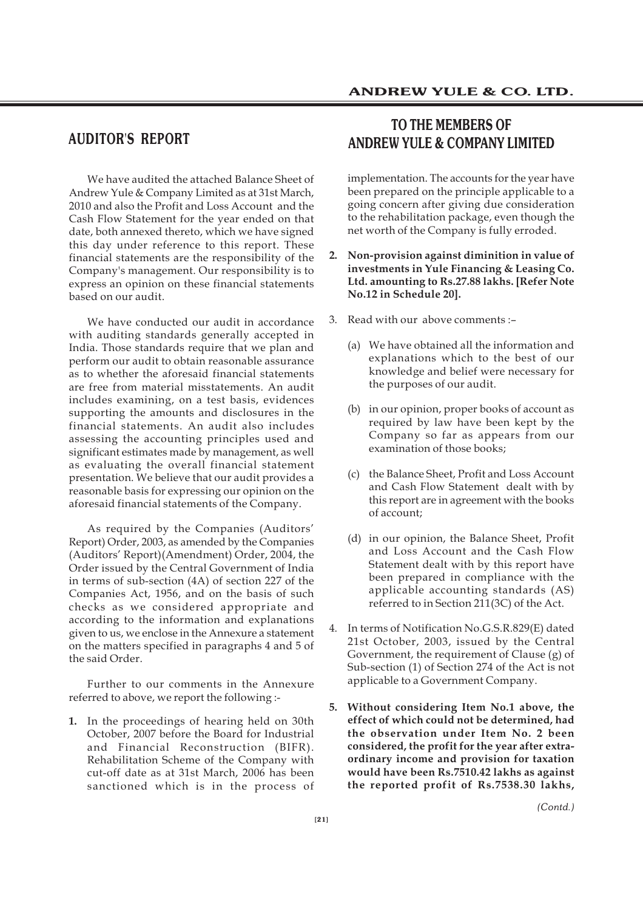# AUDITOR'S REPORT

## TO THE MEMBERS OF ANDREW YULE & COMPANY LIMITED

We have audited the attached Balance Sheet of Andrew Yule & Company Limited as at 31st March, 2010 and also the Profit and Loss Account and the Cash Flow Statement for the year ended on that date, both annexed thereto, which we have signed this day under reference to this report. These financial statements are the responsibility of the Company's management. Our responsibility is to express an opinion on these financial statements based on our audit.

We have conducted our audit in accordance with auditing standards generally accepted in India. Those standards require that we plan and perform our audit to obtain reasonable assurance as to whether the aforesaid financial statements are free from material misstatements. An audit includes examining, on a test basis, evidences supporting the amounts and disclosures in the financial statements. An audit also includes assessing the accounting principles used and significant estimates made by management, as well as evaluating the overall financial statement presentation. We believe that our audit provides a reasonable basis for expressing our opinion on the aforesaid financial statements of the Company.

As required by the Companies (Auditors' Report) Order, 2003, as amended by the Companies (Auditors' Report)(Amendment) Order, 2004, the Order issued by the Central Government of India in terms of sub-section (4A) of section 227 of the Companies Act, 1956, and on the basis of such checks as we considered appropriate and according to the information and explanations given to us, we enclose in the Annexure a statement on the matters specified in paragraphs 4 and 5 of the said Order.

Further to our comments in the Annexure referred to above, we report the following :-

**1.** In the proceedings of hearing held on 30th October, 2007 before the Board for Industrial and Financial Reconstruction (BIFR). Rehabilitation Scheme of the Company with cut-off date as at 31st March, 2006 has been sanctioned which is in the process of implementation. The accounts for the year have been prepared on the principle applicable to a going concern after giving due consideration to the rehabilitation package, even though the net worth of the Company is fully erroded.

**2. Non-provision against diminition in value of investments in Yule Financing & Leasing Co. Ltd. amounting to Rs.27.88 lakhs. [Refer Note No.12 in Schedule 20].**

3. Read with our above comments :–

(a) We have obtained all the information and explanations which to the best of our knowledge and belief were necessary for the purposes of our audit.

(b) in our opinion, proper books of account as required by law have been kept by the Company so far as appears from our examination of those books;

(c) the Balance Sheet, Profit and Loss Account and Cash Flow Statement dealt with by this report are in agreement with the books of account;

(d) in our opinion, the Balance Sheet, Profit and Loss Account and the Cash Flow Statement dealt with by this report have been prepared in compliance with the applicable accounting standards (AS) referred to in Section 211(3C) of the Act.

4. In terms of Notification No.G.S.R.829(E) dated 21st October, 2003, issued by the Central Government, the requirement of Clause (g) of Sub-section (1) of Section 274 of the Act is not applicable to a Government Company.

**5. Without considering Item No.1 above, the effect of which could not be determined, had the observation under Item No. 2 been considered, the profit for the year after extra-ordinary income and provision for taxation would have been Rs.7510.42 lakhs as against the reported profit of Rs.7538.30 lakhs,**

*(Contd.)*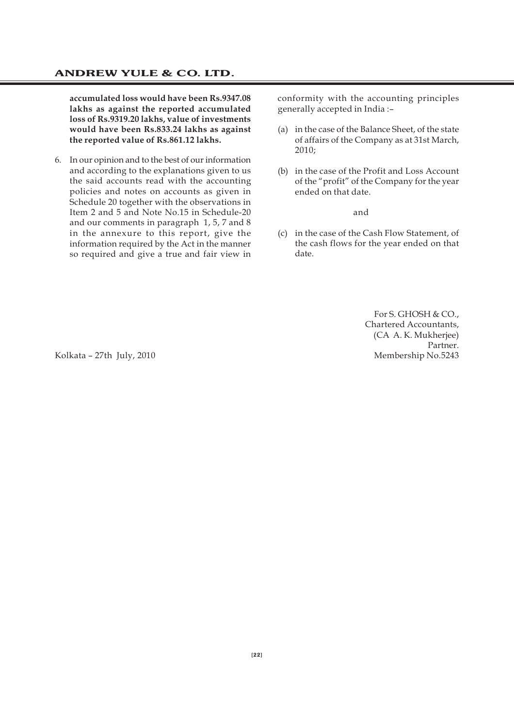**accumulated loss would have been Rs.9347.08 lakhs as against the reported accumulated loss of Rs.9319.20 lakhs, value of investments would have been Rs.833.24 lakhs as against the reported value of Rs.861.12 lakhs.**

6. In our opinion and to the best of our information and according to the explanations given to us the said accounts read with the accounting policies and notes on accounts as given in Schedule 20 together with the observations in Item 2 and 5 and Note No.15 in Schedule-20 and our comments in paragraph 1, 5, 7 and 8 in the annexure to this report, give the information required by the Act in the manner so required and give a true and fair view in conformity with the accounting principles generally accepted in India :–

   (a) in the case of the Balance Sheet, of the state of affairs of the Company as at 31st March, 2010;

   (b) in the case of the Profit and Loss Account of the "profit" of the Company for the year ended on that date.

   and

   (c) in the case of the Cash Flow Statement, of the cash flows for the year ended on that date.

For S. GHOSH & CO.,
Chartered Accountants,
(CA A. K. Mukherjee)
Partner.
Membership No.5243

Kolkata – 27th July, 2010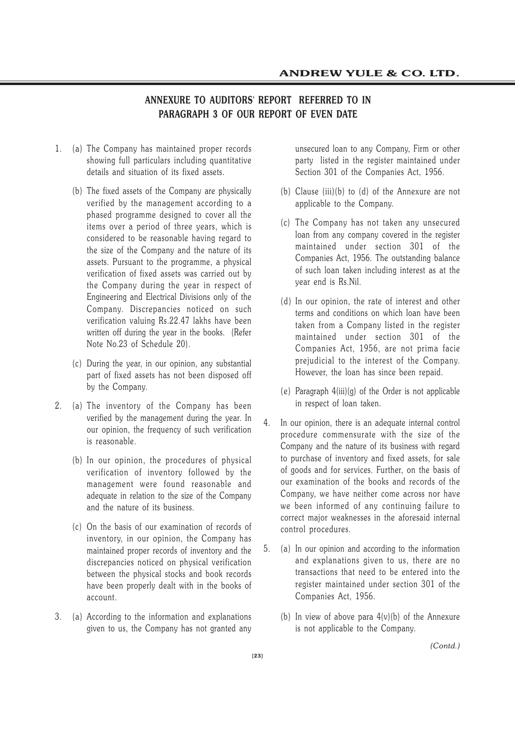## ANNEXURE TO AUDITORS' REPORT REFERRED TO IN PARAGRAPH 3 OF OUR REPORT OF EVEN DATE

1. (a) The Company has maintained proper records showing full particulars including quantitative details and situation of its fixed assets.

   (b) The fixed assets of the Company are physically verified by the management according to a phased programme designed to cover all the items over a period of three years, which is considered to be reasonable having regard to the size of the Company and the nature of its assets. Pursuant to the programme, a physical verification of fixed assets was carried out by the Company during the year in respect of Engineering and Electrical Divisions only of the Company. Discrepancies noticed on such verification valuing Rs.22.47 lakhs have been written off during the year in the books. (Refer Note No.23 of Schedule 20).

   (c) During the year, in our opinion, any substantial part of fixed assets has not been disposed off by the Company.

2. (a) The inventory of the Company has been verified by the management during the year. In our opinion, the frequency of such verification is reasonable.

   (b) In our opinion, the procedures of physical verification of inventory followed by the management were found reasonable and adequate in relation to the size of the Company and the nature of its business.

   (c) On the basis of our examination of records of inventory, in our opinion, the Company has maintained proper records of inventory and the discrepancies noticed on physical verification between the physical stocks and book records have been properly dealt with in the books of account.

3. (a) According to the information and explanations given to us, the Company has not granted any unsecured loan to any Company, Firm or other party listed in the register maintained under Section 301 of the Companies Act, 1956.

   (b) Clause (iii)(b) to (d) of the Annexure are not applicable to the Company.

   (c) The Company has not taken any unsecured loan from any company covered in the register maintained under section 301 of the Companies Act, 1956. The outstanding balance of such loan taken including interest as at the year end is Rs.Nil.

   (d) In our opinion, the rate of interest and other terms and conditions on which loan have been taken from a Company listed in the register maintained under section 301 of the Companies Act, 1956, are not prima facie prejudicial to the interest of the Company. However, the loan has since been repaid.

   (e) Paragraph 4(iii)(g) of the Order is not applicable in respect of loan taken.

4. In our opinion, there is an adequate internal control procedure commensurate with the size of the Company and the nature of its business with regard to purchase of inventory and fixed assets, for sale of goods and for services. Further, on the basis of our examination of the books and records of the Company, we have neither come across nor have we been informed of any continuing failure to correct major weaknesses in the aforesaid internal control procedures.

5. (a) In our opinion and according to the information and explanations given to us, there are no transactions that need to be entered into the register maintained under section 301 of the Companies Act, 1956.

   (b) In view of above para 4(v)(b) of the Annexure is not applicable to the Company.

*(Contd.)*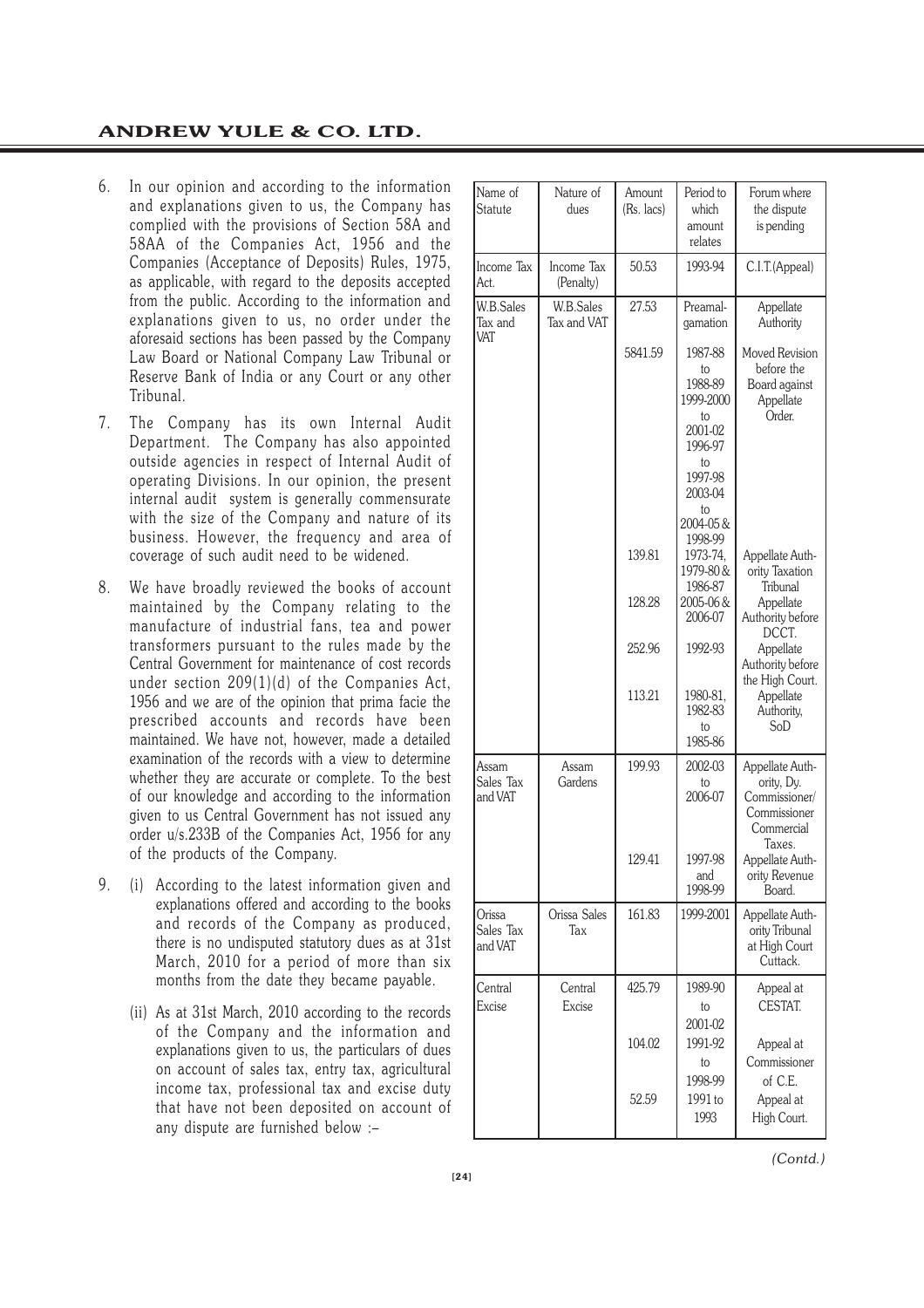6. In our opinion and according to the information and explanations given to us, the Company has complied with the provisions of Section 58A and 58AA of the Companies Act, 1956 and the Companies (Acceptance of Deposits) Rules, 1975, as applicable, with regard to the deposits accepted from the public. According to the information and explanations given to us, no order under the aforesaid sections has been passed by the Company Law Board or National Company Law Tribunal or Reserve Bank of India or any Court or any other Tribunal.

7. The Company has its own Internal Audit Department. The Company has also appointed outside agencies in respect of Internal Audit of operating Divisions. In our opinion, the present internal audit system is generally commensurate with the size of the Company and nature of its business. However, the frequency and area of coverage of such audit need to be widened.

8. We have broadly reviewed the books of account maintained by the Company relating to the manufacture of industrial fans, tea and power transformers pursuant to the rules made by the Central Government for maintenance of cost records under section 209(1)(d) of the Companies Act, 1956 and we are of the opinion that prima facie the prescribed accounts and records have been maintained. We have not, however, made a detailed examination of the records with a view to determine whether they are accurate or complete. To the best of our knowledge and according to the information given to us Central Government has not issued any order u/s.233B of the Companies Act, 1956 for any of the products of the Company.

9. (i) According to the latest information given and explanations offered and according to the books and records of the Company as produced, there is no undisputed statutory dues as at 31st March, 2010 for a period of more than six months from the date they became payable.

   (ii) As at 31st March, 2010 according to the records of the Company and the information and explanations given to us, the particulars of dues on account of sales tax, entry tax, agricultural income tax, professional tax and excise duty that have not been deposited on account of any dispute are furnished below :–

| Name of Statute | Nature of dues | Amount (Rs. lacs) | Period to which amount relates | Forum where the dispute is pending |
|---|---|---|---|---|
| Income Tax Act. | Income Tax (Penalty) | 50.53 | 1993-94 | C.I.T.(Appeal) |
| W.B.Sales Tax and VAT | W.B.Sales Tax and VAT | 27.53 | Preamalgamation | Appellate Authority |
| | | 5841.59 | 1987-88 to 1988-89 1999-2000 to 2001-02 1996-97 to 1997-98 2003-04 to 2004-05 & 1998-99 | Moved Revision before the Board against Appellate Order. |
| | | 139.81 | 1973-74, 1979-80 & 1986-87 | Appellate Authority Taxation Tribunal |
| | | 128.28 | 2005-06 & 2006-07 | Appellate Authority before DCCT. |
| | | 252.96 | 1992-93 | Appellate Authority before the High Court. |
| | | 113.21 | 1980-81, 1982-83 to 1985-86 | Appellate Authority, SoD |
| Assam Sales Tax and VAT | Assam Gardens | 199.93 | 2002-03 to 2006-07 | Appellate Authority, Dy. Commissioner/ Commissioner Commercial Taxes. |
| | | 129.41 | 1997-98 and 1998-99 | Appellate Authority Revenue Board. |
| Orissa Sales Tax and VAT | Orissa Sales Tax | 161.83 | 1999-2001 | Appellate Authority Tribunal at High Court Cuttack. |
| Central Excise | Central Excise | 425.79 | 1989-90 to 2001-02 | Appeal at CESTAT. |
| | | 104.02 | 1991-92 to 1998-99 | Appeal at Commissioner of C.E. |
| | | 52.59 | 1991 to 1993 | Appeal at High Court. |

*(Contd.)*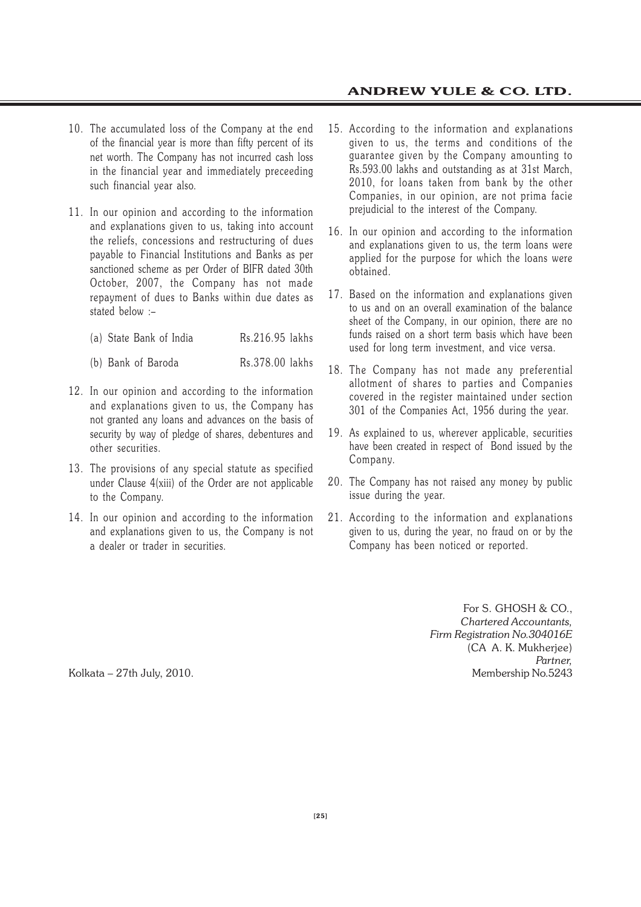10. The accumulated loss of the Company at the end of the financial year is more than fifty percent of its net worth. The Company has not incurred cash loss in the financial year and immediately preceeding such financial year also.

11. In our opinion and according to the information and explanations given to us, taking into account the reliefs, concessions and restructuring of dues payable to Financial Institutions and Banks as per sanctioned scheme as per Order of BIFR dated 30th October, 2007, the Company has not made repayment of dues to Banks within due dates as stated below :–

    | | |
    |---|---|
    | (a) State Bank of India | Rs.216.95 lakhs |
    | (b) Bank of Baroda | Rs.378.00 lakhs |

12. In our opinion and according to the information and explanations given to us, the Company has not granted any loans and advances on the basis of security by way of pledge of shares, debentures and other securities.

13. The provisions of any special statute as specified under Clause 4(xiii) of the Order are not applicable to the Company.

14. In our opinion and according to the information and explanations given to us, the Company is not a dealer or trader in securities.

15. According to the information and explanations given to us, the terms and conditions of the guarantee given by the Company amounting to Rs.593.00 lakhs and outstanding as at 31st March, 2010, for loans taken from bank by the other Companies, in our opinion, are not prima facie prejudicial to the interest of the Company.

16. In our opinion and according to the information and explanations given to us, the term loans were applied for the purpose for which the loans were obtained.

17. Based on the information and explanations given to us and on an overall examination of the balance sheet of the Company, in our opinion, there are no funds raised on a short term basis which have been used for long term investment, and vice versa.

18. The Company has not made any preferential allotment of shares to parties and Companies covered in the register maintained under section 301 of the Companies Act, 1956 during the year.

19. As explained to us, wherever applicable, securities have been created in respect of Bond issued by the Company.

20. The Company has not raised any money by public issue during the year.

21. According to the information and explanations given to us, during the year, no fraud on or by the Company has been noticed or reported.

For S. GHOSH & CO.,
*Chartered Accountants,*
*Firm Registration No.304016E*
(CA A. K. Mukherjee)
*Partner,*
Membership No.5243

Kolkata – 27th July, 2010.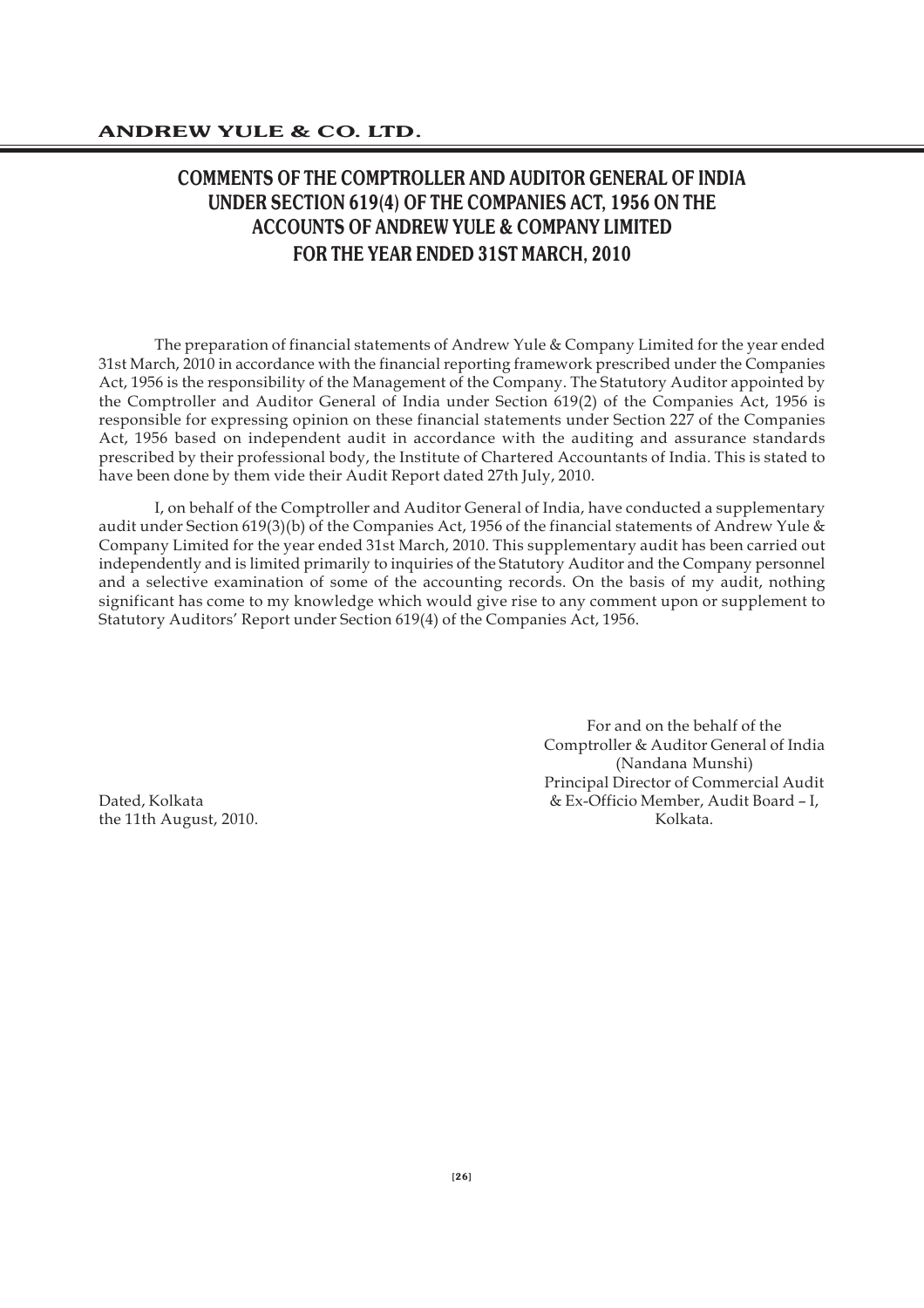# COMMENTS OF THE COMPTROLLER AND AUDITOR GENERAL OF INDIA UNDER SECTION 619(4) OF THE COMPANIES ACT, 1956 ON THE ACCOUNTS OF ANDREW YULE & COMPANY LIMITED FOR THE YEAR ENDED 31ST MARCH, 2010

The preparation of financial statements of Andrew Yule & Company Limited for the year ended 31st March, 2010 in accordance with the financial reporting framework prescribed under the Companies Act, 1956 is the responsibility of the Management of the Company. The Statutory Auditor appointed by the Comptroller and Auditor General of India under Section 619(2) of the Companies Act, 1956 is responsible for expressing opinion on these financial statements under Section 227 of the Companies Act, 1956 based on independent audit in accordance with the auditing and assurance standards prescribed by their professional body, the Institute of Chartered Accountants of India. This is stated to have been done by them vide their Audit Report dated 27th July, 2010.

I, on behalf of the Comptroller and Auditor General of India, have conducted a supplementary audit under Section 619(3)(b) of the Companies Act, 1956 of the financial statements of Andrew Yule & Company Limited for the year ended 31st March, 2010. This supplementary audit has been carried out independently and is limited primarily to inquiries of the Statutory Auditor and the Company personnel and a selective examination of some of the accounting records. On the basis of my audit, nothing significant has come to my knowledge which would give rise to any comment upon or supplement to Statutory Auditors' Report under Section 619(4) of the Companies Act, 1956.

For and on the behalf of the
Comptroller & Auditor General of India
(Nandana Munshi)
Principal Director of Commercial Audit
& Ex-Officio Member, Audit Board – I,
Kolkata.

Dated, Kolkata
the 11th August, 2010.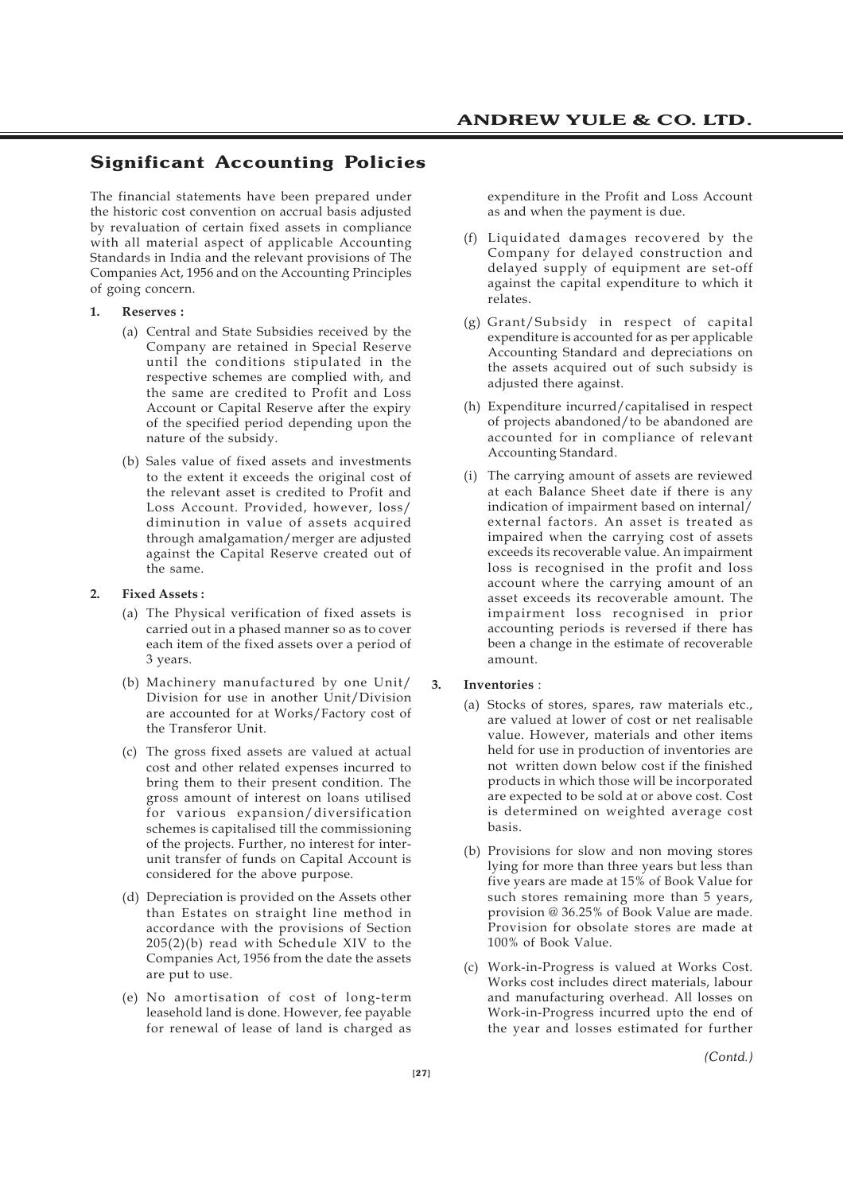## Significant Accounting Policies

The financial statements have been prepared under the historic cost convention on accrual basis adjusted by revaluation of certain fixed assets in compliance with all material aspect of applicable Accounting Standards in India and the relevant provisions of The Companies Act, 1956 and on the Accounting Principles of going concern.

**1. Reserves :**

(a) Central and State Subsidies received by the Company are retained in Special Reserve until the conditions stipulated in the respective schemes are complied with, and the same are credited to Profit and Loss Account or Capital Reserve after the expiry of the specified period depending upon the nature of the subsidy.

(b) Sales value of fixed assets and investments to the extent it exceeds the original cost of the relevant asset is credited to Profit and Loss Account. Provided, however, loss/ diminution in value of assets acquired through amalgamation/merger are adjusted against the Capital Reserve created out of the same.

**2. Fixed Assets :**

(a) The Physical verification of fixed assets is carried out in a phased manner so as to cover each item of the fixed assets over a period of 3 years.

(b) Machinery manufactured by one Unit/ Division for use in another Unit/Division are accounted for at Works/Factory cost of the Transferor Unit.

(c) The gross fixed assets are valued at actual cost and other related expenses incurred to bring them to their present condition. The gross amount of interest on loans utilised for various expansion/diversification schemes is capitalised till the commissioning of the projects. Further, no interest for inter-unit transfer of funds on Capital Account is considered for the above purpose.

(d) Depreciation is provided on the Assets other than Estates on straight line method in accordance with the provisions of Section 205(2)(b) read with Schedule XIV to the Companies Act, 1956 from the date the assets are put to use.

(e) No amortisation of cost of long-term leasehold land is done. However, fee payable for renewal of lease of land is charged as expenditure in the Profit and Loss Account as and when the payment is due.

(f) Liquidated damages recovered by the Company for delayed construction and delayed supply of equipment are set-off against the capital expenditure to which it relates.

(g) Grant/Subsidy in respect of capital expenditure is accounted for as per applicable Accounting Standard and depreciations on the assets acquired out of such subsidy is adjusted there against.

(h) Expenditure incurred/capitalised in respect of projects abandoned/to be abandoned are accounted for in compliance of relevant Accounting Standard.

(i) The carrying amount of assets are reviewed at each Balance Sheet date if there is any indication of impairment based on internal/ external factors. An asset is treated as impaired when the carrying cost of assets exceeds its recoverable value. An impairment loss is recognised in the profit and loss account where the carrying amount of an asset exceeds its recoverable amount. The impairment loss recognised in prior accounting periods is reversed if there has been a change in the estimate of recoverable amount.

**3. Inventories** :

(a) Stocks of stores, spares, raw materials etc., are valued at lower of cost or net realisable value. However, materials and other items held for use in production of inventories are not written down below cost if the finished products in which those will be incorporated are expected to be sold at or above cost. Cost is determined on weighted average cost basis.

(b) Provisions for slow and non moving stores lying for more than three years but less than five years are made at 15% of Book Value for such stores remaining more than 5 years, provision @ 36.25% of Book Value are made. Provision for obsolate stores are made at 100% of Book Value.

(c) Work-in-Progress is valued at Works Cost. Works cost includes direct materials, labour and manufacturing overhead. All losses on Work-in-Progress incurred upto the end of the year and losses estimated for further

*(Contd.)*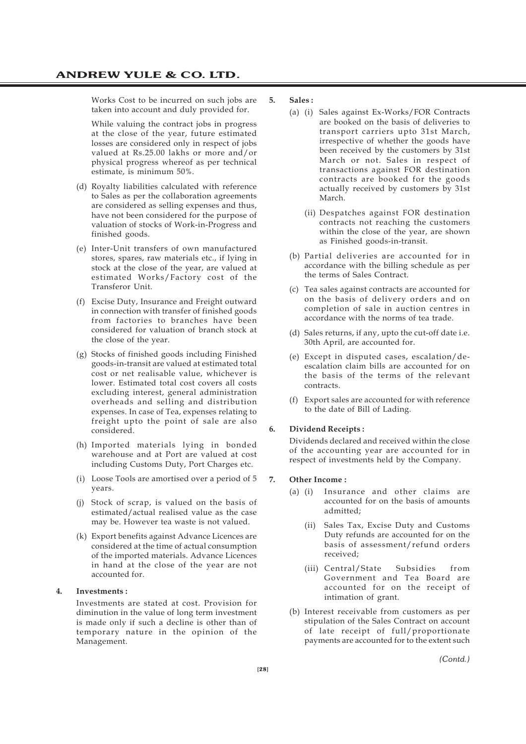Works Cost to be incurred on such jobs are taken into account and duly provided for.

While valuing the contract jobs in progress at the close of the year, future estimated losses are considered only in respect of jobs valued at Rs.25.00 lakhs or more and/or physical progress whereof as per technical estimate, is minimum 50%.

(d) Royalty liabilities calculated with reference to Sales as per the collaboration agreements are considered as selling expenses and thus, have not been considered for the purpose of valuation of stocks of Work-in-Progress and finished goods.

(e) Inter-Unit transfers of own manufactured stores, spares, raw materials etc., if lying in stock at the close of the year, are valued at estimated Works/Factory cost of the Transferor Unit.

(f) Excise Duty, Insurance and Freight outward in connection with transfer of finished goods from factories to branches have been considered for valuation of branch stock at the close of the year.

(g) Stocks of finished goods including Finished goods-in-transit are valued at estimated total cost or net realisable value, whichever is lower. Estimated total cost covers all costs excluding interest, general administration overheads and selling and distribution expenses. In case of Tea, expenses relating to freight upto the point of sale are also considered.

(h) Imported materials lying in bonded warehouse and at Port are valued at cost including Customs Duty, Port Charges etc.

(i) Loose Tools are amortised over a period of 5 years.

(j) Stock of scrap, is valued on the basis of estimated/actual realised value as the case may be. However tea waste is not valued.

(k) Export benefits against Advance Licences are considered at the time of actual consumption of the imported materials. Advance Licences in hand at the close of the year are not accounted for.

**4. Investments :**

Investments are stated at cost. Provision for diminution in the value of long term investment is made only if such a decline is other than of temporary nature in the opinion of the Management.

**5. Sales :**

(a) (i) Sales against Ex-Works/FOR Contracts are booked on the basis of deliveries to transport carriers upto 31st March, irrespective of whether the goods have been received by the customers by 31st March or not. Sales in respect of transactions against FOR destination contracts are booked for the goods actually received by customers by 31st March.

(ii) Despatches against FOR destination contracts not reaching the customers within the close of the year, are shown as Finished goods-in-transit.

(b) Partial deliveries are accounted for in accordance with the billing schedule as per the terms of Sales Contract.

(c) Tea sales against contracts are accounted for on the basis of delivery orders and on completion of sale in auction centres in accordance with the norms of tea trade.

(d) Sales returns, if any, upto the cut-off date i.e. 30th April, are accounted for.

(e) Except in disputed cases, escalation/de-escalation claim bills are accounted for on the basis of the terms of the relevant contracts.

(f) Export sales are accounted for with reference to the date of Bill of Lading.

**6. Dividend Receipts :**

Dividends declared and received within the close of the accounting year are accounted for in respect of investments held by the Company.

**7. Other Income :**

(a) (i) Insurance and other claims are accounted for on the basis of amounts admitted;

(ii) Sales Tax, Excise Duty and Customs Duty refunds are accounted for on the basis of assessment/refund orders received;

(iii) Central/State Subsidies from Government and Tea Board are accounted for on the receipt of intimation of grant.

(b) Interest receivable from customers as per stipulation of the Sales Contract on account of late receipt of full/proportionate payments are accounted for to the extent such

*(Contd.)*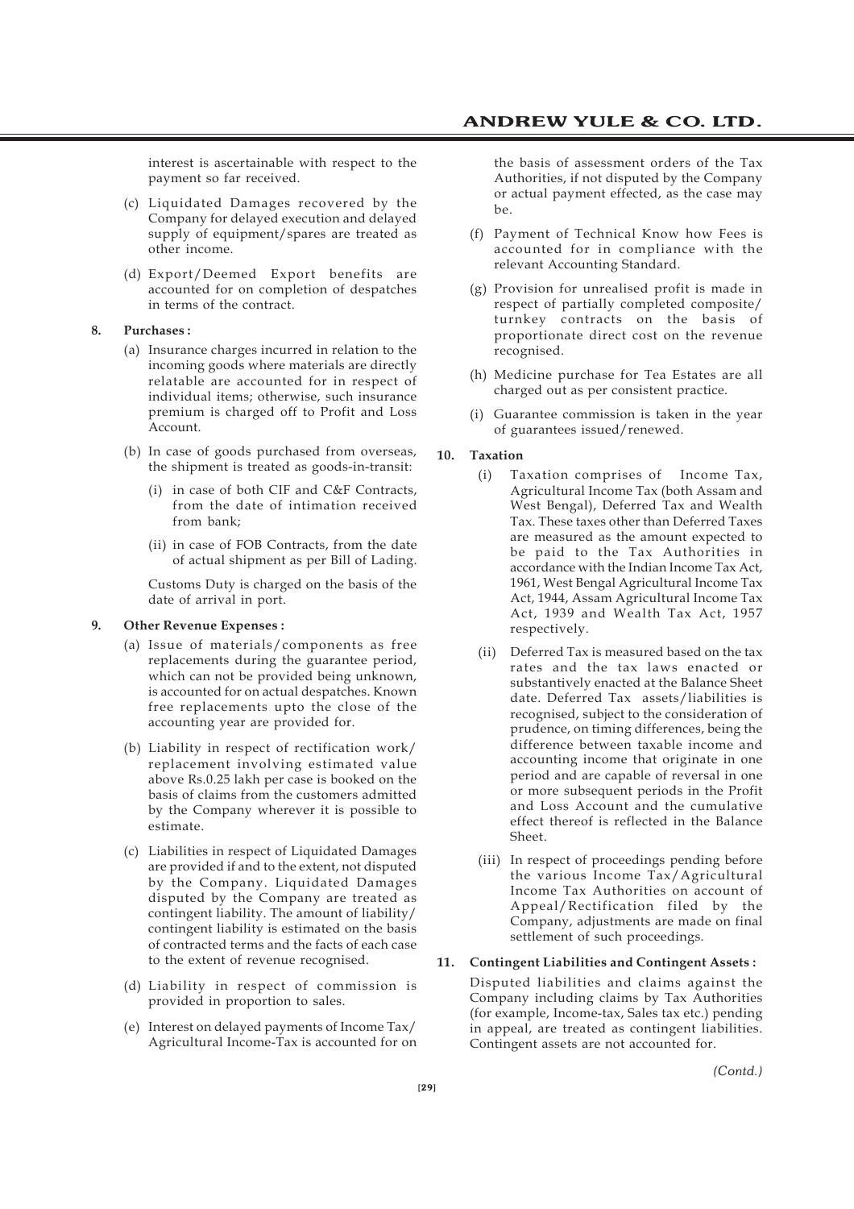interest is ascertainable with respect to the payment so far received.

(c) Liquidated Damages recovered by the Company for delayed execution and delayed supply of equipment/spares are treated as other income.

(d) Export/Deemed Export benefits are accounted for on completion of despatches in terms of the contract.

**8. Purchases :**

(a) Insurance charges incurred in relation to the incoming goods where materials are directly relatable are accounted for in respect of individual items; otherwise, such insurance premium is charged off to Profit and Loss Account.

(b) In case of goods purchased from overseas, the shipment is treated as goods-in-transit:

(i) in case of both CIF and C&F Contracts, from the date of intimation received from bank;

(ii) in case of FOB Contracts, from the date of actual shipment as per Bill of Lading.

Customs Duty is charged on the basis of the date of arrival in port.

**9. Other Revenue Expenses :**

(a) Issue of materials/components as free replacements during the guarantee period, which can not be provided being unknown, is accounted for on actual despatches. Known free replacements upto the close of the accounting year are provided for.

(b) Liability in respect of rectification work/ replacement involving estimated value above Rs.0.25 lakh per case is booked on the basis of claims from the customers admitted by the Company wherever it is possible to estimate.

(c) Liabilities in respect of Liquidated Damages are provided if and to the extent, not disputed by the Company. Liquidated Damages disputed by the Company are treated as contingent liability. The amount of liability/ contingent liability is estimated on the basis of contracted terms and the facts of each case to the extent of revenue recognised.

(d) Liability in respect of commission is provided in proportion to sales.

(e) Interest on delayed payments of Income Tax/ Agricultural Income-Tax is accounted for on the basis of assessment orders of the Tax Authorities, if not disputed by the Company or actual payment effected, as the case may be.

(f) Payment of Technical Know how Fees is accounted for in compliance with the relevant Accounting Standard.

(g) Provision for unrealised profit is made in respect of partially completed composite/ turnkey contracts on the basis of proportionate direct cost on the revenue recognised.

(h) Medicine purchase for Tea Estates are all charged out as per consistent practice.

(i) Guarantee commission is taken in the year of guarantees issued/renewed.

**10. Taxation**

(i) Taxation comprises of Income Tax, Agricultural Income Tax (both Assam and West Bengal), Deferred Tax and Wealth Tax. These taxes other than Deferred Taxes are measured as the amount expected to be paid to the Tax Authorities in accordance with the Indian Income Tax Act, 1961, West Bengal Agricultural Income Tax Act, 1944, Assam Agricultural Income Tax Act, 1939 and Wealth Tax Act, 1957 respectively.

(ii) Deferred Tax is measured based on the tax rates and the tax laws enacted or substantively enacted at the Balance Sheet date. Deferred Tax assets/liabilities is recognised, subject to the consideration of prudence, on timing differences, being the difference between taxable income and accounting income that originate in one period and are capable of reversal in one or more subsequent periods in the Profit and Loss Account and the cumulative effect thereof is reflected in the Balance Sheet.

(iii) In respect of proceedings pending before the various Income Tax/Agricultural Income Tax Authorities on account of Appeal/Rectification filed by the Company, adjustments are made on final settlement of such proceedings.

**11. Contingent Liabilities and Contingent Assets :**

Disputed liabilities and claims against the Company including claims by Tax Authorities (for example, Income-tax, Sales tax etc.) pending in appeal, are treated as contingent liabilities. Contingent assets are not accounted for.

*(Contd.)*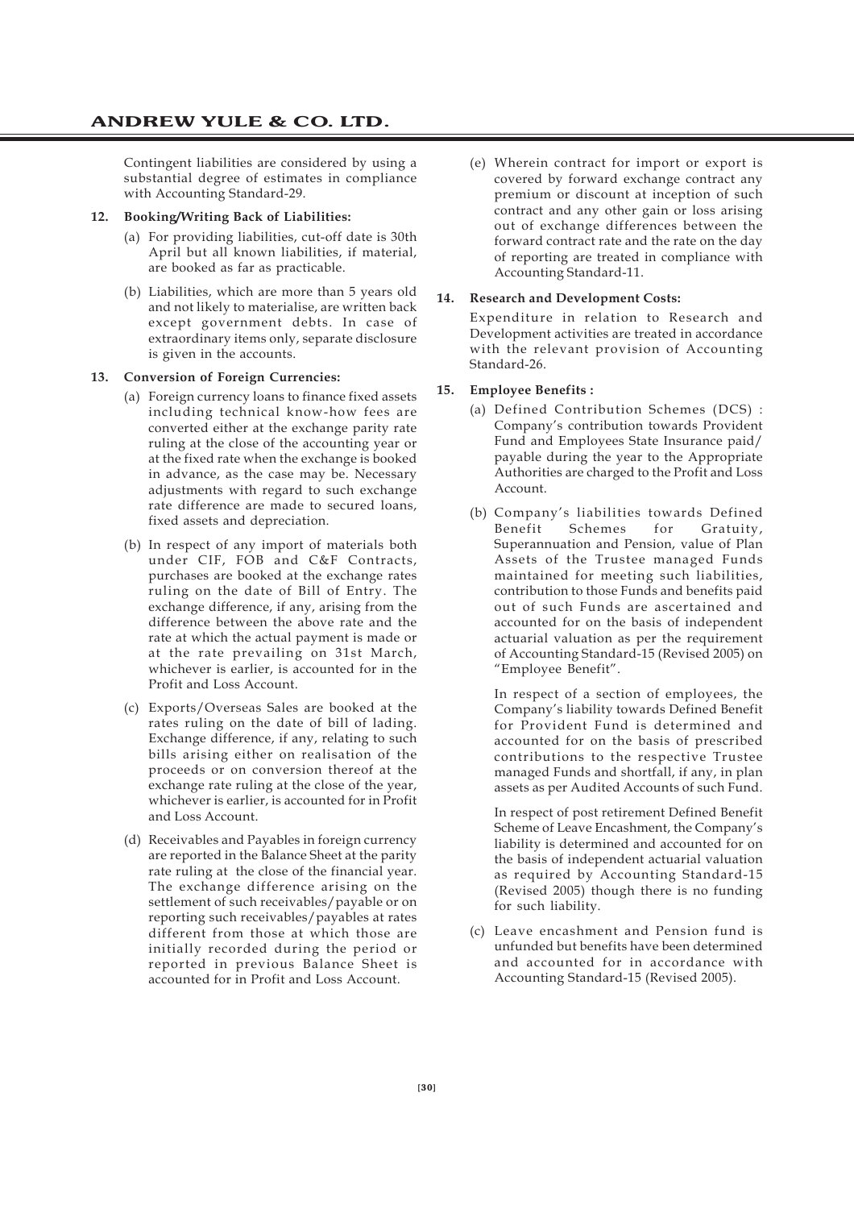Contingent liabilities are considered by using a substantial degree of estimates in compliance with Accounting Standard-29.

**12. Booking/Writing Back of Liabilities:**

(a) For providing liabilities, cut-off date is 30th April but all known liabilities, if material, are booked as far as practicable.

(b) Liabilities, which are more than 5 years old and not likely to materialise, are written back except government debts. In case of extraordinary items only, separate disclosure is given in the accounts.

**13. Conversion of Foreign Currencies:**

(a) Foreign currency loans to finance fixed assets including technical know-how fees are converted either at the exchange parity rate ruling at the close of the accounting year or at the fixed rate when the exchange is booked in advance, as the case may be. Necessary adjustments with regard to such exchange rate difference are made to secured loans, fixed assets and depreciation.

(b) In respect of any import of materials both under CIF, FOB and C&F Contracts, purchases are booked at the exchange rates ruling on the date of Bill of Entry. The exchange difference, if any, arising from the difference between the above rate and the rate at which the actual payment is made or at the rate prevailing on 31st March, whichever is earlier, is accounted for in the Profit and Loss Account.

(c) Exports/Overseas Sales are booked at the rates ruling on the date of bill of lading. Exchange difference, if any, relating to such bills arising either on realisation of the proceeds or on conversion thereof at the exchange rate ruling at the close of the year, whichever is earlier, is accounted for in Profit and Loss Account.

(d) Receivables and Payables in foreign currency are reported in the Balance Sheet at the parity rate ruling at the close of the financial year. The exchange difference arising on the settlement of such receivables/payable or on reporting such receivables/payables at rates different from those at which those are initially recorded during the period or reported in previous Balance Sheet is accounted for in Profit and Loss Account.

(e) Wherein contract for import or export is covered by forward exchange contract any premium or discount at inception of such contract and any other gain or loss arising out of exchange differences between the forward contract rate and the rate on the day of reporting are treated in compliance with Accounting Standard-11.

**14. Research and Development Costs:**

Expenditure in relation to Research and Development activities are treated in accordance with the relevant provision of Accounting Standard-26.

**15. Employee Benefits :**

(a) Defined Contribution Schemes (DCS) : Company's contribution towards Provident Fund and Employees State Insurance paid/ payable during the year to the Appropriate Authorities are charged to the Profit and Loss Account.

(b) Company's liabilities towards Defined Benefit Schemes for Gratuity, Superannuation and Pension, value of Plan Assets of the Trustee managed Funds maintained for meeting such liabilities, contribution to those Funds and benefits paid out of such Funds are ascertained and accounted for on the basis of independent actuarial valuation as per the requirement of Accounting Standard-15 (Revised 2005) on "Employee Benefit".

In respect of a section of employees, the Company's liability towards Defined Benefit for Provident Fund is determined and accounted for on the basis of prescribed contributions to the respective Trustee managed Funds and shortfall, if any, in plan assets as per Audited Accounts of such Fund.

In respect of post retirement Defined Benefit Scheme of Leave Encashment, the Company's liability is determined and accounted for on the basis of independent actuarial valuation as required by Accounting Standard-15 (Revised 2005) though there is no funding for such liability.

(c) Leave encashment and Pension fund is unfunded but benefits have been determined and accounted for in accordance with Accounting Standard-15 (Revised 2005).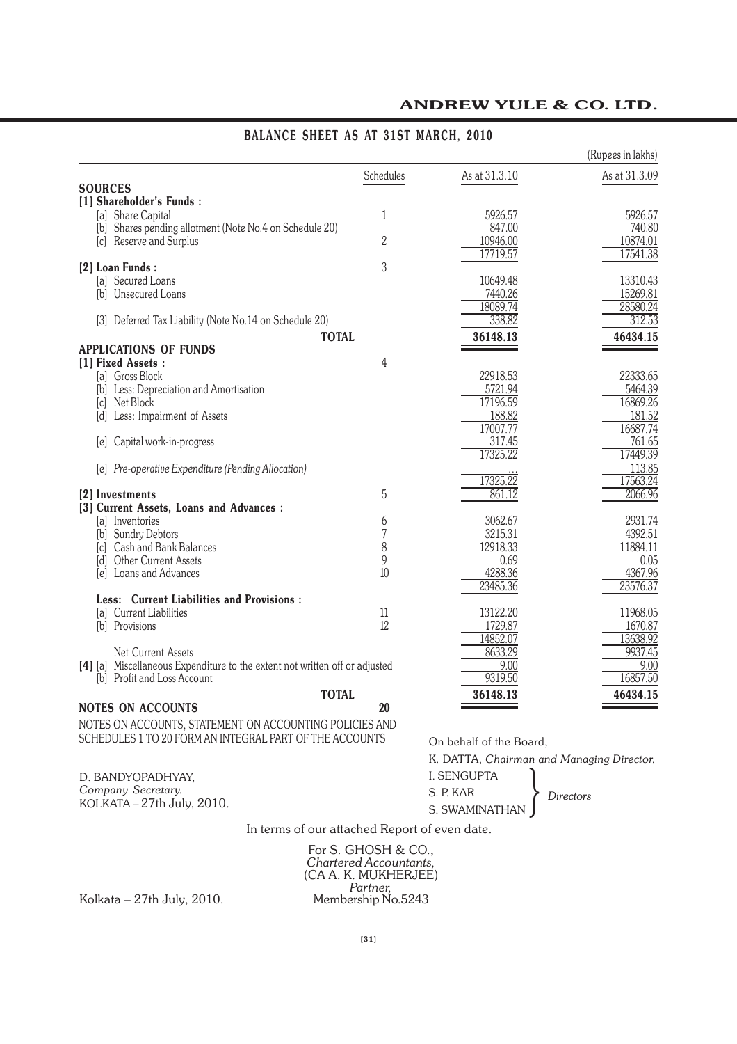# BALANCE SHEET AS AT 31ST MARCH, 2010

(Rupees in lakhs)

| | Schedules | As at 31.3.10 | As at 31.3.09 |
|---|---|---|---|
| **SOURCES** | | | |
| **[1] Shareholder's Funds :** | | | |
| [a] Share Capital | 1 | 5926.57 | 5926.57 |
| [b] Shares pending allotment (Note No.4 on Schedule 20) | | 847.00 | 740.80 |
| [c] Reserve and Surplus | 2 | 10946.00 | 10874.01 |
| | | 17719.57 | 17541.38 |
| **[2] Loan Funds :** | 3 | | |
| [a] Secured Loans | | 10649.48 | 13310.43 |
| [b] Unsecured Loans | | 7440.26 | 15269.81 |
| | | 18089.74 | 28580.24 |
| [3] Deferred Tax Liability (Note No.14 on Schedule 20) | | 338.82 | 312.53 |
| **TOTAL** | | **36148.13** | **46434.15** |
| **APPLICATIONS OF FUNDS** | | | |
| **[1] Fixed Assets :** | 4 | | |
| [a] Gross Block | | 22918.53 | 22333.65 |
| [b] Less: Depreciation and Amortisation | | 5721.94 | 5464.39 |
| [c] Net Block | | 17196.59 | 16869.26 |
| [d] Less: Impairment of Assets | | 188.82 | 181.52 |
| | | 17007.77 | 16687.74 |
| [e] Capital work-in-progress | | 317.45 | 761.65 |
| | | 17325.22 | 17449.39 |
| [e] *Pre-operative Expenditure (Pending Allocation)* | | ... | 113.85 |
| | | 17325.22 | 17563.24 |
| **[2] Investments** | 5 | 861.12 | 2066.96 |
| **[3] Current Assets, Loans and Advances :** | | | |
| [a] Inventories | 6 | 3062.67 | 2931.74 |
| [b] Sundry Debtors | 7 | 3215.31 | 4392.51 |
| [c] Cash and Bank Balances | 8 | 12918.33 | 11884.11 |
| [d] Other Current Assets | 9 | 0.69 | 0.05 |
| [e] Loans and Advances | 10 | 4288.36 | 4367.96 |
| | | 23485.36 | 23576.37 |
| **Less: Current Liabilities and Provisions :** | | | |
| [a] Current Liabilities | 11 | 13122.20 | 11968.05 |
| [b] Provisions | 12 | 1729.87 | 1670.87 |
| | | 14852.07 | 13638.92 |
| Net Current Assets | | 8633.29 | 9937.45 |
| **[4]** [a] Miscellaneous Expenditure to the extent not written off or adjusted | | 9.00 | 9.00 |
| [b] Profit and Loss Account | | 9319.50 | 16857.50 |
| **TOTAL** | | **36148.13** | **46434.15** |
| **NOTES ON ACCOUNTS** | **20** | | |

NOTES ON ACCOUNTS, STATEMENT ON ACCOUNTING POLICIES AND SCHEDULES 1 TO 20 FORM AN INTEGRAL PART OF THE ACCOUNTS

On behalf of the Board,

K. DATTA, *Chairman and Managing Director.*

I. SENGUPTA
S. P. KAR
S. SWAMINATHAN
} *Directors*

D. BANDYOPADHYAY,
*Company Secretary.*
KOLKATA – 27th July, 2010.

In terms of our attached Report of even date.

For S. GHOSH & CO.,
*Chartered Accountants,*
(CA A. K. MUKHERJEE)
*Partner,*
Membership No.5243

Kolkata – 27th July, 2010.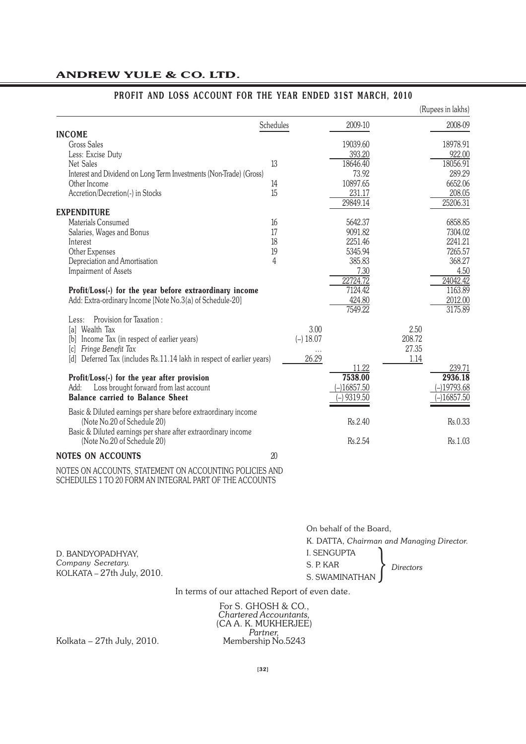# ANDREW YULE & CO. LTD.

## PROFIT AND LOSS ACCOUNT FOR THE YEAR ENDED 31ST MARCH, 2010

(Rupees in lakhs)

| | Schedules | | 2009-10 | | 2008-09 |
|---|---|---|---|---|---|
| **INCOME** | | | | | |
| Gross Sales | | | 19039.60 | | 18978.91 |
| Less: Excise Duty | | | 393.20 | | 922.00 |
| Net Sales | 13 | | 18646.40 | | 18056.91 |
| Interest and Dividend on Long Term Investments (Non-Trade) (Gross) | | | 73.92 | | 289.29 |
| Other Income | 14 | | 10897.65 | | 6652.06 |
| Accretion/Decretion(-) in Stocks | 15 | | 231.17 | | 208.05 |
| | | | 29849.14 | | 25206.31 |
| **EXPENDITURE** | | | | | |
| Materials Consumed | 16 | | 5642.37 | | 6858.85 |
| Salaries, Wages and Bonus | 17 | | 9091.82 | | 7304.02 |
| Interest | 18 | | 2251.46 | | 2241.21 |
| Other Expenses | 19 | | 5345.94 | | 7265.57 |
| Depreciation and Amortisation | 4 | | 385.83 | | 368.27 |
| Impairment of Assets | | | 7.30 | | 4.50 |
| | | | 22724.72 | | 24042.42 |
| **Profit/Loss(-) for the year before extraordinary income** | | | 7124.42 | | 1163.89 |
| Add: Extra-ordinary Income [Note No.3(a) of Schedule-20] | | | 424.80 | | 2012.00 |
| | | | 7549.22 | | 3175.89 |
| Less: Provision for Taxation : | | | | | |
| [a] Wealth Tax | | 3.00 | | 2.50 | |
| [b] Income Tax (in respect of earlier years) | | (–) 18.07 | | 208.72 | |
| [c] *Fringe Benefit Tax* | | ... | | 27.35 | |
| [d] Deferred Tax (includes Rs.11.14 lakh in respect of earlier years) | | 26.29 | | 1.14 | |
| | | | 11.22 | | 239.71 |
| **Profit/Loss(-) for the year after provision** | | | **7538.00** | | **2936.18** |
| Add: Loss brought forward from last account | | | (–)16857.50 | | (–)19793.68 |
| **Balance carried to Balance Sheet** | | | (–) 9319.50 | | (–)16857.50 |
| Basic & Diluted earnings per share before extraordinary income (Note No.20 of Schedule 20) | | | Rs.2.40 | | Rs.0.33 |
| Basic & Diluted earnings per share after extraordinary income (Note No.20 of Schedule 20) | | | Rs.2.54 | | Rs.1.03 |
| **NOTES ON ACCOUNTS** | 20 | | | | |

NOTES ON ACCOUNTS, STATEMENT ON ACCOUNTING POLICIES AND SCHEDULES 1 TO 20 FORM AN INTEGRAL PART OF THE ACCOUNTS

On behalf of the Board,

K. DATTA, *Chairman and Managing Director.*

I. SENGUPTA
S. P. KAR
S. SWAMINATHAN
} *Directors*

D. BANDYOPADHYAY,
*Company Secretary.*
KOLKATA – 27th July, 2010.

In terms of our attached Report of even date.

For S. GHOSH & CO.,
*Chartered Accountants,*
(CA A. K. MUKHERJEE)
*Partner,*
Membership No.5243

Kolkata – 27th July, 2010.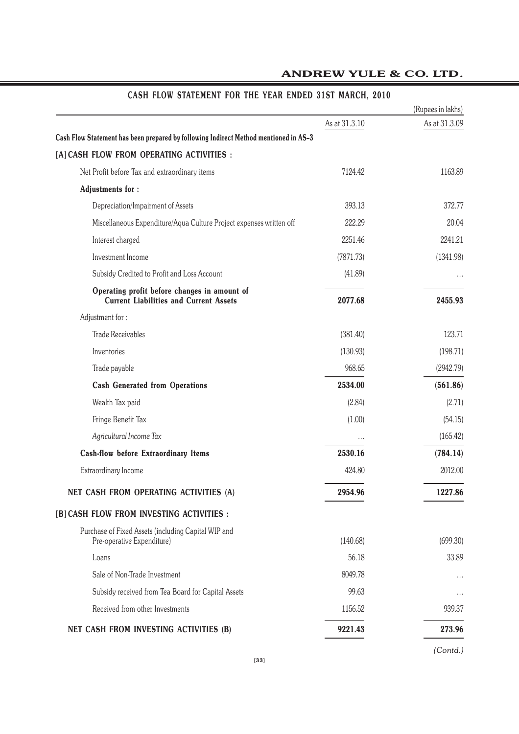## CASH FLOW STATEMENT FOR THE YEAR ENDED 31ST MARCH, 2010

(Rupees in lakhs)

| | As at 31.3.10 | As at 31.3.09 |
|---|---|---|
| **Cash Flow Statement has been prepared by following Indirect Method mentioned in AS–3** | | |
| **[A] CASH FLOW FROM OPERATING ACTIVITIES :** | | |
| Net Profit before Tax and extraordinary items | 7124.42 | 1163.89 |
| **Adjustments for :** | | |
| Depreciation/Impairment of Assets | 393.13 | 372.77 |
| Miscellaneous Expenditure/Aqua Culture Project expenses written off | 222.29 | 20.04 |
| Interest charged | 2251.46 | 2241.21 |
| Investment Income | (7871.73) | (1341.98) |
| Subsidy Credited to Profit and Loss Account | (41.89) | ... |
| **Operating profit before changes in amount of Current Liabilities and Current Assets** | **2077.68** | **2455.93** |
| Adjustment for : | | |
| Trade Receivables | (381.40) | 123.71 |
| Inventories | (130.93) | (198.71) |
| Trade payable | 968.65 | (2942.79) |
| **Cash Generated from Operations** | **2534.00** | **(561.86)** |
| Wealth Tax paid | (2.84) | (2.71) |
| Fringe Benefit Tax | (1.00) | (54.15) |
| *Agricultural Income Tax* | ... | (165.42) |
| **Cash-flow before Extraordinary Items** | **2530.16** | **(784.14)** |
| Extraordinary Income | 424.80 | 2012.00 |
| **NET CASH FROM OPERATING ACTIVITIES (A)** | **2954.96** | **1227.86** |
| **[B] CASH FLOW FROM INVESTING ACTIVITIES :** | | |
| Purchase of Fixed Assets (including Capital WIP and Pre-operative Expenditure) | (140.68) | (699.30) |
| Loans | 56.18 | 33.89 |
| Sale of Non-Trade Investment | 8049.78 | ... |
| Subsidy received from Tea Board for Capital Assets | 99.63 | ... |
| Received from other Investments | 1156.52 | 939.37 |
| **NET CASH FROM INVESTING ACTIVITIES (B)** | **9221.43** | **273.96** |

*(Contd.)*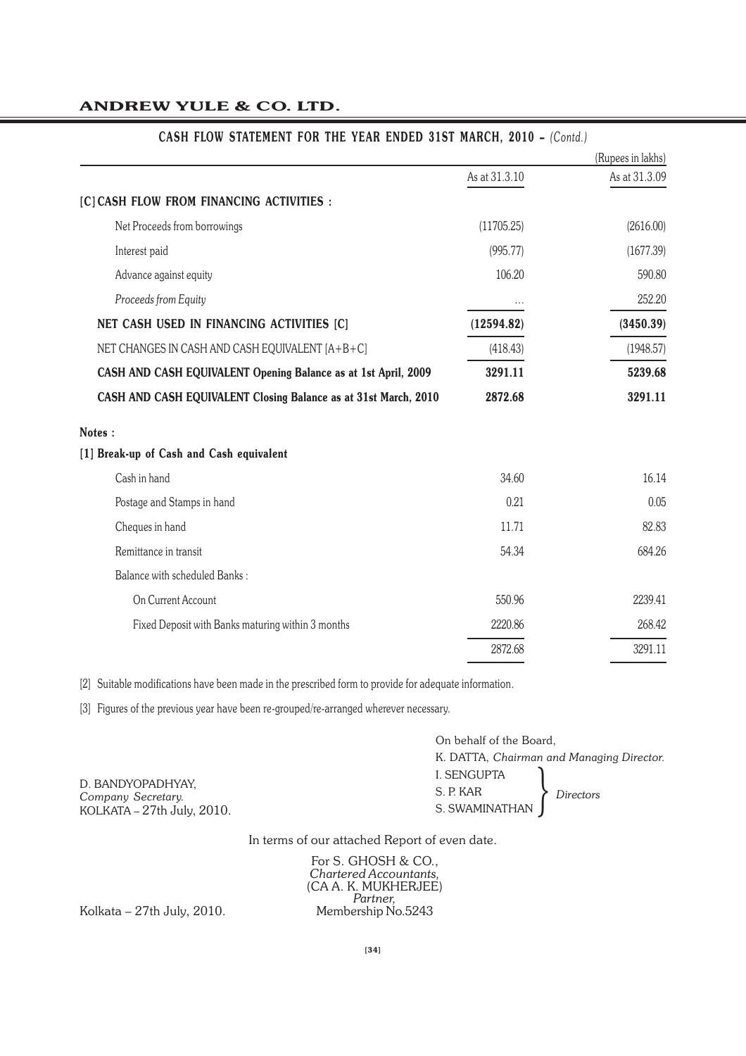## CASH FLOW STATEMENT FOR THE YEAR ENDED 31ST MARCH, 2010 – *(Contd.)*

(Rupees in lakhs)

| | As at 31.3.10 | As at 31.3.09 |
|---|---|---|
| **[C] CASH FLOW FROM FINANCING ACTIVITIES :** | | |
| Net Proceeds from borrowings | (11705.25) | (2616.00) |
| Interest paid | (995.77) | (1677.39) |
| Advance against equity | 106.20 | 590.80 |
| *Proceeds from Equity* | ... | 252.20 |
| **NET CASH USED IN FINANCING ACTIVITIES [C]** | **(12594.82)** | **(3450.39)** |
| NET CHANGES IN CASH AND CASH EQUIVALENT [A+B+C] | (418.43) | (1948.57) |
| **CASH AND CASH EQUIVALENT Opening Balance as at 1st April, 2009** | **3291.11** | **5239.68** |
| **CASH AND CASH EQUIVALENT Closing Balance as at 31st March, 2010** | **2872.68** | **3291.11** |

**Notes :**

**[1] Break-up of Cash and Cash equivalent**

| | | |
|---|---|---|
| Cash in hand | 34.60 | 16.14 |
| Postage and Stamps in hand | 0.21 | 0.05 |
| Cheques in hand | 11.71 | 82.83 |
| Remittance in transit | 54.34 | 684.26 |
| Balance with scheduled Banks : | | |
| On Current Account | 550.96 | 2239.41 |
| Fixed Deposit with Banks maturing within 3 months | 2220.86 | 268.42 |
| | 2872.68 | 3291.11 |

[2] Suitable modifications have been made in the prescribed form to provide for adequate information.

[3] Figures of the previous year have been re-grouped/re-arranged wherever necessary.

On behalf of the Board,
K. DATTA, *Chairman and Managing Director.*
I. SENGUPTA
S. P. KAR
S. SWAMINATHAN } *Directors*

D. BANDYOPADHYAY,
*Company Secretary.*
KOLKATA – 27th July, 2010.

In terms of our attached Report of even date.

For S. GHOSH & CO.,
*Chartered Accountants,*
(CA A. K. MUKHERJEE)
*Partner,*
Membership No.5243

Kolkata – 27th July, 2010.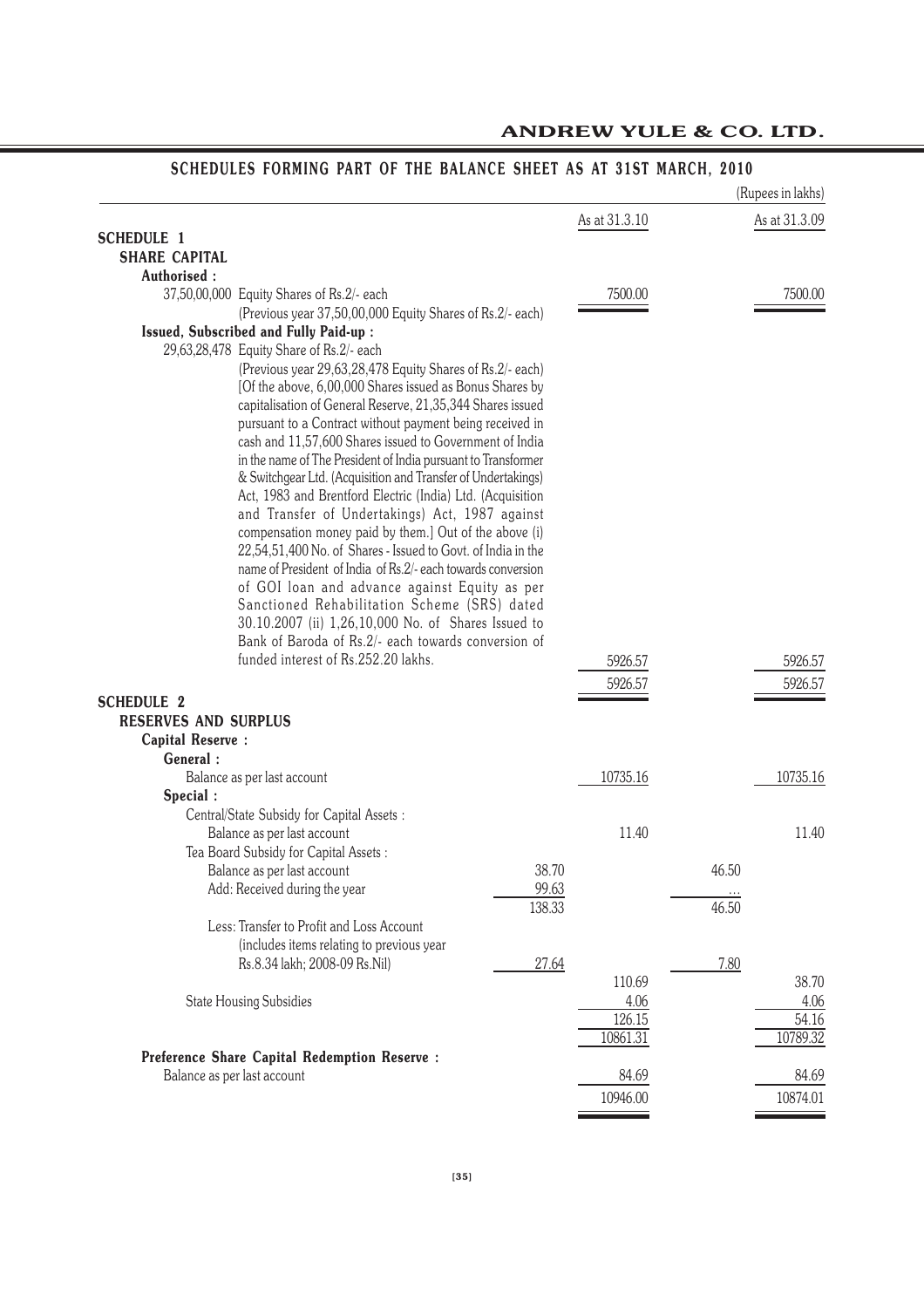## SCHEDULES FORMING PART OF THE BALANCE SHEET AS AT 31ST MARCH, 2010

(Rupees in lakhs)

| | | As at 31.3.10 | | As at 31.3.09 |
|---|---|---|---|---|
| **SCHEDULE 1** | | | | |
| **SHARE CAPITAL** | | | | |
| **Authorised :** | | | | |
| 37,50,00,000 Equity Shares of Rs.2/- each (Previous year 37,50,00,000 Equity Shares of Rs.2/- each) | | 7500.00 | | 7500.00 |
| **Issued, Subscribed and Fully Paid-up :** | | | | |
| 29,63,28,478 Equity Share of Rs.2/- each (Previous year 29,63,28,478 Equity Shares of Rs.2/- each) [Of the above, 6,00,000 Shares issued as Bonus Shares by capitalisation of General Reserve, 21,35,344 Shares issued pursuant to a Contract without payment being received in cash and 11,57,600 Shares issued to Government of India in the name of The President of India pursuant to Transformer & Switchgear Ltd. (Acquisition and Transfer of Undertakings) Act, 1983 and Brentford Electric (India) Ltd. (Acquisition and Transfer of Undertakings) Act, 1987 against compensation money paid by them.] Out of the above (i) 22,54,51,400 No. of Shares - Issued to Govt. of India in the name of President of India of Rs.2/- each towards conversion of GOI loan and advance against Equity as per Sanctioned Rehabilitation Scheme (SRS) dated 30.10.2007 (ii) 1,26,10,000 No. of Shares Issued to Bank of Baroda of Rs.2/- each towards conversion of funded interest of Rs.252.20 lakhs. | | 5926.57 | | 5926.57 |
| | | 5926.57 | | 5926.57 |
| **SCHEDULE 2** | | | | |
| **RESERVES AND SURPLUS** | | | | |
| **Capital Reserve :** | | | | |
| **General :** | | | | |
| Balance as per last account | | 10735.16 | | 10735.16 |
| **Special :** | | | | |
| Central/State Subsidy for Capital Assets : | | | | |
| Balance as per last account | | 11.40 | | 11.40 |
| Tea Board Subsidy for Capital Assets : | | | | |
| Balance as per last account | 38.70 | | 46.50 | |
| Add: Received during the year | 99.63 | | ... | |
| | 138.33 | | 46.50 | |
| Less: Transfer to Profit and Loss Account (includes items relating to previous year Rs.8.34 lakh; 2008-09 Rs.Nil) | 27.64 | | 7.80 | |
| | | 110.69 | | 38.70 |
| State Housing Subsidies | | 4.06 | | 4.06 |
| | | 126.15 | | 54.16 |
| | | 10861.31 | | 10789.32 |
| **Preference Share Capital Redemption Reserve :** | | | | |
| Balance as per last account | | 84.69 | | 84.69 |
| | | 10946.00 | | 10874.01 |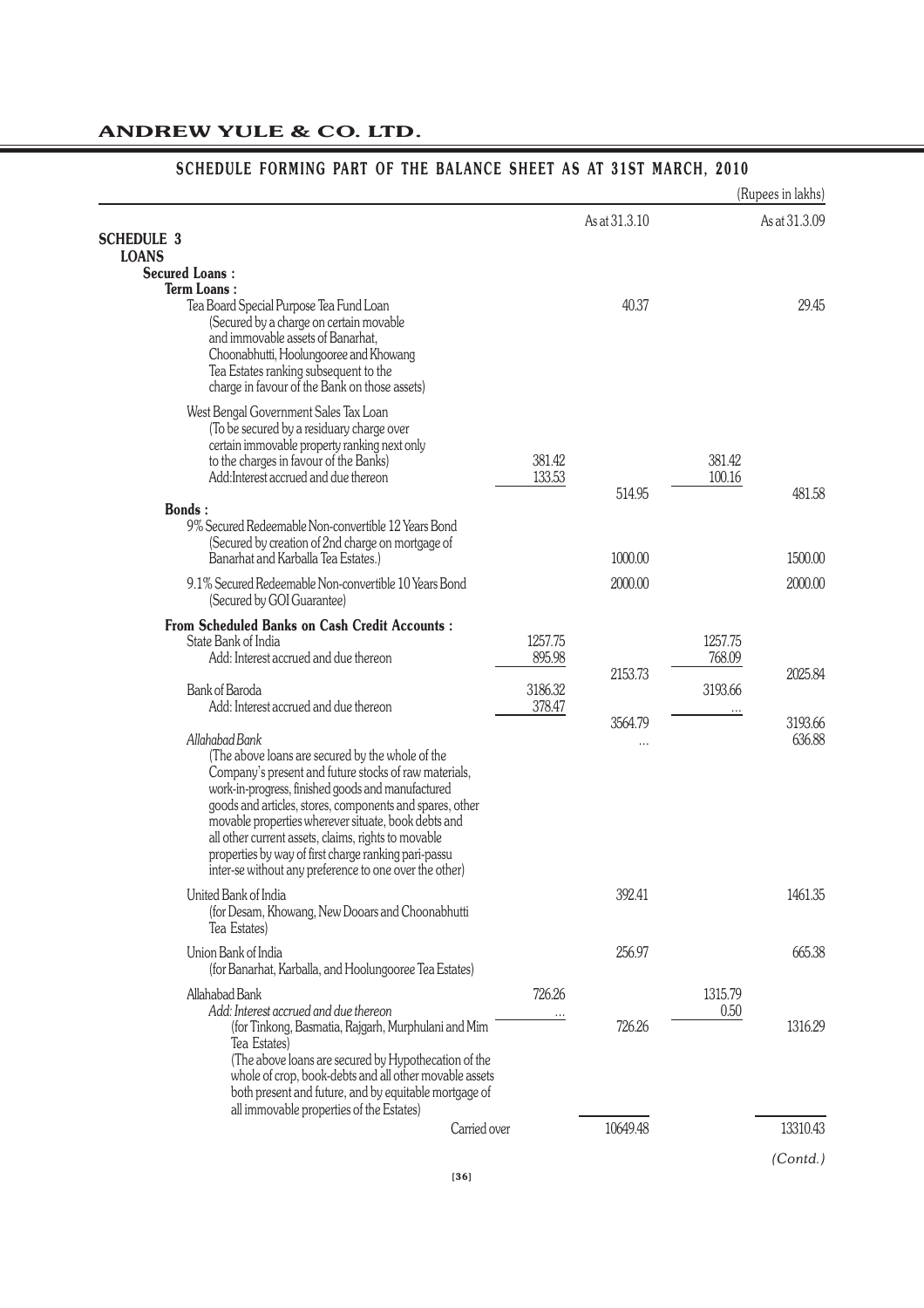## SCHEDULE FORMING PART OF THE BALANCE SHEET AS AT 31ST MARCH, 2010

(Rupees in lakhs)

| | | As at 31.3.10 | | As at 31.3.09 |
|---|---|---|---|---|
| **SCHEDULE 3** | | | | |
| **LOANS** | | | | |
| **Secured Loans :** | | | | |
| **Term Loans :** | | | | |
| Tea Board Special Purpose Tea Fund Loan (Secured by a charge on certain movable and immovable assets of Banarhat, Choonabhutti, Hoolungooree and Khowang Tea Estates ranking subsequent to the charge in favour of the Bank on those assets) | | 40.37 | | 29.45 |
| West Bengal Government Sales Tax Loan (To be secured by a residuary charge over certain immovable property ranking next only to the charges in favour of the Banks) | 381.42 | | 381.42 | |
| Add:Interest accrued and due thereon | 133.53 | | 100.16 | |
| | | 514.95 | | 481.58 |
| **Bonds :** | | | | |
| 9% Secured Redeemable Non-convertible 12 Years Bond (Secured by creation of 2nd charge on mortgage of Banarhat and Karballa Tea Estates.) | | 1000.00 | | 1500.00 |
| 9.1% Secured Redeemable Non-convertible 10 Years Bond (Secured by GOI Guarantee) | | 2000.00 | | 2000.00 |
| **From Scheduled Banks on Cash Credit Accounts :** | | | | |
| State Bank of India | 1257.75 | | 1257.75 | |
| Add: Interest accrued and due thereon | 895.98 | | 768.09 | |
| | | 2153.73 | | 2025.84 |
| Bank of Baroda | 3186.32 | | 3193.66 | |
| Add: Interest accrued and due thereon | 378.47 | | ... | |
| | | 3564.79 | | 3193.66 |
| *Allahabad Bank* | | ... | | 636.88 |
| (The above loans are secured by the whole of the Company's present and future stocks of raw materials, work-in-progress, finished goods and manufactured goods and articles, stores, components and spares, other movable properties wherever situate, book debts and all other current assets, claims, rights to movable properties by way of first charge ranking pari-passu inter-se without any preference to one over the other) | | | | |
| United Bank of India (for Desam, Khowang, New Dooars and Choonabhutti Tea Estates) | | 392.41 | | 1461.35 |
| Union Bank of India (for Banarhat, Karballa, and Hoolungooree Tea Estates) | | 256.97 | | 665.38 |
| Allahabad Bank | 726.26 | | 1315.79 | |
| *Add: Interest accrued and due thereon* | ... | | 0.50 | |
| (for Tinkong, Basmatia, Rajgarh, Murphulani and Mim Tea Estates) | | 726.26 | | 1316.29 |
| (The above loans are secured by Hypothecation of the whole of crop, book-debts and all other movable assets both present and future, and by equitable mortgage of all immovable properties of the Estates) | | | | |
| Carried over | | 10649.48 | | 13310.43 |

*(Contd.)*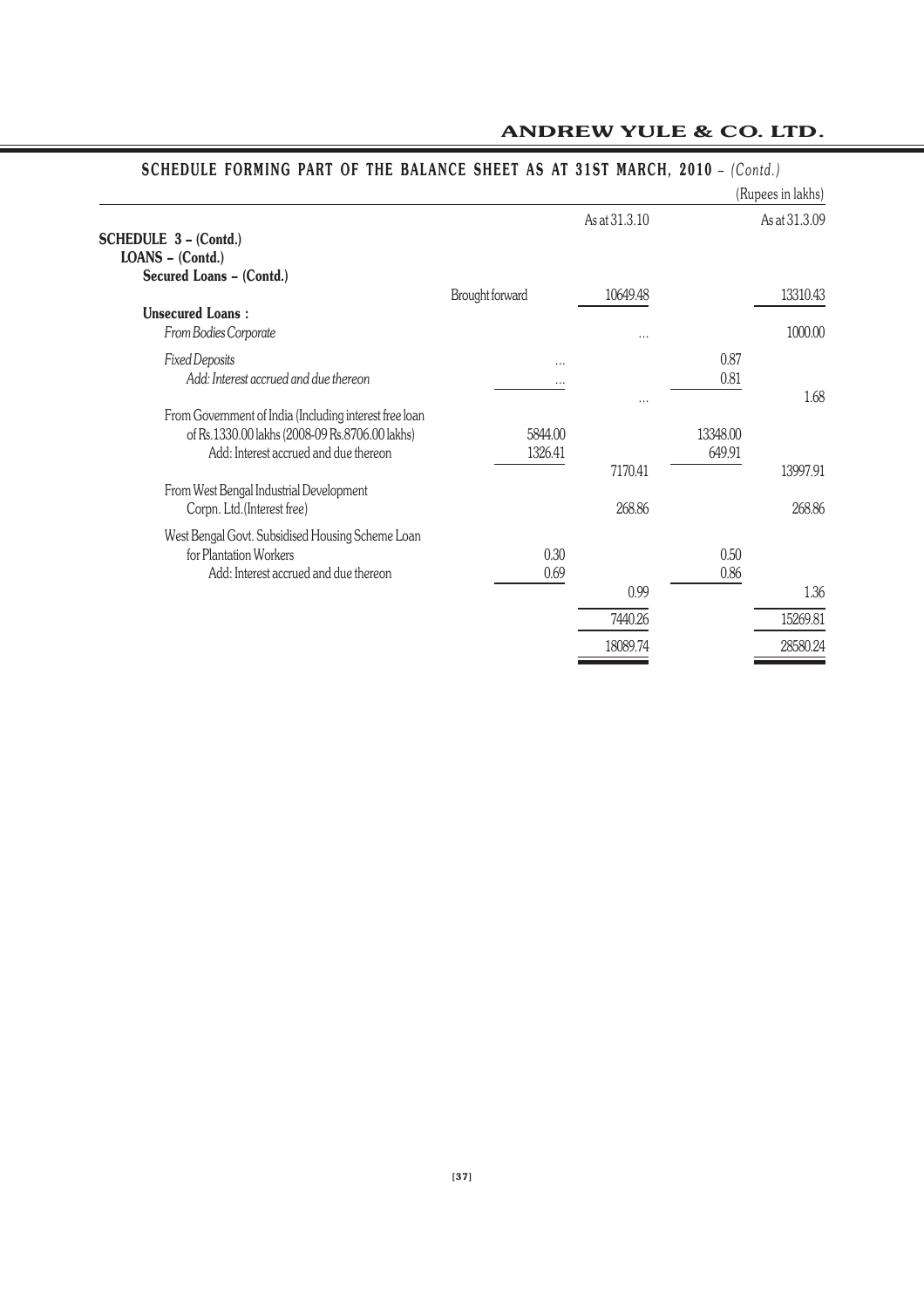## SCHEDULE FORMING PART OF THE BALANCE SHEET AS AT 31ST MARCH, 2010 – *(Contd.)*

(Rupees in lakhs)

| | | As at 31.3.10 | | As at 31.3.09 |
|---|---|---|---|---|
| **SCHEDULE 3 – (Contd.)** | | | | |
| **LOANS – (Contd.)** | | | | |
| **Secured Loans – (Contd.)** | | | | |
| | Brought forward | 10649.48 | | 13310.43 |
| **Unsecured Loans :** | | | | |
| *From Bodies Corporate* | | ... | | 1000.00 |
| *Fixed Deposits* | ... | | 0.87 | |
| *Add: Interest accrued and due thereon* | ... | | 0.81 | |
| | | ... | | 1.68 |
| From Government of India (Including interest free loan of Rs.1330.00 lakhs (2008-09 Rs.8706.00 lakhs) | 5844.00 | | 13348.00 | |
| Add: Interest accrued and due thereon | 1326.41 | | 649.91 | |
| | | 7170.41 | | 13997.91 |
| From West Bengal Industrial Development Corpn. Ltd.(Interest free) | | 268.86 | | 268.86 |
| West Bengal Govt. Subsidised Housing Scheme Loan for Plantation Workers | 0.30 | | 0.50 | |
| Add: Interest accrued and due thereon | 0.69 | | 0.86 | |
| | | 0.99 | | 1.36 |
| | | 7440.26 | | 15269.81 |
| | | 18089.74 | | 28580.24 |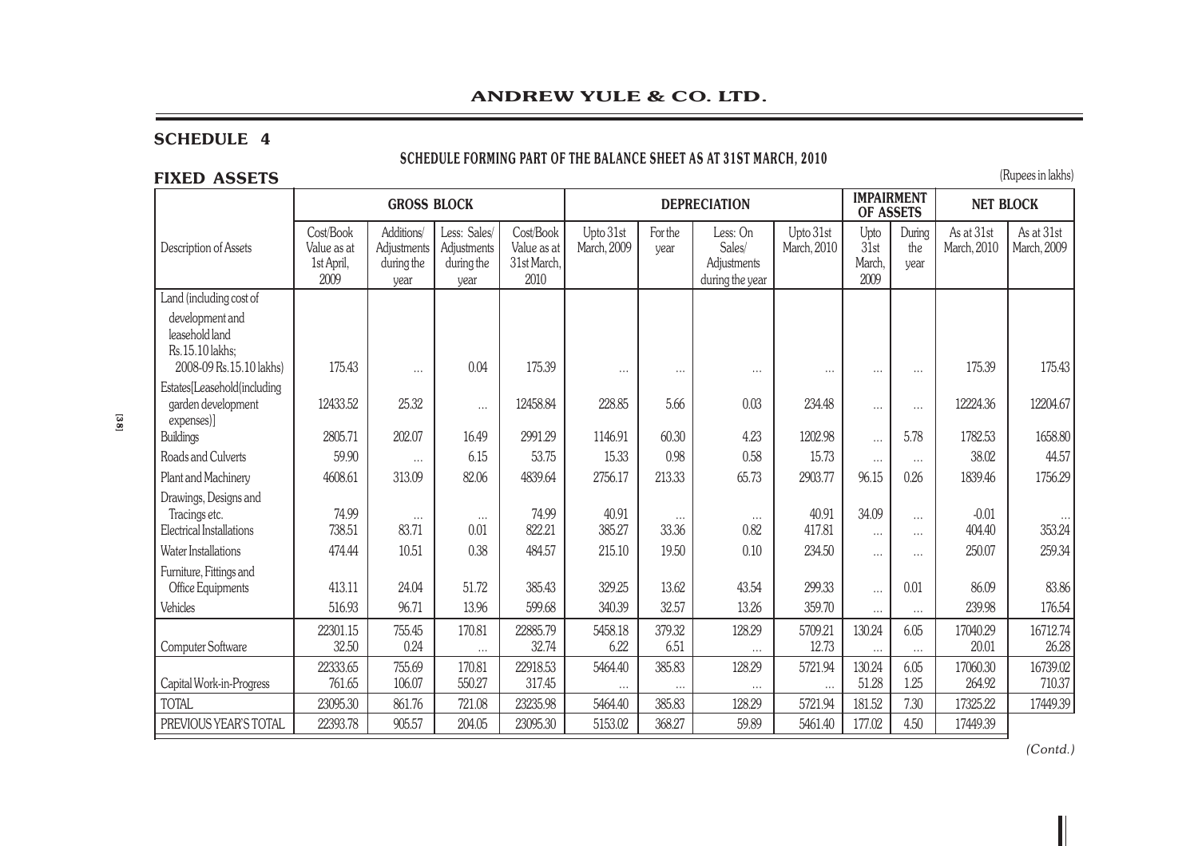## SCHEDULE 4

### SCHEDULE FORMING PART OF THE BALANCE SHEET AS AT 31ST MARCH, 2010

**FIXED ASSETS** (Rupees in lakhs)

| Description of Assets | GROSS BLOCK | | | | DEPRECIATION | | | | IMPAIRMENT OF ASSETS | | NET BLOCK | |
|---|---|---|---|---|---|---|---|---|---|---|---|---|
| | Cost/Book Value as at 1st April, 2009 | Additions/ Adjustments during the year | Less: Sales/ Adjustments during the year | Cost/Book Value as at 31st March, 2010 | Upto 31st March, 2009 | For the year | Less: On Sales/ Adjustments during the year | Upto 31st March, 2010 | Upto 31st March, 2009 | During the year | As at 31st March, 2010 | As at 31st March, 2009 |
| Land (including cost of development and leasehold land Rs.15.10 lakhs; 2008-09 Rs.15.10 lakhs) | 175.43 | ... | 0.04 | 175.39 | ... | ... | ... | ... | ... | ... | 175.39 | 175.43 |
| Estates[Leasehold(including garden development expenses)] | 12433.52 | 25.32 | ... | 12458.84 | 228.85 | 5.66 | 0.03 | 234.48 | ... | ... | 12224.36 | 12204.67 |
| Buildings | 2805.71 | 202.07 | 16.49 | 2991.29 | 1146.91 | 60.30 | 4.23 | 1202.98 | ... | 5.78 | 1782.53 | 1658.80 |
| Roads and Culverts | 59.90 | ... | 6.15 | 53.75 | 15.33 | 0.98 | 0.58 | 15.73 | ... | ... | 38.02 | 44.57 |
| Plant and Machinery | 4608.61 | 313.09 | 82.06 | 4839.64 | 2756.17 | 213.33 | 65.73 | 2903.77 | 96.15 | 0.26 | 1839.46 | 1756.29 |
| Drawings, Designs and Tracings etc. | 74.99 | ... | ... | 74.99 | 40.91 | ... | ... | 40.91 | 34.09 | ... | -0.01 | ... |
| Electrical Installations | 738.51 | 83.71 | 0.01 | 822.21 | 385.27 | 33.36 | 0.82 | 417.81 | ... | ... | 404.40 | 353.24 |
| Water Installations | 474.44 | 10.51 | 0.38 | 484.57 | 215.10 | 19.50 | 0.10 | 234.50 | ... | ... | 250.07 | 259.34 |
| Furniture, Fittings and Office Equipments | 413.11 | 24.04 | 51.72 | 385.43 | 329.25 | 13.62 | 43.54 | 299.33 | ... | 0.01 | 86.09 | 83.86 |
| Vehicles | 516.93 | 96.71 | 13.96 | 599.68 | 340.39 | 32.57 | 13.26 | 359.70 | ... | ... | 239.98 | 176.54 |
| | 22301.15 | 755.45 | 170.81 | 22885.79 | 5458.18 | 379.32 | 128.29 | 5709.21 | 130.24 | 6.05 | 17040.29 | 16712.74 |
| Computer Software | 32.50 | 0.24 | ... | 32.74 | 6.22 | 6.51 | ... | 12.73 | ... | ... | 20.01 | 26.28 |
| | 22333.65 | 755.69 | 170.81 | 22918.53 | 5464.40 | 385.83 | 128.29 | 5721.94 | 130.24 | 6.05 | 17060.30 | 16739.02 |
| Capital Work-in-Progress | 761.65 | 106.07 | 550.27 | 317.45 | ... | ... | ... | ... | 51.28 | 1.25 | 264.92 | 710.37 |
| TOTAL | 23095.30 | 861.76 | 721.08 | 23235.98 | 5464.40 | 385.83 | 128.29 | 5721.94 | 181.52 | 7.30 | 17325.22 | 17449.39 |
| PREVIOUS YEAR'S TOTAL | 22393.78 | 905.57 | 204.05 | 23095.30 | 5153.02 | 368.27 | 59.89 | 5461.40 | 177.02 | 4.50 | 17449.39 | |

*(Contd.)*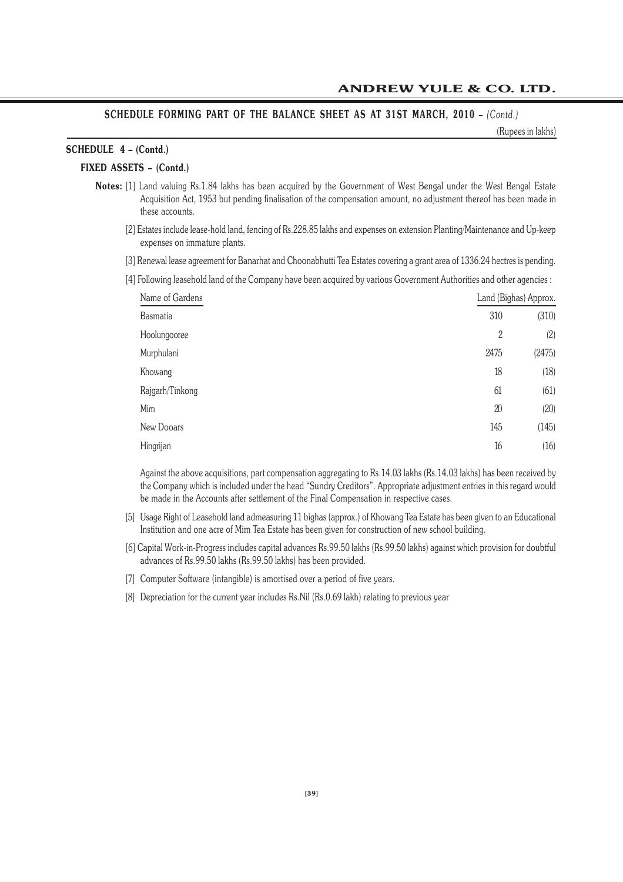## SCHEDULE FORMING PART OF THE BALANCE SHEET AS AT 31ST MARCH, 2010 – *(Contd.)*

(Rupees in lakhs)

### SCHEDULE 4 – (Contd.)

**FIXED ASSETS – (Contd.)**

**Notes:** [1] Land valuing Rs.1.84 lakhs has been acquired by the Government of West Bengal under the West Bengal Estate Acquisition Act, 1953 but pending finalisation of the compensation amount, no adjustment thereof has been made in these accounts.

[2] Estates include lease-hold land, fencing of Rs.228.85 lakhs and expenses on extension Planting/Maintenance and Up-keep expenses on immature plants.

[3] Renewal lease agreement for Banarhat and Choonabhutti Tea Estates covering a grant area of 1336.24 hectres is pending.

[4] Following leasehold land of the Company have been acquired by various Government Authorities and other agencies :

| Name of Gardens | Land (Bighas) Approx. | |
|---|---|---|
| Basmatia | 310 | (310) |
| Hoolungooree | 2 | (2) |
| Murphulani | 2475 | (2475) |
| Khowang | 18 | (18) |
| Rajgarh/Tinkong | 61 | (61) |
| Mim | 20 | (20) |
| New Dooars | 145 | (145) |
| Hingrijan | 16 | (16) |

Against the above acquisitions, part compensation aggregating to Rs.14.03 lakhs (Rs.14.03 lakhs) has been received by the Company which is included under the head "Sundry Creditors". Appropriate adjustment entries in this regard would be made in the Accounts after settlement of the Final Compensation in respective cases.

[5] Usage Right of Leasehold land admeasuring 11 bighas (approx.) of Khowang Tea Estate has been given to an Educational Institution and one acre of Mim Tea Estate has been given for construction of new school building.

[6] Capital Work-in-Progress includes capital advances Rs.99.50 lakhs (Rs.99.50 lakhs) against which provision for doubtful advances of Rs.99.50 lakhs (Rs.99.50 lakhs) has been provided.

[7] Computer Software (intangible) is amortised over a period of five years.

[8] Depreciation for the current year includes Rs.Nil (Rs.0.69 lakh) relating to previous year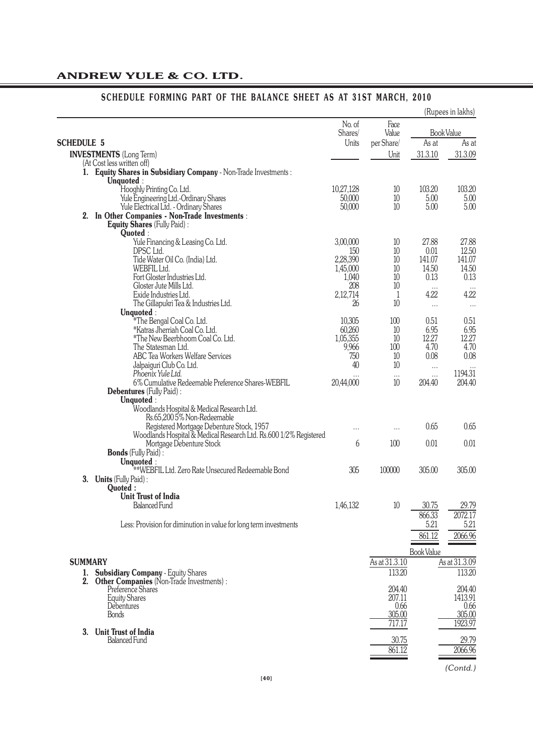## SCHEDULE FORMING PART OF THE BALANCE SHEET AS AT 31ST MARCH, 2010

(Rupees in lakhs)

| SCHEDULE 5 | No. of Shares/ Units | Face Value per Share/ Unit | Book Value As at 31.3.10 | Book Value As at 31.3.09 |
|---|---|---|---|---|
| **INVESTMENTS** (Long Term) | | | | |
| (At Cost less written off) | | | | |
| **1. Equity Shares in Subsidiary Company** - Non-Trade Investments : | | | | |
| **Unquoted** : | | | | |
| Hooghly Printing Co. Ltd. | 10,27,128 | 10 | 103.20 | 103.20 |
| Yule Engineering Ltd.-Ordinary Shares | 50,000 | 10 | 5.00 | 5.00 |
| Yule Electrical Ltd. - Ordinary Shares | 50,000 | 10 | 5.00 | 5.00 |
| **2. In Other Companies - Non-Trade Investments** : | | | | |
| **Equity Shares** (Fully Paid) : | | | | |
| **Quoted** : | | | | |
| Yule Financing & Leasing Co. Ltd. | 3,00,000 | 10 | 27.88 | 27.88 |
| DPSC Ltd. | 150 | 10 | 0.01 | 12.50 |
| Tide Water Oil Co. (India) Ltd. | 2,28,390 | 10 | 141.07 | 141.07 |
| WEBFIL Ltd. | 1,45,000 | 10 | 14.50 | 14.50 |
| Fort Gloster Industries Ltd. | 1,040 | 10 | 0.13 | 0.13 |
| Gloster Jute Mills Ltd. | 208 | 10 | ... | ... |
| Exide Industries Ltd. | 2,12,714 | 1 | 4.22 | 4.22 |
| The Gillapukri Tea & Industries Ltd. | 26 | 10 | ... | ... |
| **Unquoted** : | | | | |
| *The Bengal Coal Co. Ltd. | 10,305 | 100 | 0.51 | 0.51 |
| *Katras Jherriah Coal Co. Ltd. | 60,260 | 10 | 6.95 | 6.95 |
| *The New Beerbhoom Coal Co. Ltd. | 1,05,355 | 10 | 12.27 | 12.27 |
| The Statesman Ltd. | 9,966 | 100 | 4.70 | 4.70 |
| ABC Tea Workers Welfare Services | 750 | 10 | 0.08 | 0.08 |
| Jalpaiguri Club Co. Ltd. | 40 | 10 | ... | ... |
| *Phoenix Yule Ltd.* | ... | ... | ... | 1194.31 |
| 6% Cumulative Redeemable Preference Shares-WEBFIL | 20,44,000 | 10 | 204.40 | 204.40 |
| **Debentures** (Fully Paid) : | | | | |
| **Unquoted** : | | | | |
| Woodlands Hospital & Medical Research Ltd. Rs.65,200 5% Non-Redeemable Registered Mortgage Debenture Stock, 1957 | ... | ... | 0.65 | 0.65 |
| Woodlands Hospital & Medical Research Ltd. Rs.600 1/2% Registered Mortgage Debenture Stock | 6 | 100 | 0.01 | 0.01 |
| **Bonds** (Fully Paid) : | | | | |
| **Unquoted** : | | | | |
| **WEBFIL Ltd. Zero Rate Unsecured Redeemable Bond | 305 | 100000 | 305.00 | 305.00 |
| **3. Units** (Fully Paid) : | | | | |
| **Quoted :** | | | | |
| **Unit Trust of India** | | | | |
| Balanced Fund | 1,46,132 | 10 | 30.75 | 29.79 |
| | | | 866.33 | 2072.17 |
| Less: Provision for diminution in value for long term investments | | | 5.21 | 5.21 |
| | | | 861.12 | 2066.96 |

| SUMMARY | Book Value As at 31.3.10 | Book Value As at 31.3.09 |
|---|---|---|
| **1. Subsidiary Company** - Equity Shares | 113.20 | 113.20 |
| **2. Other Companies** (Non-Trade Investments) : | | |
| Preference Shares | 204.40 | 204.40 |
| Equity Shares | 207.11 | 1413.91 |
| Debentures | 0.66 | 0.66 |
| Bonds | 305.00 | 305.00 |
| | 717.17 | 1923.97 |
| **3. Unit Trust of India** | | |
| Balanced Fund | 30.75 | 29.79 |
| | 861.12 | 2066.96 |

*(Contd.)*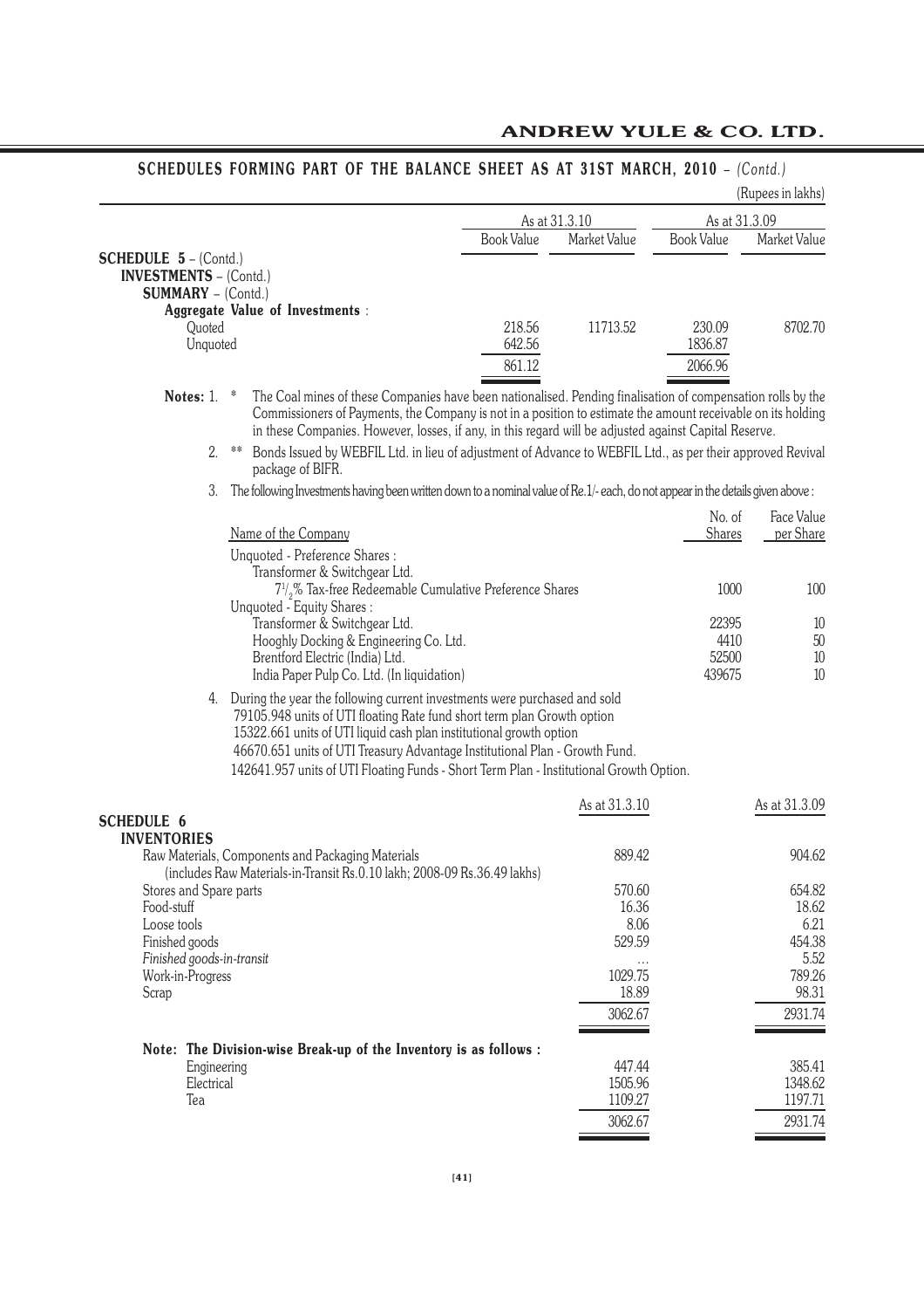## SCHEDULES FORMING PART OF THE BALANCE SHEET AS AT 31ST MARCH, 2010 – *(Contd.)*

(Rupees in lakhs)

| | As at 31.3.10 | | As at 31.3.09 | |
|---|---|---|---|---|
| | Book Value | Market Value | Book Value | Market Value |
| **SCHEDULE 5** – (Contd.) | | | | |
| **INVESTMENTS** – (Contd.) | | | | |
| **SUMMARY** – (Contd.) | | | | |
| **Aggregate Value of Investments** : | | | | |
| Quoted | 218.56 | 11713.52 | 230.09 | 8702.70 |
| Unquoted | 642.56 | | 1836.87 | |
| | 861.12 | | 2066.96 | |

**Notes:** 1. * The Coal mines of these Companies have been nationalised. Pending finalisation of compensation rolls by the Commissioners of Payments, the Company is not in a position to estimate the amount receivable on its holding in these Companies. However, losses, if any, in this regard will be adjusted against Capital Reserve.

2. ** Bonds Issued by WEBFIL Ltd. in lieu of adjustment of Advance to WEBFIL Ltd., as per their approved Revival package of BIFR.

3. The following Investments having been written down to a nominal value of Re.1/- each, do not appear in the details given above :

| Name of the Company | No. of Shares | Face Value per Share |
|---|---|---|
| Unquoted - Preference Shares : | | |
| Transformer & Switchgear Ltd. | | |
| $7\frac{1}{2}$% Tax-free Redeemable Cumulative Preference Shares | 1000 | 100 |
| Unquoted - Equity Shares : | | |
| Transformer & Switchgear Ltd. | 22395 | 10 |
| Hooghly Docking & Engineering Co. Ltd. | 4410 | 50 |
| Brentford Electric (India) Ltd. | 52500 | 10 |
| India Paper Pulp Co. Ltd. (In liquidation) | 439675 | 10 |

4. During the year the following current investments were purchased and sold
79105.948 units of UTI floating Rate fund short term plan Growth option
15322.661 units of UTI liquid cash plan institutional growth option
46670.651 units of UTI Treasury Advantage Institutional Plan - Growth Fund.
142641.957 units of UTI Floating Funds - Short Term Plan - Institutional Growth Option.

| | As at 31.3.10 | As at 31.3.09 |
|---|---|---|
| **SCHEDULE 6** | | |
| **INVENTORIES** | | |
| Raw Materials, Components and Packaging Materials (includes Raw Materials-in-Transit Rs.0.10 lakh; 2008-09 Rs.36.49 lakhs) | 889.42 | 904.62 |
| Stores and Spare parts | 570.60 | 654.82 |
| Food-stuff | 16.36 | 18.62 |
| Loose tools | 8.06 | 6.21 |
| Finished goods | 529.59 | 454.38 |
| *Finished goods-in-transit* | ... | 5.52 |
| Work-in-Progress | 1029.75 | 789.26 |
| Scrap | 18.89 | 98.31 |
| | 3062.67 | 2931.74 |
| **Note: The Division-wise Break-up of the Inventory is as follows :** | | |
| Engineering | 447.44 | 385.41 |
| Electrical | 1505.96 | 1348.62 |
| Tea | 1109.27 | 1197.71 |
| | 3062.67 | 2931.74 |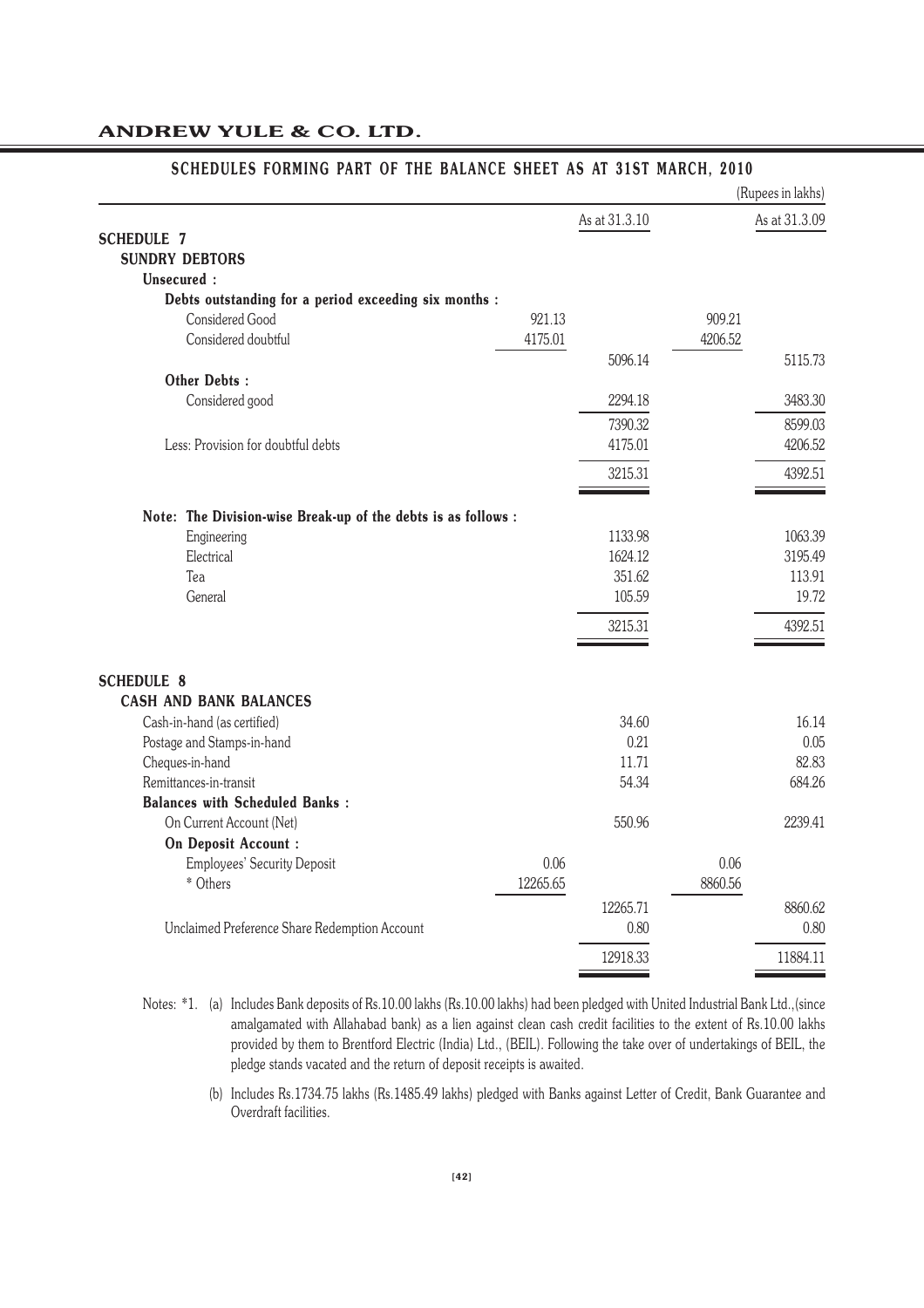## SCHEDULES FORMING PART OF THE BALANCE SHEET AS AT 31ST MARCH, 2010

(Rupees in lakhs)

| | | As at 31.3.10 | | As at 31.3.09 |
|---|---|---|---|---|
| **SCHEDULE 7** | | | | |
| **SUNDRY DEBTORS** | | | | |
| **Unsecured :** | | | | |
| **Debts outstanding for a period exceeding six months :** | | | | |
| Considered Good | 921.13 | | 909.21 | |
| Considered doubtful | 4175.01 | | 4206.52 | |
| | | 5096.14 | | 5115.73 |
| **Other Debts :** | | | | |
| Considered good | | 2294.18 | | 3483.30 |
| | | 7390.32 | | 8599.03 |
| Less: Provision for doubtful debts | | 4175.01 | | 4206.52 |
| | | 3215.31 | | 4392.51 |
| **Note: The Division-wise Break-up of the debts is as follows :** | | | | |
| Engineering | | 1133.98 | | 1063.39 |
| Electrical | | 1624.12 | | 3195.49 |
| Tea | | 351.62 | | 113.91 |
| General | | 105.59 | | 19.72 |
| | | 3215.31 | | 4392.51 |
| **SCHEDULE 8** | | | | |
| **CASH AND BANK BALANCES** | | | | |
| Cash-in-hand (as certified) | | 34.60 | | 16.14 |
| Postage and Stamps-in-hand | | 0.21 | | 0.05 |
| Cheques-in-hand | | 11.71 | | 82.83 |
| Remittances-in-transit | | 54.34 | | 684.26 |
| **Balances with Scheduled Banks :** | | | | |
| On Current Account (Net) | | 550.96 | | 2239.41 |
| **On Deposit Account :** | | | | |
| Employees' Security Deposit | 0.06 | | 0.06 | |
| * Others | 12265.65 | | 8860.56 | |
| | | 12265.71 | | 8860.62 |
| Unclaimed Preference Share Redemption Account | | 0.80 | | 0.80 |
| | | 12918.33 | | 11884.11 |

Notes: *1. (a) Includes Bank deposits of Rs.10.00 lakhs (Rs.10.00 lakhs) had been pledged with United Industrial Bank Ltd.,(since amalgamated with Allahabad bank) as a lien against clean cash credit facilities to the extent of Rs.10.00 lakhs provided by them to Brentford Electric (India) Ltd., (BEIL). Following the take over of undertakings of BEIL, the pledge stands vacated and the return of deposit receipts is awaited.

(b) Includes Rs.1734.75 lakhs (Rs.1485.49 lakhs) pledged with Banks against Letter of Credit, Bank Guarantee and Overdraft facilities.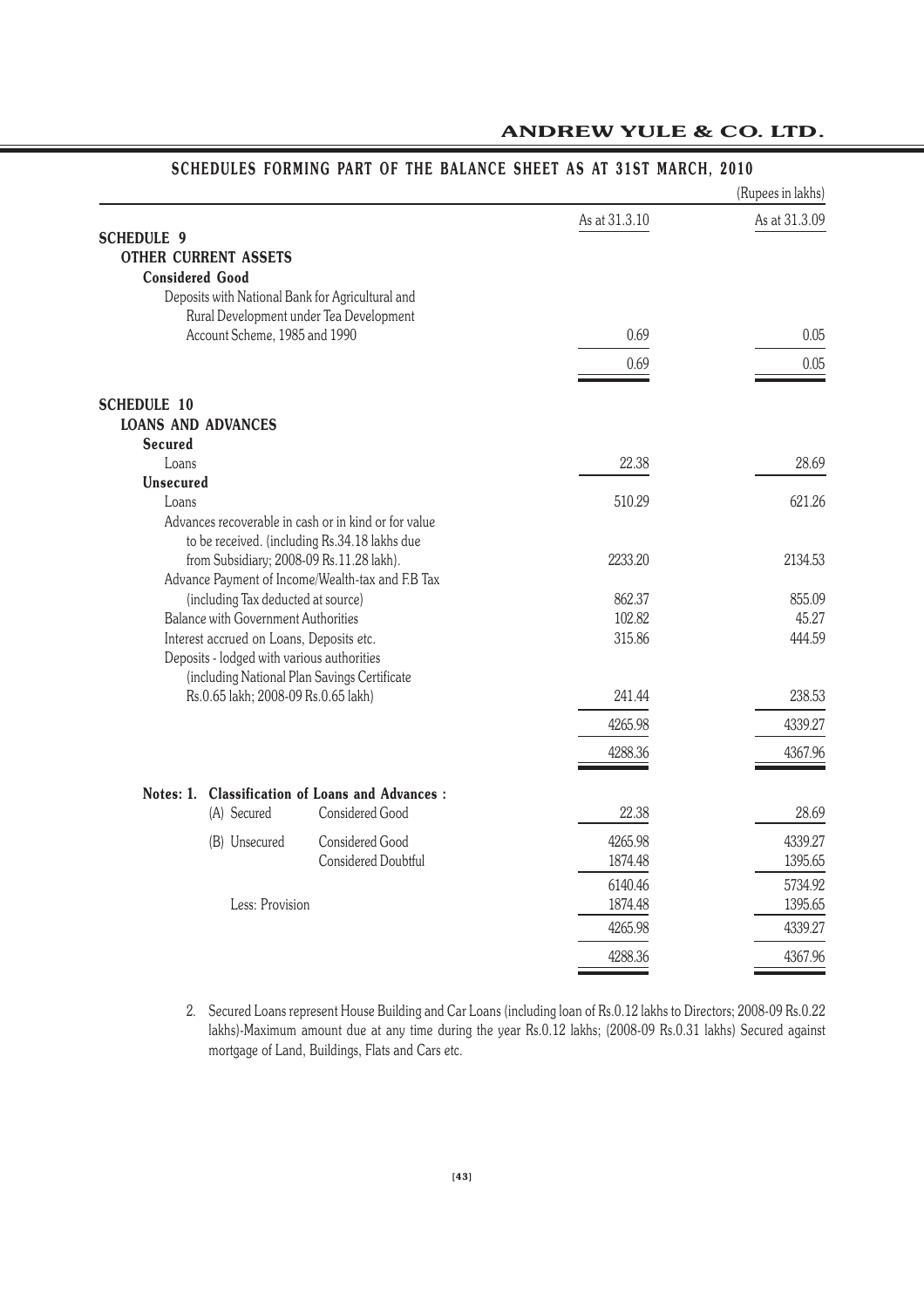## SCHEDULES FORMING PART OF THE BALANCE SHEET AS AT 31ST MARCH, 2010

(Rupees in lakhs)

| | As at 31.3.10 | As at 31.3.09 |
|---|---|---|
| **SCHEDULE 9** | | |
| **OTHER CURRENT ASSETS** | | |
| **Considered Good** | | |
| Deposits with National Bank for Agricultural and Rural Development under Tea Development Account Scheme, 1985 and 1990 | 0.69 | 0.05 |
| | 0.69 | 0.05 |
| **SCHEDULE 10** | | |
| **LOANS AND ADVANCES** | | |
| **Secured** | | |
| Loans | 22.38 | 28.69 |
| **Unsecured** | | |
| Loans | 510.29 | 621.26 |
| Advances recoverable in cash or in kind or for value to be received. (including Rs.34.18 lakhs due from Subsidiary; 2008-09 Rs.11.28 lakh). | 2233.20 | 2134.53 |
| Advance Payment of Income/Wealth-tax and F.B Tax (including Tax deducted at source) | 862.37 | 855.09 |
| Balance with Government Authorities | 102.82 | 45.27 |
| Interest accrued on Loans, Deposits etc. | 315.86 | 444.59 |
| Deposits - lodged with various authorities (including National Plan Savings Certificate Rs.0.65 lakh; 2008-09 Rs.0.65 lakh) | 241.44 | 238.53 |
| | 4265.98 | 4339.27 |
| | 4288.36 | 4367.96 |

**Notes: 1. Classification of Loans and Advances :**

| | | As at 31.3.10 | As at 31.3.09 |
|---|---|---|---|
| (A) Secured | Considered Good | 22.38 | 28.69 |
| (B) Unsecured | Considered Good | 4265.98 | 4339.27 |
| | Considered Doubtful | 1874.48 | 1395.65 |
| | | 6140.46 | 5734.92 |
| Less: Provision | | 1874.48 | 1395.65 |
| | | 4265.98 | 4339.27 |
| | | 4288.36 | 4367.96 |

2. Secured Loans represent House Building and Car Loans (including loan of Rs.0.12 lakhs to Directors; 2008-09 Rs.0.22 lakhs)-Maximum amount due at any time during the year Rs.0.12 lakhs; (2008-09 Rs.0.31 lakhs) Secured against mortgage of Land, Buildings, Flats and Cars etc.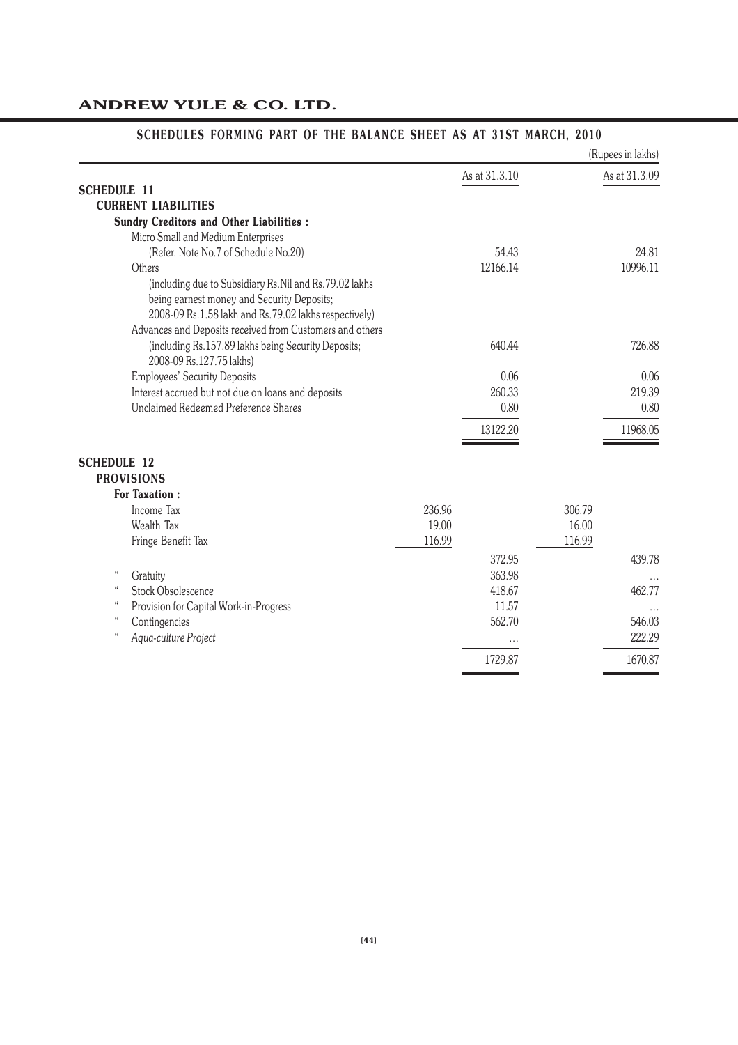## SCHEDULES FORMING PART OF THE BALANCE SHEET AS AT 31ST MARCH, 2010

(Rupees in lakhs)

| | | As at 31.3.10 | | As at 31.3.09 |
|---|---|---|---|---|
| **SCHEDULE 11** | | | | |
| **CURRENT LIABILITIES** | | | | |
| **Sundry Creditors and Other Liabilities :** | | | | |
| Micro Small and Medium Enterprises (Refer. Note No.7 of Schedule No.20) | | 54.43 | | 24.81 |
| Others (including due to Subsidiary Rs.Nil and Rs.79.02 lakhs being earnest money and Security Deposits; 2008-09 Rs.1.58 lakh and Rs.79.02 lakhs respectively) | | 12166.14 | | 10996.11 |
| Advances and Deposits received from Customers and others (including Rs.157.89 lakhs being Security Deposits; 2008-09 Rs.127.75 lakhs) | | 640.44 | | 726.88 |
| Employees' Security Deposits | | 0.06 | | 0.06 |
| Interest accrued but not due on loans and deposits | | 260.33 | | 219.39 |
| Unclaimed Redeemed Preference Shares | | 0.80 | | 0.80 |
| | | 13122.20 | | 11968.05 |
| **SCHEDULE 12** | | | | |
| **PROVISIONS** | | | | |
| **For Taxation :** | | | | |
| Income Tax | 236.96 | | 306.79 | |
| Wealth Tax | 19.00 | | 16.00 | |
| Fringe Benefit Tax | 116.99 | | 116.99 | |
| | | 372.95 | | 439.78 |
| " Gratuity | | 363.98 | | ... |
| " Stock Obsolescence | | 418.67 | | 462.77 |
| " Provision for Capital Work-in-Progress | | 11.57 | | ... |
| " Contingencies | | 562.70 | | 546.03 |
| " *Aqua-culture Project* | | ... | | 222.29 |
| | | 1729.87 | | 1670.87 |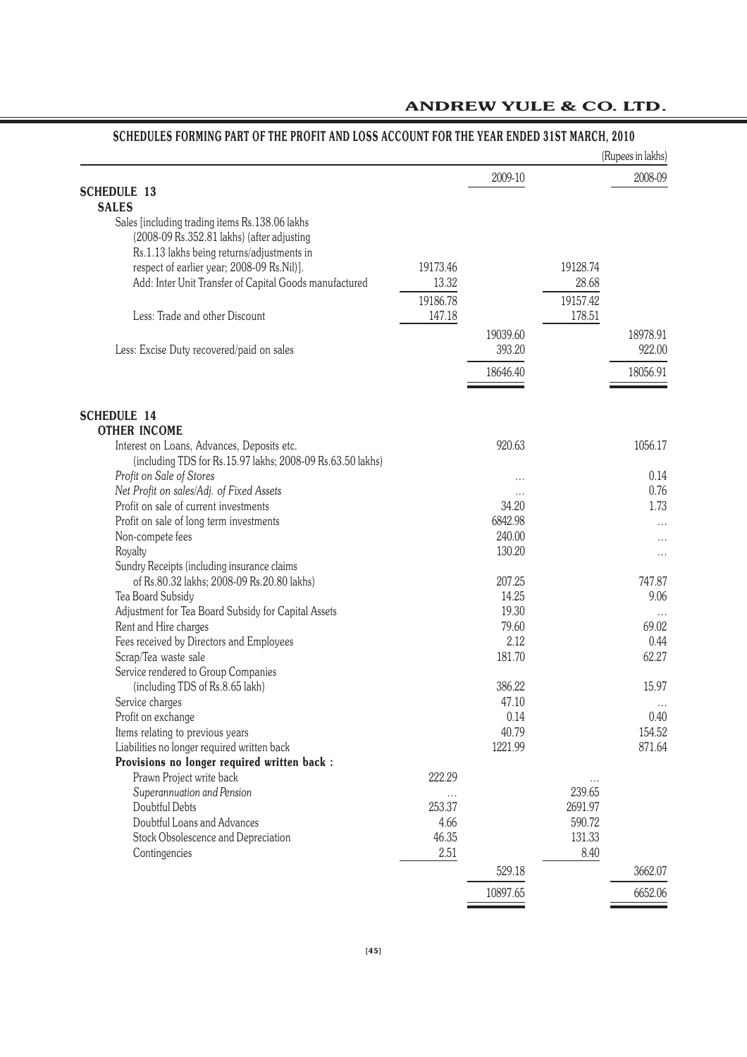## SCHEDULES FORMING PART OF THE PROFIT AND LOSS ACCOUNT FOR THE YEAR ENDED 31ST MARCH, 2010

(Rupees in lakhs)

| | | 2009-10 | | 2008-09 |
|---|---|---|---|---|
| **SCHEDULE 13** | | | | |
| **SALES** | | | | |
| Sales [including trading items Rs.138.06 lakhs (2008-09 Rs.352.81 lakhs) (after adjusting Rs.1.13 lakhs being returns/adjustments in respect of earlier year; 2008-09 Rs.Nil)]. | 19173.46 | | 19128.74 | |
| Add: Inter Unit Transfer of Capital Goods manufactured | 13.32 | | 28.68 | |
| | 19186.78 | | 19157.42 | |
| Less: Trade and other Discount | 147.18 | | 178.51 | |
| | | 19039.60 | | 18978.91 |
| Less: Excise Duty recovered/paid on sales | | 393.20 | | 922.00 |
| | | 18646.40 | | 18056.91 |
| **SCHEDULE 14** | | | | |
| **OTHER INCOME** | | | | |
| Interest on Loans, Advances, Deposits etc. (including TDS for Rs.15.97 lakhs; 2008-09 Rs.63.50 lakhs) | | 920.63 | | 1056.17 |
| *Profit on Sale of Stores* | | ... | | 0.14 |
| *Net Profit on sales/Adj. of Fixed Assets* | | ... | | 0.76 |
| Profit on sale of current investments | | 34.20 | | 1.73 |
| Profit on sale of long term investments | | 6842.98 | | ... |
| Non-compete fees | | 240.00 | | ... |
| Royalty | | 130.20 | | ... |
| Sundry Receipts (including insurance claims of Rs.80.32 lakhs; 2008-09 Rs.20.80 lakhs) | | 207.25 | | 747.87 |
| Tea Board Subsidy | | 14.25 | | 9.06 |
| Adjustment for Tea Board Subsidy for Capital Assets | | 19.30 | | ... |
| Rent and Hire charges | | 79.60 | | 69.02 |
| Fees received by Directors and Employees | | 2.12 | | 0.44 |
| Scrap/Tea waste sale | | 181.70 | | 62.27 |
| Service rendered to Group Companies (including TDS of Rs.8.65 lakh) | | 386.22 | | 15.97 |
| Service charges | | 47.10 | | ... |
| Profit on exchange | | 0.14 | | 0.40 |
| Items relating to previous years | | 40.79 | | 154.52 |
| Liabilities no longer required written back | | 1221.99 | | 871.64 |
| **Provisions no longer required written back :** | | | | |
| Prawn Project write back | 222.29 | | ... | |
| *Superannuation and Pension* | ... | | 239.65 | |
| Doubtful Debts | 253.37 | | 2691.97 | |
| Doubtful Loans and Advances | 4.66 | | 590.72 | |
| Stock Obsolescence and Depreciation | 46.35 | | 131.33 | |
| Contingencies | 2.51 | | 8.40 | |
| | | 529.18 | | 3662.07 |
| | | 10897.65 | | 6652.06 |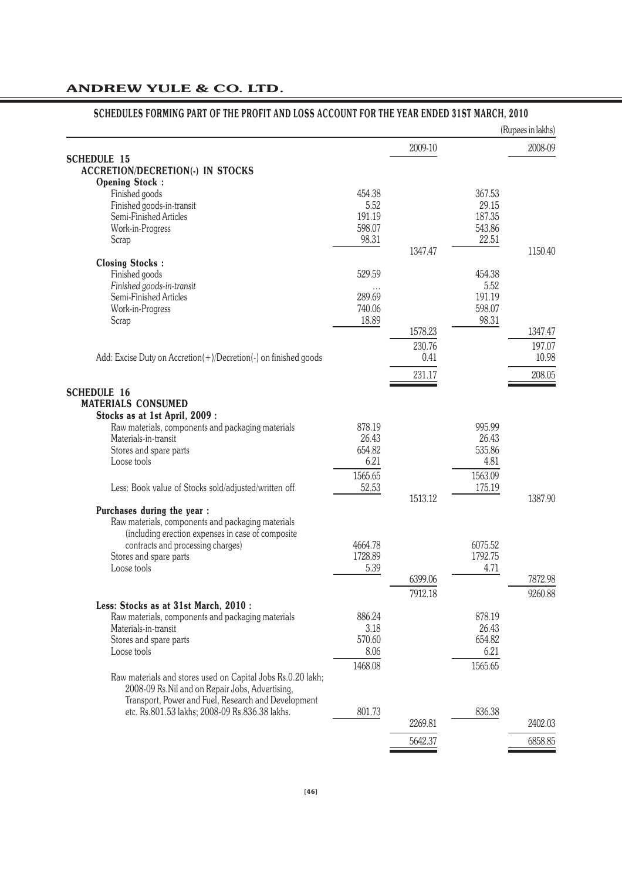## SCHEDULES FORMING PART OF THE PROFIT AND LOSS ACCOUNT FOR THE YEAR ENDED 31ST MARCH, 2010

(Rupees in lakhs)

| | | 2009-10 | | 2008-09 |
|---|---|---|---|---|
| **SCHEDULE 15** | | | | |
| **ACCRETION/DECRETION(-) IN STOCKS** | | | | |
| **Opening Stock :** | | | | |
| Finished goods | 454.38 | | 367.53 | |
| Finished goods-in-transit | 5.52 | | 29.15 | |
| Semi-Finished Articles | 191.19 | | 187.35 | |
| Work-in-Progress | 598.07 | | 543.86 | |
| Scrap | 98.31 | | 22.51 | |
| | | 1347.47 | | 1150.40 |
| **Closing Stocks :** | | | | |
| Finished goods | 529.59 | | 454.38 | |
| *Finished goods-in-transit* | ... | | 5.52 | |
| Semi-Finished Articles | 289.69 | | 191.19 | |
| Work-in-Progress | 740.06 | | 598.07 | |
| Scrap | 18.89 | | 98.31 | |
| | | 1578.23 | | 1347.47 |
| | | 230.76 | | 197.07 |
| Add: Excise Duty on Accretion(+)/Decretion(-) on finished goods | | 0.41 | | 10.98 |
| | | 231.17 | | 208.05 |
| **SCHEDULE 16** | | | | |
| **MATERIALS CONSUMED** | | | | |
| **Stocks as at 1st April, 2009 :** | | | | |
| Raw materials, components and packaging materials | 878.19 | | 995.99 | |
| Materials-in-transit | 26.43 | | 26.43 | |
| Stores and spare parts | 654.82 | | 535.86 | |
| Loose tools | 6.21 | | 4.81 | |
| | 1565.65 | | 1563.09 | |
| Less: Book value of Stocks sold/adjusted/written off | 52.53 | | 175.19 | |
| | | 1513.12 | | 1387.90 |
| **Purchases during the year :** | | | | |
| Raw materials, components and packaging materials (including erection expenses in case of composite contracts and processing charges) | 4664.78 | | 6075.52 | |
| Stores and spare parts | 1728.89 | | 1792.75 | |
| Loose tools | 5.39 | | 4.71 | |
| | | 6399.06 | | 7872.98 |
| | | 7912.18 | | 9260.88 |
| **Less: Stocks as at 31st March, 2010 :** | | | | |
| Raw materials, components and packaging materials | 886.24 | | 878.19 | |
| Materials-in-transit | 3.18 | | 26.43 | |
| Stores and spare parts | 570.60 | | 654.82 | |
| Loose tools | 8.06 | | 6.21 | |
| | 1468.08 | | 1565.65 | |
| Raw materials and stores used on Capital Jobs Rs.0.20 lakh; 2008-09 Rs.Nil and on Repair Jobs, Advertising, Transport, Power and Fuel, Research and Development etc. Rs.801.53 lakhs; 2008-09 Rs.836.38 lakhs. | 801.73 | | 836.38 | |
| | | 2269.81 | | 2402.03 |
| | | 5642.37 | | 6858.85 |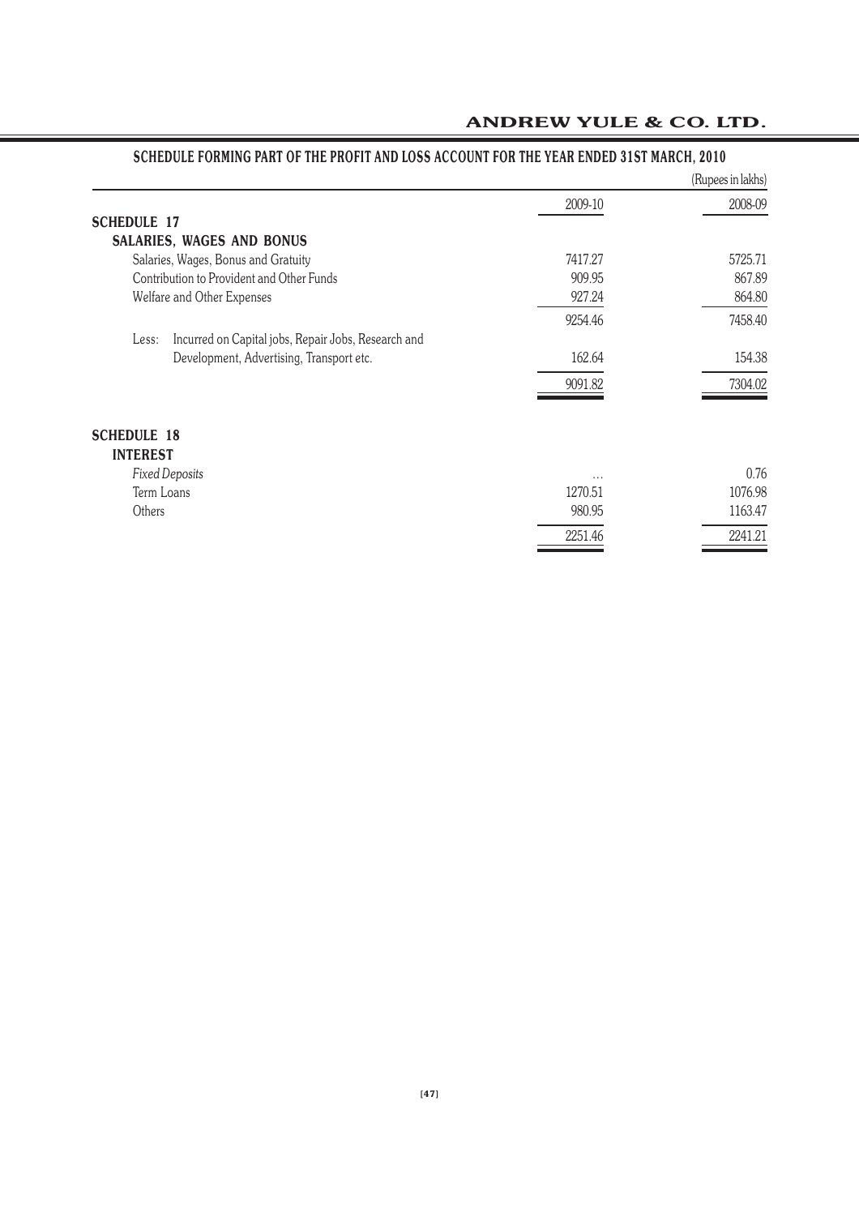## SCHEDULE FORMING PART OF THE PROFIT AND LOSS ACCOUNT FOR THE YEAR ENDED 31ST MARCH, 2010

(Rupees in lakhs)

| | 2009-10 | 2008-09 |
|---|---|---|
| **SCHEDULE 17** | | |
| **SALARIES, WAGES AND BONUS** | | |
| Salaries, Wages, Bonus and Gratuity | 7417.27 | 5725.71 |
| Contribution to Provident and Other Funds | 909.95 | 867.89 |
| Welfare and Other Expenses | 927.24 | 864.80 |
| | 9254.46 | 7458.40 |
| Less: Incurred on Capital jobs, Repair Jobs, Research and Development, Advertising, Transport etc. | 162.64 | 154.38 |
| | 9091.82 | 7304.02 |

| | 2009-10 | 2008-09 |
|---|---|---|
| **SCHEDULE 18** | | |
| **INTEREST** | | |
| *Fixed Deposits* | ... | 0.76 |
| Term Loans | 1270.51 | 1076.98 |
| Others | 980.95 | 1163.47 |
| | 2251.46 | 2241.21 |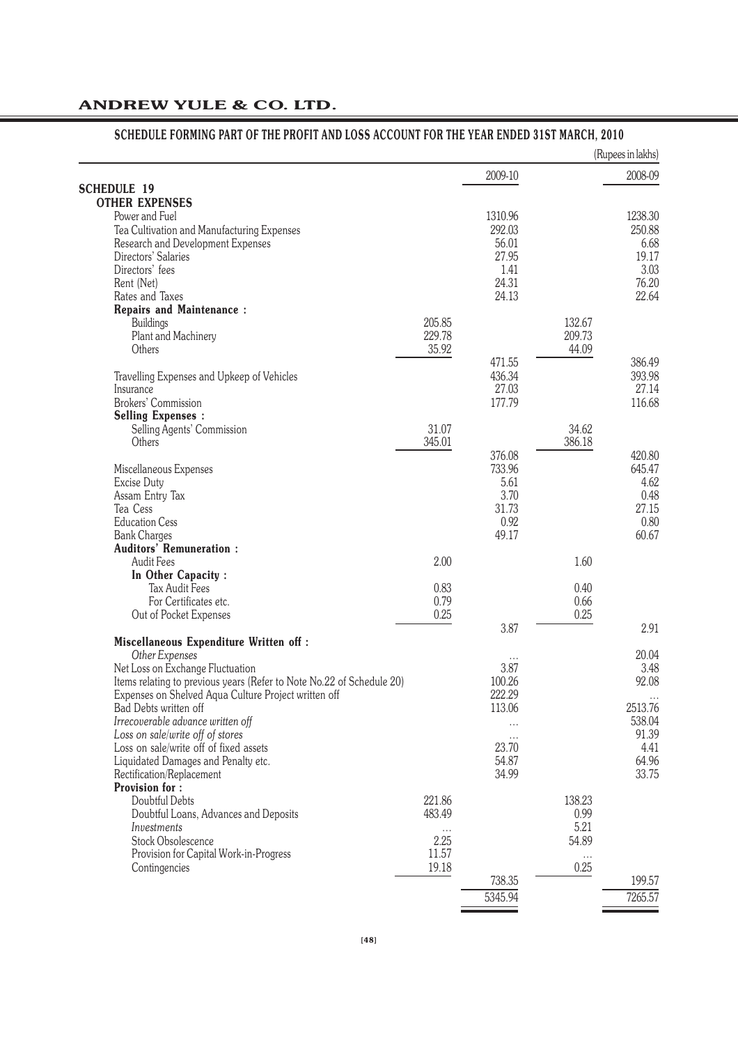## SCHEDULE FORMING PART OF THE PROFIT AND LOSS ACCOUNT FOR THE YEAR ENDED 31ST MARCH, 2010

(Rupees in lakhs)

| | | 2009-10 | | 2008-09 |
|---|---|---|---|---|
| **SCHEDULE 19** | | | | |
| **OTHER EXPENSES** | | | | |
| Power and Fuel | | 1310.96 | | 1238.30 |
| Tea Cultivation and Manufacturing Expenses | | 292.03 | | 250.88 |
| Research and Development Expenses | | 56.01 | | 6.68 |
| Directors' Salaries | | 27.95 | | 19.17 |
| Directors' fees | | 1.41 | | 3.03 |
| Rent (Net) | | 24.31 | | 76.20 |
| Rates and Taxes | | 24.13 | | 22.64 |
| **Repairs and Maintenance :** | | | | |
| Buildings | 205.85 | | 132.67 | |
| Plant and Machinery | 229.78 | | 209.73 | |
| Others | 35.92 | | 44.09 | |
| | | 471.55 | | 386.49 |
| Travelling Expenses and Upkeep of Vehicles | | 436.34 | | 393.98 |
| Insurance | | 27.03 | | 27.14 |
| Brokers' Commission | | 177.79 | | 116.68 |
| **Selling Expenses :** | | | | |
| Selling Agents' Commission | 31.07 | | 34.62 | |
| Others | 345.01 | | 386.18 | |
| | | 376.08 | | 420.80 |
| Miscellaneous Expenses | | 733.96 | | 645.47 |
| Excise Duty | | 5.61 | | 4.62 |
| Assam Entry Tax | | 3.70 | | 0.48 |
| Tea Cess | | 31.73 | | 27.15 |
| Education Cess | | 0.92 | | 0.80 |
| Bank Charges | | 49.17 | | 60.67 |
| **Auditors' Remuneration :** | | | | |
| Audit Fees | 2.00 | | 1.60 | |
| **In Other Capacity :** | | | | |
| Tax Audit Fees | 0.83 | | 0.40 | |
| For Certificates etc. | 0.79 | | 0.66 | |
| Out of Pocket Expenses | 0.25 | | 0.25 | |
| | | 3.87 | | 2.91 |
| **Miscellaneous Expenditure Written off :** | | | | |
| *Other Expenses* | | ... | | 20.04 |
| Net Loss on Exchange Fluctuation | | 3.87 | | 3.48 |
| Items relating to previous years (Refer to Note No.22 of Schedule 20) | | 100.26 | | 92.08 |
| Expenses on Shelved Aqua Culture Project written off | | 222.29 | | ... |
| Bad Debts written off | | 113.06 | | 2513.76 |
| *Irrecoverable advance written off* | | ... | | 538.04 |
| *Loss on sale/write off of stores* | | ... | | 91.39 |
| Loss on sale/write off of fixed assets | | 23.70 | | 4.41 |
| Liquidated Damages and Penalty etc. | | 54.87 | | 64.96 |
| Rectification/Replacement | | 34.99 | | 33.75 |
| **Provision for :** | | | | |
| Doubtful Debts | 221.86 | | 138.23 | |
| Doubtful Loans, Advances and Deposits | 483.49 | | 0.99 | |
| *Investments* | ... | | 5.21 | |
| Stock Obsolescence | 2.25 | | 54.89 | |
| Provision for Capital Work-in-Progress | 11.57 | | ... | |
| Contingencies | 19.18 | | 0.25 | |
| | | 738.35 | | 199.57 |
| | | 5345.94 | | 7265.57 |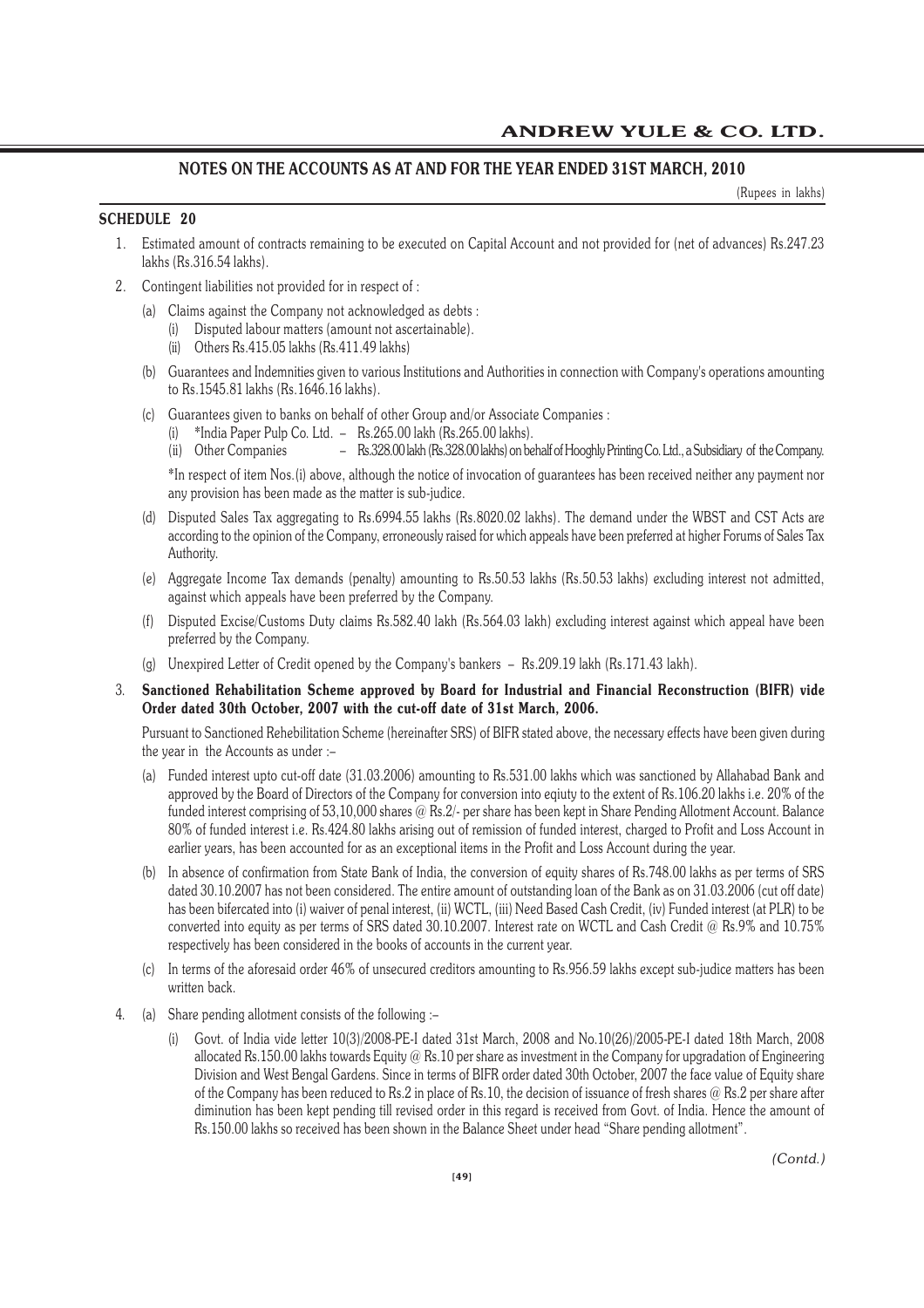## NOTES ON THE ACCOUNTS AS AT AND FOR THE YEAR ENDED 31ST MARCH, 2010

(Rupees in lakhs)

### SCHEDULE 20

1. Estimated amount of contracts remaining to be executed on Capital Account and not provided for (net of advances) Rs.247.23 lakhs (Rs.316.54 lakhs).

2. Contingent liabilities not provided for in respect of :

   (a) Claims against the Company not acknowledged as debts :
      (i) Disputed labour matters (amount not ascertainable).
      (ii) Others Rs.415.05 lakhs (Rs.411.49 lakhs)

   (b) Guarantees and Indemnities given to various Institutions and Authorities in connection with Company's operations amounting to Rs.1545.81 lakhs (Rs.1646.16 lakhs).

   (c) Guarantees given to banks on behalf of other Group and/or Associate Companies :
      (i) *India Paper Pulp Co. Ltd. – Rs.265.00 lakh (Rs.265.00 lakhs).
      (ii) Other Companies – Rs.328.00 lakh (Rs.328.00 lakhs) on behalf of Hooghly Printing Co. Ltd., a Subsidiary of the Company.

      *In respect of item Nos.(i) above, although the notice of invocation of guarantees has been received neither any payment nor any provision has been made as the matter is sub-judice.

   (d) Disputed Sales Tax aggregating to Rs.6994.55 lakhs (Rs.8020.02 lakhs). The demand under the WBST and CST Acts are according to the opinion of the Company, erroneously raised for which appeals have been preferred at higher Forums of Sales Tax Authority.

   (e) Aggregate Income Tax demands (penalty) amounting to Rs.50.53 lakhs (Rs.50.53 lakhs) excluding interest not admitted, against which appeals have been preferred by the Company.

   (f) Disputed Excise/Customs Duty claims Rs.582.40 lakh (Rs.564.03 lakh) excluding interest against which appeal have been preferred by the Company.

   (g) Unexpired Letter of Credit opened by the Company's bankers – Rs.209.19 lakh (Rs.171.43 lakh).

3. **Sanctioned Rehabilitation Scheme approved by Board for Industrial and Financial Reconstruction (BIFR) vide Order dated 30th October, 2007 with the cut-off date of 31st March, 2006.**

   Pursuant to Sanctioned Rehebilitation Scheme (hereinafter SRS) of BIFR stated above, the necessary effects have been given during the year in the Accounts as under :–

   (a) Funded interest upto cut-off date (31.03.2006) amounting to Rs.531.00 lakhs which was sanctioned by Allahabad Bank and approved by the Board of Directors of the Company for conversion into eqiuty to the extent of Rs.106.20 lakhs i.e. 20% of the funded interest comprising of 53,10,000 shares @ Rs.2/- per share has been kept in Share Pending Allotment Account. Balance 80% of funded interest i.e. Rs.424.80 lakhs arising out of remission of funded interest, charged to Profit and Loss Account in earlier years, has been accounted for as an exceptional items in the Profit and Loss Account during the year.

   (b) In absence of confirmation from State Bank of India, the conversion of equity shares of Rs.748.00 lakhs as per terms of SRS dated 30.10.2007 has not been considered. The entire amount of outstanding loan of the Bank as on 31.03.2006 (cut off date) has been bifercated into (i) waiver of penal interest, (ii) WCTL, (iii) Need Based Cash Credit, (iv) Funded interest (at PLR) to be converted into equity as per terms of SRS dated 30.10.2007. Interest rate on WCTL and Cash Credit @ Rs.9% and 10.75% respectively has been considered in the books of accounts in the current year.

   (c) In terms of the aforesaid order 46% of unsecured creditors amounting to Rs.956.59 lakhs except sub-judice matters has been written back.

4. (a) Share pending allotment consists of the following :–

      (i) Govt. of India vide letter 10(3)/2008-PE-I dated 31st March, 2008 and No.10(26)/2005-PE-I dated 18th March, 2008 allocated Rs.150.00 lakhs towards Equity @ Rs.10 per share as investment in the Company for upgradation of Engineering Division and West Bengal Gardens. Since in terms of BIFR order dated 30th October, 2007 the face value of Equity share of the Company has been reduced to Rs.2 in place of Rs.10, the decision of issuance of fresh shares @ Rs.2 per share after diminution has been kept pending till revised order in this regard is received from Govt. of India. Hence the amount of Rs.150.00 lakhs so received has been shown in the Balance Sheet under head "Share pending allotment".

*(Contd.)*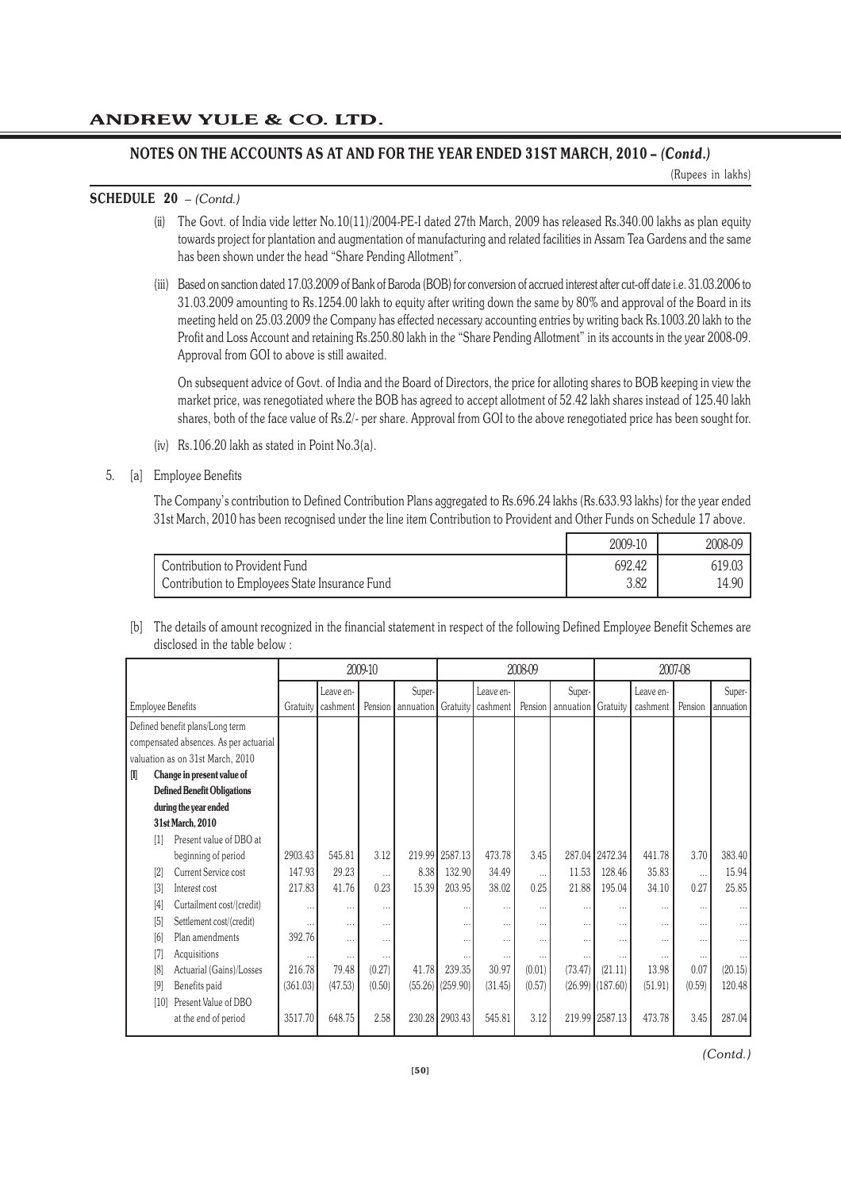## NOTES ON THE ACCOUNTS AS AT AND FOR THE YEAR ENDED 31ST MARCH, 2010 – *(Contd.)*

(Rupees in lakhs)

**SCHEDULE 20** – *(Contd.)*

(ii) The Govt. of India vide letter No.10(11)/2004-PE-I dated 27th March, 2009 has released Rs.340.00 lakhs as plan equity towards project for plantation and augmentation of manufacturing and related facilities in Assam Tea Gardens and the same has been shown under the head "Share Pending Allotment".

(iii) Based on sanction dated 17.03.2009 of Bank of Baroda (BOB) for conversion of accrued interest after cut-off date i.e. 31.03.2006 to 31.03.2009 amounting to Rs.1254.00 lakh to equity after writing down the same by 80% and approval of the Board in its meeting held on 25.03.2009 the Company has effected necessary accounting entries by writing back Rs.1003.20 lakh to the Profit and Loss Account and retaining Rs.250.80 lakh in the "Share Pending Allotment" in its accounts in the year 2008-09. Approval from GOI to above is still awaited.

On subsequent advice of Govt. of India and the Board of Directors, the price for alloting shares to BOB keeping in view the market price, was renegotiated where the BOB has agreed to accept allotment of 52.42 lakh shares instead of 125.40 lakh shares, both of the face value of Rs.2/- per share. Approval from GOI to the above renegotiated price has been sought for.

(iv) Rs.106.20 lakh as stated in Point No.3(a).

5. [a] Employee Benefits

The Company's contribution to Defined Contribution Plans aggregated to Rs.696.24 lakhs (Rs.633.93 lakhs) for the year ended 31st March, 2010 has been recognised under the line item Contribution to Provident and Other Funds on Schedule 17 above.

| | 2009-10 | 2008-09 |
|---|---|---|
| Contribution to Provident Fund | 692.42 | 619.03 |
| Contribution to Employees State Insurance Fund | 3.82 | 14.90 |

[b] The details of amount recognized in the financial statement in respect of the following Defined Employee Benefit Schemes are disclosed in the table below :

| Employee Benefits | 2009-10 | | | | 2008-09 | | | | 2007-08 | | | |
|---|---|---|---|---|---|---|---|---|---|---|---|---|
| | Gratuity | Leave en-cashment | Pension | Super-annuation | Gratuity | Leave en-cashment | Pension | Super-annuation | Gratuity | Leave en-cashment | Pension | Super-annuation |
| Defined benefit plans/Long term compensated absences. As per actuarial valuation as on 31st March, 2010 | | | | | | | | | | | | |
| **[I] Change in present value of Defined Benefit Obligations during the year ended 31st March, 2010** | | | | | | | | | | | | |
| [1] Present value of DBO at beginning of period | 2903.43 | 545.81 | 3.12 | 219.99 | 2587.13 | 473.78 | 3.45 | 287.04 | 2472.34 | 441.78 | 3.70 | 383.40 |
| [2] Current Service cost | 147.93 | 29.23 | ... | 8.38 | 132.90 | 34.49 | ... | 11.53 | 128.46 | 35.83 | ... | 15.94 |
| [3] Interest cost | 217.83 | 41.76 | 0.23 | 15.39 | 203.95 | 38.02 | 0.25 | 21.88 | 195.04 | 34.10 | 0.27 | 25.85 |
| [4] Curtailment cost/(credit) | ... | ... | ... | | ... | ... | ... | ... | ... | ... | ... | ... |
| [5] Settlement cost/(credit) | ... | ... | ... | | ... | ... | ... | ... | ... | ... | ... | ... |
| [6] Plan amendments | 392.76 | ... | ... | | ... | ... | ... | ... | ... | ... | ... | ... |
| [7] Acquisitions | ... | ... | ... | | ... | ... | ... | ... | ... | ... | ... | ... |
| [8] Actuarial (Gains)/Losses | 216.78 | 79.48 | (0.27) | 41.78 | 239.35 | 30.97 | (0.01) | (73.47) | (21.11) | 13.98 | 0.07 | (20.15) |
| [9] Benefits paid | (361.03) | (47.53) | (0.50) | (55.26) | (259.90) | (31.45) | (0.57) | (26.99) | (187.60) | (51.91) | (0.59) | 120.48 |
| [10] Present Value of DBO at the end of period | 3517.70 | 648.75 | 2.58 | 230.28 | 2903.43 | 545.81 | 3.12 | 219.99 | 2587.13 | 473.78 | 3.45 | 287.04 |

*(Contd.)*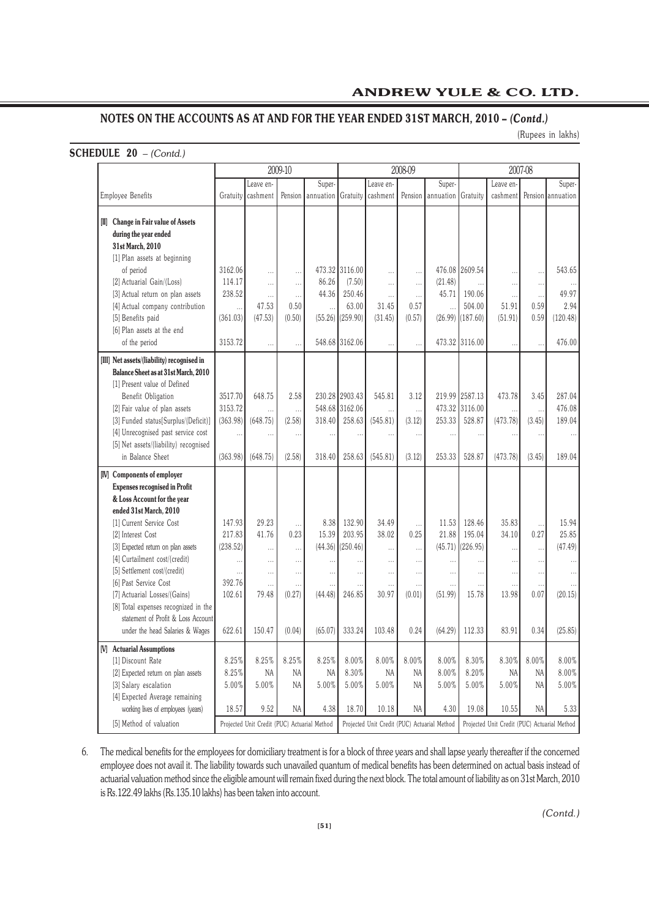## NOTES ON THE ACCOUNTS AS AT AND FOR THE YEAR ENDED 31ST MARCH, 2010 – *(Contd.)*

(Rupees in lakhs)

**SCHEDULE 20** – *(Contd.)*

| Employee Benefits | 2009-10 | | | | 2008-09 | | | | 2007-08 | | | |
|---|---|---|---|---|---|---|---|---|---|---|---|---|
| | Gratuity | Leave en-cashment | Pension | Super-annuation | Gratuity | Leave en-cashment | Pension | Super-annuation | Gratuity | Leave en-cashment | Pension | Super-annuation |
| **[II] Change in Fair value of Assets during the year ended 31st March, 2010** | | | | | | | | | | | | |
| [1] Plan assets at beginning of period | 3162.06 | ... | ... | 473.32 | 3116.00 | ... | ... | 476.08 | 2609.54 | ... | ... | 543.65 |
| [2] Actuarial Gain/(Loss) | 114.17 | ... | ... | 86.26 | (7.50) | ... | ... | (21.48) | ... | ... | ... | ... |
| [3] Actual return on plan assets | 238.52 | ... | ... | 44.36 | 250.46 | ... | ... | 45.71 | 190.06 | ... | ... | 49.97 |
| [4] Actual company contribution | ... | 47.53 | 0.50 | ... | 63.00 | 31.45 | 0.57 | ... | 504.00 | 51.91 | 0.59 | 2.94 |
| [5] Benefits paid | (361.03) | (47.53) | (0.50) | (55.26) | (259.90) | (31.45) | (0.57) | (26.99) | (187.60) | (51.91) | 0.59 | (120.48) |
| [6] Plan assets at the end of the period | 3153.72 | ... | ... | 548.68 | 3162.06 | ... | ... | 473.32 | 3116.00 | ... | ... | 476.00 |
| **[III] Net assets/(liability) recognised in Balance Sheet as at 31st March, 2010** | | | | | | | | | | | | |
| [1] Present value of Defined Benefit Obligation | 3517.70 | 648.75 | 2.58 | 230.28 | 2903.43 | 545.81 | 3.12 | 219.99 | 2587.13 | 473.78 | 3.45 | 287.04 |
| [2] Fair value of plan assets | 3153.72 | ... | ... | 548.68 | 3162.06 | ... | ... | 473.32 | 3116.00 | ... | ... | 476.08 |
| [3] Funded status[Surplus/(Deficit)] | (363.98) | (648.75) | (2.58) | 318.40 | 258.63 | (545.81) | (3.12) | 253.33 | 528.87 | (473.78) | (3.45) | 189.04 |
| [4] Unrecognised past service cost | ... | ... | ... | ... | ... | ... | ... | ... | ... | ... | ... | ... |
| [5] Net assets/(liability) recognised in Balance Sheet | (363.98) | (648.75) | (2.58) | 318.40 | 258.63 | (545.81) | (3.12) | 253.33 | 528.87 | (473.78) | (3.45) | 189.04 |
| **[IV] Components of employer Expenses recognised in Profit & Loss Account for the year ended 31st March, 2010** | | | | | | | | | | | | |
| [1] Current Service Cost | 147.93 | 29.23 | ... | 8.38 | 132.90 | 34.49 | ... | 11.53 | 128.46 | 35.83 | ... | 15.94 |
| [2] Interest Cost | 217.83 | 41.76 | 0.23 | 15.39 | 203.95 | 38.02 | 0.25 | 21.88 | 195.04 | 34.10 | 0.27 | 25.85 |
| [3] Expected return on plan assets | (238.52) | ... | ... | (44.36) | (250.46) | ... | ... | (45.71) | (226.95) | ... | ... | (47.49) |
| [4] Curtailment cost/(credit) | ... | ... | ... | ... | ... | ... | ... | ... | ... | ... | ... | ... |
| [5] Settlement cost/(credit) | ... | ... | ... | ... | ... | ... | ... | ... | ... | ... | ... | ... |
| [6] Past Service Cost | 392.76 | ... | ... | ... | ... | ... | ... | ... | ... | ... | ... | ... |
| [7] Actuarial Losses/(Gains) | 102.61 | 79.48 | (0.27) | (44.48) | 246.85 | 30.97 | (0.01) | (51.99) | 15.78 | 13.98 | 0.07 | (20.15) |
| [8] Total expenses recognized in the statement of Profit & Loss Account under the head Salaries & Wages | 622.61 | 150.47 | (0.04) | (65.07) | 333.24 | 103.48 | 0.24 | (64.29) | 112.33 | 83.91 | 0.34 | (25.85) |
| **[V] Actuarial Assumptions** | | | | | | | | | | | | |
| [1] Discount Rate | 8.25% | 8.25% | 8.25% | 8.25% | 8.00% | 8.00% | 8.00% | 8.00% | 8.30% | 8.30% | 8.00% | 8.00% |
| [2] Expected return on plan assets | 8.25% | NA | NA | NA | 8.30% | NA | NA | 8.00% | 8.20% | NA | NA | 8.00% |
| [3] Salary escalation | 5.00% | 5.00% | NA | 5.00% | 5.00% | 5.00% | NA | 5.00% | 5.00% | 5.00% | NA | 5.00% |
| [4] Expected Average remaining working lives of employees (years) | 18.57 | 9.52 | NA | 4.38 | 18.70 | 10.18 | NA | 4.30 | 19.08 | 10.55 | NA | 5.33 |
| [5] Method of valuation | Projected Unit Credit (PUC) Actuarial Method | | | | Projected Unit Credit (PUC) Actuarial Method | | | | Projected Unit Credit (PUC) Actuarial Method | | | |

6. The medical benefits for the employees for domiciliary treatment is for a block of three years and shall lapse yearly thereafter if the concerned employee does not avail it. The liability towards such unavailed quantum of medical benefits has been determined on actual basis instead of actuarial valuation method since the eligible amount will remain fixed during the next block. The total amount of liability as on 31st March, 2010 is Rs.122.49 lakhs (Rs.135.10 lakhs) has been taken into account.

*(Contd.)*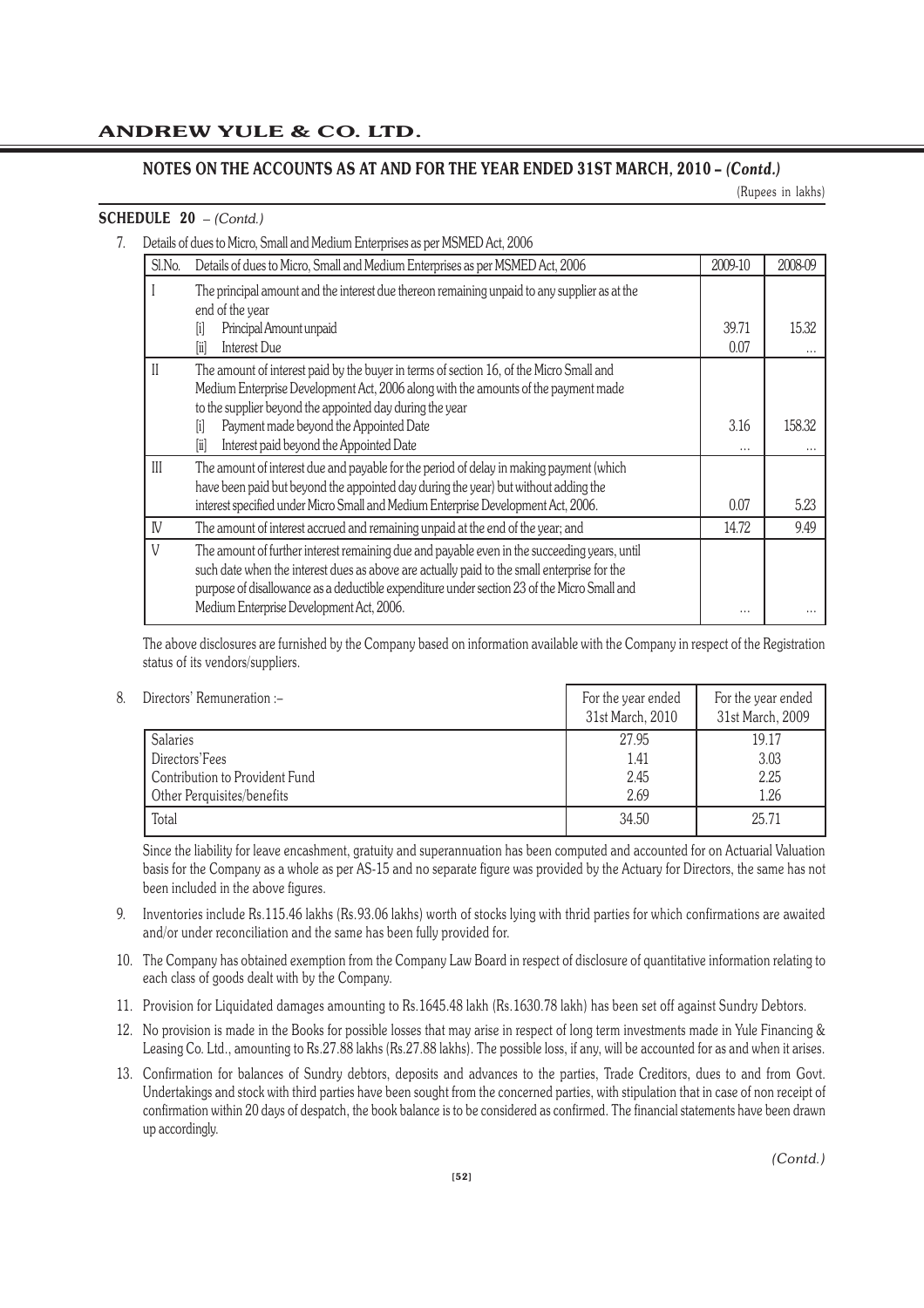## NOTES ON THE ACCOUNTS AS AT AND FOR THE YEAR ENDED 31ST MARCH, 2010 – *(Contd.)*

(Rupees in lakhs)

**SCHEDULE 20** – *(Contd.)*

7. Details of dues to Micro, Small and Medium Enterprises as per MSMED Act, 2006

| Sl.No. | Details of dues to Micro, Small and Medium Enterprises as per MSMED Act, 2006 | 2009-10 | 2008-09 |
|---|---|---|---|
| I | The principal amount and the interest due thereon remaining unpaid to any supplier as at the end of the year | | |
| | [i] Principal Amount unpaid | 39.71 | 15.32 |
| | [ii] Interest Due | 0.07 | ... |
| II | The amount of interest paid by the buyer in terms of section 16, of the Micro Small and Medium Enterprise Development Act, 2006 along with the amounts of the payment made to the supplier beyond the appointed day during the year | | |
| | [i] Payment made beyond the Appointed Date | 3.16 | 158.32 |
| | [ii] Interest paid beyond the Appointed Date | ... | ... |
| III | The amount of interest due and payable for the period of delay in making payment (which have been paid but beyond the appointed day during the year) but without adding the interest specified under Micro Small and Medium Enterprise Development Act, 2006. | 0.07 | 5.23 |
| IV | The amount of interest accrued and remaining unpaid at the end of the year; and | 14.72 | 9.49 |
| V | The amount of further interest remaining due and payable even in the succeeding years, until such date when the interest dues as above are actually paid to the small enterprise for the purpose of disallowance as a deductible expenditure under section 23 of the Micro Small and Medium Enterprise Development Act, 2006. | ... | ... |

The above disclosures are furnished by the Company based on information available with the Company in respect of the Registration status of its vendors/suppliers.

8. Directors' Remuneration :–

| | For the year ended 31st March, 2010 | For the year ended 31st March, 2009 |
|---|---|---|
| Salaries | 27.95 | 19.17 |
| Directors'Fees | 1.41 | 3.03 |
| Contribution to Provident Fund | 2.45 | 2.25 |
| Other Perquisites/benefits | 2.69 | 1.26 |
| Total | 34.50 | 25.71 |

Since the liability for leave encashment, gratuity and superannuation has been computed and accounted for on Actuarial Valuation basis for the Company as a whole as per AS-15 and no separate figure was provided by the Actuary for Directors, the same has not been included in the above figures.

9. Inventories include Rs.115.46 lakhs (Rs.93.06 lakhs) worth of stocks lying with thrid parties for which confirmations are awaited and/or under reconciliation and the same has been fully provided for.

10. The Company has obtained exemption from the Company Law Board in respect of disclosure of quantitative information relating to each class of goods dealt with by the Company.

11. Provision for Liquidated damages amounting to Rs.1645.48 lakh (Rs.1630.78 lakh) has been set off against Sundry Debtors.

12. No provision is made in the Books for possible losses that may arise in respect of long term investments made in Yule Financing & Leasing Co. Ltd., amounting to Rs.27.88 lakhs (Rs.27.88 lakhs). The possible loss, if any, will be accounted for as and when it arises.

13. Confirmation for balances of Sundry debtors, deposits and advances to the parties, Trade Creditors, dues to and from Govt. Undertakings and stock with third parties have been sought from the concerned parties, with stipulation that in case of non receipt of confirmation within 20 days of despatch, the book balance is to be considered as confirmed. The financial statements have been drawn up accordingly.

*(Contd.)*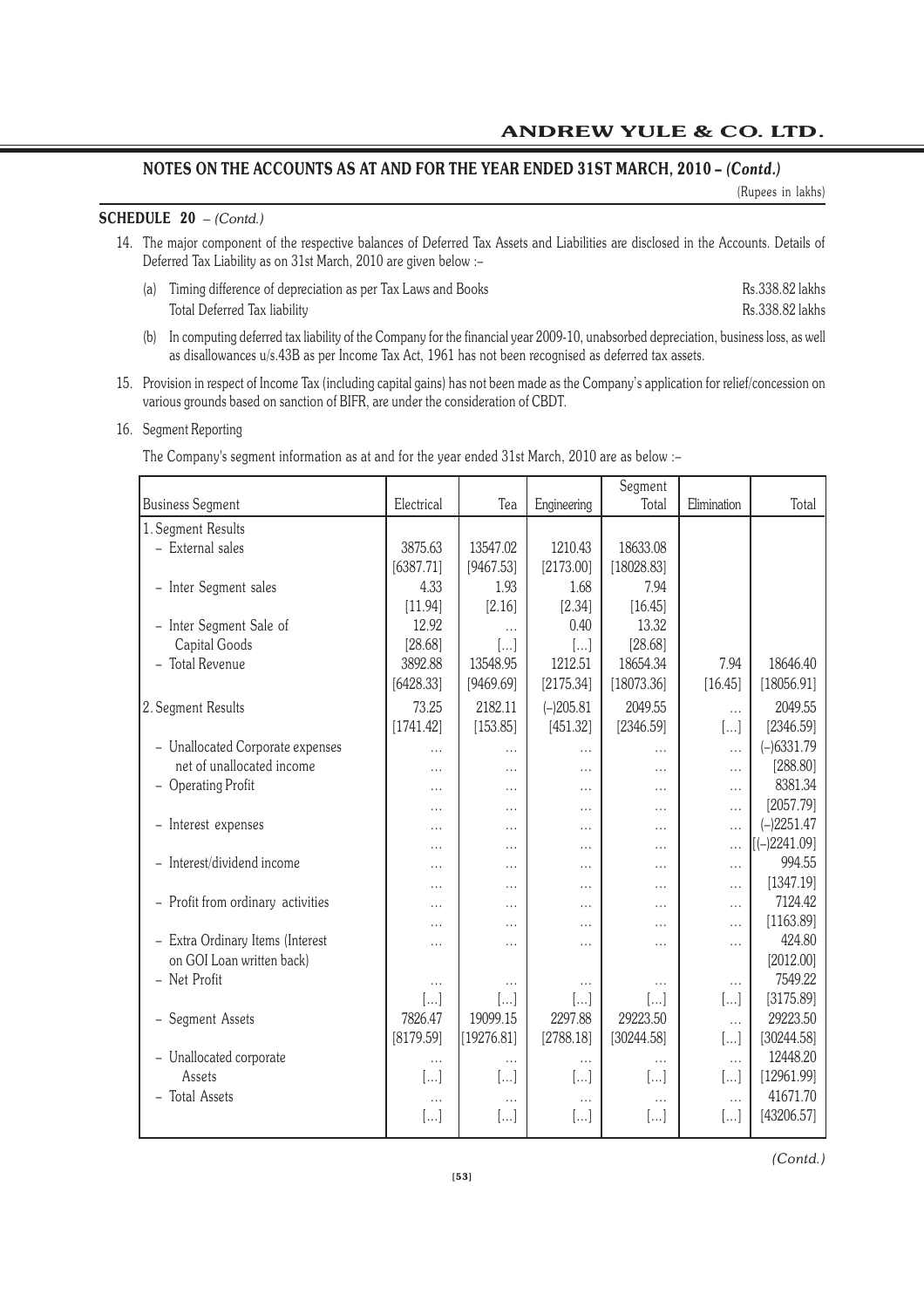## NOTES ON THE ACCOUNTS AS AT AND FOR THE YEAR ENDED 31ST MARCH, 2010 – *(Contd.)*

(Rupees in lakhs)

**SCHEDULE 20** – *(Contd.)*

14. The major component of the respective balances of Deferred Tax Assets and Liabilities are disclosed in the Accounts. Details of Deferred Tax Liability as on 31st March, 2010 are given below :–

    (a) Timing difference of depreciation as per Tax Laws and Books — Rs.338.82 lakhs
    
    Total Deferred Tax liability — Rs.338.82 lakhs

    (b) In computing deferred tax liability of the Company for the financial year 2009-10, unabsorbed depreciation, business loss, as well as disallowances u/s.43B as per Income Tax Act, 1961 has not been recognised as deferred tax assets.

15. Provision in respect of Income Tax (including capital gains) has not been made as the Company's application for relief/concession on various grounds based on sanction of BIFR, are under the consideration of CBDT.

16. Segment Reporting

    The Company's segment information as at and for the year ended 31st March, 2010 are as below :–

| Business Segment | Electrical | Tea | Engineering | Segment Total | Elimination | Total |
|---|---|---|---|---|---|---|
| 1. Segment Results | | | | | | |
| – External sales | 3875.63 | 13547.02 | 1210.43 | 18633.08 | | |
| | [6387.71] | [9467.53] | [2173.00] | [18028.83] | | |
| – Inter Segment sales | 4.33 | 1.93 | 1.68 | 7.94 | | |
| | [11.94] | [2.16] | [2.34] | [16.45] | | |
| – Inter Segment Sale of Capital Goods | 12.92 | ... | 0.40 | 13.32 | | |
| | [28.68] | [...] | [...] | [28.68] | | |
| – Total Revenue | 3892.88 | 13548.95 | 1212.51 | 18654.34 | 7.94 | 18646.40 |
| | [6428.33] | [9469.69] | [2175.34] | [18073.36] | [16.45] | [18056.91] |
| 2. Segment Results | 73.25 | 2182.11 | (–)205.81 | 2049.55 | ... | 2049.55 |
| | [1741.42] | [153.85] | [451.32] | [2346.59] | [...] | [2346.59] |
| – Unallocated Corporate expenses | ... | ... | ... | ... | ... | (–)6331.79 |
| net of unallocated income | ... | ... | ... | ... | ... | [288.80] |
| – Operating Profit | ... | ... | ... | ... | ... | 8381.34 |
| | ... | ... | ... | ... | ... | [2057.79] |
| – Interest expenses | ... | ... | ... | ... | ... | (–)2251.47 |
| | ... | ... | ... | ... | ... | [(–)2241.09] |
| – Interest/dividend income | ... | ... | ... | ... | ... | 994.55 |
| | ... | ... | ... | ... | ... | [1347.19] |
| – Profit from ordinary activities | ... | ... | ... | ... | ... | 7124.42 |
| | ... | ... | ... | ... | ... | [1163.89] |
| – Extra Ordinary Items (Interest | ... | ... | ... | ... | ... | 424.80 |
| on GOI Loan written back) | | | | | | [2012.00] |
| – Net Profit | ... | ... | ... | ... | ... | 7549.22 |
| | [...] | [...] | [...] | [...] | [...] | [3175.89] |
| – Segment Assets | 7826.47 | 19099.15 | 2297.88 | 29223.50 | ... | 29223.50 |
| | [8179.59] | [19276.81] | [2788.18] | [30244.58] | [...] | [30244.58] |
| – Unallocated corporate | ... | ... | ... | ... | ... | 12448.20 |
| Assets | [...] | [...] | [...] | [...] | [...] | [12961.99] |
| – Total Assets | ... | ... | ... | ... | ... | 41671.70 |
| | [...] | [...] | [...] | [...] | [...] | [43206.57] |

*(Contd.)*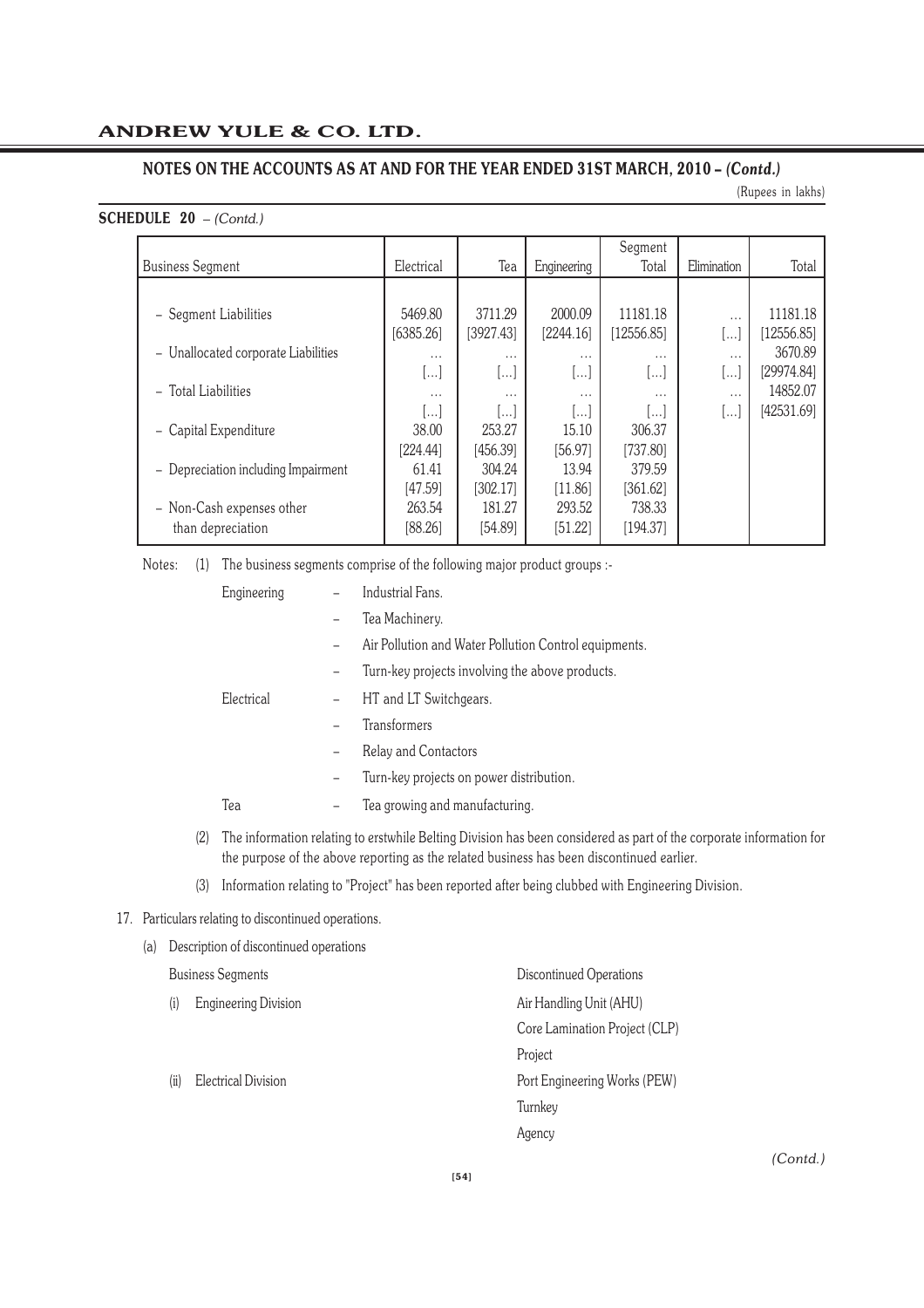## NOTES ON THE ACCOUNTS AS AT AND FOR THE YEAR ENDED 31ST MARCH, 2010 – *(Contd.)*

(Rupees in lakhs)

**SCHEDULE 20** – *(Contd.)*

| Business Segment | Electrical | Tea | Engineering | Segment Total | Elimination | Total |
|---|---|---|---|---|---|---|
| – Segment Liabilities | 5469.80 | 3711.29 | 2000.09 | 11181.18 | … | 11181.18 |
| | [6385.26] | [3927.43] | [2244.16] | [12556.85] | […] | [12556.85] |
| – Unallocated corporate Liabilities | … | … | … | … | … | 3670.89 |
| | […] | […] | […] | […] | […] | [29974.84] |
| – Total Liabilities | … | … | … | … | … | 14852.07 |
| | […] | […] | […] | […] | […] | [42531.69] |
| – Capital Expenditure | 38.00 | 253.27 | 15.10 | 306.37 | | |
| | [224.44] | [456.39] | [56.97] | [737.80] | | |
| – Depreciation including Impairment | 61.41 | 304.24 | 13.94 | 379.59 | | |
| | [47.59] | [302.17] | [11.86] | [361.62] | | |
| – Non-Cash expenses other than depreciation | 263.54 | 181.27 | 293.52 | 738.33 | | |
| | [88.26] | [54.89] | [51.22] | [194.37] | | |

Notes: (1) The business segments comprise of the following major product groups :-

Engineering
- Industrial Fans.
- Tea Machinery.
- Air Pollution and Water Pollution Control equipments.
- Turn-key projects involving the above products.

Electrical
- HT and LT Switchgears.
- Transformers
- Relay and Contactors
- Turn-key projects on power distribution.

Tea
- Tea growing and manufacturing.

(2) The information relating to erstwhile Belting Division has been considered as part of the corporate information for the purpose of the above reporting as the related business has been discontinued earlier.

(3) Information relating to "Project" has been reported after being clubbed with Engineering Division.

17. Particulars relating to discontinued operations.

(a) Description of discontinued operations

| Business Segments | Discontinued Operations |
|---|---|
| (i) Engineering Division | Air Handling Unit (AHU) |
| | Core Lamination Project (CLP) |
| | Project |
| (ii) Electrical Division | Port Engineering Works (PEW) |
| | Turnkey |
| | Agency |

*(Contd.)*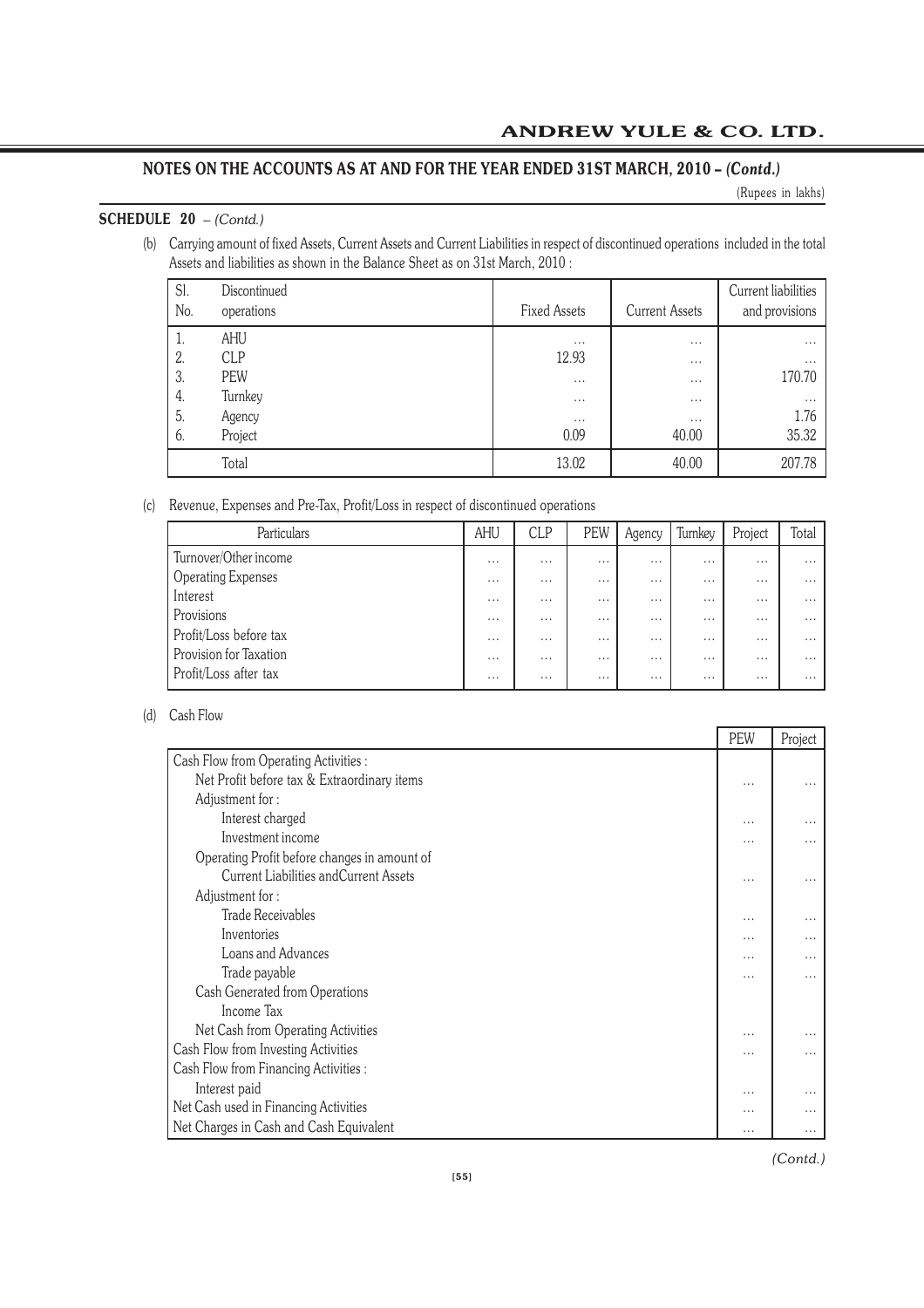## NOTES ON THE ACCOUNTS AS AT AND FOR THE YEAR ENDED 31ST MARCH, 2010 – *(Contd.)*

(Rupees in lakhs)

**SCHEDULE 20** – *(Contd.)*

(b) Carrying amount of fixed Assets, Current Assets and Current Liabilities in respect of discontinued operations included in the total Assets and liabilities as shown in the Balance Sheet as on 31st March, 2010 :

| Sl. No. | Discontinued operations | Fixed Assets | Current Assets | Current liabilities and provisions |
|---|---|---|---|---|
| 1. | AHU | ... | ... | ... |
| 2. | CLP | 12.93 | ... | ... |
| 3. | PEW | ... | ... | 170.70 |
| 4. | Turnkey | ... | ... | ... |
| 5. | Agency | ... | ... | 1.76 |
| 6. | Project | 0.09 | 40.00 | 35.32 |
| | Total | 13.02 | 40.00 | 207.78 |

(c) Revenue, Expenses and Pre-Tax, Profit/Loss in respect of discontinued operations

| Particulars | AHU | CLP | PEW | Agency | Turnkey | Project | Total |
|---|---|---|---|---|---|---|---|
| Turnover/Other income | ... | ... | ... | ... | ... | ... | ... |
| Operating Expenses | ... | ... | ... | ... | ... | ... | ... |
| Interest | ... | ... | ... | ... | ... | ... | ... |
| Provisions | ... | ... | ... | ... | ... | ... | ... |
| Profit/Loss before tax | ... | ... | ... | ... | ... | ... | ... |
| Provision for Taxation | ... | ... | ... | ... | ... | ... | ... |
| Profit/Loss after tax | ... | ... | ... | ... | ... | ... | ... |

(d) Cash Flow

| | PEW | Project |
|---|---|---|
| Cash Flow from Operating Activities : | | |
| Net Profit before tax & Extraordinary items | ... | ... |
| Adjustment for : | | |
| Interest charged | ... | ... |
| Investment income | ... | ... |
| Operating Profit before changes in amount of Current Liabilities andCurrent Assets | ... | ... |
| Adjustment for : | | |
| Trade Receivables | ... | ... |
| Inventories | ... | ... |
| Loans and Advances | ... | ... |
| Trade payable | ... | ... |
| Cash Generated from Operations | | |
| Income Tax | | |
| Net Cash from Operating Activities | ... | ... |
| Cash Flow from Investing Activities | ... | ... |
| Cash Flow from Financing Activities : | | |
| Interest paid | ... | ... |
| Net Cash used in Financing Activities | ... | ... |
| Net Charges in Cash and Cash Equivalent | ... | ... |

*(Contd.)*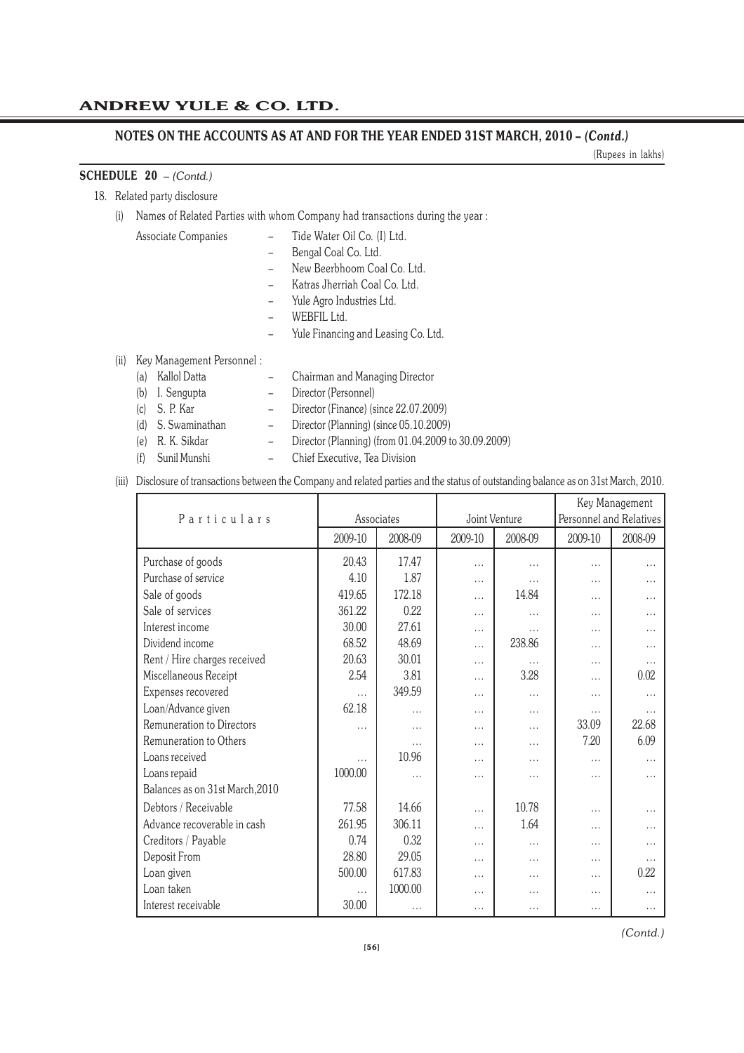## NOTES ON THE ACCOUNTS AS AT AND FOR THE YEAR ENDED 31ST MARCH, 2010 – *(Contd.)*

(Rupees in lakhs)

**SCHEDULE 20** – *(Contd.)*

18. Related party disclosure

   (i) Names of Related Parties with whom Company had transactions during the year :

   Associate Companies
   - Tide Water Oil Co. (I) Ltd.
   - Bengal Coal Co. Ltd.
   - New Beerbhoom Coal Co. Ltd.
   - Katras Jherriah Coal Co. Ltd.
   - Yule Agro Industries Ltd.
   - WEBFIL Ltd.
   - Yule Financing and Leasing Co. Ltd.

   (ii) Key Management Personnel :
   - (a) Kallol Datta – Chairman and Managing Director
   - (b) I. Sengupta – Director (Personnel)
   - (c) S. P. Kar – Director (Finance) (since 22.07.2009)
   - (d) S. Swaminathan – Director (Planning) (since 05.10.2009)
   - (e) R. K. Sikdar – Director (Planning) (from 01.04.2009 to 30.09.2009)
   - (f) Sunil Munshi – Chief Executive, Tea Division

   (iii) Disclosure of transactions between the Company and related parties and the status of outstanding balance as on 31st March, 2010.

| Particulars | Associates | | Joint Venture | | Key Management Personnel and Relatives | |
|---|---|---|---|---|---|---|
| | 2009-10 | 2008-09 | 2009-10 | 2008-09 | 2009-10 | 2008-09 |
| Purchase of goods | 20.43 | 17.47 | ... | ... | ... | ... |
| Purchase of service | 4.10 | 1.87 | ... | ... | ... | ... |
| Sale of goods | 419.65 | 172.18 | ... | 14.84 | ... | ... |
| Sale of services | 361.22 | 0.22 | ... | ... | ... | ... |
| Interest income | 30.00 | 27.61 | ... | ... | ... | ... |
| Dividend income | 68.52 | 48.69 | ... | 238.86 | ... | ... |
| Rent / Hire charges received | 20.63 | 30.01 | ... | ... | ... | ... |
| Miscellaneous Receipt | 2.54 | 3.81 | ... | 3.28 | ... | 0.02 |
| Expenses recovered | ... | 349.59 | ... | ... | ... | ... |
| Loan/Advance given | 62.18 | ... | ... | ... | ... | ... |
| Remuneration to Directors | ... | ... | ... | ... | 33.09 | 22.68 |
| Remuneration to Others | | ... | ... | ... | 7.20 | 6.09 |
| Loans received | ... | 10.96 | ... | ... | ... | ... |
| Loans repaid | 1000.00 | ... | ... | ... | ... | ... |
| Balances as on 31st March,2010 | | | | | | |
| Debtors / Receivable | 77.58 | 14.66 | ... | 10.78 | ... | ... |
| Advance recoverable in cash | 261.95 | 306.11 | ... | 1.64 | ... | ... |
| Creditors / Payable | 0.74 | 0.32 | ... | ... | ... | ... |
| Deposit From | 28.80 | 29.05 | ... | ... | ... | ... |
| Loan given | 500.00 | 617.83 | ... | ... | ... | 0.22 |
| Loan taken | ... | 1000.00 | ... | ... | ... | ... |
| Interest receivable | 30.00 | ... | ... | ... | ... | ... |

*(Contd.)*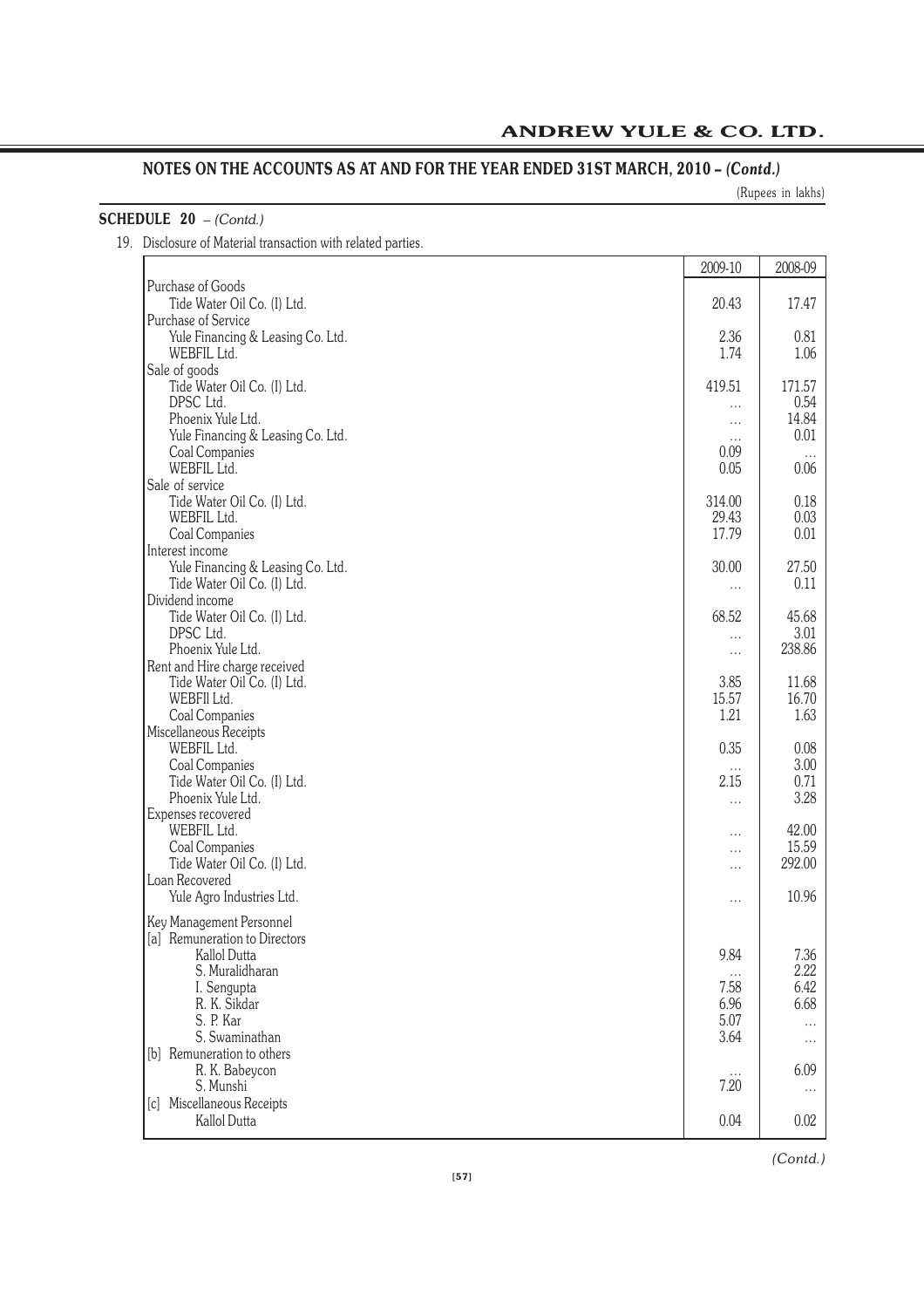## NOTES ON THE ACCOUNTS AS AT AND FOR THE YEAR ENDED 31ST MARCH, 2010 – *(Contd.)*

(Rupees in lakhs)

**SCHEDULE 20** – *(Contd.)*

19. Disclosure of Material transaction with related parties.

| | 2009-10 | 2008-09 |
|---|---|---|
| Purchase of Goods | | |
| Tide Water Oil Co. (I) Ltd. | 20.43 | 17.47 |
| Purchase of Service | | |
| Yule Financing & Leasing Co. Ltd. | 2.36 | 0.81 |
| WEBFIL Ltd. | 1.74 | 1.06 |
| Sale of goods | | |
| Tide Water Oil Co. (I) Ltd. | 419.51 | 171.57 |
| DPSC Ltd. | ... | 0.54 |
| Phoenix Yule Ltd. | ... | 14.84 |
| Yule Financing & Leasing Co. Ltd. | ... | 0.01 |
| Coal Companies | 0.09 | ... |
| WEBFIL Ltd. | 0.05 | 0.06 |
| Sale of service | | |
| Tide Water Oil Co. (I) Ltd. | 314.00 | 0.18 |
| WEBFIL Ltd. | 29.43 | 0.03 |
| Coal Companies | 17.79 | 0.01 |
| Interest income | | |
| Yule Financing & Leasing Co. Ltd. | 30.00 | 27.50 |
| Tide Water Oil Co. (I) Ltd. | ... | 0.11 |
| Dividend income | | |
| Tide Water Oil Co. (I) Ltd. | 68.52 | 45.68 |
| DPSC Ltd. | ... | 3.01 |
| Phoenix Yule Ltd. | ... | 238.86 |
| Rent and Hire charge received | | |
| Tide Water Oil Co. (I) Ltd. | 3.85 | 11.68 |
| WEBFIl Ltd. | 15.57 | 16.70 |
| Coal Companies | 1.21 | 1.63 |
| Miscellaneous Receipts | | |
| WEBFIL Ltd. | 0.35 | 0.08 |
| Coal Companies | ... | 3.00 |
| Tide Water Oil Co. (I) Ltd. | 2.15 | 0.71 |
| Phoenix Yule Ltd. | ... | 3.28 |
| Expenses recovered | | |
| WEBFIL Ltd. | ... | 42.00 |
| Coal Companies | ... | 15.59 |
| Tide Water Oil Co. (I) Ltd. | ... | 292.00 |
| Loan Recovered | | |
| Yule Agro Industries Ltd. | ... | 10.96 |
| Key Management Personnel | | |
| [a] Remuneration to Directors | | |
| Kallol Dutta | 9.84 | 7.36 |
| S. Muralidharan | ... | 2.22 |
| I. Sengupta | 7.58 | 6.42 |
| R. K. Sikdar | 6.96 | 6.68 |
| S. P. Kar | 5.07 | ... |
| S. Swaminathan | 3.64 | ... |
| [b] Remuneration to others | | |
| R. K. Babeycon | ... | 6.09 |
| S. Munshi | 7.20 | ... |
| [c] Miscellaneous Receipts | | |
| Kallol Dutta | 0.04 | 0.02 |

*(Contd.)*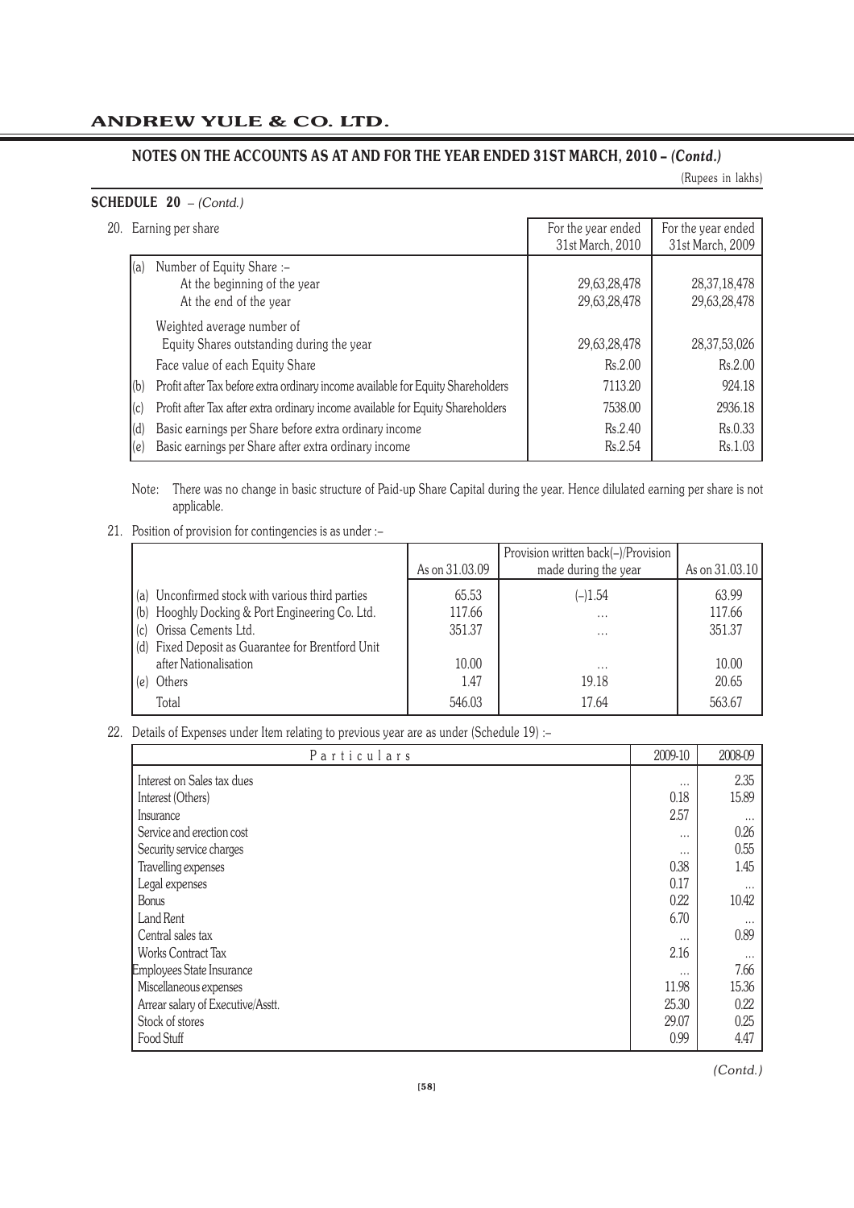## NOTES ON THE ACCOUNTS AS AT AND FOR THE YEAR ENDED 31ST MARCH, 2010 – *(Contd.)*

(Rupees in lakhs)

**SCHEDULE 20** – *(Contd.)*

20. Earning per share

| | | For the year ended 31st March, 2010 | For the year ended 31st March, 2009 |
|---|---|---|---|
| (a) | Number of Equity Share :– | | |
| | At the beginning of the year | 29,63,28,478 | 28,37,18,478 |
| | At the end of the year | 29,63,28,478 | 29,63,28,478 |
| | Weighted average number of Equity Shares outstanding during the year | 29,63,28,478 | 28,37,53,026 |
| | Face value of each Equity Share | Rs.2.00 | Rs.2.00 |
| (b) | Profit after Tax before extra ordinary income available for Equity Shareholders | 7113.20 | 924.18 |
| (c) | Profit after Tax after extra ordinary income available for Equity Shareholders | 7538.00 | 2936.18 |
| (d) | Basic earnings per Share before extra ordinary income | Rs.2.40 | Rs.0.33 |
| (e) | Basic earnings per Share after extra ordinary income | Rs.2.54 | Rs.1.03 |

Note: There was no change in basic structure of Paid-up Share Capital during the year. Hence dilulated earning per share is not applicable.

21. Position of provision for contingencies is as under :–

| | As on 31.03.09 | Provision written back(–)/Provision made during the year | As on 31.03.10 |
|---|---|---|---|
| (a) Unconfirmed stock with various third parties | 65.53 | (–)1.54 | 63.99 |
| (b) Hooghly Docking & Port Engineering Co. Ltd. | 117.66 | ... | 117.66 |
| (c) Orissa Cements Ltd. | 351.37 | ... | 351.37 |
| (d) Fixed Deposit as Guarantee for Brentford Unit after Nationalisation | 10.00 | ... | 10.00 |
| (e) Others | 1.47 | 19.18 | 20.65 |
| Total | 546.03 | 17.64 | 563.67 |

22. Details of Expenses under Item relating to previous year are as under (Schedule 19) :–

| Particulars | 2009-10 | 2008-09 |
|---|---|---|
| Interest on Sales tax dues | ... | 2.35 |
| Interest (Others) | 0.18 | 15.89 |
| Insurance | 2.57 | ... |
| Service and erection cost | ... | 0.26 |
| Security service charges | ... | 0.55 |
| Travelling expenses | 0.38 | 1.45 |
| Legal expenses | 0.17 | ... |
| Bonus | 0.22 | 10.42 |
| Land Rent | 6.70 | ... |
| Central sales tax | ... | 0.89 |
| Works Contract Tax | 2.16 | ... |
| Employees State Insurance | ... | 7.66 |
| Miscellaneous expenses | 11.98 | 15.36 |
| Arrear salary of Executive/Asstt. | 25.30 | 0.22 |
| Stock of stores | 29.07 | 0.25 |
| Food Stuff | 0.99 | 4.47 |

*(Contd.)*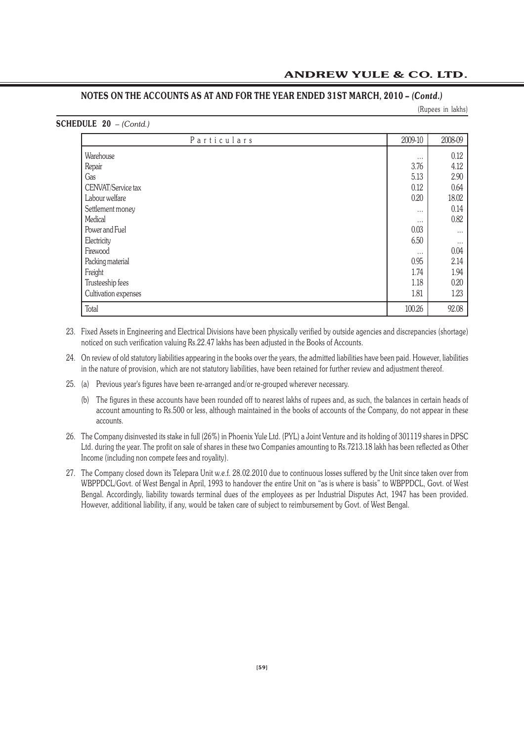## NOTES ON THE ACCOUNTS AS AT AND FOR THE YEAR ENDED 31ST MARCH, 2010 – *(Contd.)*

(Rupees in lakhs)

**SCHEDULE 20** – *(Contd.)*

| Particulars | 2009-10 | 2008-09 |
|---|---|---|
| Warehouse | ... | 0.12 |
| Repair | 3.76 | 4.12 |
| Gas | 5.13 | 2.90 |
| CENVAT/Service tax | 0.12 | 0.64 |
| Labour welfare | 0.20 | 18.02 |
| Settlement money | ... | 0.14 |
| Medical | ... | 0.82 |
| Power and Fuel | 0.03 | ... |
| Electricity | 6.50 | ... |
| Firewood | ... | 0.04 |
| Packing material | 0.95 | 2.14 |
| Freight | 1.74 | 1.94 |
| Trusteeship fees | 1.18 | 0.20 |
| Cultivation expenses | 1.81 | 1.23 |
| Total | 100.26 | 92.08 |

23. Fixed Assets in Engineering and Electrical Divisions have been physically verified by outside agencies and discrepancies (shortage) noticed on such verification valuing Rs.22.47 lakhs has been adjusted in the Books of Accounts.

24. On review of old statutory liabilities appearing in the books over the years, the admitted liabilities have been paid. However, liabilities in the nature of provision, which are not statutory liabilities, have been retained for further review and adjustment thereof.

25. (a) Previous year's figures have been re-arranged and/or re-grouped wherever necessary.

    (b) The figures in these accounts have been rounded off to nearest lakhs of rupees and, as such, the balances in certain heads of account amounting to Rs.500 or less, although maintained in the books of accounts of the Company, do not appear in these accounts.

26. The Company disinvested its stake in full (26%) in Phoenix Yule Ltd. (PYL) a Joint Venture and its holding of 301119 shares in DPSC Ltd. during the year. The profit on sale of shares in these two Companies amounting to Rs.7213.18 lakh has been reflected as Other Income (including non compete fees and royality).

27. The Company closed down its Telepara Unit w.e.f. 28.02.2010 due to continuous losses suffered by the Unit since taken over from WBPPDCL/Govt. of West Bengal in April, 1993 to handover the entire Unit on "as is where is basis" to WBPPDCL, Govt. of West Bengal. Accordingly, liability towards terminal dues of the employees as per Industrial Disputes Act, 1947 has been provided. However, additional liability, if any, would be taken care of subject to reimbursement by Govt. of West Bengal.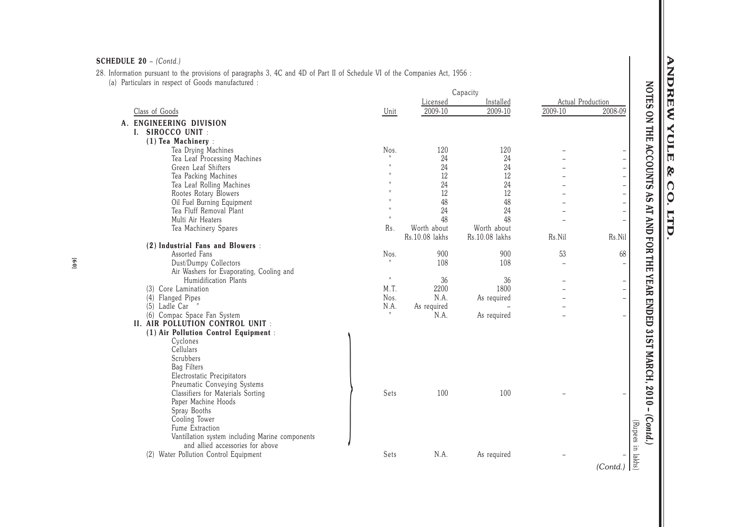**SCHEDULE 20** – *(Contd.)*

28. Information pursuant to the provisions of paragraphs 3, 4C and 4D of Part II of Schedule VI of the Companies Act, 1956 :

(a) Particulars in respect of Goods manufactured :

(Rupees in lakhs)

| Class of Goods | Unit | Capacity Licensed 2009-10 | Capacity Installed 2009-10 | Actual Production 2009-10 | Actual Production 2008-09 |
|---|---|---|---|---|---|
| **A. ENGINEERING DIVISION** | | | | | |
| **I. SIROCCO UNIT :** | | | | | |
| **(1) Tea Machinery :** | | | | | |
| Tea Drying Machines | Nos. | 120 | 120 | – | – |
| Tea Leaf Processing Machines | " | 24 | 24 | – | – |
| Green Leaf Shifters | " | 24 | 24 | – | – |
| Tea Packing Machines | " | 12 | 12 | – | – |
| Tea Leaf Rolling Machines | " | 24 | 24 | – | – |
| Rootes Rotary Blowers | " | 12 | 12 | – | – |
| Oil Fuel Burning Equipment | " | 48 | 48 | – | – |
| Tea Fluff Removal Plant | " | 24 | 24 | – | – |
| Multi Air Heaters | " | 48 | 48 | – | – |
| Tea Machinery Spares | Rs. | Worth about Rs.10.08 lakhs | Worth about Rs.10.08 lakhs | Rs.Nil | Rs.Nil |
| **(2) Industrial Fans and Blowers :** | | | | | |
| Assorted Fans | Nos. | 900 | 900 | 53 | 68 |
| Dust/Dumpy Collectors | " | 108 | 108 | – | – |
| Air Washers for Evaporating, Cooling and Humidification Plants | " | 36 | 36 | – | – |
| (3) Core Lamination | M.T. | 2200 | 1800 | – | – |
| (4) Flanged Pipes | Nos. | N.A. | As required | – | – |
| (5) Ladle Car " | N.A. | As required | – | – | |
| (6) Compac Space Fan System | " | N.A. | As required | – | – |
| **II. AIR POLLUTION CONTROL UNIT :** | | | | | |
| **(1) Air Pollution Control Equipment :** Cyclones, Cellulars, Scrubbers, Bag Filters, Electrostatic Precipitators, Pneumatic Conveying Systems, Classifiers for Materials Sorting, Paper Machine Hoods, Spray Booths, Cooling Tower, Fume Extraction, Vantillation system including Marine components and allied accessories for above | Sets | 100 | 100 | – | – |
| (2) Water Pollution Control Equipment | Sets | N.A. | As required | – | – |

*(Contd.)*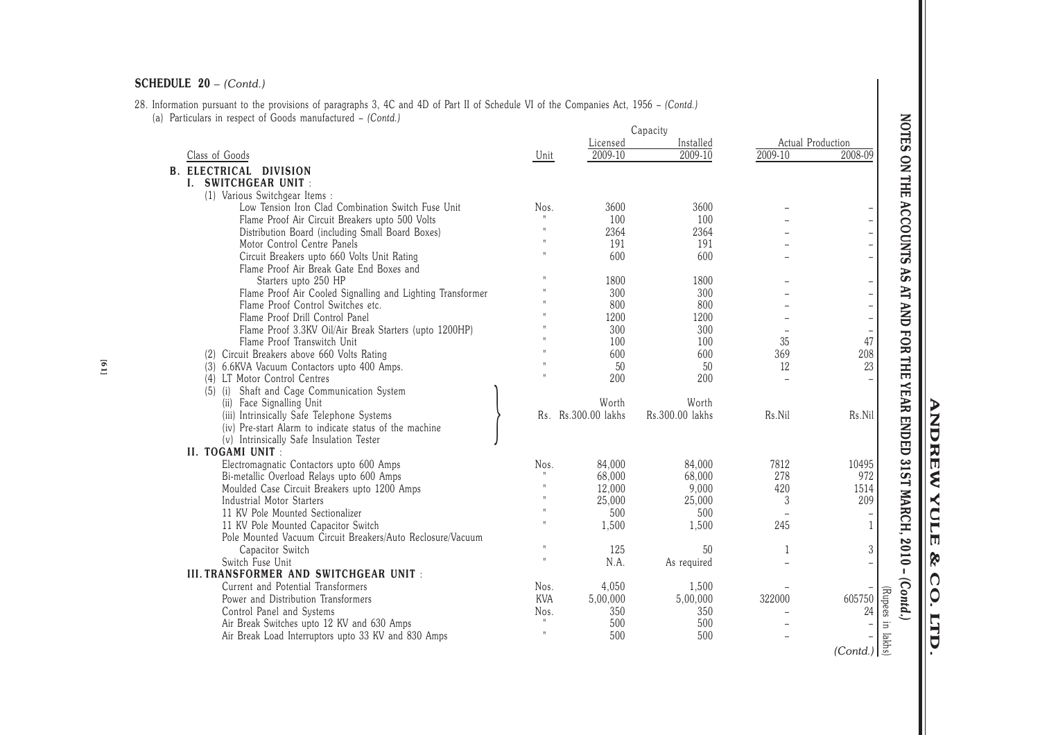**SCHEDULE 20** – *(Contd.)*

28. Information pursuant to the provisions of paragraphs 3, 4C and 4D of Part II of Schedule VI of the Companies Act, 1956 – *(Contd.)*

(a) Particulars in respect of Goods manufactured – *(Contd.)*

(Rupees in lakhs)

| Class of Goods | Unit | Capacity Licensed 2009-10 | Capacity Installed 2009-10 | Actual Production 2009-10 | Actual Production 2008-09 |
|---|---|---|---|---|---|
| **B. ELECTRICAL DIVISION** | | | | | |
| **I. SWITCHGEAR UNIT** : | | | | | |
| (1) Various Switchgear Items : | | | | | |
| Low Tension Iron Clad Combination Switch Fuse Unit | Nos. | 3600 | 3600 | – | – |
| Flame Proof Air Circuit Breakers upto 500 Volts | " | 100 | 100 | – | – |
| Distribution Board (including Small Board Boxes) | " | 2364 | 2364 | – | – |
| Motor Control Centre Panels | " | 191 | 191 | – | – |
| Circuit Breakers upto 660 Volts Unit Rating | " | 600 | 600 | – | – |
| Flame Proof Air Break Gate End Boxes and Starters upto 250 HP | " | 1800 | 1800 | – | – |
| Flame Proof Air Cooled Signalling and Lighting Transformer | " | 300 | 300 | – | – |
| Flame Proof Control Switches etc. | " | 800 | 800 | – | – |
| Flame Proof Drill Control Panel | " | 1200 | 1200 | – | – |
| Flame Proof 3.3KV Oil/Air Break Starters (upto 1200HP) | " | 300 | 300 | – | – |
| Flame Proof Transwitch Unit | " | 100 | 100 | 35 | 47 |
| (2) Circuit Breakers above 660 Volts Rating | " | 600 | 600 | 369 | 208 |
| (3) 6.6KVA Vacuum Contactors upto 400 Amps. | " | 50 | 50 | 12 | 23 |
| (4) LT Motor Control Centres | " | 200 | 200 | – | – |
| (5) (i) Shaft and Cage Communication System; (ii) Face Signalling Unit; (iii) Intrinsically Safe Telephone Systems; (iv) Pre-start Alarm to indicate status of the machine; (v) Intrinsically Safe Insulation Tester | Rs. | Worth Rs.300.00 lakhs | Worth Rs.300.00 lakhs | Rs.Nil | Rs.Nil |
| **II. TOGAMI UNIT** : | | | | | |
| Electromagnatic Contactors upto 600 Amps | Nos. | 84,000 | 84,000 | 7812 | 10495 |
| Bi-metallic Overload Relays upto 600 Amps | " | 68,000 | 68,000 | 278 | 972 |
| Moulded Case Circuit Breakers upto 1200 Amps | " | 12,000 | 9,000 | 420 | 1514 |
| Industrial Motor Starters | " | 25,000 | 25,000 | 3 | 209 |
| 11 KV Pole Mounted Sectionalizer | " | 500 | 500 | – | – |
| 11 KV Pole Mounted Capacitor Switch | " | 1,500 | 1,500 | 245 | 1 |
| Pole Mounted Vacuum Circuit Breakers/Auto Reclosure/Vacuum Capacitor Switch | " | 125 | 50 | 1 | 3 |
| Switch Fuse Unit | " | N.A. | As required | – | – |
| **III. TRANSFORMER AND SWITCHGEAR UNIT** : | | | | | |
| Current and Potential Transformers | Nos. | 4,050 | 1,500 | – | – |
| Power and Distribution Transformers | KVA | 5,00,000 | 5,00,000 | 322000 | 605750 |
| Control Panel and Systems | Nos. | 350 | 350 | – | 24 |
| Air Break Switches upto 12 KV and 630 Amps | " | 500 | 500 | – | – |
| Air Break Load Interruptors upto 33 KV and 830 Amps | " | 500 | 500 | – | – |

*(Contd.)*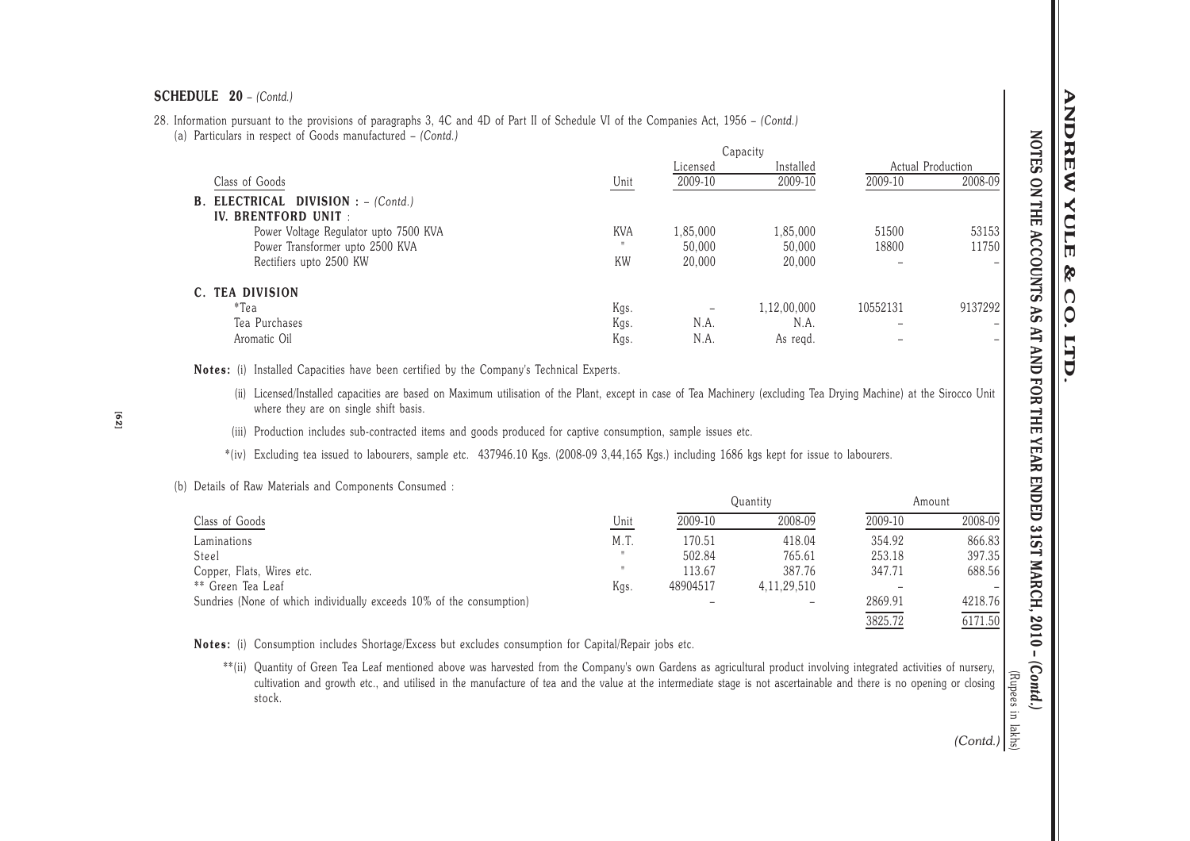**SCHEDULE 20** – *(Contd.)*

28. Information pursuant to the provisions of paragraphs 3, 4C and 4D of Part II of Schedule VI of the Companies Act, 1956 – *(Contd.)*

(a) Particulars in respect of Goods manufactured – *(Contd.)*

| Class of Goods | Unit | Capacity Licensed 2009-10 | Capacity Installed 2009-10 | Actual Production 2009-10 | Actual Production 2008-09 |
|---|---|---|---|---|---|
| **B. ELECTRICAL DIVISION :** – *(Contd.)* | | | | | |
| **IV. BRENTFORD UNIT** : | | | | | |
| Power Voltage Regulator upto 7500 KVA | KVA | 1,85,000 | 1,85,000 | 51500 | 53153 |
| Power Transformer upto 2500 KVA | " | 50,000 | 50,000 | 18800 | 11750 |
| Rectifiers upto 2500 KW | KW | 20,000 | 20,000 | – | – |
| **C. TEA DIVISION** | | | | | |
| *Tea | Kgs. | – | 1,12,00,000 | 10552131 | 9137292 |
| Tea Purchases | Kgs. | N.A. | N.A. | – | – |
| Aromatic Oil | Kgs. | N.A. | As reqd. | – | – |

**Notes:** (i) Installed Capacities have been certified by the Company's Technical Experts.

(ii) Licensed/Installed capacities are based on Maximum utilisation of the Plant, except in case of Tea Machinery (excluding Tea Drying Machine) at the Sirocco Unit where they are on single shift basis.

(iii) Production includes sub-contracted items and goods produced for captive consumption, sample issues etc.

*(iv) Excluding tea issued to labourers, sample etc. 437946.10 Kgs. (2008-09 3,44,165 Kgs.) including 1686 kgs kept for issue to labourers.

(b) Details of Raw Materials and Components Consumed :

(Rupees in lakhs)

| Class of Goods | Unit | Quantity 2009-10 | Quantity 2008-09 | Amount 2009-10 | Amount 2008-09 |
|---|---|---|---|---|---|
| Laminations | M.T. | 170.51 | 418.04 | 354.92 | 866.83 |
| Steel | " | 502.84 | 765.61 | 253.18 | 397.35 |
| Copper, Flats, Wires etc. | " | 113.67 | 387.76 | 347.71 | 688.56 |
| ** Green Tea Leaf | Kgs. | 48904517 | 4,11,29,510 | – | – |
| Sundries (None of which individually exceeds 10% of the consumption) | | – | – | 2869.91 | 4218.76 |
| | | | | 3825.72 | 6171.50 |

**Notes:** (i) Consumption includes Shortage/Excess but excludes consumption for Capital/Repair jobs etc.

**(ii) Quantity of Green Tea Leaf mentioned above was harvested from the Company's own Gardens as agricultural product involving integrated activities of nursery, cultivation and growth etc., and utilised in the manufacture of tea and the value at the intermediate stage is not ascertainable and there is no opening or closing stock.

*(Contd.)*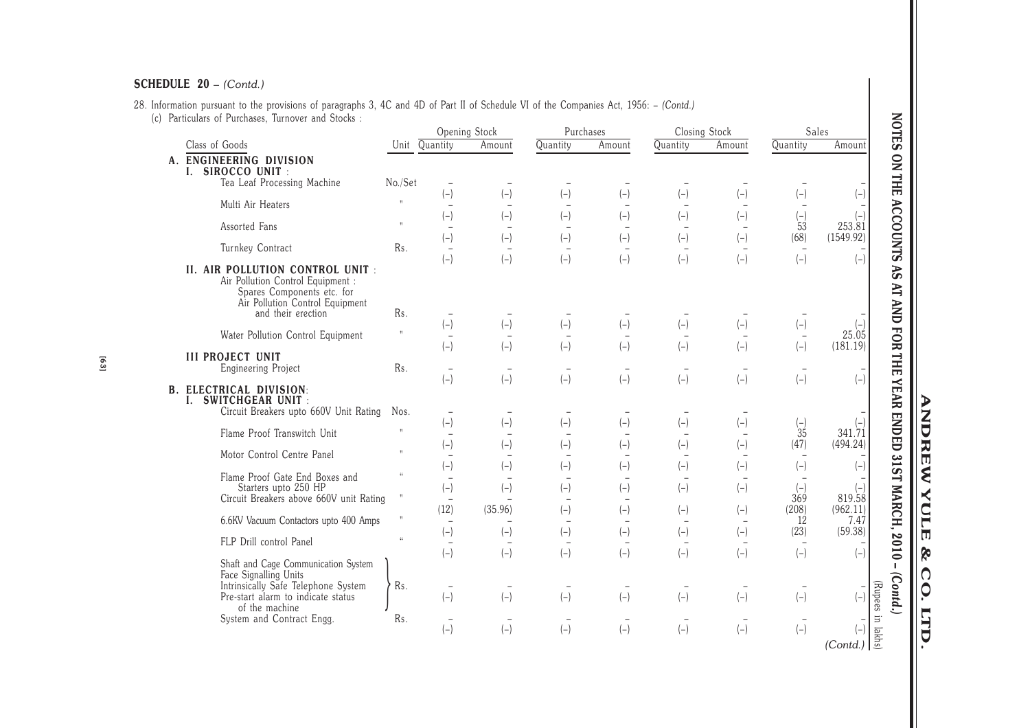## SCHEDULE 20 – *(Contd.)*

28. Information pursuant to the provisions of paragraphs 3, 4C and 4D of Part II of Schedule VI of the Companies Act, 1956: – *(Contd.)*

(c) Particulars of Purchases, Turnover and Stocks :

(Rupees in lakhs)

| Class of Goods | Unit | Opening Stock Quantity | Opening Stock Amount | Purchases Quantity | Purchases Amount | Closing Stock Quantity | Closing Stock Amount | Sales Quantity | Sales Amount |
|---|---|---|---|---|---|---|---|---|---|
| **A. ENGINEERING DIVISION** | | | | | | | | | |
| **I. SIROCCO UNIT :** | | | | | | | | | |
| Tea Leaf Processing Machine | No./Set | – | – | – | – | – | – | – | – |
| | | (–) | (–) | (–) | (–) | (–) | (–) | (–) | (–) |
| Multi Air Heaters | " | – | – | – | – | – | – | – | – |
| | | (–) | (–) | (–) | (–) | (–) | (–) | (–) | (–) |
| Assorted Fans | " | – | – | – | – | – | – | 53 | 253.81 |
| | | (–) | (–) | (–) | (–) | (–) | (–) | (68) | (1549.92) |
| Turnkey Contract | Rs. | – | – | – | – | – | – | – | – |
| | | (–) | (–) | (–) | (–) | (–) | (–) | (–) | (–) |
| **II. AIR POLLUTION CONTROL UNIT :** | | | | | | | | | |
| Air Pollution Control Equipment : Spares Components etc. for Air Pollution Control Equipment and their erection | Rs. | – | – | – | – | – | – | – | – |
| | | (–) | (–) | (–) | (–) | (–) | (–) | (–) | (–) |
| Water Pollution Control Equipment | " | – | – | – | – | – | – | – | 25.05 |
| | | (–) | (–) | (–) | (–) | (–) | (–) | (–) | (181.19) |
| **III PROJECT UNIT** | | | | | | | | | |
| Engineering Project | Rs. | – | – | – | – | – | – | – | – |
| | | (–) | (–) | (–) | (–) | (–) | (–) | (–) | (–) |
| **B. ELECTRICAL DIVISION:** | | | | | | | | | |
| **I. SWITCHGEAR UNIT :** | | | | | | | | | |
| Circuit Breakers upto 660V Unit Rating | Nos. | – | – | – | – | – | – | – | – |
| | | (–) | (–) | (–) | (–) | (–) | (–) | (–) | (–) |
| Flame Proof Transwitch Unit | " | – | – | – | – | – | – | 35 | 341.71 |
| | | (–) | (–) | (–) | (–) | (–) | (–) | (47) | (494.24) |
| Motor Control Centre Panel | " | – | – | – | – | – | – | – | – |
| | | (–) | (–) | (–) | (–) | (–) | (–) | (–) | (–) |
| Flame Proof Gate End Boxes and Starters upto 250 HP | " | – | – | – | – | – | – | – | – |
| | | (–) | (–) | (–) | (–) | (–) | (–) | (–) | (–) |
| Circuit Breakers above 660V unit Rating | " | – | – | – | – | – | – | 369 | 819.58 |
| | | (12) | (35.96) | (–) | (–) | (–) | (–) | (208) | (962.11) |
| 6.6KV Vacuum Contactors upto 400 Amps | " | – | – | – | – | – | – | 12 | 7.47 |
| | | (–) | (–) | (–) | (–) | (–) | (–) | (23) | (59.38) |
| FLP Drill control Panel | " | – | – | – | – | – | – | – | – |
| | | (–) | (–) | (–) | (–) | (–) | (–) | (–) | (–) |
| Shaft and Cage Communication System; Face Signalling Units; Intrinsically Safe Telephone System; Pre-start alarm to indicate status of the machine | Rs. | – | – | – | – | – | – | – | – |
| | | (–) | (–) | (–) | (–) | (–) | (–) | (–) | (–) |
| System and Contract Engg. | Rs. | – | – | – | – | – | – | – | – |
| | | (–) | (–) | (–) | (–) | (–) | (–) | (–) | (–) |

*(Contd.)*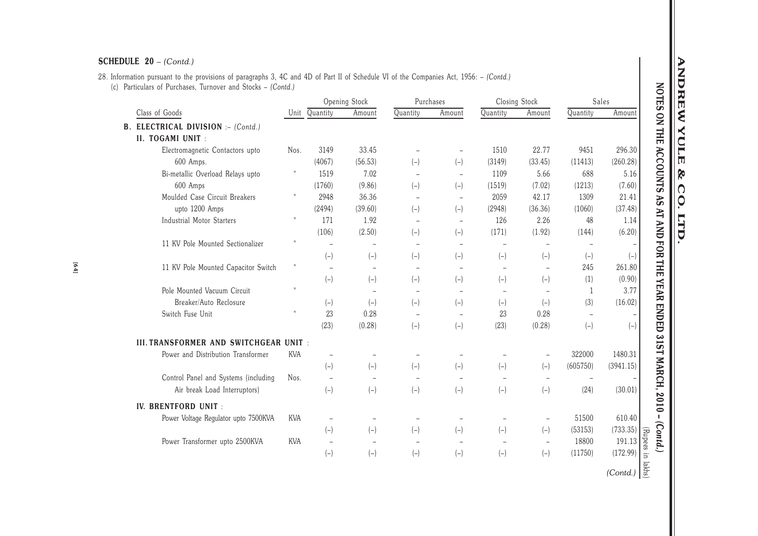**SCHEDULE 20** – *(Contd.)*

28. Information pursuant to the provisions of paragraphs 3, 4C and 4D of Part II of Schedule VI of the Companies Act, 1956: – *(Contd.)*

(c) Particulars of Purchases, Turnover and Stocks – *(Contd.)*

(Rupees in lakhs)

| Class of Goods | Unit | Opening Stock | | Purchases | | Closing Stock | | Sales | |
|---|---|---|---|---|---|---|---|---|---|
| | | Quantity | Amount | Quantity | Amount | Quantity | Amount | Quantity | Amount |
| **B. ELECTRICAL DIVISION** :– *(Contd.)* | | | | | | | | | |
| **II. TOGAMI UNIT** : | | | | | | | | | |
| Electromagnetic Contactors upto 600 Amps. | Nos. | 3149 | 33.45 | – | – | 1510 | 22.77 | 9451 | 296.30 |
| | | (4067) | (56.53) | (–) | (–) | (3149) | (33.45) | (11413) | (260.28) |
| Bi-metallic Overload Relays upto 600 Amps | " | 1519 | 7.02 | – | – | 1109 | 5.66 | 688 | 5.16 |
| | | (1760) | (9.86) | (–) | (–) | (1519) | (7.02) | (1213) | (7.60) |
| Moulded Case Circuit Breakers upto 1200 Amps | " | 2948 | 36.36 | – | – | 2059 | 42.17 | 1309 | 21.41 |
| | | (2494) | (39.60) | (–) | (–) | (2948) | (36.36) | (1060) | (37.48) |
| Industrial Motor Starters | " | 171 | 1.92 | – | – | 126 | 2.26 | 48 | 1.14 |
| | | (106) | (2.50) | (–) | (–) | (171) | (1.92) | (144) | (6.20) |
| 11 KV Pole Mounted Sectionalizer | " | – | – | – | – | – | – | – | – |
| | | (–) | (–) | (–) | (–) | (–) | (–) | (–) | (–) |
| 11 KV Pole Mounted Capacitor Switch | " | – | – | – | – | – | – | 245 | 261.80 |
| | | (–) | (–) | (–) | (–) | (–) | (–) | (1) | (0.90) |
| Pole Mounted Vacuum Circuit Breaker/Auto Reclosure | " | | – | – | – | – | – | 1 | 3.77 |
| | | (–) | (–) | (–) | (–) | (–) | (–) | (3) | (16.02) |
| Switch Fuse Unit | " | 23 | 0.28 | – | – | 23 | 0.28 | – | – |
| | | (23) | (0.28) | (–) | (–) | (23) | (0.28) | (–) | (–) |
| **III. TRANSFORMER AND SWITCHGEAR UNIT** : | | | | | | | | | |
| Power and Distribution Transformer | KVA | – | – | – | – | – | – | 322000 | 1480.31 |
| | | (–) | (–) | (–) | (–) | (–) | (–) | (605750) | (3941.15) |
| Control Panel and Systems (including Air break Load Interruptors) | Nos. | – | – | – | – | – | – | – | – |
| | | (–) | (–) | (–) | (–) | (–) | (–) | (24) | (30.01) |
| **IV. BRENTFORD UNIT** : | | | | | | | | | |
| Power Voltage Regulator upto 7500KVA | KVA | – | – | – | – | – | – | 51500 | 610.40 |
| | | (–) | (–) | (–) | (–) | (–) | (–) | (53153) | (733.35) |
| Power Transformer upto 2500KVA | KVA | – | – | – | – | – | – | 18800 | 191.13 |
| | | (–) | (–) | (–) | (–) | (–) | (–) | (11750) | (172.99) |

*(Contd.)*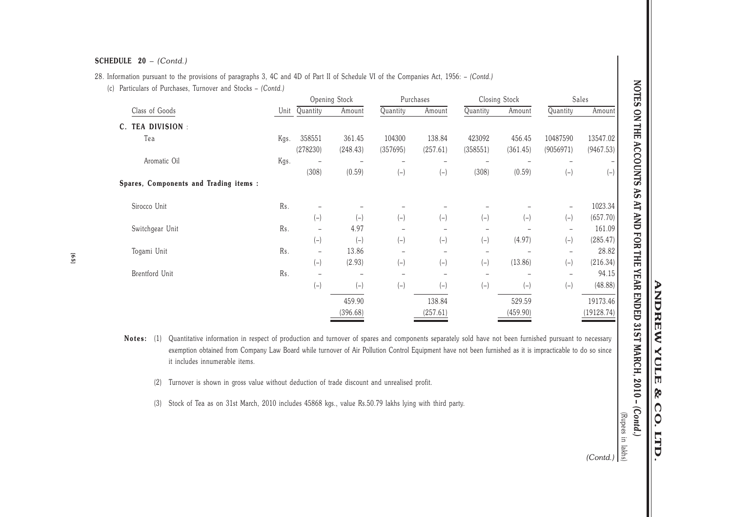**SCHEDULE 20 –** *(Contd.)*

28. Information pursuant to the provisions of paragraphs 3, 4C and 4D of Part II of Schedule VI of the Companies Act, 1956: – *(Contd.)*

(c) Particulars of Purchases, Turnover and Stocks – *(Contd.)*

(Rupees in lakhs)

| Class of Goods | Unit | Opening Stock | | Purchases | | Closing Stock | | Sales | |
|---|---|---|---|---|---|---|---|---|---|
| | | Quantity | Amount | Quantity | Amount | Quantity | Amount | Quantity | Amount |
| **C. TEA DIVISION** : | | | | | | | | | |
| Tea | Kgs. | 358551 | 361.45 | 104300 | 138.84 | 423092 | 456.45 | 10487590 | 13547.02 |
| | | (278230) | (248.43) | (357695) | (257.61) | (358551) | (361.45) | (9056971) | (9467.53) |
| Aromatic Oil | Kgs. | – | – | – | – | – | – | – | – |
| | | (308) | (0.59) | (–) | (–) | (308) | (0.59) | (–) | (–) |
| **Spares, Components and Trading items :** | | | | | | | | | |
| Sirocco Unit | Rs. | – | – | – | – | – | – | – | 1023.34 |
| | | (–) | (–) | (–) | (–) | (–) | (–) | (–) | (657.70) |
| Switchgear Unit | Rs. | – | 4.97 | – | – | – | – | – | 161.09 |
| | | (–) | (–) | (–) | (–) | (–) | (4.97) | (–) | (285.47) |
| Togami Unit | Rs. | – | 13.86 | – | – | – | – | – | 28.82 |
| | | (–) | (2.93) | (–) | (–) | (–) | (13.86) | (–) | (216.34) |
| Brentford Unit | Rs. | – | – | – | – | – | – | – | 94.15 |
| | | (–) | (–) | (–) | (–) | (–) | (–) | (–) | (48.88) |
| | | | 459.90 | | 138.84 | | 529.59 | | 19173.46 |
| | | | (396.68) | | (257.61) | | (459.90) | | (19128.74) |

**Notes:** (1) Quantitative information in respect of production and turnover of spares and components separately sold have not been furnished pursuant to necessary exemption obtained from Company Law Board while turnover of Air Pollution Control Equipment have not been furnished as it is impracticable to do so since it includes innumerable items.

(2) Turnover is shown in gross value without deduction of trade discount and unrealised profit.

(3) Stock of Tea as on 31st March, 2010 includes 45868 kgs., value Rs.50.79 lakhs lying with third party.

*(Contd.)*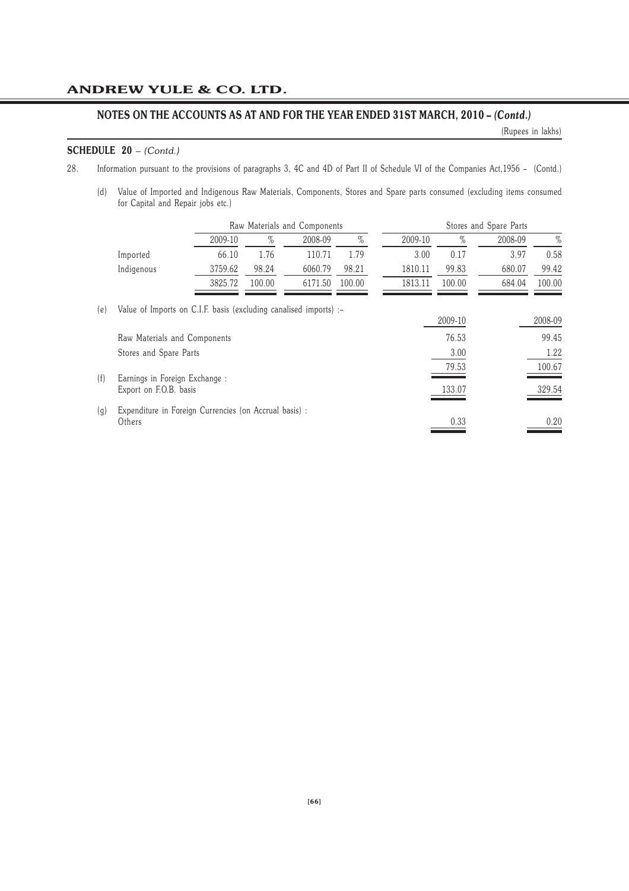# ANDREW YULE & CO. LTD.

## NOTES ON THE ACCOUNTS AS AT AND FOR THE YEAR ENDED 31ST MARCH, 2010 – *(Contd.)*

(Rupees in lakhs)

**SCHEDULE 20** – *(Contd.)*

28. Information pursuant to the provisions of paragraphs 3, 4C and 4D of Part II of Schedule VI of the Companies Act,1956 – (Contd.)

(d) Value of Imported and Indigenous Raw Materials, Components, Stores and Spare parts consumed (excluding items consumed for Capital and Repair jobs etc.)

| | Raw Materials and Components | | | | Stores and Spare Parts | | | |
|---|---|---|---|---|---|---|---|---|
| | 2009-10 | % | 2008-09 | % | 2009-10 | % | 2008-09 | % |
| Imported | 66.10 | 1.76 | 110.71 | 1.79 | 3.00 | 0.17 | 3.97 | 0.58 |
| Indigenous | 3759.62 | 98.24 | 6060.79 | 98.21 | 1810.11 | 99.83 | 680.07 | 99.42 |
| | 3825.72 | 100.00 | 6171.50 | 100.00 | 1813.11 | 100.00 | 684.04 | 100.00 |

(e) Value of Imports on C.I.F. basis (excluding canalised imports) :–

| | 2009-10 | 2008-09 |
|---|---|---|
| Raw Materials and Components | 76.53 | 99.45 |
| Stores and Spare Parts | 3.00 | 1.22 |
| | 79.53 | 100.67 |

(f) Earnings in Foreign Exchange :

| | 2009-10 | 2008-09 |
|---|---|---|
| Export on F.O.B. basis | 133.07 | 329.54 |

(g) Expenditure in Foreign Currencies (on Accrual basis) :

| | 2009-10 | 2008-09 |
|---|---|---|
| Others | 0.33 | 0.20 |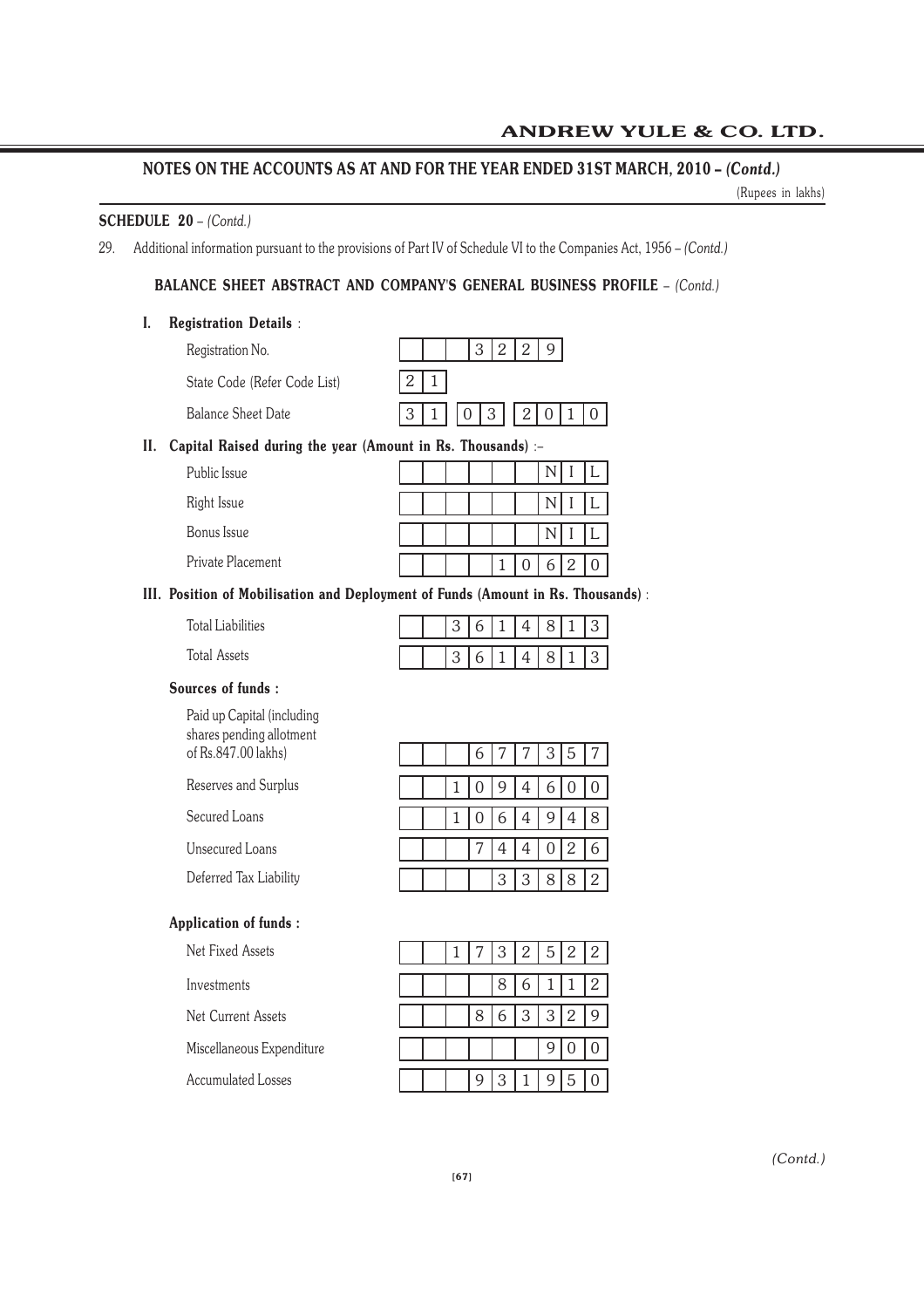## NOTES ON THE ACCOUNTS AS AT AND FOR THE YEAR ENDED 31ST MARCH, 2010 – *(Contd.)*

(Rupees in lakhs)

**SCHEDULE 20** – *(Contd.)*

29. Additional information pursuant to the provisions of Part IV of Schedule VI to the Companies Act, 1956 – *(Contd.)*

**BALANCE SHEET ABSTRACT AND COMPANY'S GENERAL BUSINESS PROFILE** – *(Contd.)*

**I. Registration Details** :

| | |
|---|---|
| Registration No. | 3229 |
| State Code (Refer Code List) | 21 |
| Balance Sheet Date | 31 03 2010 |

**II. Capital Raised during the year (Amount in Rs. Thousands)** :–

| | |
|---|---|
| Public Issue | NIL |
| Right Issue | NIL |
| Bonus Issue | NIL |
| Private Placement | 10620 |

**III. Position of Mobilisation and Deployment of Funds (Amount in Rs. Thousands)** :

| | |
|---|---|
| Total Liabilities | 3614813 |
| Total Assets | 3614813 |

**Sources of funds :**

| | |
|---|---|
| Paid up Capital (including shares pending allotment of Rs.847.00 lakhs) | 677357 |
| Reserves and Surplus | 1094600 |
| Secured Loans | 1064948 |
| Unsecured Loans | 744026 |
| Deferred Tax Liability | 33882 |

**Application of funds :**

| | |
|---|---|
| Net Fixed Assets | 1732522 |
| Investments | 86112 |
| Net Current Assets | 863329 |
| Miscellaneous Expenditure | 900 |
| Accumulated Losses | 931950 |

*(Contd.)*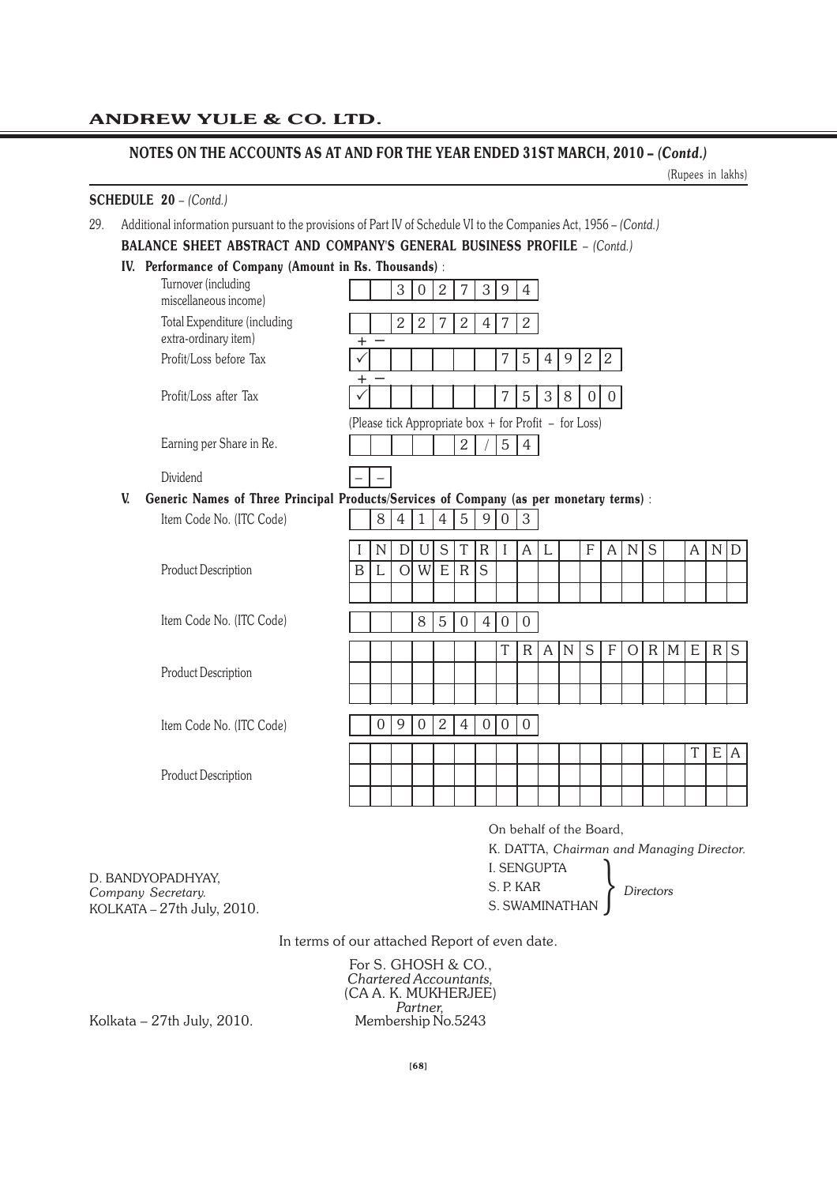## NOTES ON THE ACCOUNTS AS AT AND FOR THE YEAR ENDED 31ST MARCH, 2010 – *(Contd.)*

(Rupees in lakhs)

**SCHEDULE 20** – *(Contd.)*

29. Additional information pursuant to the provisions of Part IV of Schedule VI to the Companies Act, 1956 – *(Contd.)*

**BALANCE SHEET ABSTRACT AND COMPANY'S GENERAL BUSINESS PROFILE** – *(Contd.)*

**IV. Performance of Company (Amount in Rs. Thousands)** :

| | |
|---|---|
| Turnover (including miscellaneous income) | 3027394 |
| Total Expenditure (including extra-ordinary item) | 2272472 |
| Profit/Loss before Tax | + ✓ 754922 |
| Profit/Loss after Tax | + ✓ 753800 |
| | (Please tick Appropriate box + for Profit – for Loss) |
| Earning per Share in Re. | 2/54 |
| Dividend | – – |

**V. Generic Names of Three Principal Products/Services of Company (as per monetary terms)** :

| | |
|---|---|
| Item Code No. (ITC Code) | 8414593 |
| Product Description | INDUSTRIAL FANS AND BLOWERS |
| Item Code No. (ITC Code) | 8504000 |
| Product Description | TRANSFORMERS |
| Item Code No. (ITC Code) | 09024000 |
| Product Description | TEA |

On behalf of the Board,

K. DATTA, *Chairman and Managing Director.*

I. SENGUPTA
S. P. KAR
S. SWAMINATHAN } *Directors*

D. BANDYOPADHYAY,
*Company Secretary.*
KOLKATA – 27th July, 2010.

In terms of our attached Report of even date.

For S. GHOSH & CO.,
*Chartered Accountants,*
(CA A. K. MUKHERJEE)
*Partner,*
Membership No.5243

Kolkata – 27th July, 2010.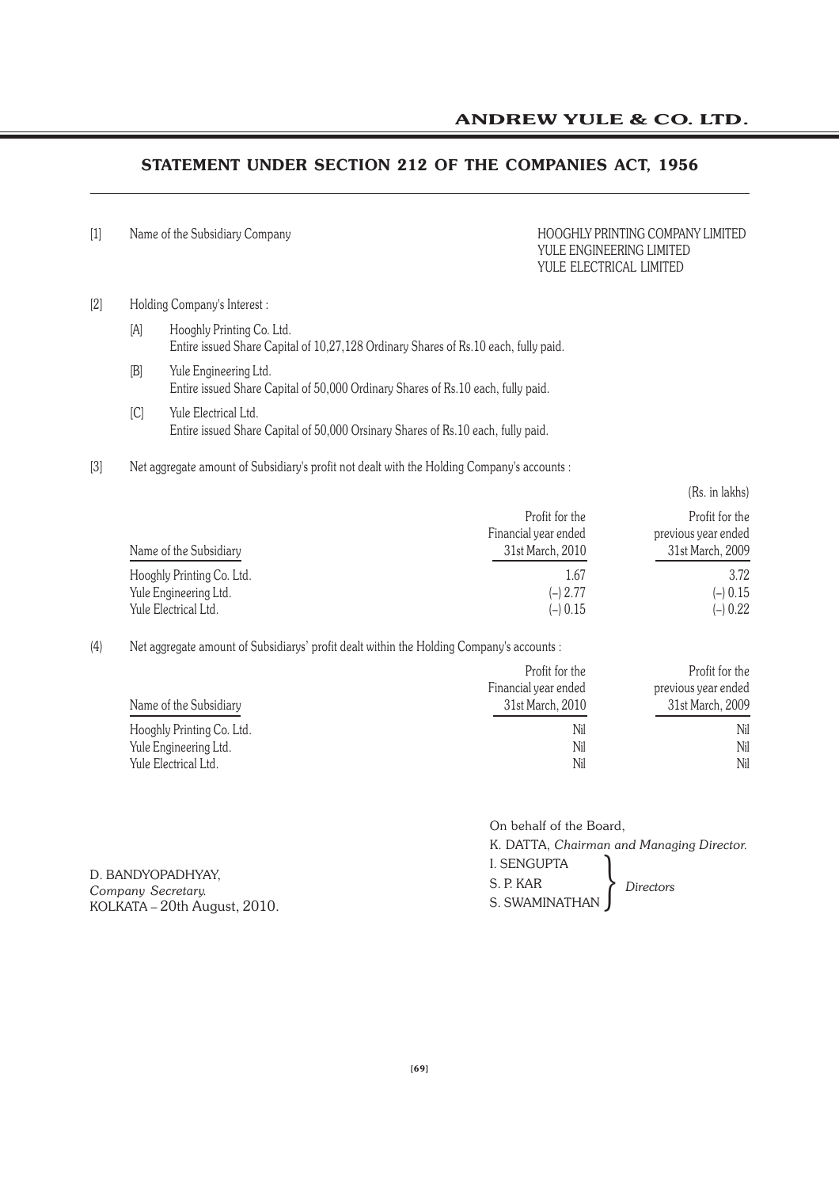# STATEMENT UNDER SECTION 212 OF THE COMPANIES ACT, 1956

[1] Name of the Subsidiary Company

HOOGHLY PRINTING COMPANY LIMITED
YULE ENGINEERING LIMITED
YULE ELECTRICAL LIMITED

[2] Holding Company's Interest :

[A] Hooghly Printing Co. Ltd.
Entire issued Share Capital of 10,27,128 Ordinary Shares of Rs.10 each, fully paid.

[B] Yule Engineering Ltd.
Entire issued Share Capital of 50,000 Ordinary Shares of Rs.10 each, fully paid.

[C] Yule Electrical Ltd.
Entire issued Share Capital of 50,000 Orsinary Shares of Rs.10 each, fully paid.

[3] Net aggregate amount of Subsidiary's profit not dealt with the Holding Company's accounts :

(Rs. in lakhs)

| Name of the Subsidiary | Profit for the Financial year ended 31st March, 2010 | Profit for the previous year ended 31st March, 2009 |
|---|---|---|
| Hooghly Printing Co. Ltd. | 1.67 | 3.72 |
| Yule Engineering Ltd. | (–) 2.77 | (–) 0.15 |
| Yule Electrical Ltd. | (–) 0.15 | (–) 0.22 |

(4) Net aggregate amount of Subsidiarys' profit dealt within the Holding Company's accounts :

| Name of the Subsidiary | Profit for the Financial year ended 31st March, 2010 | Profit for the previous year ended 31st March, 2009 |
|---|---|---|
| Hooghly Printing Co. Ltd. | Nil | Nil |
| Yule Engineering Ltd. | Nil | Nil |
| Yule Electrical Ltd. | Nil | Nil |

On behalf of the Board,
K. DATTA, *Chairman and Managing Director.*
I. SENGUPTA
S. P. KAR
S. SWAMINATHAN } *Directors*

D. BANDYOPADHYAY,
*Company Secretary.*
KOLKATA – 20th August, 2010.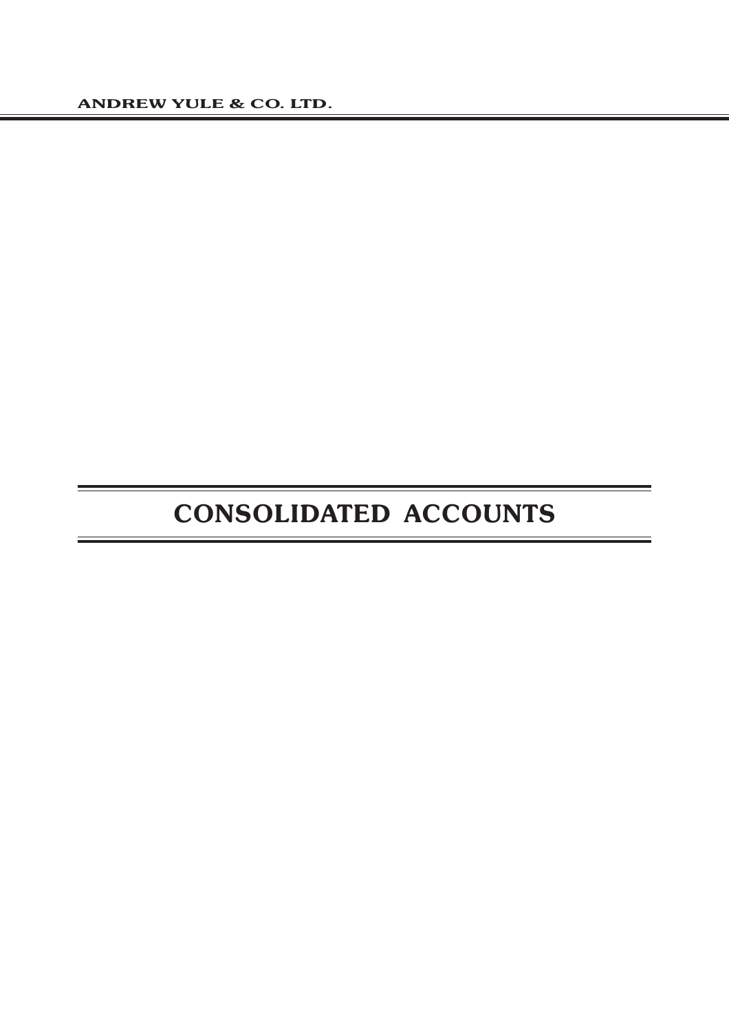# CONSOLIDATED ACCOUNTS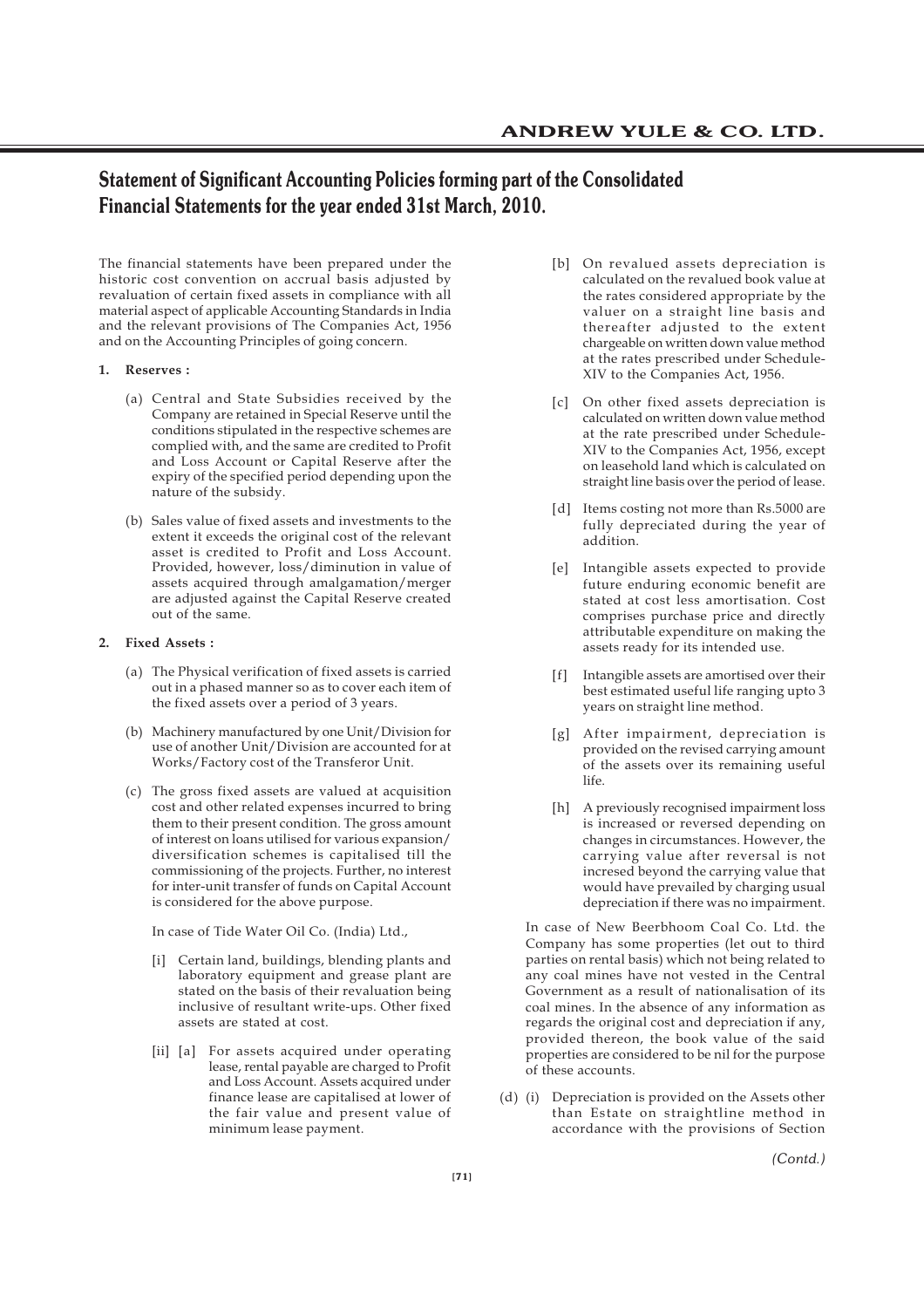# Statement of Significant Accounting Policies forming part of the Consolidated Financial Statements for the year ended 31st March, 2010.

The financial statements have been prepared under the historic cost convention on accrual basis adjusted by revaluation of certain fixed assets in compliance with all material aspect of applicable Accounting Standards in India and the relevant provisions of The Companies Act, 1956 and on the Accounting Principles of going concern.

**1. Reserves :**

(a) Central and State Subsidies received by the Company are retained in Special Reserve until the conditions stipulated in the respective schemes are complied with, and the same are credited to Profit and Loss Account or Capital Reserve after the expiry of the specified period depending upon the nature of the subsidy.

(b) Sales value of fixed assets and investments to the extent it exceeds the original cost of the relevant asset is credited to Profit and Loss Account. Provided, however, loss/diminution in value of assets acquired through amalgamation/merger are adjusted against the Capital Reserve created out of the same.

**2. Fixed Assets :**

(a) The Physical verification of fixed assets is carried out in a phased manner so as to cover each item of the fixed assets over a period of 3 years.

(b) Machinery manufactured by one Unit/Division for use of another Unit/Division are accounted for at Works/Factory cost of the Transferor Unit.

(c) The gross fixed assets are valued at acquisition cost and other related expenses incurred to bring them to their present condition. The gross amount of interest on loans utilised for various expansion/ diversification schemes is capitalised till the commissioning of the projects. Further, no interest for inter-unit transfer of funds on Capital Account is considered for the above purpose.

In case of Tide Water Oil Co. (India) Ltd.,

[i] Certain land, buildings, blending plants and laboratory equipment and grease plant are stated on the basis of their revaluation being inclusive of resultant write-ups. Other fixed assets are stated at cost.

[ii] [a] For assets acquired under operating lease, rental payable are charged to Profit and Loss Account. Assets acquired under finance lease are capitalised at lower of the fair value and present value of minimum lease payment.

[b] On revalued assets depreciation is calculated on the revalued book value at the rates considered appropriate by the valuer on a straight line basis and thereafter adjusted to the extent chargeable on written down value method at the rates prescribed under Schedule-XIV to the Companies Act, 1956.

[c] On other fixed assets depreciation is calculated on written down value method at the rate prescribed under Schedule-XIV to the Companies Act, 1956, except on leasehold land which is calculated on straight line basis over the period of lease.

[d] Items costing not more than Rs.5000 are fully depreciated during the year of addition.

[e] Intangible assets expected to provide future enduring economic benefit are stated at cost less amortisation. Cost comprises purchase price and directly attributable expenditure on making the assets ready for its intended use.

[f] Intangible assets are amortised over their best estimated useful life ranging upto 3 years on straight line method.

[g] After impairment, depreciation is provided on the revised carrying amount of the assets over its remaining useful life.

[h] A previously recognised impairment loss is increased or reversed depending on changes in circumstances. However, the carrying value after reversal is not incresed beyond the carrying value that would have prevailed by charging usual depreciation if there was no impairment.

In case of New Beerbhoom Coal Co. Ltd. the Company has some properties (let out to third parties on rental basis) which not being related to any coal mines have not vested in the Central Government as a result of nationalisation of its coal mines. In the absence of any information as regards the original cost and depreciation if any, provided thereon, the book value of the said properties are considered to be nil for the purpose of these accounts.

(d) (i) Depreciation is provided on the Assets other than Estate on straightline method in accordance with the provisions of Section

*(Contd.)*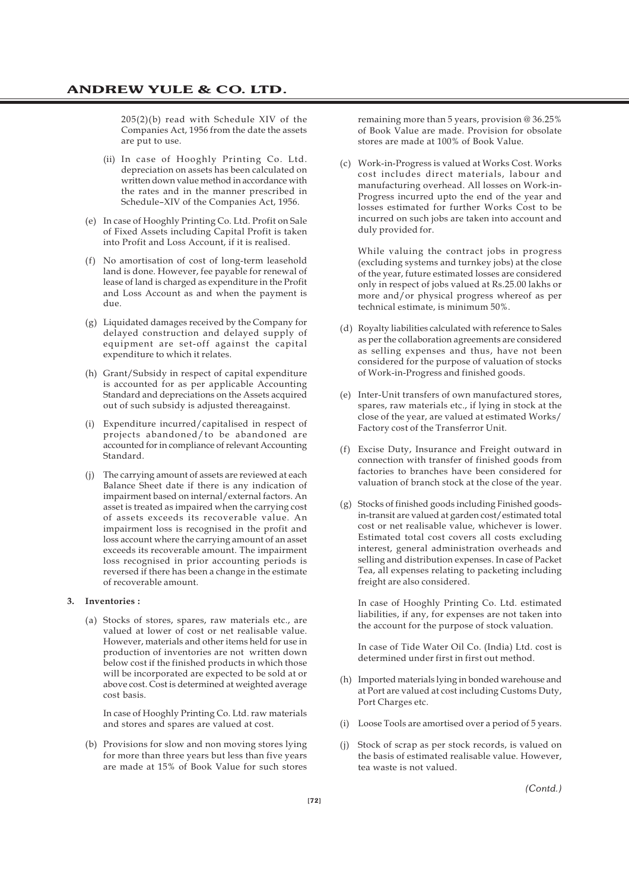205(2)(b) read with Schedule XIV of the Companies Act, 1956 from the date the assets are put to use.

(ii) In case of Hooghly Printing Co. Ltd. depreciation on assets has been calculated on written down value method in accordance with the rates and in the manner prescribed in Schedule–XIV of the Companies Act, 1956.

(e) In case of Hooghly Printing Co. Ltd. Profit on Sale of Fixed Assets including Capital Profit is taken into Profit and Loss Account, if it is realised.

(f) No amortisation of cost of long-term leasehold land is done. However, fee payable for renewal of lease of land is charged as expenditure in the Profit and Loss Account as and when the payment is due.

(g) Liquidated damages received by the Company for delayed construction and delayed supply of equipment are set-off against the capital expenditure to which it relates.

(h) Grant/Subsidy in respect of capital expenditure is accounted for as per applicable Accounting Standard and depreciations on the Assets acquired out of such subsidy is adjusted thereagainst.

(i) Expenditure incurred/capitalised in respect of projects abandoned/to be abandoned are accounted for in compliance of relevant Accounting Standard.

(j) The carrying amount of assets are reviewed at each Balance Sheet date if there is any indication of impairment based on internal/external factors. An asset is treated as impaired when the carrying cost of assets exceeds its recoverable value. An impairment loss is recognised in the profit and loss account where the carrying amount of an asset exceeds its recoverable amount. The impairment loss recognised in prior accounting periods is reversed if there has been a change in the estimate of recoverable amount.

**3. Inventories :**

(a) Stocks of stores, spares, raw materials etc., are valued at lower of cost or net realisable value. However, materials and other items held for use in production of inventories are not written down below cost if the finished products in which those will be incorporated are expected to be sold at or above cost. Cost is determined at weighted average cost basis.

In case of Hooghly Printing Co. Ltd. raw materials and stores and spares are valued at cost.

(b) Provisions for slow and non moving stores lying for more than three years but less than five years are made at 15% of Book Value for such stores remaining more than 5 years, provision @ 36.25% of Book Value are made. Provision for obsolate stores are made at 100% of Book Value.

(c) Work-in-Progress is valued at Works Cost. Works cost includes direct materials, labour and manufacturing overhead. All losses on Work-in-Progress incurred upto the end of the year and losses estimated for further Works Cost to be incurred on such jobs are taken into account and duly provided for.

While valuing the contract jobs in progress (excluding systems and turnkey jobs) at the close of the year, future estimated losses are considered only in respect of jobs valued at Rs.25.00 lakhs or more and/or physical progress whereof as per technical estimate, is minimum 50%.

(d) Royalty liabilities calculated with reference to Sales as per the collaboration agreements are considered as selling expenses and thus, have not been considered for the purpose of valuation of stocks of Work-in-Progress and finished goods.

(e) Inter-Unit transfers of own manufactured stores, spares, raw materials etc., if lying in stock at the close of the year, are valued at estimated Works/ Factory cost of the Transferror Unit.

(f) Excise Duty, Insurance and Freight outward in connection with transfer of finished goods from factories to branches have been considered for valuation of branch stock at the close of the year.

(g) Stocks of finished goods including Finished goods-in-transit are valued at garden cost/estimated total cost or net realisable value, whichever is lower. Estimated total cost covers all costs excluding interest, general administration overheads and selling and distribution expenses. In case of Packet Tea, all expenses relating to packeting including freight are also considered.

In case of Hooghly Printing Co. Ltd. estimated liabilities, if any, for expenses are not taken into the account for the purpose of stock valuation.

In case of Tide Water Oil Co. (India) Ltd. cost is determined under first in first out method.

(h) Imported materials lying in bonded warehouse and at Port are valued at cost including Customs Duty, Port Charges etc.

(i) Loose Tools are amortised over a period of 5 years.

(j) Stock of scrap as per stock records, is valued on the basis of estimated realisable value. However, tea waste is not valued.

*(Contd.)*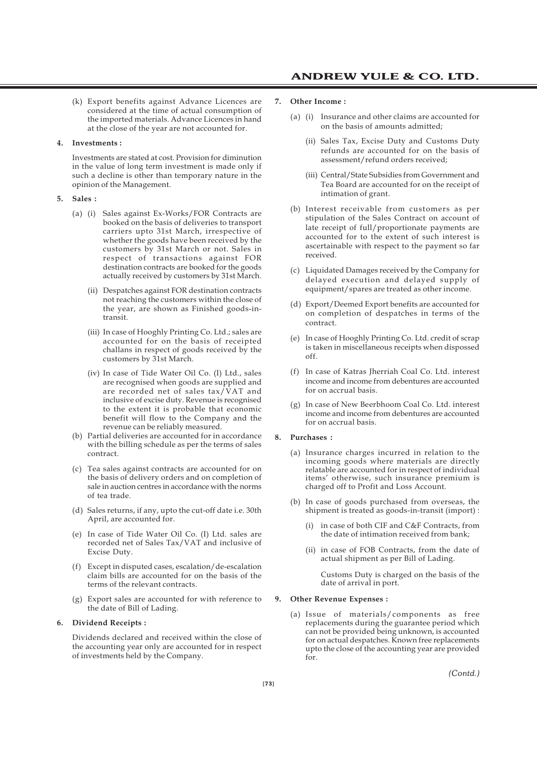(k) Export benefits against Advance Licences are considered at the time of actual consumption of the imported materials. Advance Licences in hand at the close of the year are not accounted for.

**4. Investments :**

Investments are stated at cost. Provision for diminution in the value of long term investment is made only if such a decline is other than temporary nature in the opinion of the Management.

**5. Sales :**

(a) (i) Sales against Ex-Works/FOR Contracts are booked on the basis of deliveries to transport carriers upto 31st March, irrespective of whether the goods have been received by the customers by 31st March or not. Sales in respect of transactions against FOR destination contracts are booked for the goods actually received by customers by 31st March.

(ii) Despatches against FOR destination contracts not reaching the customers within the close of the year, are shown as Finished goods-in-transit.

(iii) In case of Hooghly Printing Co. Ltd.; sales are accounted for on the basis of receipted challans in respect of goods received by the customers by 31st March.

(iv) In case of Tide Water Oil Co. (I) Ltd., sales are recognised when goods are supplied and are recorded net of sales tax/VAT and inclusive of excise duty. Revenue is recognised to the extent it is probable that economic benefit will flow to the Company and the revenue can be reliably measured.

(b) Partial deliveries are accounted for in accordance with the billing schedule as per the terms of sales contract.

(c) Tea sales against contracts are accounted for on the basis of delivery orders and on completion of sale in auction centres in accordance with the norms of tea trade.

(d) Sales returns, if any, upto the cut-off date i.e. 30th April, are accounted for.

(e) In case of Tide Water Oil Co. (I) Ltd. sales are recorded net of Sales Tax/VAT and inclusive of Excise Duty.

(f) Except in disputed cases, escalation/de-escalation claim bills are accounted for on the basis of the terms of the relevant contracts.

(g) Export sales are accounted for with reference to the date of Bill of Lading.

**6. Dividend Receipts :**

Dividends declared and received within the close of the accounting year only are accounted for in respect of investments held by the Company.

**7. Other Income :**

(a) (i) Insurance and other claims are accounted for on the basis of amounts admitted;

(ii) Sales Tax, Excise Duty and Customs Duty refunds are accounted for on the basis of assessment/refund orders received;

(iii) Central/State Subsidies from Government and Tea Board are accounted for on the receipt of intimation of grant.

(b) Interest receivable from customers as per stipulation of the Sales Contract on account of late receipt of full/proportionate payments are accounted for to the extent of such interest is ascertainable with respect to the payment so far received.

(c) Liquidated Damages received by the Company for delayed execution and delayed supply of equipment/spares are treated as other income.

(d) Export/Deemed Export benefits are accounted for on completion of despatches in terms of the contract.

(e) In case of Hooghly Printing Co. Ltd. credit of scrap is taken in miscellaneous receipts when dispossed off.

(f) In case of Katras Jherriah Coal Co. Ltd. interest income and income from debentures are accounted for on accrual basis.

(g) In case of New Beerbhoom Coal Co. Ltd. interest income and income from debentures are accounted for on accrual basis.

**8. Purchases :**

(a) Insurance charges incurred in relation to the incoming goods where materials are directly relatable are accounted for in respect of individual items' otherwise, such insurance premium is charged off to Profit and Loss Account.

(b) In case of goods purchased from overseas, the shipment is treated as goods-in-transit (import) :

(i) in case of both CIF and C&F Contracts, from the date of intimation received from bank;

(ii) in case of FOB Contracts, from the date of actual shipment as per Bill of Lading.

Customs Duty is charged on the basis of the date of arrival in port.

**9. Other Revenue Expenses :**

(a) Issue of materials/components as free replacements during the guarantee period which can not be provided being unknown, is accounted for on actual despatches. Known free replacements upto the close of the accounting year are provided for.

*(Contd.)*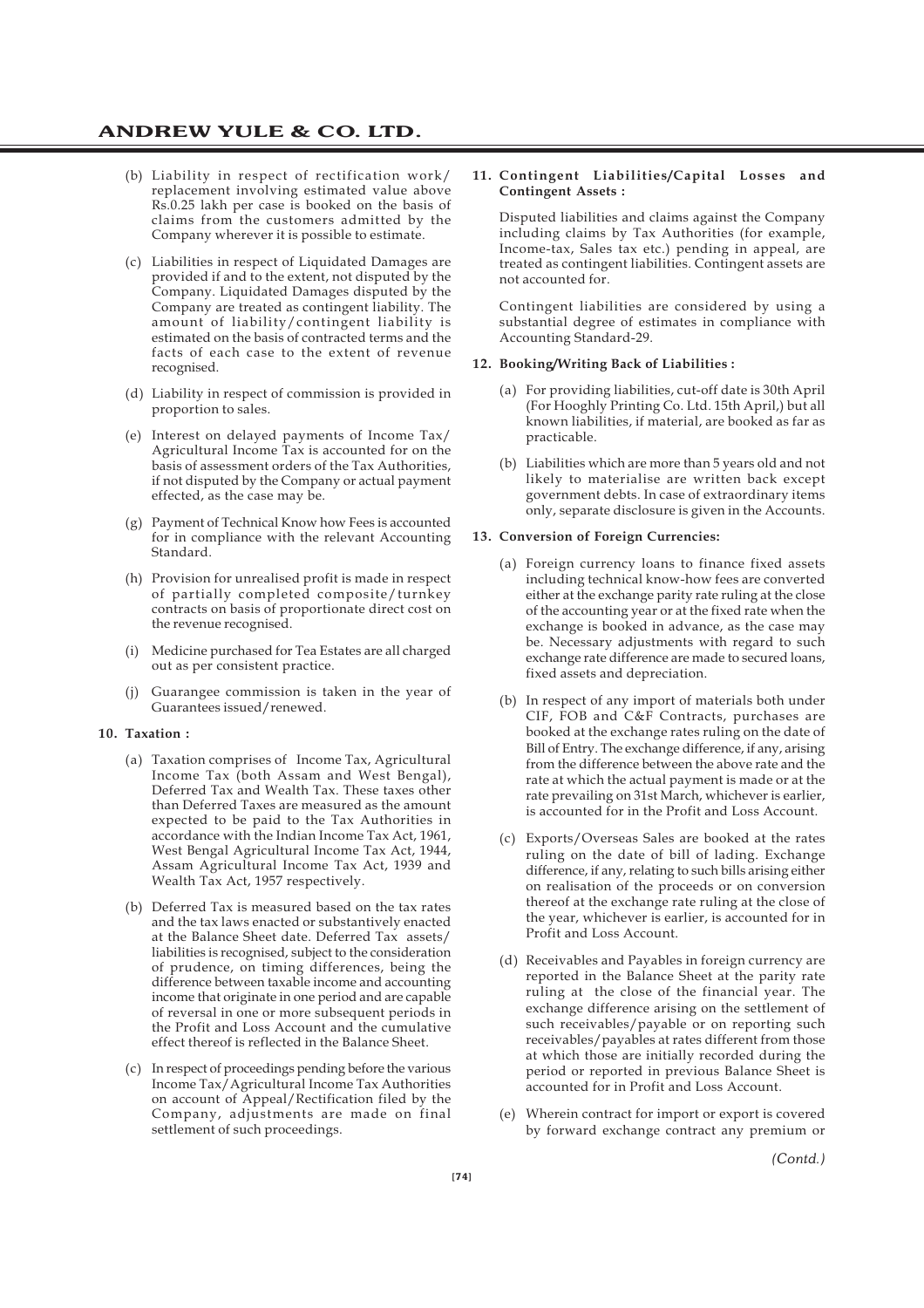(b) Liability in respect of rectification work/ replacement involving estimated value above Rs.0.25 lakh per case is booked on the basis of claims from the customers admitted by the Company wherever it is possible to estimate.

(c) Liabilities in respect of Liquidated Damages are provided if and to the extent, not disputed by the Company. Liquidated Damages disputed by the Company are treated as contingent liability. The amount of liability/contingent liability is estimated on the basis of contracted terms and the facts of each case to the extent of revenue recognised.

(d) Liability in respect of commission is provided in proportion to sales.

(e) Interest on delayed payments of Income Tax/ Agricultural Income Tax is accounted for on the basis of assessment orders of the Tax Authorities, if not disputed by the Company or actual payment effected, as the case may be.

(g) Payment of Technical Know how Fees is accounted for in compliance with the relevant Accounting Standard.

(h) Provision for unrealised profit is made in respect of partially completed composite/turnkey contracts on basis of proportionate direct cost on the revenue recognised.

(i) Medicine purchased for Tea Estates are all charged out as per consistent practice.

(j) Guarangee commission is taken in the year of Guarantees issued/renewed.

**10. Taxation :**

(a) Taxation comprises of Income Tax, Agricultural Income Tax (both Assam and West Bengal), Deferred Tax and Wealth Tax. These taxes other than Deferred Taxes are measured as the amount expected to be paid to the Tax Authorities in accordance with the Indian Income Tax Act, 1961, West Bengal Agricultural Income Tax Act, 1944, Assam Agricultural Income Tax Act, 1939 and Wealth Tax Act, 1957 respectively.

(b) Deferred Tax is measured based on the tax rates and the tax laws enacted or substantively enacted at the Balance Sheet date. Deferred Tax assets/ liabilities is recognised, subject to the consideration of prudence, on timing differences, being the difference between taxable income and accounting income that originate in one period and are capable of reversal in one or more subsequent periods in the Profit and Loss Account and the cumulative effect thereof is reflected in the Balance Sheet.

(c) In respect of proceedings pending before the various Income Tax/Agricultural Income Tax Authorities on account of Appeal/Rectification filed by the Company, adjustments are made on final settlement of such proceedings.

**11. Contingent Liabilities/Capital Losses and Contingent Assets :**

Disputed liabilities and claims against the Company including claims by Tax Authorities (for example, Income-tax, Sales tax etc.) pending in appeal, are treated as contingent liabilities. Contingent assets are not accounted for.

Contingent liabilities are considered by using a substantial degree of estimates in compliance with Accounting Standard-29.

**12. Booking/Writing Back of Liabilities :**

(a) For providing liabilities, cut-off date is 30th April (For Hooghly Printing Co. Ltd. 15th April,) but all known liabilities, if material, are booked as far as practicable.

(b) Liabilities which are more than 5 years old and not likely to materialise are written back except government debts. In case of extraordinary items only, separate disclosure is given in the Accounts.

**13. Conversion of Foreign Currencies:**

(a) Foreign currency loans to finance fixed assets including technical know-how fees are converted either at the exchange parity rate ruling at the close of the accounting year or at the fixed rate when the exchange is booked in advance, as the case may be. Necessary adjustments with regard to such exchange rate difference are made to secured loans, fixed assets and depreciation.

(b) In respect of any import of materials both under CIF, FOB and C&F Contracts, purchases are booked at the exchange rates ruling on the date of Bill of Entry. The exchange difference, if any, arising from the difference between the above rate and the rate at which the actual payment is made or at the rate prevailing on 31st March, whichever is earlier, is accounted for in the Profit and Loss Account.

(c) Exports/Overseas Sales are booked at the rates ruling on the date of bill of lading. Exchange difference, if any, relating to such bills arising either on realisation of the proceeds or on conversion thereof at the exchange rate ruling at the close of the year, whichever is earlier, is accounted for in Profit and Loss Account.

(d) Receivables and Payables in foreign currency are reported in the Balance Sheet at the parity rate ruling at the close of the financial year. The exchange difference arising on the settlement of such receivables/payable or on reporting such receivables/payables at rates different from those at which those are initially recorded during the period or reported in previous Balance Sheet is accounted for in Profit and Loss Account.

(e) Wherein contract for import or export is covered by forward exchange contract any premium or

*(Contd.)*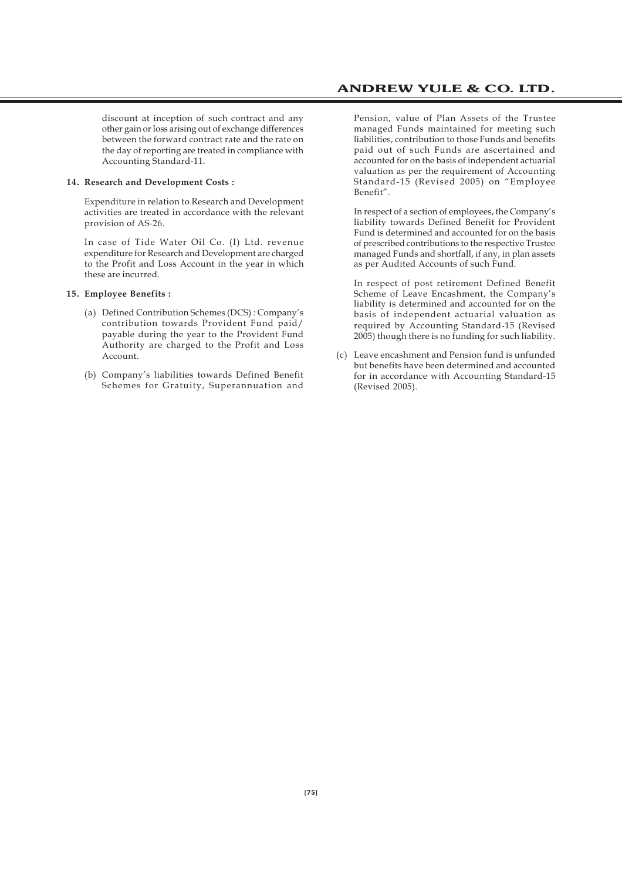discount at inception of such contract and any other gain or loss arising out of exchange differences between the forward contract rate and the rate on the day of reporting are treated in compliance with Accounting Standard-11.

**14. Research and Development Costs :**

Expenditure in relation to Research and Development activities are treated in accordance with the relevant provision of AS-26.

In case of Tide Water Oil Co. (I) Ltd. revenue expenditure for Research and Development are charged to the Profit and Loss Account in the year in which these are incurred.

**15. Employee Benefits :**

(a) Defined Contribution Schemes (DCS) : Company's contribution towards Provident Fund paid/ payable during the year to the Provident Fund Authority are charged to the Profit and Loss Account.

(b) Company's liabilities towards Defined Benefit Schemes for Gratuity, Superannuation and Pension, value of Plan Assets of the Trustee managed Funds maintained for meeting such liabilities, contribution to those Funds and benefits paid out of such Funds are ascertained and accounted for on the basis of independent actuarial valuation as per the requirement of Accounting Standard-15 (Revised 2005) on "Employee Benefit".

In respect of a section of employees, the Company's liability towards Defined Benefit for Provident Fund is determined and accounted for on the basis of prescribed contributions to the respective Trustee managed Funds and shortfall, if any, in plan assets as per Audited Accounts of such Fund.

In respect of post retirement Defined Benefit Scheme of Leave Encashment, the Company's liability is determined and accounted for on the basis of independent actuarial valuation as required by Accounting Standard-15 (Revised 2005) though there is no funding for such liability.

(c) Leave encashment and Pension fund is unfunded but benefits have been determined and accounted for in accordance with Accounting Standard-15 (Revised 2005).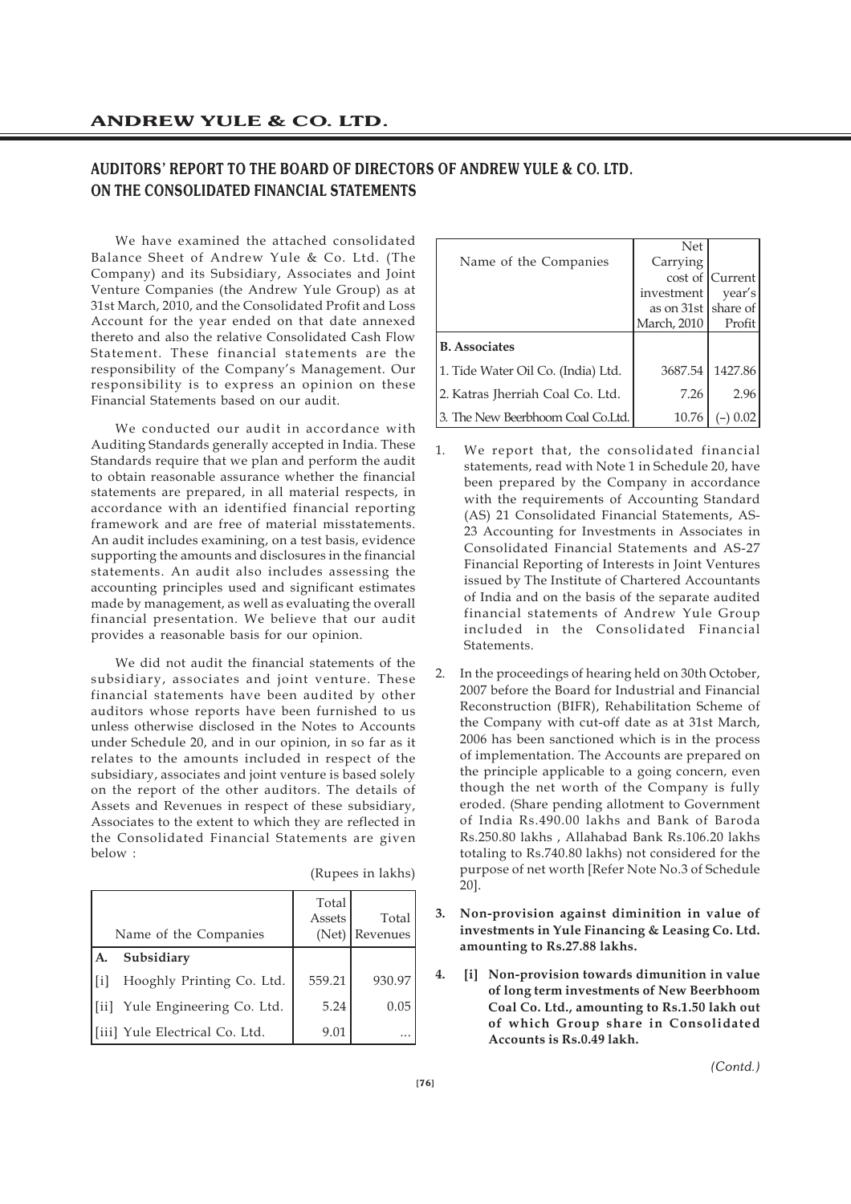## AUDITORS' REPORT TO THE BOARD OF DIRECTORS OF ANDREW YULE & CO. LTD. ON THE CONSOLIDATED FINANCIAL STATEMENTS

We have examined the attached consolidated Balance Sheet of Andrew Yule & Co. Ltd. (The Company) and its Subsidiary, Associates and Joint Venture Companies (the Andrew Yule Group) as at 31st March, 2010, and the Consolidated Profit and Loss Account for the year ended on that date annexed thereto and also the relative Consolidated Cash Flow Statement. These financial statements are the responsibility of the Company's Management. Our responsibility is to express an opinion on these Financial Statements based on our audit.

We conducted our audit in accordance with Auditing Standards generally accepted in India. These Standards require that we plan and perform the audit to obtain reasonable assurance whether the financial statements are prepared, in all material respects, in accordance with an identified financial reporting framework and are free of material misstatements. An audit includes examining, on a test basis, evidence supporting the amounts and disclosures in the financial statements. An audit also includes assessing the accounting principles used and significant estimates made by management, as well as evaluating the overall financial presentation. We believe that our audit provides a reasonable basis for our opinion.

We did not audit the financial statements of the subsidiary, associates and joint venture. These financial statements have been audited by other auditors whose reports have been furnished to us unless otherwise disclosed in the Notes to Accounts under Schedule 20, and in our opinion, in so far as it relates to the amounts included in respect of the subsidiary, associates and joint venture is based solely on the report of the other auditors. The details of Assets and Revenues in respect of these subsidiary, Associates to the extent to which they are reflected in the Consolidated Financial Statements are given below :

(Rupees in lakhs)

| Name of the Companies | Total Assets (Net) | Total Revenues |
|---|---|---|
| **A. Subsidiary** | | |
| [i] Hooghly Printing Co. Ltd. | 559.21 | 930.97 |
| [ii] Yule Engineering Co. Ltd. | 5.24 | 0.05 |
| [iii] Yule Electrical Co. Ltd. | 9.01 | ... |

| Name of the Companies | Net Carrying cost of investment as on 31st March, 2010 | Current year's share of Profit |
|---|---|---|
| **B. Associates** | | |
| 1. Tide Water Oil Co. (India) Ltd. | 3687.54 | 1427.86 |
| 2. Katras Jherriah Coal Co. Ltd. | 7.26 | 2.96 |
| 3. The New Beerbhoom Coal Co.Ltd. | 10.76 | (–) 0.02 |

1. We report that, the consolidated financial statements, read with Note 1 in Schedule 20, have been prepared by the Company in accordance with the requirements of Accounting Standard (AS) 21 Consolidated Financial Statements, AS-23 Accounting for Investments in Associates in Consolidated Financial Statements and AS-27 Financial Reporting of Interests in Joint Ventures issued by The Institute of Chartered Accountants of India and on the basis of the separate audited financial statements of Andrew Yule Group included in the Consolidated Financial Statements.

2. In the proceedings of hearing held on 30th October, 2007 before the Board for Industrial and Financial Reconstruction (BIFR), Rehabilitation Scheme of the Company with cut-off date as at 31st March, 2006 has been sanctioned which is in the process of implementation. The Accounts are prepared on the principle applicable to a going concern, even though the net worth of the Company is fully eroded. (Share pending allotment to Government of India Rs.490.00 lakhs and Bank of Baroda Rs.250.80 lakhs , Allahabad Bank Rs.106.20 lakhs totaling to Rs.740.80 lakhs) not considered for the purpose of net worth [Refer Note No.3 of Schedule 20].

3. **Non-provision against diminition in value of investments in Yule Financing & Leasing Co. Ltd. amounting to Rs.27.88 lakhs.**

4. **[i] Non-provision towards dimunition in value of long term investments of New Beerbhoom Coal Co. Ltd., amounting to Rs.1.50 lakh out of which Group share in Consolidated Accounts is Rs.0.49 lakh.**

*(Contd.)*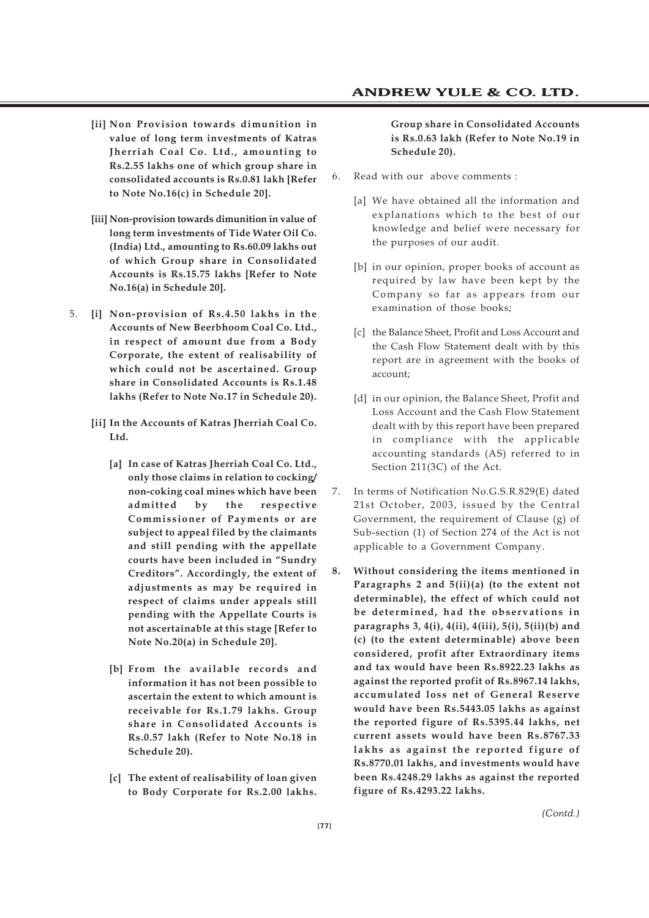**[ii] Non Provision towards dimunition in value of long term investments of Katras Jherriah Coal Co. Ltd., amounting to Rs.2.55 lakhs one of which group share in consolidated accounts is Rs.0.81 lakh [Refer to Note No.16(c) in Schedule 20].**

**[iii] Non-provision towards dimunition in value of long term investments of Tide Water Oil Co. (India) Ltd., amounting to Rs.60.09 lakhs out of which Group share in Consolidated Accounts is Rs.15.75 lakhs [Refer to Note No.16(a) in Schedule 20].**

5. **[i] Non-provision of Rs.4.50 lakhs in the Accounts of New Beerbhoom Coal Co. Ltd., in respect of amount due from a Body Corporate, the extent of realisability of which could not be ascertained. Group share in Consolidated Accounts is Rs.1.48 lakhs (Refer to Note No.17 in Schedule 20).**

   **[ii] In the Accounts of Katras Jherriah Coal Co. Ltd.**

   **[a] In case of Katras Jherriah Coal Co. Ltd., only those claims in relation to cocking/ non-coking coal mines which have been admitted by the respective Commissioner of Payments or are subject to appeal filed by the claimants and still pending with the appellate courts have been included in "Sundry Creditors". Accordingly, the extent of adjustments as may be required in respect of claims under appeals still pending with the Appellate Courts is not ascertainable at this stage [Refer to Note No.20(a) in Schedule 20].**

   **[b] From the available records and information it has not been possible to ascertain the extent to which amount is receivable for Rs.1.79 lakhs. Group share in Consolidated Accounts is Rs.0.57 lakh (Refer to Note No.18 in Schedule 20).**

   **[c] The extent of realisability of loan given to Body Corporate for Rs.2.00 lakhs. Group share in Consolidated Accounts is Rs.0.63 lakh (Refer to Note No.19 in Schedule 20).**

6. Read with our above comments :

   [a] We have obtained all the information and explanations which to the best of our knowledge and belief were necessary for the purposes of our audit.

   [b] in our opinion, proper books of account as required by law have been kept by the Company so far as appears from our examination of those books;

   [c] the Balance Sheet, Profit and Loss Account and the Cash Flow Statement dealt with by this report are in agreement with the books of account;

   [d] in our opinion, the Balance Sheet, Profit and Loss Account and the Cash Flow Statement dealt with by this report have been prepared in compliance with the applicable accounting standards (AS) referred to in Section 211(3C) of the Act.

7. In terms of Notification No.G.S.R.829(E) dated 21st October, 2003, issued by the Central Government, the requirement of Clause (g) of Sub-section (1) of Section 274 of the Act is not applicable to a Government Company.

8. **Without considering the items mentioned in Paragraphs 2 and 5(ii)(a) (to the extent not determinable), the effect of which could not be determined, had the observations in paragraphs 3, 4(i), 4(ii), 4(iii), 5(i), 5(ii)(b) and (c) (to the extent determinable) above been considered, profit after Extraordinary items and tax would have been Rs.8922.23 lakhs as against the reported profit of Rs.8967.14 lakhs, accumulated loss net of General Reserve would have been Rs.5443.05 lakhs as against the reported figure of Rs.5395.44 lakhs, net current assets would have been Rs.8767.33 lakhs as against the reported figure of Rs.8770.01 lakhs, and investments would have been Rs.4248.29 lakhs as against the reported figure of Rs.4293.22 lakhs.**

*(Contd.)*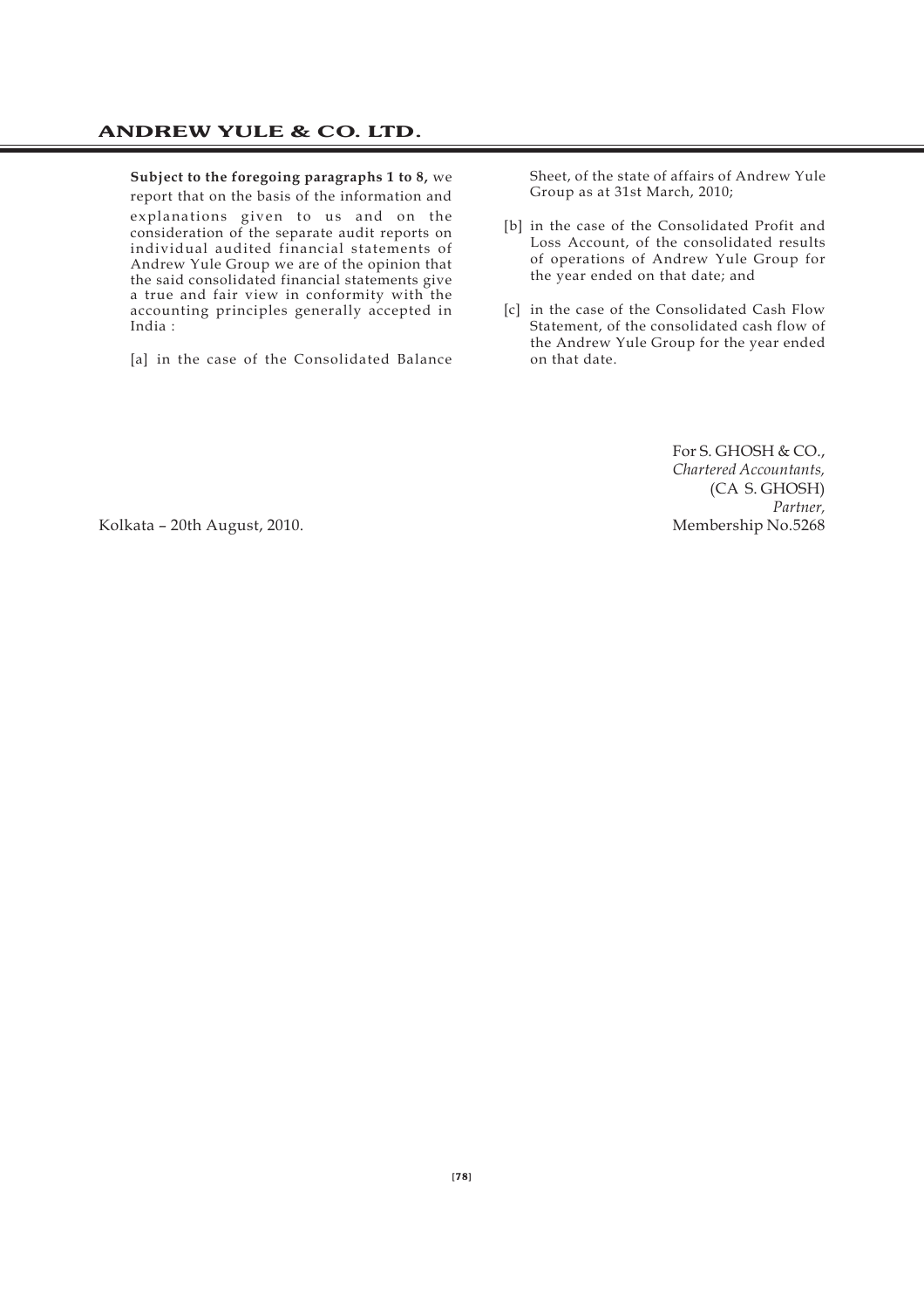**Subject to the foregoing paragraphs 1 to 8,** we report that on the basis of the information and explanations given to us and on the consideration of the separate audit reports on individual audited financial statements of Andrew Yule Group we are of the opinion that the said consolidated financial statements give a true and fair view in conformity with the accounting principles generally accepted in India :

[a] in the case of the Consolidated Balance Sheet, of the state of affairs of Andrew Yule Group as at 31st March, 2010;

[b] in the case of the Consolidated Profit and Loss Account, of the consolidated results of operations of Andrew Yule Group for the year ended on that date; and

[c] in the case of the Consolidated Cash Flow Statement, of the consolidated cash flow of the Andrew Yule Group for the year ended on that date.

For S. GHOSH & CO.,
*Chartered Accountants,*
(CA S. GHOSH)
*Partner,*
Membership No.5268

Kolkata – 20th August, 2010.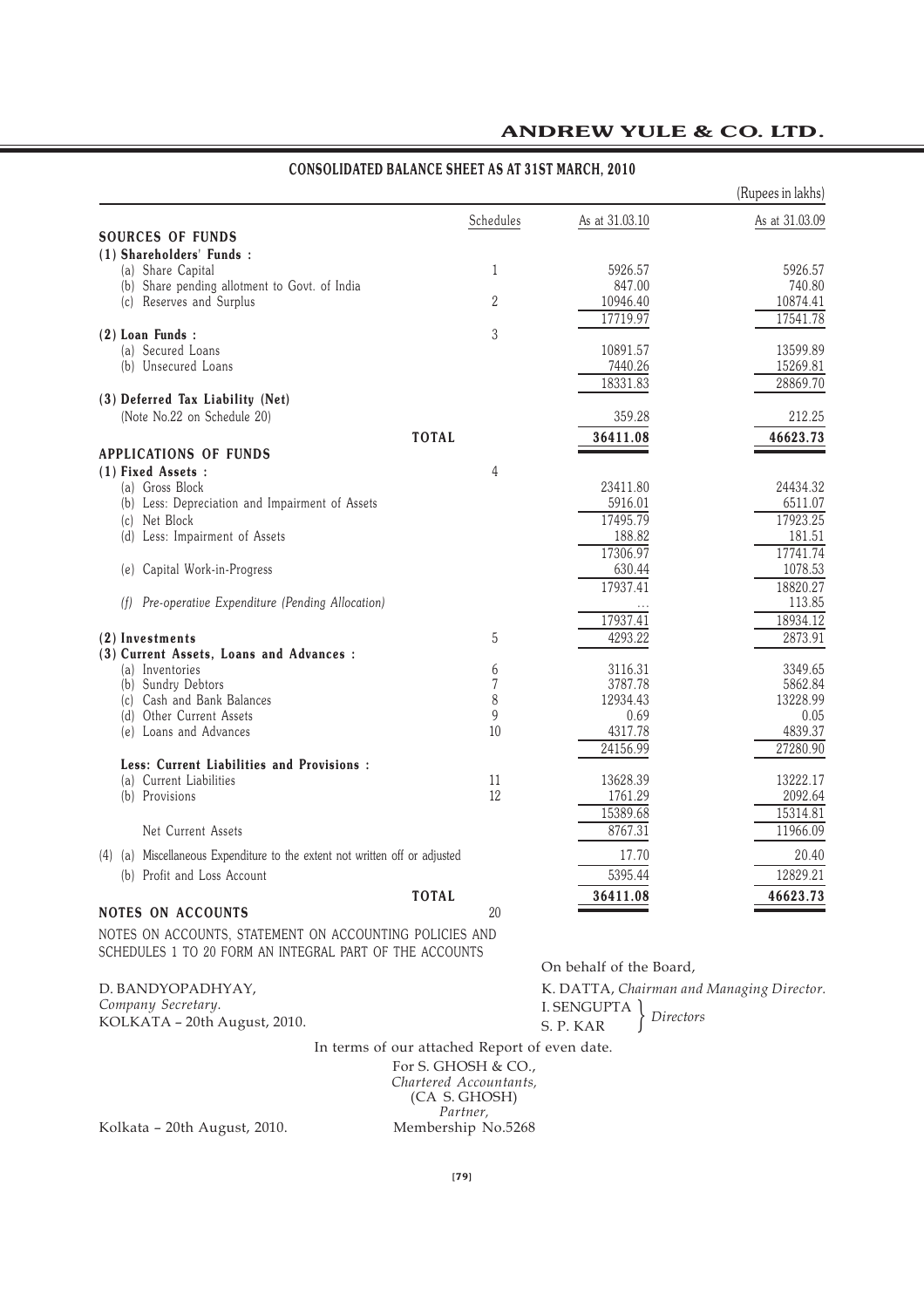## CONSOLIDATED BALANCE SHEET AS AT 31ST MARCH, 2010

(Rupees in lakhs)

| | Schedules | As at 31.03.10 | As at 31.03.09 |
|---|---|---|---|
| **SOURCES OF FUNDS** | | | |
| **(1) Shareholders' Funds :** | | | |
| (a) Share Capital | 1 | 5926.57 | 5926.57 |
| (b) Share pending allotment to Govt. of India | | 847.00 | 740.80 |
| (c) Reserves and Surplus | 2 | 10946.40 | 10874.41 |
| | | 17719.97 | 17541.78 |
| **(2) Loan Funds :** | 3 | | |
| (a) Secured Loans | | 10891.57 | 13599.89 |
| (b) Unsecured Loans | | 7440.26 | 15269.81 |
| | | 18331.83 | 28869.70 |
| **(3) Deferred Tax Liability (Net)** | | | |
| (Note No.22 on Schedule 20) | | 359.28 | 212.25 |
| **TOTAL** | | **36411.08** | **46623.73** |
| **APPLICATIONS OF FUNDS** | | | |
| **(1) Fixed Assets :** | 4 | | |
| (a) Gross Block | | 23411.80 | 24434.32 |
| (b) Less: Depreciation and Impairment of Assets | | 5916.01 | 6511.07 |
| (c) Net Block | | 17495.79 | 17923.25 |
| (d) Less: Impairment of Assets | | 188.82 | 181.51 |
| | | 17306.97 | 17741.74 |
| (e) Capital Work-in-Progress | | 630.44 | 1078.53 |
| | | 17937.41 | 18820.27 |
| *(f) Pre-operative Expenditure (Pending Allocation)* | | ... | 113.85 |
| | | 17937.41 | 18934.12 |
| **(2) Investments** | 5 | 4293.22 | 2873.91 |
| **(3) Current Assets, Loans and Advances :** | | | |
| (a) Inventories | 6 | 3116.31 | 3349.65 |
| (b) Sundry Debtors | 7 | 3787.78 | 5862.84 |
| (c) Cash and Bank Balances | 8 | 12934.43 | 13228.99 |
| (d) Other Current Assets | 9 | 0.69 | 0.05 |
| (e) Loans and Advances | 10 | 4317.78 | 4839.37 |
| | | 24156.99 | 27280.90 |
| **Less: Current Liabilities and Provisions :** | | | |
| (a) Current Liabilities | 11 | 13628.39 | 13222.17 |
| (b) Provisions | 12 | 1761.29 | 2092.64 |
| | | 15389.68 | 15314.81 |
| Net Current Assets | | 8767.31 | 11966.09 |
| (4) (a) Miscellaneous Expenditure to the extent not written off or adjusted | | 17.70 | 20.40 |
| (b) Profit and Loss Account | | 5395.44 | 12829.21 |
| **TOTAL** | | **36411.08** | **46623.73** |
| **NOTES ON ACCOUNTS** | 20 | | |

NOTES ON ACCOUNTS, STATEMENT ON ACCOUNTING POLICIES AND SCHEDULES 1 TO 20 FORM AN INTEGRAL PART OF THE ACCOUNTS

On behalf of the Board,

D. BANDYOPADHYAY,
*Company Secretary.*
KOLKATA – 20th August, 2010.

K. DATTA, *Chairman and Managing Director.*
I. SENGUPTA }
S. P. KAR } *Directors*

In terms of our attached Report of even date.

For S. GHOSH & CO.,
*Chartered Accountants,*
(CA S. GHOSH)
*Partner,*
Membership No.5268

Kolkata – 20th August, 2010.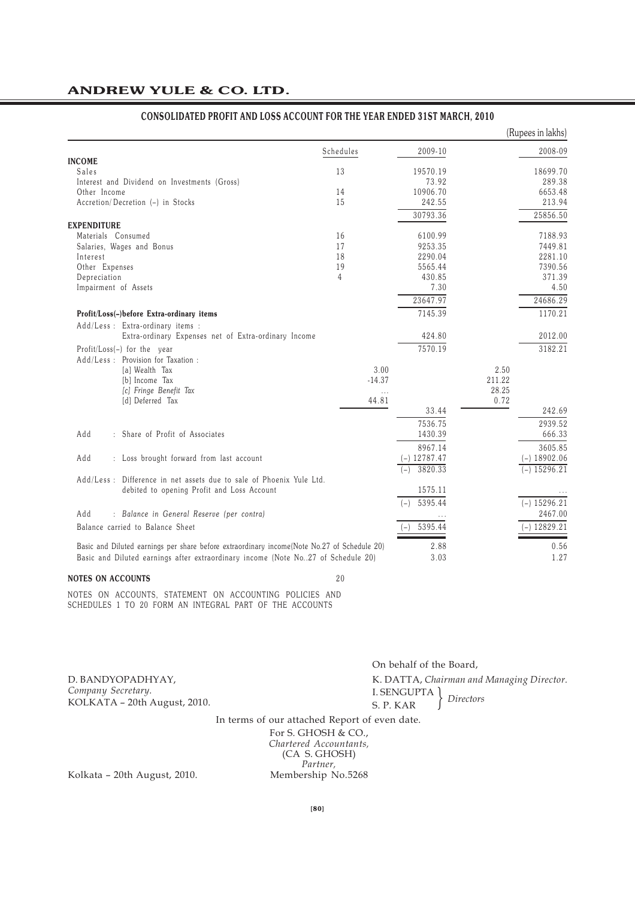# ANDREW YULE & CO. LTD.

## CONSOLIDATED PROFIT AND LOSS ACCOUNT FOR THE YEAR ENDED 31ST MARCH, 2010

(Rupees in lakhs)

| | Schedules | | 2009-10 | | 2008-09 |
|---|---|---|---|---|---|
| **INCOME** | | | | | |
| Sales | 13 | | 19570.19 | | 18699.70 |
| Interest and Dividend on Investments (Gross) | | | 73.92 | | 289.38 |
| Other Income | 14 | | 10906.70 | | 6653.48 |
| Accretion/Decretion (–) in Stocks | 15 | | 242.55 | | 213.94 |
| | | | 30793.36 | | 25856.50 |
| **EXPENDITURE** | | | | | |
| Materials Consumed | 16 | | 6100.99 | | 7188.93 |
| Salaries, Wages and Bonus | 17 | | 9253.35 | | 7449.81 |
| Interest | 18 | | 2290.04 | | 2281.10 |
| Other Expenses | 19 | | 5565.44 | | 7390.56 |
| Depreciation | 4 | | 430.85 | | 371.39 |
| Impairment of Assets | | | 7.30 | | 4.50 |
| | | | 23647.97 | | 24686.29 |
| **Profit/Loss(–)before Extra-ordinary items** | | | 7145.39 | | 1170.21 |
| Add/Less : Extra-ordinary items : | | | | | |
| Extra-ordinary Expenses net of Extra-ordinary Income | | | 424.80 | | 2012.00 |
| Profit/Loss(–) for the year | | | 7570.19 | | 3182.21 |
| Add/Less : Provision for Taxation : | | | | | |
| [a] Wealth Tax | | 3.00 | | 2.50 | |
| [b] Income Tax | | -14.37 | | 211.22 | |
| *[c] Fringe Benefit Tax* | | ... | | 28.25 | |
| [d] Deferred Tax | | 44.81 | | 0.72 | |
| | | | 33.44 | | 242.69 |
| | | | 7536.75 | | 2939.52 |
| Add : Share of Profit of Associates | | | 1430.39 | | 666.33 |
| | | | 8967.14 | | 3605.85 |
| Add : Loss brought forward from last account | | | (–) 12787.47 | | (–) 18902.06 |
| | | | (–) 3820.33 | | (–) 15296.21 |
| Add/Less : Difference in net assets due to sale of Phoenix Yule Ltd. debited to opening Profit and Loss Account | | | 1575.11 | | ... |
| | | | (–) 5395.44 | | (–) 15296.21 |
| Add : *Balance in General Reserve (per contra)* | | | ... | | 2467.00 |
| Balance carried to Balance Sheet | | | (–) 5395.44 | | (–) 12829.21 |
| Basic and Diluted earnings per share before extraordinary income(Note No.27 of Schedule 20) | | | 2.88 | | 0.56 |
| Basic and Diluted earnings after extraordinary income (Note No..27 of Schedule 20) | | | 3.03 | | 1.27 |

**NOTES ON ACCOUNTS** 20

NOTES ON ACCOUNTS, STATEMENT ON ACCOUNTING POLICIES AND SCHEDULES 1 TO 20 FORM AN INTEGRAL PART OF THE ACCOUNTS

On behalf of the Board,

D. BANDYOPADHYAY,
*Company Secretary.*
KOLKATA – 20th August, 2010.

K. DATTA, *Chairman and Managing Director*.
I. SENGUPTA
S. P. KAR } *Directors*

In terms of our attached Report of even date.

For S. GHOSH & CO.,
*Chartered Accountants,*
(CA S. GHOSH)
*Partner,*
Membership No.5268

Kolkata – 20th August, 2010.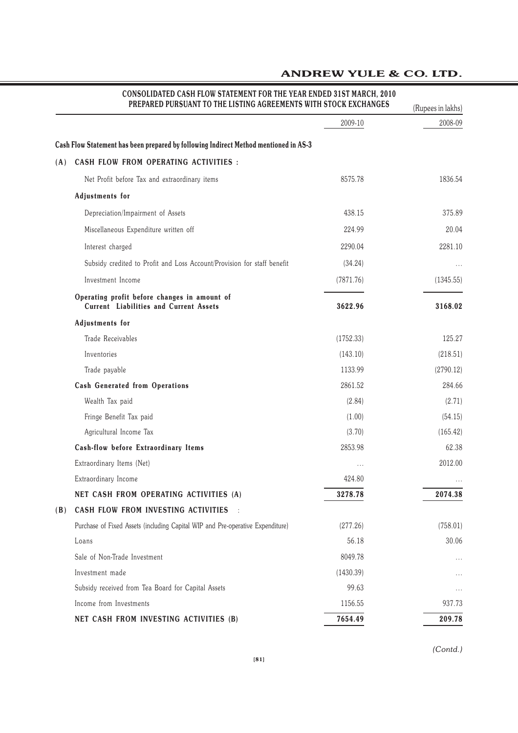## CONSOLIDATED CASH FLOW STATEMENT FOR THE YEAR ENDED 31ST MARCH, 2010 PREPARED PURSUANT TO THE LISTING AGREEMENTS WITH STOCK EXCHANGES

(Rupees in lakhs)

| | | 2009-10 | 2008-09 |
|---|---|---|---|
| | **Cash Flow Statement has been prepared by following Indirect Method mentioned in AS-3** | | |
| **(A)** | **CASH FLOW FROM OPERATING ACTIVITIES :** | | |
| | Net Profit before Tax and extraordinary items | 8575.78 | 1836.54 |
| | **Adjustments for** | | |
| | Depreciation/Impairment of Assets | 438.15 | 375.89 |
| | Miscellaneous Expenditure written off | 224.99 | 20.04 |
| | Interest charged | 2290.04 | 2281.10 |
| | Subsidy credited to Profit and Loss Account/Provision for staff benefit | (34.24) | ... |
| | Investment Income | (7871.76) | (1345.55) |
| | **Operating profit before changes in amount of Current Liabilities and Current Assets** | **3622.96** | **3168.02** |
| | **Adjustments for** | | |
| | Trade Receivables | (1752.33) | 125.27 |
| | Inventories | (143.10) | (218.51) |
| | Trade payable | 1133.99 | (2790.12) |
| | **Cash Generated from Operations** | 2861.52 | 284.66 |
| | Wealth Tax paid | (2.84) | (2.71) |
| | Fringe Benefit Tax paid | (1.00) | (54.15) |
| | Agricultural Income Tax | (3.70) | (165.42) |
| | **Cash-flow before Extraordinary Items** | 2853.98 | 62.38 |
| | Extraordinary Items (Net) | ... | 2012.00 |
| | Extraordinary Income | 424.80 | ... |
| | **NET CASH FROM OPERATING ACTIVITIES (A)** | **3278.78** | **2074.38** |
| **(B)** | **CASH FLOW FROM INVESTING ACTIVITIES :** | | |
| | Purchase of Fixed Assets (including Capital WIP and Pre-operative Expenditure) | (277.26) | (758.01) |
| | Loans | 56.18 | 30.06 |
| | Sale of Non-Trade Investment | 8049.78 | ... |
| | Investment made | (1430.39) | ... |
| | Subsidy received from Tea Board for Capital Assets | 99.63 | ... |
| | Income from Investments | 1156.55 | 937.73 |
| | **NET CASH FROM INVESTING ACTIVITIES (B)** | **7654.49** | **209.78** |

*(Contd.)*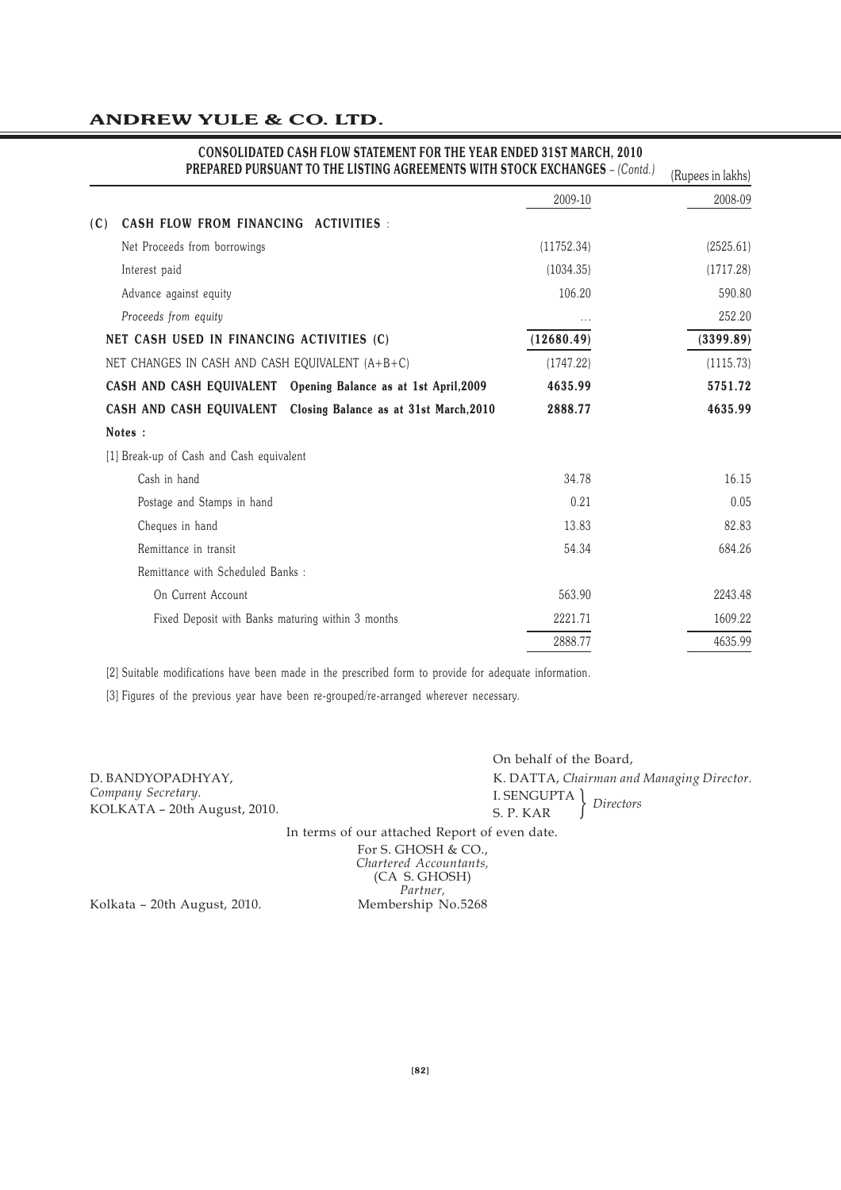## CONSOLIDATED CASH FLOW STATEMENT FOR THE YEAR ENDED 31ST MARCH, 2010 PREPARED PURSUANT TO THE LISTING AGREEMENTS WITH STOCK EXCHANGES – *(Contd.)*

(Rupees in lakhs)

| | 2009-10 | 2008-09 |
|---|---|---|
| **(C) CASH FLOW FROM FINANCING ACTIVITIES :** | | |
| Net Proceeds from borrowings | (11752.34) | (2525.61) |
| Interest paid | (1034.35) | (1717.28) |
| Advance against equity | 106.20 | 590.80 |
| *Proceeds from equity* | ... | 252.20 |
| **NET CASH USED IN FINANCING ACTIVITIES (C)** | **(12680.49)** | **(3399.89)** |
| NET CHANGES IN CASH AND CASH EQUIVALENT (A+B+C) | (1747.22) | (1115.73) |
| **CASH AND CASH EQUIVALENT Opening Balance as at 1st April,2009** | **4635.99** | **5751.72** |
| **CASH AND CASH EQUIVALENT Closing Balance as at 31st March,2010** | **2888.77** | **4635.99** |
| **Notes :** | | |
| [1] Break-up of Cash and Cash equivalent | | |
| Cash in hand | 34.78 | 16.15 |
| Postage and Stamps in hand | 0.21 | 0.05 |
| Cheques in hand | 13.83 | 82.83 |
| Remittance in transit | 54.34 | 684.26 |
| Remittance with Scheduled Banks : | | |
| On Current Account | 563.90 | 2243.48 |
| Fixed Deposit with Banks maturing within 3 months | 2221.71 | 1609.22 |
| | 2888.77 | 4635.99 |

[2] Suitable modifications have been made in the prescribed form to provide for adequate information.

[3] Figures of the previous year have been re-grouped/re-arranged wherever necessary.

D. BANDYOPADHYAY,
*Company Secretary.*
KOLKATA – 20th August, 2010.

On behalf of the Board,
K. DATTA, *Chairman and Managing Director.*
I. SENGUPTA, S. P. KAR – *Directors*

In terms of our attached Report of even date.

For S. GHOSH & CO.,
*Chartered Accountants,*
(CA S. GHOSH)
*Partner,*
Membership No.5268

Kolkata – 20th August, 2010.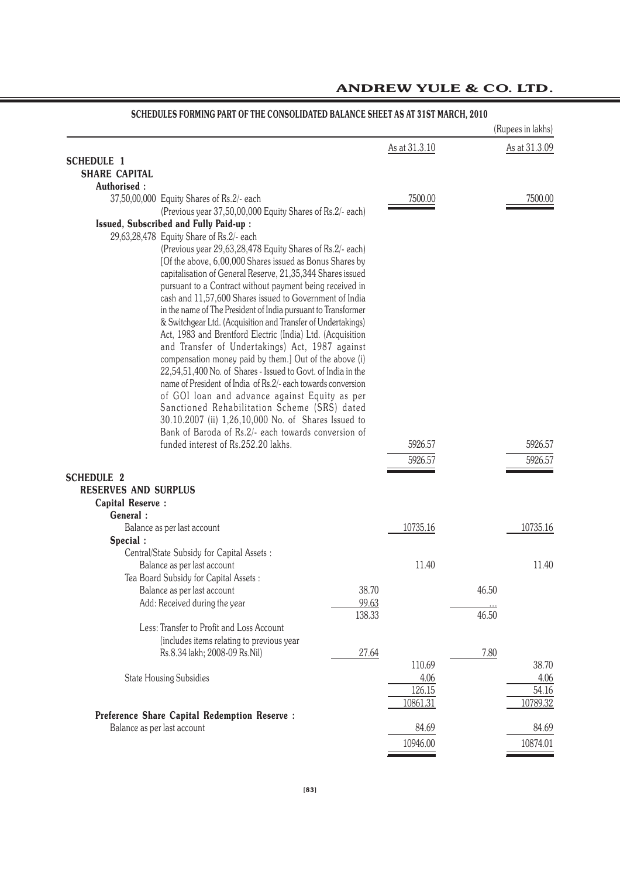## SCHEDULES FORMING PART OF THE CONSOLIDATED BALANCE SHEET AS AT 31ST MARCH, 2010

(Rupees in lakhs)

| | | As at 31.3.10 | | As at 31.3.09 |
|---|---|---|---|---|
| **SCHEDULE 1** | | | | |
| **SHARE CAPITAL** | | | | |
| **Authorised :** | | | | |
| 37,50,00,000 Equity Shares of Rs.2/- each (Previous year 37,50,00,000 Equity Shares of Rs.2/- each) | | 7500.00 | | 7500.00 |
| **Issued, Subscribed and Fully Paid-up :** | | | | |
| 29,63,28,478 Equity Share of Rs.2/- each (Previous year 29,63,28,478 Equity Shares of Rs.2/- each) [Of the above, 6,00,000 Shares issued as Bonus Shares by capitalisation of General Reserve, 21,35,344 Shares issued pursuant to a Contract without payment being received in cash and 11,57,600 Shares issued to Government of India in the name of The President of India pursuant to Transformer & Switchgear Ltd. (Acquisition and Transfer of Undertakings) Act, 1983 and Brentford Electric (India) Ltd. (Acquisition and Transfer of Undertakings) Act, 1987 against compensation money paid by them.] Out of the above (i) 22,54,51,400 No. of Shares - Issued to Govt. of India in the name of President of India of Rs.2/- each towards conversion of GOI loan and advance against Equity as per Sanctioned Rehabilitation Scheme (SRS) dated 30.10.2007 (ii) 1,26,10,000 No. of Shares Issued to Bank of Baroda of Rs.2/- each towards conversion of funded interest of Rs.252.20 lakhs. | | 5926.57 | | 5926.57 |
| | | 5926.57 | | 5926.57 |
| **SCHEDULE 2** | | | | |
| **RESERVES AND SURPLUS** | | | | |
| **Capital Reserve :** | | | | |
| **General :** | | | | |
| Balance as per last account | | 10735.16 | | 10735.16 |
| **Special :** | | | | |
| Central/State Subsidy for Capital Assets : | | | | |
| Balance as per last account | | 11.40 | | 11.40 |
| Tea Board Subsidy for Capital Assets : | | | | |
| Balance as per last account | 38.70 | | 46.50 | |
| Add: Received during the year | 99.63 | | ... | |
| | 138.33 | | 46.50 | |
| Less: Transfer to Profit and Loss Account (includes items relating to previous year Rs.8.34 lakh; 2008-09 Rs.Nil) | 27.64 | | 7.80 | |
| | | 110.69 | | 38.70 |
| State Housing Subsidies | | 4.06 | | 4.06 |
| | | 126.15 | | 54.16 |
| | | 10861.31 | | 10789.32 |
| **Preference Share Capital Redemption Reserve :** | | | | |
| Balance as per last account | | 84.69 | | 84.69 |
| | | 10946.00 | | 10874.01 |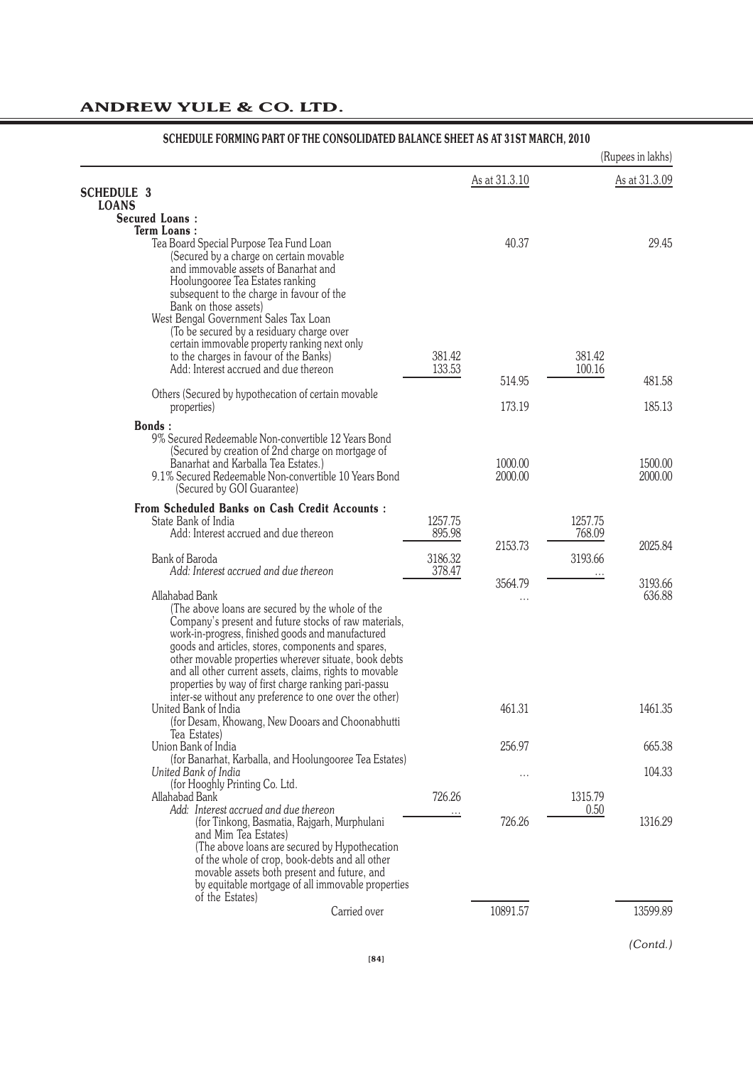## SCHEDULE FORMING PART OF THE CONSOLIDATED BALANCE SHEET AS AT 31ST MARCH, 2010

(Rupees in lakhs)

| | | As at 31.3.10 | | As at 31.3.09 |
|---|---|---|---|---|
| **SCHEDULE 3** | | | | |
| **LOANS** | | | | |
| **Secured Loans :** | | | | |
| **Term Loans :** | | | | |
| Tea Board Special Purpose Tea Fund Loan (Secured by a charge on certain movable and immovable assets of Banarhat and Hoolungooree Tea Estates ranking subsequent to the charge in favour of the Bank on those assets) | | 40.37 | | 29.45 |
| West Bengal Government Sales Tax Loan (To be secured by a residuary charge over certain immovable property ranking next only to the charges in favour of the Banks) | 381.42 | | 381.42 | |
| Add: Interest accrued and due thereon | 133.53 | 514.95 | 100.16 | 481.58 |
| Others (Secured by hypothecation of certain movable properties) | | 173.19 | | 185.13 |
| **Bonds :** | | | | |
| 9% Secured Redeemable Non-convertible 12 Years Bond (Secured by creation of 2nd charge on mortgage of Banarhat and Karballa Tea Estates.) | | 1000.00 | | 1500.00 |
| 9.1% Secured Redeemable Non-convertible 10 Years Bond (Secured by GOI Guarantee) | | 2000.00 | | 2000.00 |
| **From Scheduled Banks on Cash Credit Accounts :** | | | | |
| State Bank of India | 1257.75 | | 1257.75 | |
| Add: Interest accrued and due thereon | 895.98 | 2153.73 | 768.09 | 2025.84 |
| Bank of Baroda | 3186.32 | | 3193.66 | |
| *Add: Interest accrued and due thereon* | 378.47 | 3564.79 | ... | 3193.66 |
| Allahabad Bank (The above loans are secured by the whole of the Company's present and future stocks of raw materials, work-in-progress, finished goods and manufactured goods and articles, stores, components and spares, other movable properties wherever situate, book debts and all other current assets, claims, rights to movable properties by way of first charge ranking pari-passu inter-se without any preference to one over the other) | | ... | | 636.88 |
| United Bank of India (for Desam, Khowang, New Dooars and Choonabhutti Tea Estates) | | 461.31 | | 1461.35 |
| Union Bank of India (for Banarhat, Karballa, and Hoolungooree Tea Estates) | | 256.97 | | 665.38 |
| *United Bank of India* (for Hooghly Printing Co. Ltd. | | ... | | 104.33 |
| Allahabad Bank | 726.26 | | 1315.79 | |
| *Add: Interest accrued and due thereon* (for Tinkong, Basmatia, Rajgarh, Murphulani and Mim Tea Estates) (The above loans are secured by Hypothecation of the whole of crop, book-debts and all other movable assets both present and future, and by equitable mortgage of all immovable properties of the Estates) | ... | 726.26 | 0.50 | 1316.29 |
| Carried over | | 10891.57 | | 13599.89 |

*(Contd.)*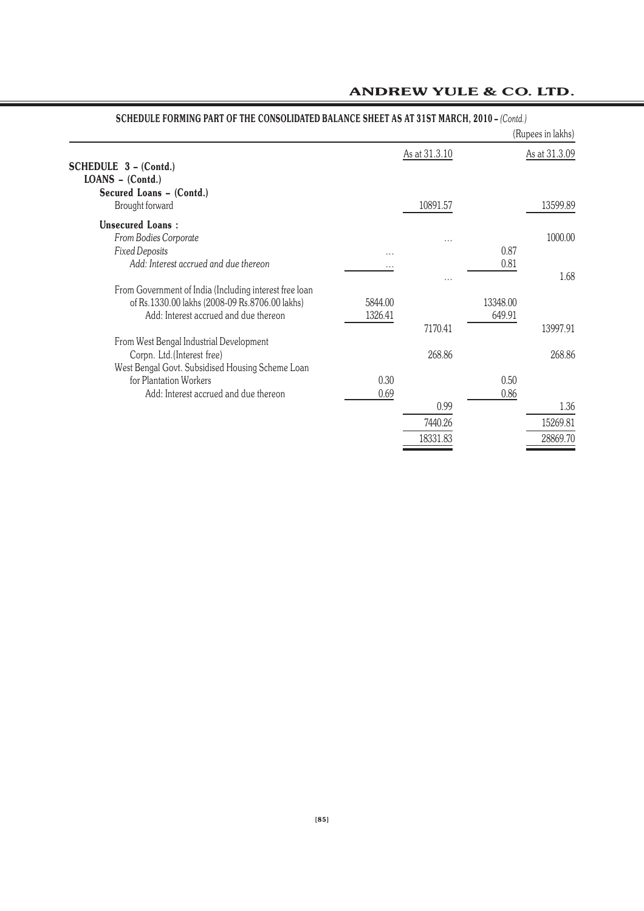**SCHEDULE FORMING PART OF THE CONSOLIDATED BALANCE SHEET AS AT 31ST MARCH, 2010 –** *(Contd.)*

(Rupees in lakhs)

| | | As at 31.3.10 | | As at 31.3.09 |
|---|---|---|---|---|
| **SCHEDULE 3 – (Contd.)** | | | | |
| **LOANS – (Contd.)** | | | | |
| **Secured Loans – (Contd.)** | | | | |
| Brought forward | | 10891.57 | | 13599.89 |
| **Unsecured Loans :** | | | | |
| *From Bodies Corporate* | | ... | | 1000.00 |
| *Fixed Deposits* | ... | | 0.87 | |
| *Add: Interest accrued and due thereon* | ... | | 0.81 | |
| | | ... | | 1.68 |
| From Government of India (Including interest free loan of Rs.1330.00 lakhs (2008-09 Rs.8706.00 lakhs) | 5844.00 | | 13348.00 | |
| Add: Interest accrued and due thereon | 1326.41 | | 649.91 | |
| | | 7170.41 | | 13997.91 |
| From West Bengal Industrial Development Corpn. Ltd.(Interest free) | | 268.86 | | 268.86 |
| West Bengal Govt. Subsidised Housing Scheme Loan for Plantation Workers | 0.30 | | 0.50 | |
| Add: Interest accrued and due thereon | 0.69 | | 0.86 | |
| | | 0.99 | | 1.36 |
| | | 7440.26 | | 15269.81 |
| | | 18331.83 | | 28869.70 |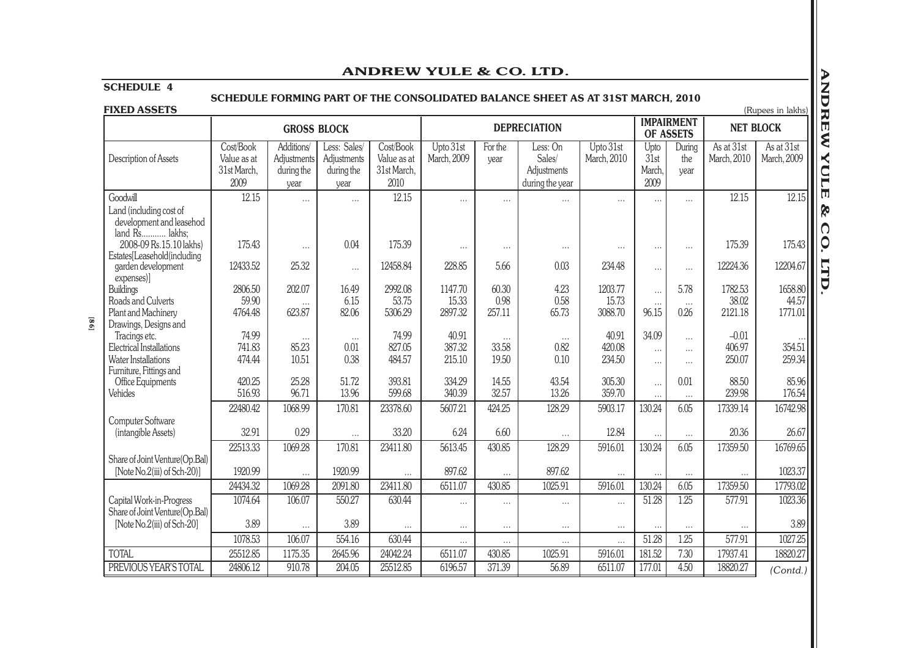## SCHEDULE 4

### SCHEDULE FORMING PART OF THE CONSOLIDATED BALANCE SHEET AS AT 31ST MARCH, 2010

**FIXED ASSETS**

(Rupees in lakhs)

| | GROSS BLOCK | | | | DEPRECIATION | | | | IMPAIRMENT OF ASSETS | | NET BLOCK | |
|---|---|---|---|---|---|---|---|---|---|---|---|---|
| Description of Assets | Cost/Book Value as at 31st March, 2009 | Additions/ Adjustments during the year | Less: Sales/ Adjustments during the year | Cost/Book Value as at 31st March, 2010 | Upto 31st March, 2009 | For the year | Less: On Sales/ Adjustments during the year | Upto 31st March, 2010 | Upto 31st March, 2009 | During the year | As at 31st March, 2010 | As at 31st March, 2009 |
| Goodwill | 12.15 | ... | ... | 12.15 | ... | ... | ... | ... | ... | ... | 12.15 | 12.15 |
| Land (including cost of development and leasehod land Rs........... lakhs; 2008-09 Rs.15.10 lakhs) | 175.43 | ... | 0.04 | 175.39 | ... | ... | ... | ... | ... | ... | 175.39 | 175.43 |
| Estates[Leasehold(including garden development expenses)] | 12433.52 | 25.32 | ... | 12458.84 | 228.85 | 5.66 | 0.03 | 234.48 | ... | ... | 12224.36 | 12204.67 |
| Buildings | 2806.50 | 202.07 | 16.49 | 2992.08 | 1147.70 | 60.30 | 4.23 | 1203.77 | ... | 5.78 | 1782.53 | 1658.80 |
| Roads and Culverts | 59.90 | ... | 6.15 | 53.75 | 15.33 | 0.98 | 0.58 | 15.73 | ... | ... | 38.02 | 44.57 |
| Plant and Machinery | 4764.48 | 623.87 | 82.06 | 5306.29 | 2897.32 | 257.11 | 65.73 | 3088.70 | 96.15 | 0.26 | 2121.18 | 1771.01 |
| Drawings, Designs and Tracings etc. | 74.99 | ... | ... | 74.99 | 40.91 | ... | ... | 40.91 | 34.09 | ... | –0.01 | ... |
| Electrical Installations | 741.83 | 85.23 | 0.01 | 827.05 | 387.32 | 33.58 | 0.82 | 420.08 | ... | ... | 406.97 | 354.51 |
| Water Installations | 474.44 | 10.51 | 0.38 | 484.57 | 215.10 | 19.50 | 0.10 | 234.50 | ... | ... | 250.07 | 259.34 |
| Furniture, Fittings and Office Equipments | 420.25 | 25.28 | 51.72 | 393.81 | 334.29 | 14.55 | 43.54 | 305.30 | ... | 0.01 | 88.50 | 85.96 |
| Vehicles | 516.93 | 96.71 | 13.96 | 599.68 | 340.39 | 32.57 | 13.26 | 359.70 | ... | ... | 239.98 | 176.54 |
| | 22480.42 | 1068.99 | 170.81 | 23378.60 | 5607.21 | 424.25 | 128.29 | 5903.17 | 130.24 | 6.05 | 17339.14 | 16742.98 |
| Computer Software (intangible Assets) | 32.91 | 0.29 | ... | 33.20 | 6.24 | 6.60 | ... | 12.84 | ... | ... | 20.36 | 26.67 |
| | 22513.33 | 1069.28 | 170.81 | 23411.80 | 5613.45 | 430.85 | 128.29 | 5916.01 | 130.24 | 6.05 | 17359.50 | 16769.65 |
| Share of Joint Venture(Op.Bal) [Note No.2(iii) of Sch-20)] | 1920.99 | ... | 1920.99 | ... | 897.62 | ... | 897.62 | ... | ... | ... | ... | 1023.37 |
| | 24434.32 | 1069.28 | 2091.80 | 23411.80 | 6511.07 | 430.85 | 1025.91 | 5916.01 | 130.24 | 6.05 | 17359.50 | 17793.02 |
| Capital Work-in-Progress | 1074.64 | 106.07 | 550.27 | 630.44 | ... | ... | ... | ... | 51.28 | 1.25 | 577.91 | 1023.36 |
| Share of Joint Venture(Op.Bal) [Note No.2(iii) of Sch-20] | 3.89 | ... | 3.89 | ... | ... | ... | ... | ... | ... | ... | ... | 3.89 |
| | 1078.53 | 106.07 | 554.16 | 630.44 | ... | ... | ... | ... | 51.28 | 1.25 | 577.91 | 1027.25 |
| TOTAL | 25512.85 | 1175.35 | 2645.96 | 24042.24 | 6511.07 | 430.85 | 1025.91 | 5916.01 | 181.52 | 7.30 | 17937.41 | 18820.27 |
| PREVIOUS YEAR'S TOTAL | 24806.12 | 910.78 | 204.05 | 25512.85 | 6196.57 | 371.39 | 56.89 | 6511.07 | 177.01 | 4.50 | 18820.27 | |

*(Contd.)*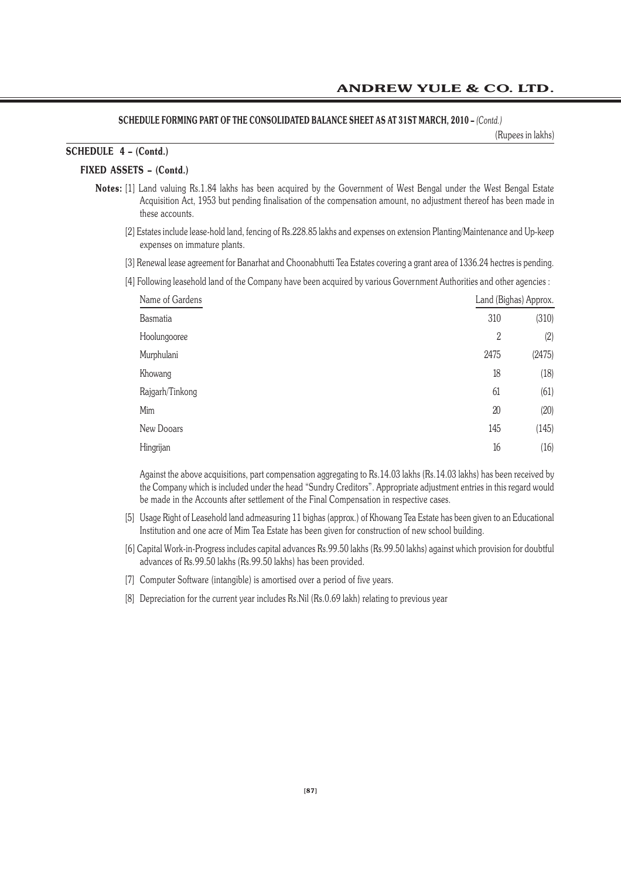## SCHEDULE FORMING PART OF THE CONSOLIDATED BALANCE SHEET AS AT 31ST MARCH, 2010 – *(Contd.)*

(Rupees in lakhs)

### SCHEDULE 4 – (Contd.)

#### FIXED ASSETS – (Contd.)

**Notes:** [1] Land valuing Rs.1.84 lakhs has been acquired by the Government of West Bengal under the West Bengal Estate Acquisition Act, 1953 but pending finalisation of the compensation amount, no adjustment thereof has been made in these accounts.

[2] Estates include lease-hold land, fencing of Rs.228.85 lakhs and expenses on extension Planting/Maintenance and Up-keep expenses on immature plants.

[3] Renewal lease agreement for Banarhat and Choonabhutti Tea Estates covering a grant area of 1336.24 hectres is pending.

[4] Following leasehold land of the Company have been acquired by various Government Authorities and other agencies :

| Name of Gardens | Land (Bighas) Approx. | |
|---|---|---|
| Basmatia | 310 | (310) |
| Hoolungooree | 2 | (2) |
| Murphulani | 2475 | (2475) |
| Khowang | 18 | (18) |
| Rajgarh/Tinkong | 61 | (61) |
| Mim | 20 | (20) |
| New Dooars | 145 | (145) |
| Hingrijan | 16 | (16) |

Against the above acquisitions, part compensation aggregating to Rs.14.03 lakhs (Rs.14.03 lakhs) has been received by the Company which is included under the head "Sundry Creditors". Appropriate adjustment entries in this regard would be made in the Accounts after settlement of the Final Compensation in respective cases.

[5] Usage Right of Leasehold land admeasuring 11 bighas (approx.) of Khowang Tea Estate has been given to an Educational Institution and one acre of Mim Tea Estate has been given for construction of new school building.

[6] Capital Work-in-Progress includes capital advances Rs.99.50 lakhs (Rs.99.50 lakhs) against which provision for doubtful advances of Rs.99.50 lakhs (Rs.99.50 lakhs) has been provided.

[7] Computer Software (intangible) is amortised over a period of five years.

[8] Depreciation for the current year includes Rs.Nil (Rs.0.69 lakh) relating to previous year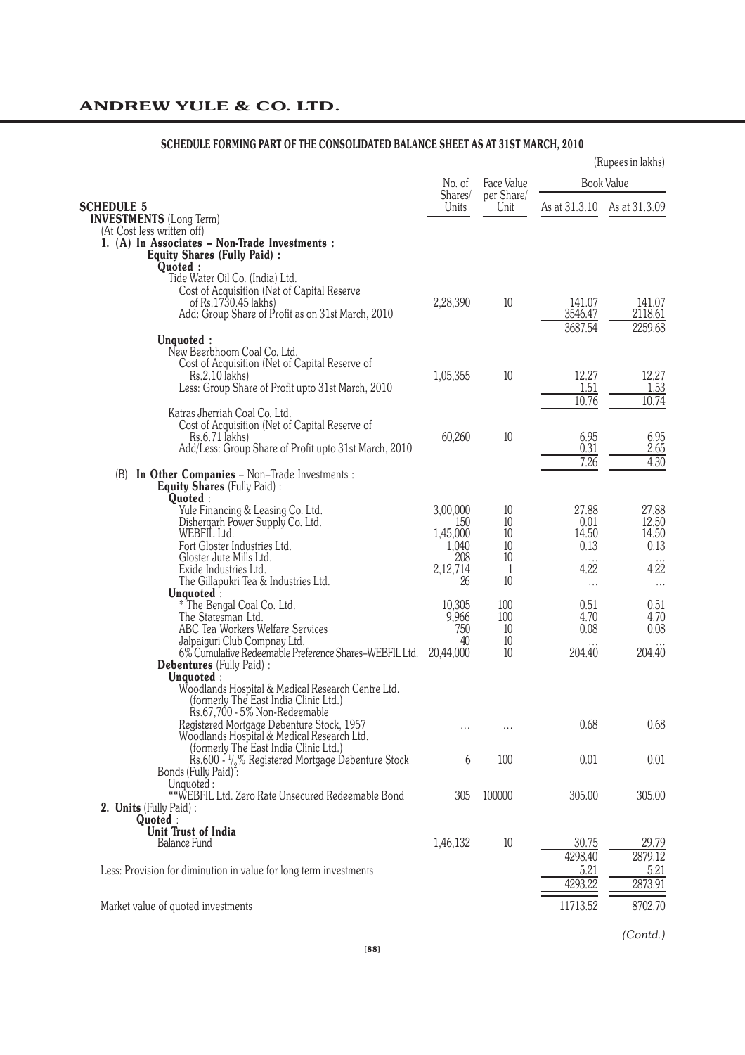## SCHEDULE FORMING PART OF THE CONSOLIDATED BALANCE SHEET AS AT 31ST MARCH, 2010

(Rupees in lakhs)

| | No. of Shares/ Units | Face Value per Share/ Unit | Book Value | |
|---|---|---|---|---|
| | | | As at 31.3.10 | As at 31.3.09 |
| **SCHEDULE 5** | | | | |
| **INVESTMENTS** (Long Term) | | | | |
| (At Cost less written off) | | | | |
| **1. (A) In Associates – Non-Trade Investments :** | | | | |
| **Equity Shares (Fully Paid) :** | | | | |
| **Quoted :** | | | | |
| Tide Water Oil Co. (India) Ltd. | | | | |
| Cost of Acquisition (Net of Capital Reserve of Rs.1730.45 lakhs) | 2,28,390 | 10 | 141.07 | 141.07 |
| Add: Group Share of Profit as on 31st March, 2010 | | | 3546.47 | 2118.61 |
| | | | 3687.54 | 2259.68 |
| **Unquoted :** | | | | |
| New Beerbhoom Coal Co. Ltd. | | | | |
| Cost of Acquisition (Net of Capital Reserve of Rs.2.10 lakhs) | 1,05,355 | 10 | 12.27 | 12.27 |
| Less: Group Share of Profit upto 31st March, 2010 | | | 1.51 | 1.53 |
| | | | 10.76 | 10.74 |
| Katras Jherriah Coal Co. Ltd. | | | | |
| Cost of Acquisition (Net of Capital Reserve of Rs.6.71 lakhs) | 60,260 | 10 | 6.95 | 6.95 |
| Add/Less: Group Share of Profit upto 31st March, 2010 | | | 0.31 | 2.65 |
| | | | 7.26 | 4.30 |
| (B) **In Other Companies** – Non–Trade Investments : | | | | |
| **Equity Shares** (Fully Paid) : | | | | |
| **Quoted** : | | | | |
| Yule Financing & Leasing Co. Ltd. | 3,00,000 | 10 | 27.88 | 27.88 |
| Dishergarh Power Supply Co. Ltd. | 150 | 10 | 0.01 | 12.50 |
| WEBFIL Ltd. | 1,45,000 | 10 | 14.50 | 14.50 |
| Fort Gloster Industries Ltd. | 1,040 | 10 | 0.13 | 0.13 |
| Gloster Jute Mills Ltd. | 208 | 10 | ... | ... |
| Exide Industries Ltd. | 2,12,714 | 1 | 4.22 | 4.22 |
| The Gillapukri Tea & Industries Ltd. | 26 | 10 | ... | ... |
| **Unquoted** : | | | | |
| * The Bengal Coal Co. Ltd. | 10,305 | 100 | 0.51 | 0.51 |
| The Statesman Ltd. | 9,966 | 100 | 4.70 | 4.70 |
| ABC Tea Workers Welfare Services | 750 | 10 | 0.08 | 0.08 |
| Jalpaiguri Club Compnay Ltd. | 40 | 10 | ... | ... |
| 6% Cumulative Redeemable Preference Shares–WEBFIL Ltd. | 20,44,000 | 10 | 204.40 | 204.40 |
| **Debentures** (Fully Paid) : | | | | |
| **Unquoted** : | | | | |
| Woodlands Hospital & Medical Research Centre Ltd. (formerly The East India Clinic Ltd.) Rs.67,700 - 5% Non-Redeemable Registered Mortgage Debenture Stock, 1957 | ... | ... | 0.68 | 0.68 |
| Woodlands Hospital & Medical Research Ltd. (formerly The East India Clinic Ltd.) Rs.600 - 1/2% Registered Mortgage Debenture Stock | 6 | 100 | 0.01 | 0.01 |
| Bonds (Fully Paid) : | | | | |
| Unquoted : | | | | |
| **WEBFIL Ltd. Zero Rate Unsecured Redeemable Bond | 305 | 100000 | 305.00 | 305.00 |
| **2. Units** (Fully Paid) : | | | | |
| **Quoted** : | | | | |
| **Unit Trust of India** | | | | |
| Balance Fund | 1,46,132 | 10 | 30.75 | 29.79 |
| | | | 4298.40 | 2879.12 |
| Less: Provision for diminution in value for long term investments | | | 5.21 | 5.21 |
| | | | 4293.22 | 2873.91 |
| Market value of quoted investments | | | 11713.52 | 8702.70 |

*(Contd.)*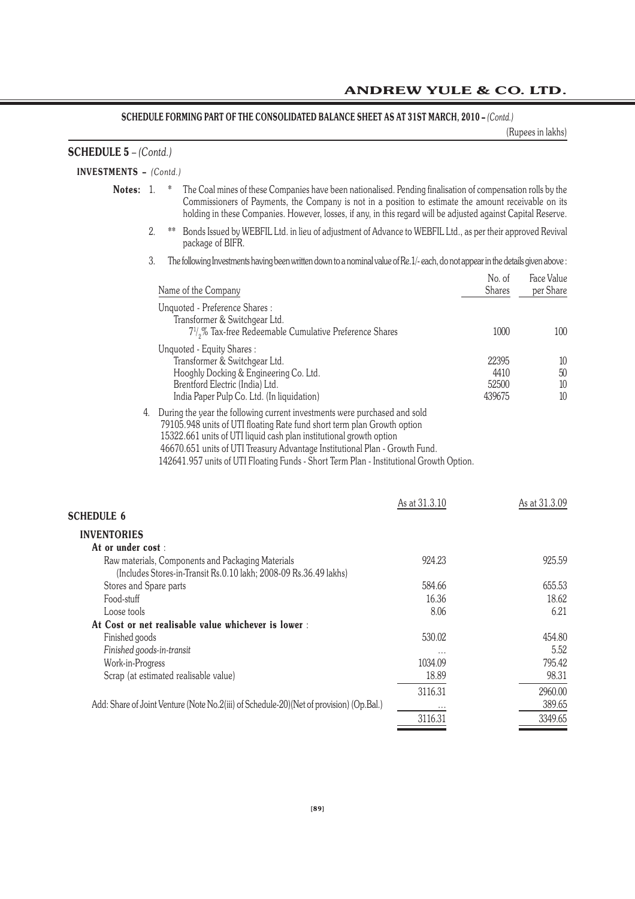**SCHEDULE FORMING PART OF THE CONSOLIDATED BALANCE SHEET AS AT 31ST MARCH, 2010 –** *(Contd.)*

(Rupees in lakhs)

## SCHEDULE 5 – *(Contd.)*

### INVESTMENTS – *(Contd.)*

**Notes:**

1. \* The Coal mines of these Companies have been nationalised. Pending finalisation of compensation rolls by the Commissioners of Payments, the Company is not in a position to estimate the amount receivable on its holding in these Companies. However, losses, if any, in this regard will be adjusted against Capital Reserve.

2. \*\* Bonds Issued by WEBFIL Ltd. in lieu of adjustment of Advance to WEBFIL Ltd., as per their approved Revival package of BIFR.

3. The following Investments having been written down to a nominal value of Re.1/- each, do not appear in the details given above :

| Name of the Company | No. of Shares | Face Value per Share |
|---|---|---|
| Unquoted - Preference Shares : | | |
| Transformer & Switchgear Ltd. | | |
| $7\frac{1}{2}$% Tax-free Redeemable Cumulative Preference Shares | 1000 | 100 |
| Unquoted - Equity Shares : | | |
| Transformer & Switchgear Ltd. | 22395 | 10 |
| Hooghly Docking & Engineering Co. Ltd. | 4410 | 50 |
| Brentford Electric (India) Ltd. | 52500 | 10 |
| India Paper Pulp Co. Ltd. (In liquidation) | 439675 | 10 |

4. During the year the following current investments were purchased and sold
   79105.948 units of UTI floating Rate fund short term plan Growth option
   15322.661 units of UTI liquid cash plan institutional growth option
   46670.651 units of UTI Treasury Advantage Institutional Plan - Growth Fund.
   142641.957 units of UTI Floating Funds - Short Term Plan - Institutional Growth Option.

## SCHEDULE 6

| | As at 31.3.10 | As at 31.3.09 |
|---|---|---|
| **INVENTORIES** | | |
| **At or under cost** : | | |
| Raw materials, Components and Packaging Materials (Includes Stores-in-Transit Rs.0.10 lakh; 2008-09 Rs.36.49 lakhs) | 924.23 | 925.59 |
| Stores and Spare parts | 584.66 | 655.53 |
| Food-stuff | 16.36 | 18.62 |
| Loose tools | 8.06 | 6.21 |
| **At Cost or net realisable value whichever is lower** : | | |
| Finished goods | 530.02 | 454.80 |
| *Finished goods-in-transit* | ... | 5.52 |
| Work-in-Progress | 1034.09 | 795.42 |
| Scrap (at estimated realisable value) | 18.89 | 98.31 |
| | 3116.31 | 2960.00 |
| Add: Share of Joint Venture (Note No.2(iii) of Schedule-20)(Net of provision) (Op.Bal.) | ... | 389.65 |
| | 3116.31 | 3349.65 |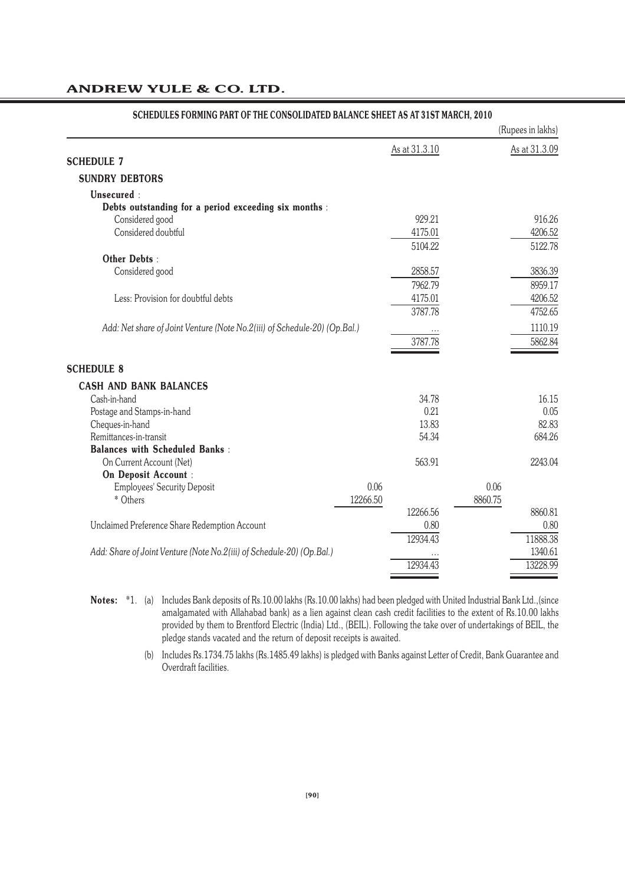## SCHEDULES FORMING PART OF THE CONSOLIDATED BALANCE SHEET AS AT 31ST MARCH, 2010

(Rupees in lakhs)

| | | As at 31.3.10 | | As at 31.3.09 |
|---|---|---|---|---|
| **SCHEDULE 7** | | | | |
| **SUNDRY DEBTORS** | | | | |
| **Unsecured** : | | | | |
| **Debts outstanding for a period exceeding six months** : | | | | |
| Considered good | | 929.21 | | 916.26 |
| Considered doubtful | | 4175.01 | | 4206.52 |
| | | 5104.22 | | 5122.78 |
| **Other Debts** : | | | | |
| Considered good | | 2858.57 | | 3836.39 |
| | | 7962.79 | | 8959.17 |
| Less: Provision for doubtful debts | | 4175.01 | | 4206.52 |
| | | 3787.78 | | 4752.65 |
| *Add: Net share of Joint Venture (Note No.2(iii) of Schedule-20) (Op.Bal.)* | | ... | | 1110.19 |
| | | 3787.78 | | 5862.84 |
| **SCHEDULE 8** | | | | |
| **CASH AND BANK BALANCES** | | | | |
| Cash-in-hand | | 34.78 | | 16.15 |
| Postage and Stamps-in-hand | | 0.21 | | 0.05 |
| Cheques-in-hand | | 13.83 | | 82.83 |
| Remittances-in-transit | | 54.34 | | 684.26 |
| **Balances with Scheduled Banks** : | | | | |
| On Current Account (Net) | | 563.91 | | 2243.04 |
| **On Deposit Account** : | | | | |
| Employees' Security Deposit | 0.06 | | 0.06 | |
| * Others | 12266.50 | | 8860.75 | |
| | | 12266.56 | | 8860.81 |
| Unclaimed Preference Share Redemption Account | | 0.80 | | 0.80 |
| | | 12934.43 | | 11888.38 |
| *Add: Share of Joint Venture (Note No.2(iii) of Schedule-20) (Op.Bal.)* | | ... | | 1340.61 |
| | | 12934.43 | | 13228.99 |

**Notes:** *1. (a) Includes Bank deposits of Rs.10.00 lakhs (Rs.10.00 lakhs) had been pledged with United Industrial Bank Ltd.,(since amalgamated with Allahabad bank) as a lien against clean cash credit facilities to the extent of Rs.10.00 lakhs provided by them to Brentford Electric (India) Ltd., (BEIL). Following the take over of undertakings of BEIL, the pledge stands vacated and the return of deposit receipts is awaited.

(b) Includes Rs.1734.75 lakhs (Rs.1485.49 lakhs) is pledged with Banks against Letter of Credit, Bank Guarantee and Overdraft facilities.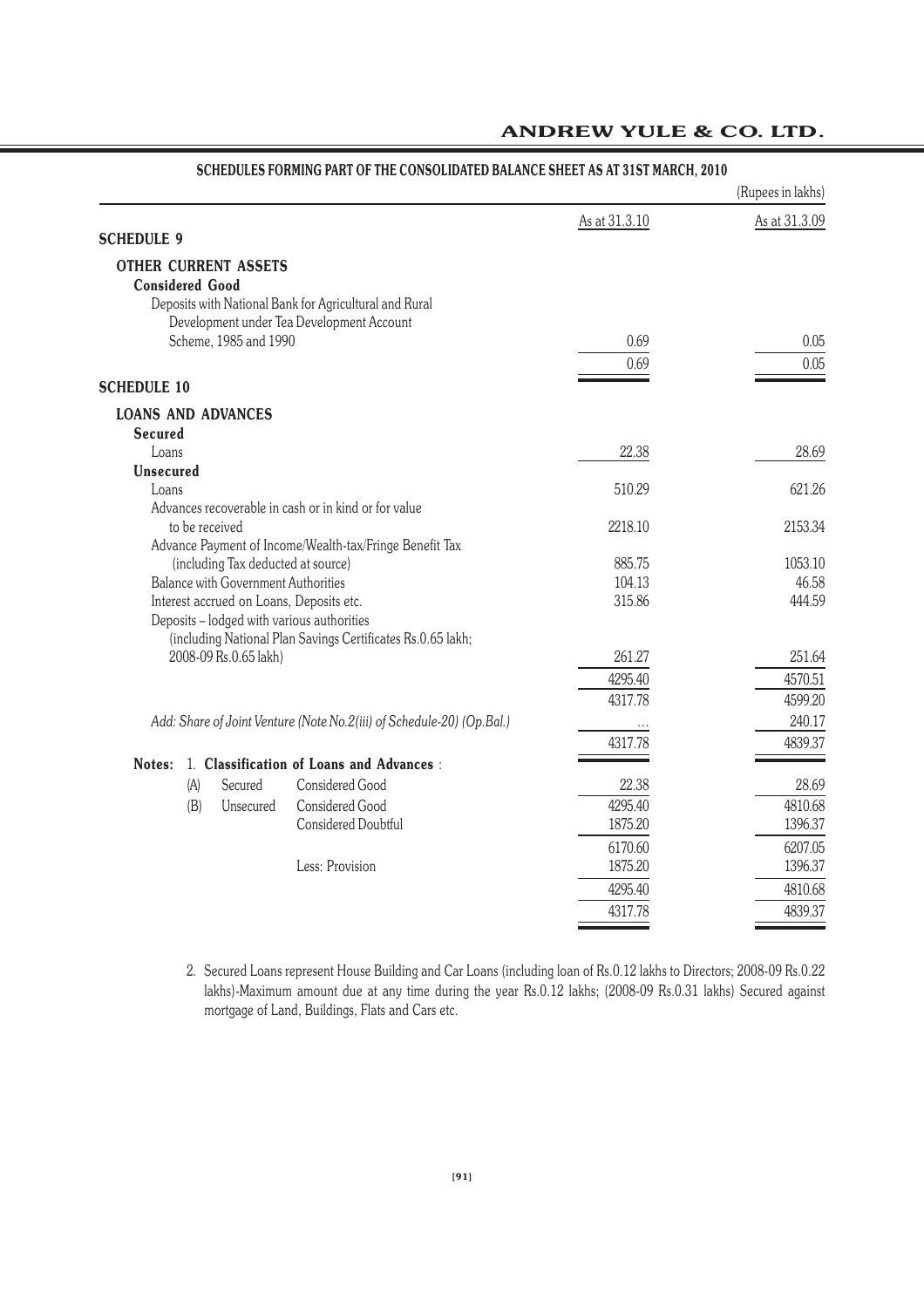## SCHEDULES FORMING PART OF THE CONSOLIDATED BALANCE SHEET AS AT 31ST MARCH, 2010

(Rupees in lakhs)

| | As at 31.3.10 | As at 31.3.09 |
|---|---|---|
| **SCHEDULE 9** | | |
| **OTHER CURRENT ASSETS** | | |
| **Considered Good** | | |
| Deposits with National Bank for Agricultural and Rural Development under Tea Development Account Scheme, 1985 and 1990 | 0.69 | 0.05 |
| | 0.69 | 0.05 |
| **SCHEDULE 10** | | |
| **LOANS AND ADVANCES** | | |
| **Secured** | | |
| Loans | 22.38 | 28.69 |
| **Unsecured** | | |
| Loans | 510.29 | 621.26 |
| Advances recoverable in cash or in kind or for value to be received | 2218.10 | 2153.34 |
| Advance Payment of Income/Wealth-tax/Fringe Benefit Tax (including Tax deducted at source) | 885.75 | 1053.10 |
| Balance with Government Authorities | 104.13 | 46.58 |
| Interest accrued on Loans, Deposits etc. | 315.86 | 444.59 |
| Deposits – lodged with various authorities (including National Plan Savings Certificates Rs.0.65 lakh; 2008-09 Rs.0.65 lakh) | 261.27 | 251.64 |
| | 4295.40 | 4570.51 |
| | 4317.78 | 4599.20 |
| *Add: Share of Joint Venture (Note No.2(iii) of Schedule-20) (Op.Bal.)* | ... | 240.17 |
| | 4317.78 | 4839.37 |

**Notes:** 1. **Classification of Loans and Advances** :

| | | | As at 31.3.10 | As at 31.3.09 |
|---|---|---|---|---|
| (A) | Secured | Considered Good | 22.38 | 28.69 |
| (B) | Unsecured | Considered Good | 4295.40 | 4810.68 |
| | | Considered Doubtful | 1875.20 | 1396.37 |
| | | | 6170.60 | 6207.05 |
| | | Less: Provision | 1875.20 | 1396.37 |
| | | | 4295.40 | 4810.68 |
| | | | 4317.78 | 4839.37 |

2. Secured Loans represent House Building and Car Loans (including loan of Rs.0.12 lakhs to Directors; 2008-09 Rs.0.22 lakhs)-Maximum amount due at any time during the year Rs.0.12 lakhs; (2008-09 Rs.0.31 lakhs) Secured against mortgage of Land, Buildings, Flats and Cars etc.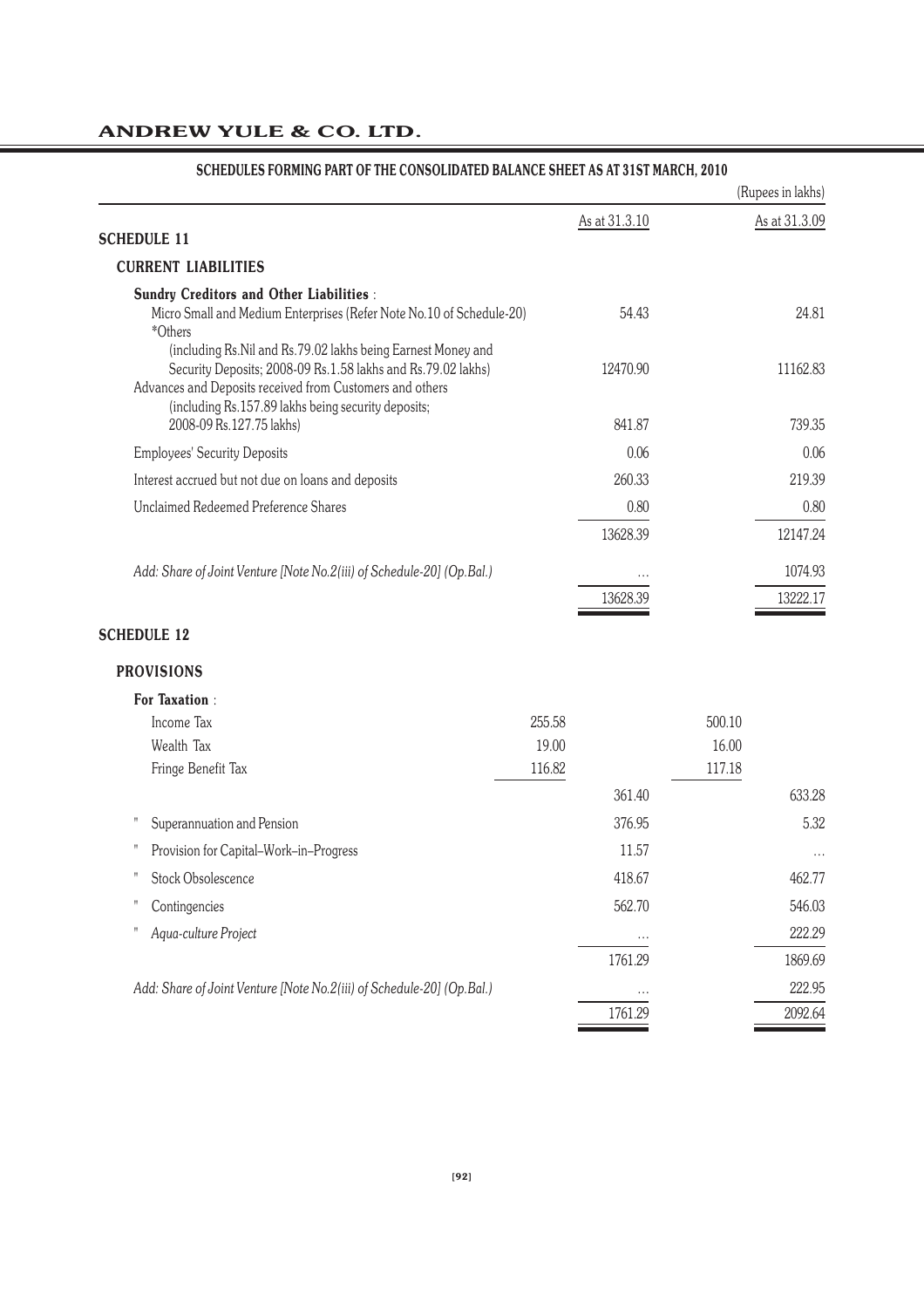# SCHEDULES FORMING PART OF THE CONSOLIDATED BALANCE SHEET AS AT 31ST MARCH, 2010

(Rupees in lakhs)

| | | As at 31.3.10 | | As at 31.3.09 |
|---|---|---|---|---|
| **SCHEDULE 11** | | | | |
| **CURRENT LIABILITIES** | | | | |
| **Sundry Creditors and Other Liabilities** : | | | | |
| Micro Small and Medium Enterprises (Refer Note No.10 of Schedule-20) | | 54.43 | | 24.81 |
| *Others (including Rs.Nil and Rs.79.02 lakhs being Earnest Money and Security Deposits; 2008-09 Rs.1.58 lakhs and Rs.79.02 lakhs) | | 12470.90 | | 11162.83 |
| Advances and Deposits received from Customers and others (including Rs.157.89 lakhs being security deposits; 2008-09 Rs.127.75 lakhs) | | 841.87 | | 739.35 |
| Employees' Security Deposits | | 0.06 | | 0.06 |
| Interest accrued but not due on loans and deposits | | 260.33 | | 219.39 |
| Unclaimed Redeemed Preference Shares | | 0.80 | | 0.80 |
| | | 13628.39 | | 12147.24 |
| *Add: Share of Joint Venture [Note No.2(iii) of Schedule-20] (Op.Bal.)* | | ... | | 1074.93 |
| | | 13628.39 | | 13222.17 |
| **SCHEDULE 12** | | | | |
| **PROVISIONS** | | | | |
| **For Taxation** : | | | | |
| Income Tax | 255.58 | | 500.10 | |
| Wealth Tax | 19.00 | | 16.00 | |
| Fringe Benefit Tax | 116.82 | | 117.18 | |
| | | 361.40 | | 633.28 |
| " Superannuation and Pension | | 376.95 | | 5.32 |
| " Provision for Capital–Work–in–Progress | | 11.57 | | ... |
| " Stock Obsolescence | | 418.67 | | 462.77 |
| " Contingencies | | 562.70 | | 546.03 |
| " *Aqua-culture Project* | | ... | | 222.29 |
| | | 1761.29 | | 1869.69 |
| *Add: Share of Joint Venture [Note No.2(iii) of Schedule-20] (Op.Bal.)* | | ... | | 222.95 |
| | | 1761.29 | | 2092.64 |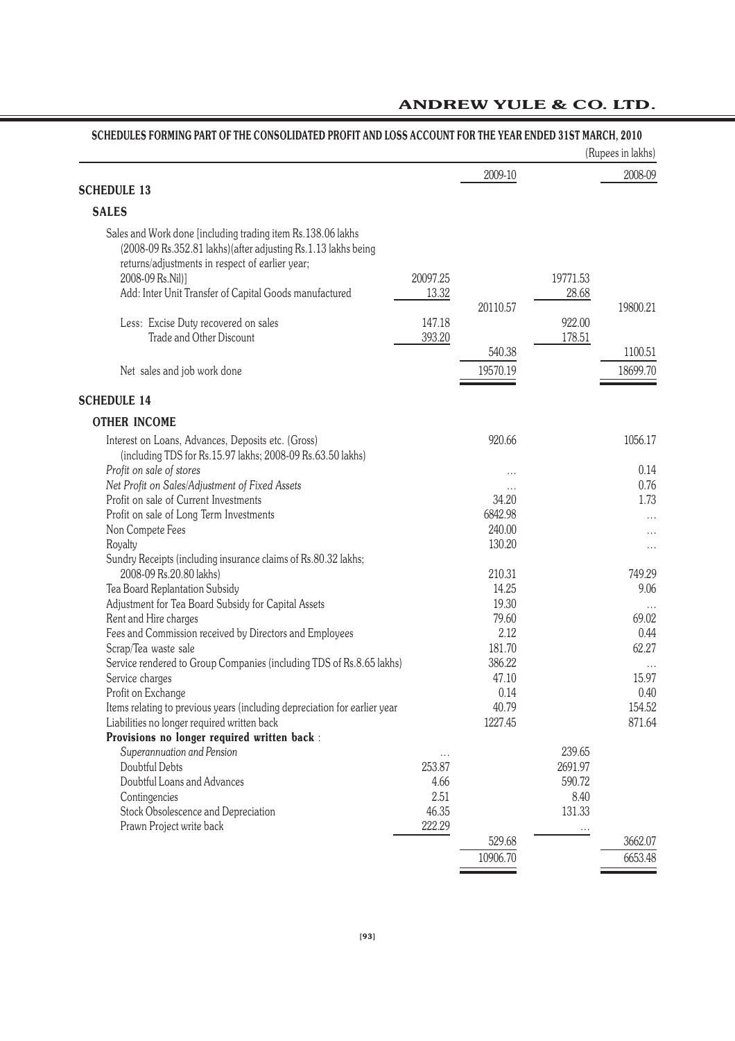## SCHEDULES FORMING PART OF THE CONSOLIDATED PROFIT AND LOSS ACCOUNT FOR THE YEAR ENDED 31ST MARCH, 2010

(Rupees in lakhs)

| | | 2009-10 | | 2008-09 |
|---|---|---|---|---|
| **SCHEDULE 13** | | | | |
| **SALES** | | | | |
| Sales and Work done [including trading item Rs.138.06 lakhs (2008-09 Rs.352.81 lakhs)(after adjusting Rs.1.13 lakhs being returns/adjustments in respect of earlier year; 2008-09 Rs.Nil)] | 20097.25 | | 19771.53 | |
| Add: Inter Unit Transfer of Capital Goods manufactured | 13.32 | | 28.68 | |
| | | 20110.57 | | 19800.21 |
| Less: Excise Duty recovered on sales | 147.18 | | 922.00 | |
| Trade and Other Discount | 393.20 | | 178.51 | |
| | | 540.38 | | 1100.51 |
| Net sales and job work done | | 19570.19 | | 18699.70 |
| **SCHEDULE 14** | | | | |
| **OTHER INCOME** | | | | |
| Interest on Loans, Advances, Deposits etc. (Gross) (including TDS for Rs.15.97 lakhs; 2008-09 Rs.63.50 lakhs) | | 920.66 | | 1056.17 |
| *Profit on sale of stores* | | ... | | 0.14 |
| *Net Profit on Sales/Adjustment of Fixed Assets* | | ... | | 0.76 |
| Profit on sale of Current Investments | | 34.20 | | 1.73 |
| Profit on sale of Long Term Investments | | 6842.98 | | ... |
| Non Compete Fees | | 240.00 | | ... |
| Royalty | | 130.20 | | ... |
| Sundry Receipts (including insurance claims of Rs.80.32 lakhs; 2008-09 Rs.20.80 lakhs) | | 210.31 | | 749.29 |
| Tea Board Replantation Subsidy | | 14.25 | | 9.06 |
| Adjustment for Tea Board Subsidy for Capital Assets | | 19.30 | | ... |
| Rent and Hire charges | | 79.60 | | 69.02 |
| Fees and Commission received by Directors and Employees | | 2.12 | | 0.44 |
| Scrap/Tea waste sale | | 181.70 | | 62.27 |
| Service rendered to Group Companies (including TDS of Rs.8.65 lakhs) | | 386.22 | | ... |
| Service charges | | 47.10 | | 15.97 |
| Profit on Exchange | | 0.14 | | 0.40 |
| Items relating to previous years (including depreciation for earlier year | | 40.79 | | 154.52 |
| Liabilities no longer required written back | | 1227.45 | | 871.64 |
| **Provisions no longer required written back** : | | | | |
| *Superannuation and Pension* | ... | | 239.65 | |
| Doubtful Debts | 253.87 | | 2691.97 | |
| Doubtful Loans and Advances | 4.66 | | 590.72 | |
| Contingencies | 2.51 | | 8.40 | |
| Stock Obsolescence and Depreciation | 46.35 | | 131.33 | |
| Prawn Project write back | 222.29 | | ... | |
| | | 529.68 | | 3662.07 |
| | | 10906.70 | | 6653.48 |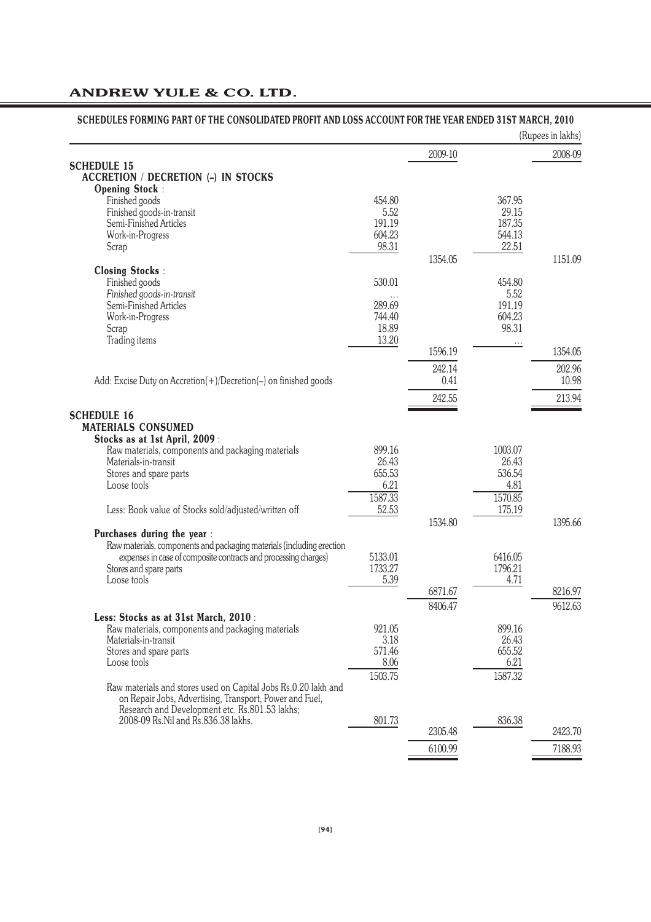## SCHEDULES FORMING PART OF THE CONSOLIDATED PROFIT AND LOSS ACCOUNT FOR THE YEAR ENDED 31ST MARCH, 2010

(Rupees in lakhs)

| | | 2009-10 | | 2008-09 |
|---|---|---|---|---|
| **SCHEDULE 15** | | | | |
| **ACCRETION / DECRETION (–) IN STOCKS** | | | | |
| **Opening Stock** : | | | | |
| Finished goods | 454.80 | | 367.95 | |
| Finished goods-in-transit | 5.52 | | 29.15 | |
| Semi-Finished Articles | 191.19 | | 187.35 | |
| Work-in-Progress | 604.23 | | 544.13 | |
| Scrap | 98.31 | | 22.51 | |
| | | 1354.05 | | 1151.09 |
| **Closing Stocks** : | | | | |
| Finished goods | 530.01 | | 454.80 | |
| *Finished goods-in-transit* | ... | | 5.52 | |
| Semi-Finished Articles | 289.69 | | 191.19 | |
| Work-in-Progress | 744.40 | | 604.23 | |
| Scrap | 18.89 | | 98.31 | |
| Trading items | 13.20 | | ... | |
| | | 1596.19 | | 1354.05 |
| | | 242.14 | | 202.96 |
| Add: Excise Duty on Accretion(+)/Decretion(–) on finished goods | | 0.41 | | 10.98 |
| | | 242.55 | | 213.94 |
| **SCHEDULE 16** | | | | |
| **MATERIALS CONSUMED** | | | | |
| **Stocks as at 1st April, 2009** : | | | | |
| Raw materials, components and packaging materials | 899.16 | | 1003.07 | |
| Materials-in-transit | 26.43 | | 26.43 | |
| Stores and spare parts | 655.53 | | 536.54 | |
| Loose tools | 6.21 | | 4.81 | |
| | 1587.33 | | 1570.85 | |
| Less: Book value of Stocks sold/adjusted/written off | 52.53 | | 175.19 | |
| | | 1534.80 | | 1395.66 |
| **Purchases during the year** : | | | | |
| Raw materials, components and packaging materials (including erection expenses in case of composite contracts and processing charges) | 5133.01 | | 6416.05 | |
| Stores and spare parts | 1733.27 | | 1796.21 | |
| Loose tools | 5.39 | | 4.71 | |
| | | 6871.67 | | 8216.97 |
| | | 8406.47 | | 9612.63 |
| **Less: Stocks as at 31st March, 2010** : | | | | |
| Raw materials, components and packaging materials | 921.05 | | 899.16 | |
| Materials-in-transit | 3.18 | | 26.43 | |
| Stores and spare parts | 571.46 | | 655.52 | |
| Loose tools | 8.06 | | 6.21 | |
| | 1503.75 | | 1587.32 | |
| Raw materials and stores used on Capital Jobs Rs.0.20 lakh and on Repair Jobs, Advertising, Transport, Power and Fuel, Research and Development etc. Rs.801.53 lakhs; 2008-09 Rs.Nil and Rs.836.38 lakhs. | 801.73 | | 836.38 | |
| | | 2305.48 | | 2423.70 |
| | | 6100.99 | | 7188.93 |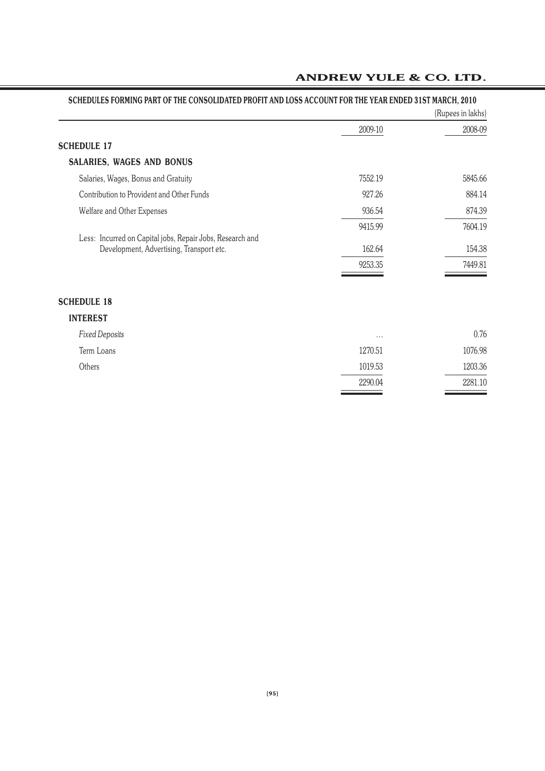## SCHEDULES FORMING PART OF THE CONSOLIDATED PROFIT AND LOSS ACCOUNT FOR THE YEAR ENDED 31ST MARCH, 2010

(Rupees in lakhs)

| | 2009-10 | 2008-09 |
|---|---|---|
| **SCHEDULE 17** | | |
| **SALARIES, WAGES AND BONUS** | | |
| Salaries, Wages, Bonus and Gratuity | 7552.19 | 5845.66 |
| Contribution to Provident and Other Funds | 927.26 | 884.14 |
| Welfare and Other Expenses | 936.54 | 874.39 |
| | 9415.99 | 7604.19 |
| Less: Incurred on Capital jobs, Repair Jobs, Research and Development, Advertising, Transport etc. | 162.64 | 154.38 |
| | 9253.35 | 7449.81 |
| **SCHEDULE 18** | | |
| **INTEREST** | | |
| *Fixed Deposits* | ... | 0.76 |
| Term Loans | 1270.51 | 1076.98 |
| Others | 1019.53 | 1203.36 |
| | 2290.04 | 2281.10 |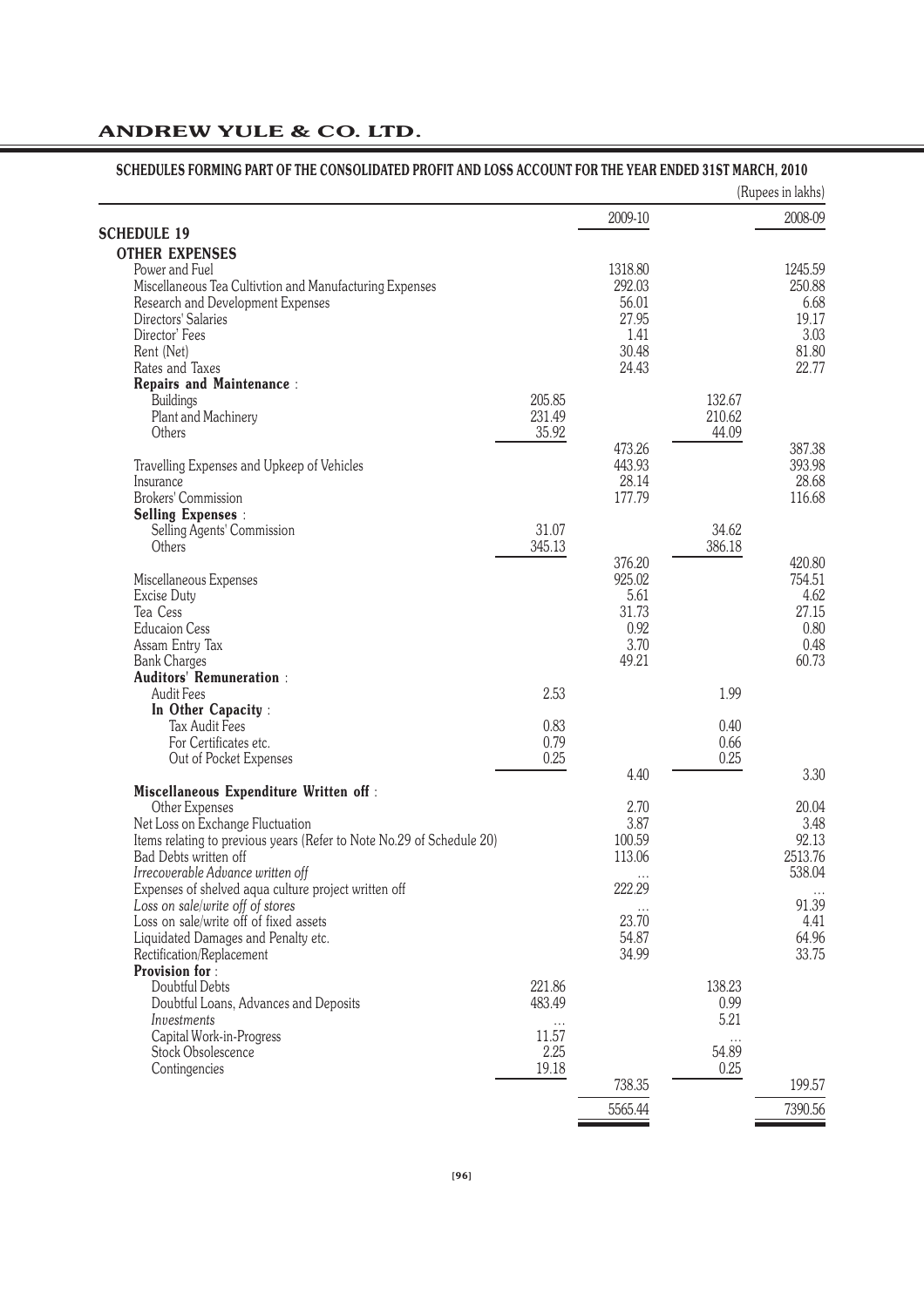## SCHEDULES FORMING PART OF THE CONSOLIDATED PROFIT AND LOSS ACCOUNT FOR THE YEAR ENDED 31ST MARCH, 2010

(Rupees in lakhs)

| | | 2009-10 | | 2008-09 |
|---|---|---|---|---|
| **SCHEDULE 19** | | | | |
| **OTHER EXPENSES** | | | | |
| Power and Fuel | | 1318.80 | | 1245.59 |
| Miscellaneous Tea Cultivtion and Manufacturing Expenses | | 292.03 | | 250.88 |
| Research and Development Expenses | | 56.01 | | 6.68 |
| Directors' Salaries | | 27.95 | | 19.17 |
| Director' Fees | | 1.41 | | 3.03 |
| Rent (Net) | | 30.48 | | 81.80 |
| Rates and Taxes | | 24.43 | | 22.77 |
| **Repairs and Maintenance** : | | | | |
| Buildings | 205.85 | | 132.67 | |
| Plant and Machinery | 231.49 | | 210.62 | |
| Others | 35.92 | | 44.09 | |
| | | 473.26 | | 387.38 |
| Travelling Expenses and Upkeep of Vehicles | | 443.93 | | 393.98 |
| Insurance | | 28.14 | | 28.68 |
| Brokers' Commission | | 177.79 | | 116.68 |
| **Selling Expenses** : | | | | |
| Selling Agents' Commission | 31.07 | | 34.62 | |
| Others | 345.13 | | 386.18 | |
| | | 376.20 | | 420.80 |
| Miscellaneous Expenses | | 925.02 | | 754.51 |
| Excise Duty | | 5.61 | | 4.62 |
| Tea Cess | | 31.73 | | 27.15 |
| Educaion Cess | | 0.92 | | 0.80 |
| Assam Entry Tax | | 3.70 | | 0.48 |
| Bank Charges | | 49.21 | | 60.73 |
| **Auditors' Remuneration** : | | | | |
| Audit Fees | 2.53 | | 1.99 | |
| **In Other Capacity** : | | | | |
| Tax Audit Fees | 0.83 | | 0.40 | |
| For Certificates etc. | 0.79 | | 0.66 | |
| Out of Pocket Expenses | 0.25 | | 0.25 | |
| | | 4.40 | | 3.30 |
| **Miscellaneous Expenditure Written off** : | | | | |
| Other Expenses | | 2.70 | | 20.04 |
| Net Loss on Exchange Fluctuation | | 3.87 | | 3.48 |
| Items relating to previous years (Refer to Note No.29 of Schedule 20) | | 100.59 | | 92.13 |
| Bad Debts written off | | 113.06 | | 2513.76 |
| *Irrecoverable Advance written off* | | ... | | 538.04 |
| Expenses of shelved aqua culture project written off | | 222.29 | | ... |
| *Loss on sale/write off of stores* | | ... | | 91.39 |
| Loss on sale/write off of fixed assets | | 23.70 | | 4.41 |
| Liquidated Damages and Penalty etc. | | 54.87 | | 64.96 |
| Rectification/Replacement | | 34.99 | | 33.75 |
| **Provision for** : | | | | |
| Doubtful Debts | 221.86 | | 138.23 | |
| Doubtful Loans, Advances and Deposits | 483.49 | | 0.99 | |
| *Investments* | ... | | 5.21 | |
| Capital Work-in-Progress | 11.57 | | ... | |
| Stock Obsolescence | 2.25 | | 54.89 | |
| Contingencies | 19.18 | | 0.25 | |
| | | 738.35 | | 199.57 |
| | | 5565.44 | | 7390.56 |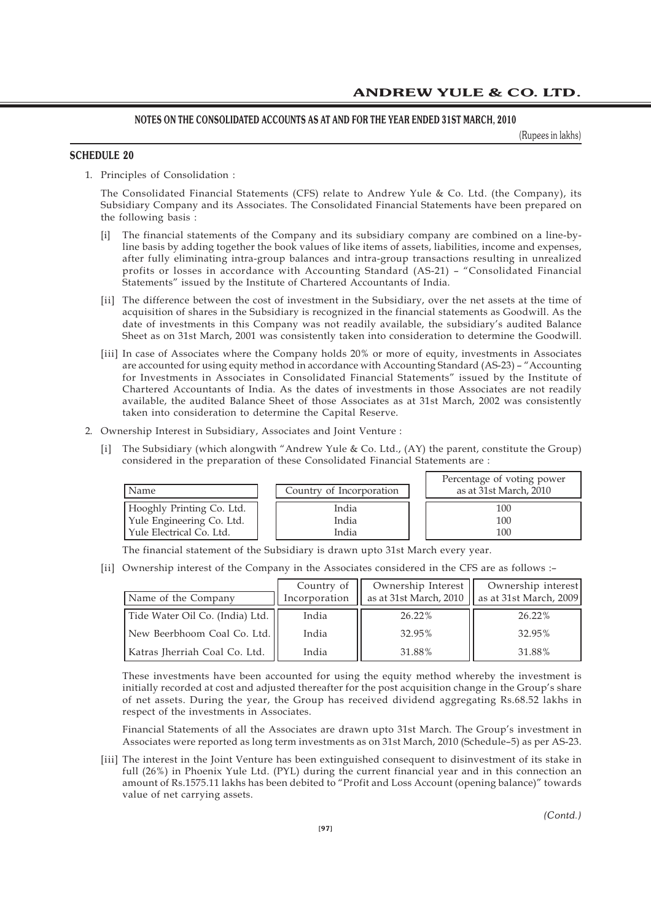## NOTES ON THE CONSOLIDATED ACCOUNTS AS AT AND FOR THE YEAR ENDED 31ST MARCH, 2010

(Rupees in lakhs)

### SCHEDULE 20

1. Principles of Consolidation :

   The Consolidated Financial Statements (CFS) relate to Andrew Yule & Co. Ltd. (the Company), its Subsidiary Company and its Associates. The Consolidated Financial Statements have been prepared on the following basis :

   [i] The financial statements of the Company and its subsidiary company are combined on a line-by-line basis by adding together the book values of like items of assets, liabilities, income and expenses, after fully eliminating intra-group balances and intra-group transactions resulting in unrealized profits or losses in accordance with Accounting Standard (AS-21) – "Consolidated Financial Statements" issued by the Institute of Chartered Accountants of India.

   [ii] The difference between the cost of investment in the Subsidiary, over the net assets at the time of acquisition of shares in the Subsidiary is recognized in the financial statements as Goodwill. As the date of investments in this Company was not readily available, the subsidiary's audited Balance Sheet as on 31st March, 2001 was consistently taken into consideration to determine the Goodwill.

   [iii] In case of Associates where the Company holds 20% or more of equity, investments in Associates are accounted for using equity method in accordance with Accounting Standard (AS-23) – "Accounting for Investments in Associates in Consolidated Financial Statements" issued by the Institute of Chartered Accountants of India. As the dates of investments in those Associates are not readily available, the audited Balance Sheet of those Associates as at 31st March, 2002 was consistently taken into consideration to determine the Capital Reserve.

2. Ownership Interest in Subsidiary, Associates and Joint Venture :

   [i] The Subsidiary (which alongwith "Andrew Yule & Co. Ltd., (AY) the parent, constitute the Group) considered in the preparation of these Consolidated Financial Statements are :

| Name | Country of Incorporation | Percentage of voting power as at 31st March, 2010 |
|---|---|---|
| Hooghly Printing Co. Ltd. | India | 100 |
| Yule Engineering Co. Ltd. | India | 100 |
| Yule Electrical Co. Ltd. | India | 100 |

   The financial statement of the Subsidiary is drawn upto 31st March every year.

   [ii] Ownership interest of the Company in the Associates considered in the CFS are as follows :–

| Name of the Company | Country of Incorporation | Ownership Interest as at 31st March, 2010 | Ownership interest as at 31st March, 2009 |
|---|---|---|---|
| Tide Water Oil Co. (India) Ltd. | India | 26.22% | 26.22% |
| New Beerbhoom Coal Co. Ltd. | India | 32.95% | 32.95% |
| Katras Jherriah Coal Co. Ltd. | India | 31.88% | 31.88% |

   These investments have been accounted for using the equity method whereby the investment is initially recorded at cost and adjusted thereafter for the post acquisition change in the Group's share of net assets. During the year, the Group has received dividend aggregating Rs.68.52 lakhs in respect of the investments in Associates.

   Financial Statements of all the Associates are drawn upto 31st March. The Group's investment in Associates were reported as long term investments as on 31st March, 2010 (Schedule–5) as per AS-23.

   [iii] The interest in the Joint Venture has been extinguished consequent to disinvestment of its stake in full (26%) in Phoenix Yule Ltd. (PYL) during the current financial year and in this connection an amount of Rs.1575.11 lakhs has been debited to "Profit and Loss Account (opening balance)" towards value of net carrying assets.

*(Contd.)*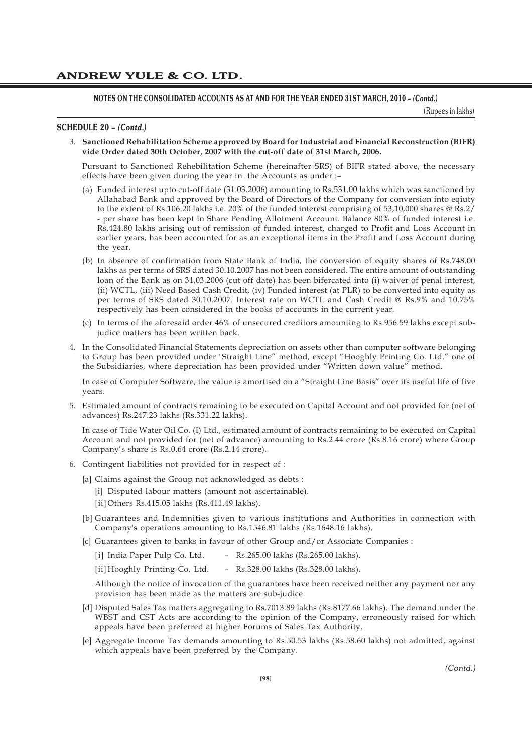**NOTES ON THE CONSOLIDATED ACCOUNTS AS AT AND FOR THE YEAR ENDED 31ST MARCH, 2010 – *(Contd.)***

(Rupees in lakhs)

## SCHEDULE 20 – *(Contd.)*

3. **Sanctioned Rehabilitation Scheme approved by Board for Industrial and Financial Reconstruction (BIFR) vide Order dated 30th October, 2007 with the cut-off date of 31st March, 2006.**

   Pursuant to Sanctioned Rehebilitation Scheme (hereinafter SRS) of BIFR stated above, the necessary effects have been given during the year in the Accounts as under :–

   (a) Funded interest upto cut-off date (31.03.2006) amounting to Rs.531.00 lakhs which was sanctioned by Allahabad Bank and approved by the Board of Directors of the Company for conversion into eqiuty to the extent of Rs.106.20 lakhs i.e. 20% of the funded interest comprising of 53,10,000 shares @ Rs.2/- per share has been kept in Share Pending Allotment Account. Balance 80% of funded interest i.e. Rs.424.80 lakhs arising out of remission of funded interest, charged to Profit and Loss Account in earlier years, has been accounted for as an exceptional items in the Profit and Loss Account during the year.

   (b) In absence of confirmation from State Bank of India, the conversion of equity shares of Rs.748.00 lakhs as per terms of SRS dated 30.10.2007 has not been considered. The entire amount of outstanding loan of the Bank as on 31.03.2006 (cut off date) has been bifercated into (i) waiver of penal interest, (ii) WCTL, (iii) Need Based Cash Credit, (iv) Funded interest (at PLR) to be converted into equity as per terms of SRS dated 30.10.2007. Interest rate on WCTL and Cash Credit @ Rs.9% and 10.75% respectively has been considered in the books of accounts in the current year.

   (c) In terms of the aforesaid order 46% of unsecured creditors amounting to Rs.956.59 lakhs except sub-judice matters has been written back.

4. In the Consolidated Financial Statements depreciation on assets other than computer software belonging to Group has been provided under "Straight Line" method, except "Hooghly Printing Co. Ltd." one of the Subsidiaries, where depreciation has been provided under "Written down value" method.

   In case of Computer Software, the value is amortised on a "Straight Line Basis" over its useful life of five years.

5. Estimated amount of contracts remaining to be executed on Capital Account and not provided for (net of advances) Rs.247.23 lakhs (Rs.331.22 lakhs).

   In case of Tide Water Oil Co. (I) Ltd., estimated amount of contracts remaining to be executed on Capital Account and not provided for (net of advance) amounting to Rs.2.44 crore (Rs.8.16 crore) where Group Company's share is Rs.0.64 crore (Rs.2.14 crore).

6. Contingent liabilities not provided for in respect of :

   [a] Claims against the Group not acknowledged as debts :

   [i] Disputed labour matters (amount not ascertainable).

   [ii] Others Rs.415.05 lakhs (Rs.411.49 lakhs).

   [b] Guarantees and Indemnities given to various institutions and Authorities in connection with Company's operations amounting to Rs.1546.81 lakhs (Rs.1648.16 lakhs).

   [c] Guarantees given to banks in favour of other Group and/or Associate Companies :

   [i] India Paper Pulp Co. Ltd. – Rs.265.00 lakhs (Rs.265.00 lakhs).

   [ii] Hooghly Printing Co. Ltd. – Rs.328.00 lakhs (Rs.328.00 lakhs).

   Although the notice of invocation of the guarantees have been received neither any payment nor any provision has been made as the matters are sub-judice.

   [d] Disputed Sales Tax matters aggregating to Rs.7013.89 lakhs (Rs.8177.66 lakhs). The demand under the WBST and CST Acts are according to the opinion of the Company, erroneously raised for which appeals have been preferred at higher Forums of Sales Tax Authority.

   [e] Aggregate Income Tax demands amounting to Rs.50.53 lakhs (Rs.58.60 lakhs) not admitted, against which appeals have been preferred by the Company.

*(Contd.)*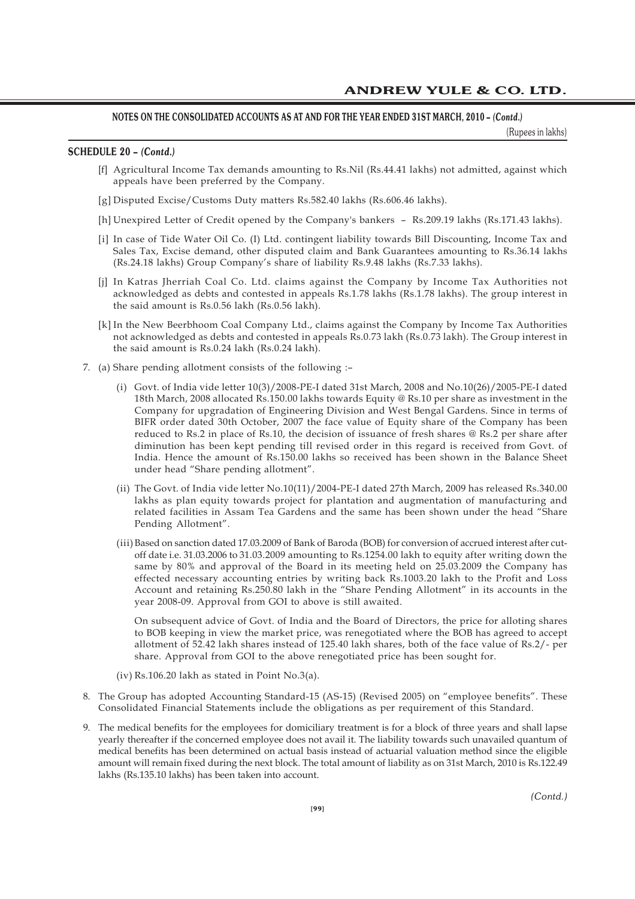**NOTES ON THE CONSOLIDATED ACCOUNTS AS AT AND FOR THE YEAR ENDED 31ST MARCH, 2010 – *(Contd.)***

(Rupees in lakhs)

**SCHEDULE 20 – *(Contd.)***

[f] Agricultural Income Tax demands amounting to Rs.Nil (Rs.44.41 lakhs) not admitted, against which appeals have been preferred by the Company.

[g] Disputed Excise/Customs Duty matters Rs.582.40 lakhs (Rs.606.46 lakhs).

[h] Unexpired Letter of Credit opened by the Company's bankers – Rs.209.19 lakhs (Rs.171.43 lakhs).

[i] In case of Tide Water Oil Co. (I) Ltd. contingent liability towards Bill Discounting, Income Tax and Sales Tax, Excise demand, other disputed claim and Bank Guarantees amounting to Rs.36.14 lakhs (Rs.24.18 lakhs) Group Company's share of liability Rs.9.48 lakhs (Rs.7.33 lakhs).

[j] In Katras Jherriah Coal Co. Ltd. claims against the Company by Income Tax Authorities not acknowledged as debts and contested in appeals Rs.1.78 lakhs (Rs.1.78 lakhs). The group interest in the said amount is Rs.0.56 lakh (Rs.0.56 lakh).

[k] In the New Beerbhoom Coal Company Ltd., claims against the Company by Income Tax Authorities not acknowledged as debts and contested in appeals Rs.0.73 lakh (Rs.0.73 lakh). The Group interest in the said amount is Rs.0.24 lakh (Rs.0.24 lakh).

7. (a) Share pending allotment consists of the following :–

   (i) Govt. of India vide letter 10(3)/2008-PE-I dated 31st March, 2008 and No.10(26)/2005-PE-I dated 18th March, 2008 allocated Rs.150.00 lakhs towards Equity @ Rs.10 per share as investment in the Company for upgradation of Engineering Division and West Bengal Gardens. Since in terms of BIFR order dated 30th October, 2007 the face value of Equity share of the Company has been reduced to Rs.2 in place of Rs.10, the decision of issuance of fresh shares @ Rs.2 per share after diminution has been kept pending till revised order in this regard is received from Govt. of India. Hence the amount of Rs.150.00 lakhs so received has been shown in the Balance Sheet under head "Share pending allotment".

   (ii) The Govt. of India vide letter No.10(11)/2004-PE-I dated 27th March, 2009 has released Rs.340.00 lakhs as plan equity towards project for plantation and augmentation of manufacturing and related facilities in Assam Tea Gardens and the same has been shown under the head "Share Pending Allotment".

   (iii) Based on sanction dated 17.03.2009 of Bank of Baroda (BOB) for conversion of accrued interest after cut-off date i.e. 31.03.2006 to 31.03.2009 amounting to Rs.1254.00 lakh to equity after writing down the same by 80% and approval of the Board in its meeting held on 25.03.2009 the Company has effected necessary accounting entries by writing back Rs.1003.20 lakh to the Profit and Loss Account and retaining Rs.250.80 lakh in the "Share Pending Allotment" in its accounts in the year 2008-09. Approval from GOI to above is still awaited.

   On subsequent advice of Govt. of India and the Board of Directors, the price for alloting shares to BOB keeping in view the market price, was renegotiated where the BOB has agreed to accept allotment of 52.42 lakh shares instead of 125.40 lakh shares, both of the face value of Rs.2/- per share. Approval from GOI to the above renegotiated price has been sought for.

   (iv) Rs.106.20 lakh as stated in Point No.3(a).

8. The Group has adopted Accounting Standard-15 (AS-15) (Revised 2005) on "employee benefits". These Consolidated Financial Statements include the obligations as per requirement of this Standard.

9. The medical benefits for the employees for domiciliary treatment is for a block of three years and shall lapse yearly thereafter if the concerned employee does not avail it. The liability towards such unavailed quantum of medical benefits has been determined on actual basis instead of actuarial valuation method since the eligible amount will remain fixed during the next block. The total amount of liability as on 31st March, 2010 is Rs.122.49 lakhs (Rs.135.10 lakhs) has been taken into account.

*(Contd.)*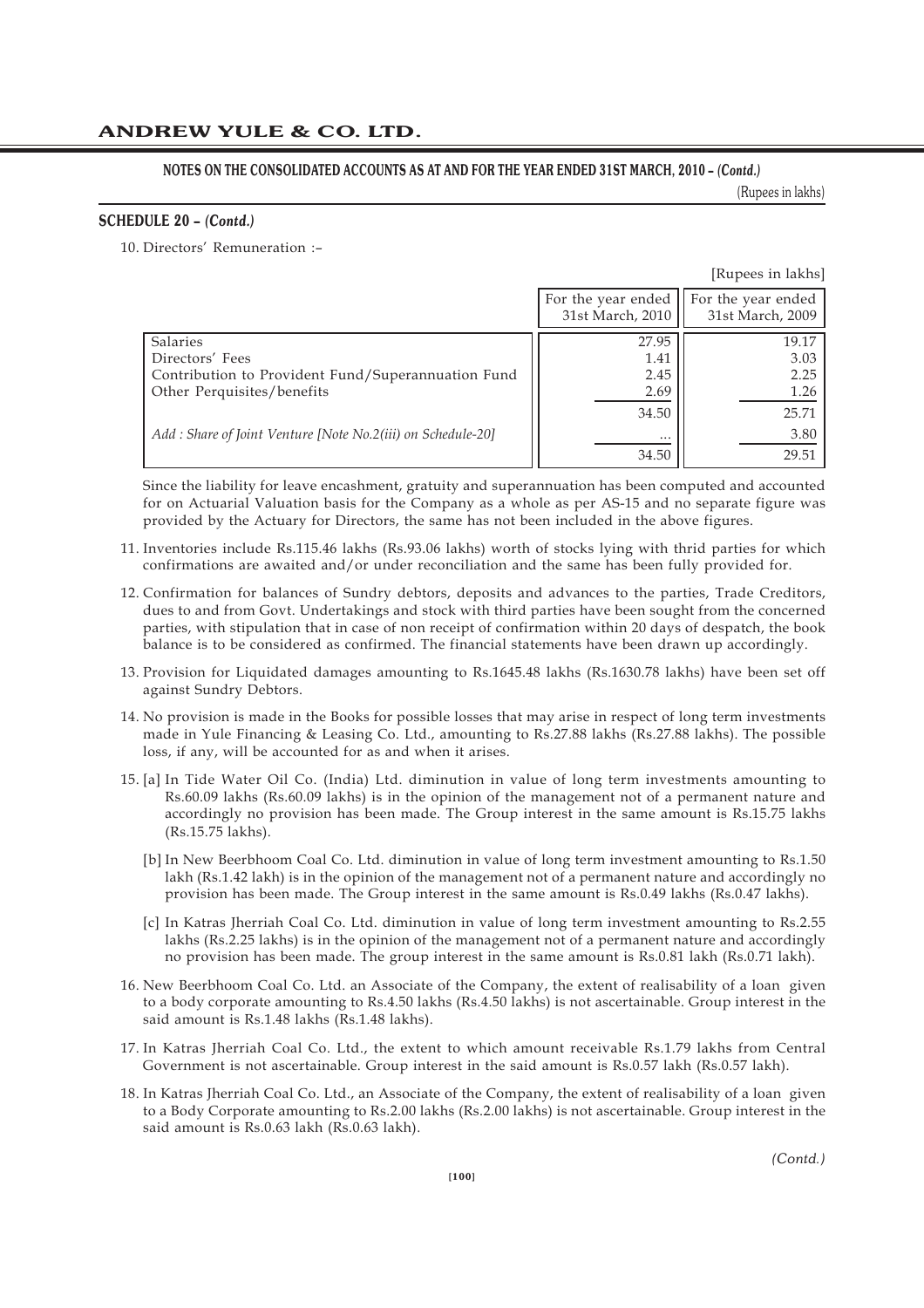**NOTES ON THE CONSOLIDATED ACCOUNTS AS AT AND FOR THE YEAR ENDED 31ST MARCH, 2010 – *(Contd.)***

(Rupees in lakhs)

### SCHEDULE 20 – *(Contd.)*

10. Directors' Remuneration :–

[Rupees in lakhs]

| | For the year ended 31st March, 2010 | For the year ended 31st March, 2009 |
|---|---|---|
| Salaries | 27.95 | 19.17 |
| Directors' Fees | 1.41 | 3.03 |
| Contribution to Provident Fund/Superannuation Fund | 2.45 | 2.25 |
| Other Perquisites/benefits | 2.69 | 1.26 |
| | 34.50 | 25.71 |
| *Add : Share of Joint Venture [Note No.2(iii) on Schedule-20]* | ... | 3.80 |
| | 34.50 | 29.51 |

Since the liability for leave encashment, gratuity and superannuation has been computed and accounted for on Actuarial Valuation basis for the Company as a whole as per AS-15 and no separate figure was provided by the Actuary for Directors, the same has not been included in the above figures.

11. Inventories include Rs.115.46 lakhs (Rs.93.06 lakhs) worth of stocks lying with thrid parties for which confirmations are awaited and/or under reconciliation and the same has been fully provided for.

12. Confirmation for balances of Sundry debtors, deposits and advances to the parties, Trade Creditors, dues to and from Govt. Undertakings and stock with third parties have been sought from the concerned parties, with stipulation that in case of non receipt of confirmation within 20 days of despatch, the book balance is to be considered as confirmed. The financial statements have been drawn up accordingly.

13. Provision for Liquidated damages amounting to Rs.1645.48 lakhs (Rs.1630.78 lakhs) have been set off against Sundry Debtors.

14. No provision is made in the Books for possible losses that may arise in respect of long term investments made in Yule Financing & Leasing Co. Ltd., amounting to Rs.27.88 lakhs (Rs.27.88 lakhs). The possible loss, if any, will be accounted for as and when it arises.

15. [a] In Tide Water Oil Co. (India) Ltd. diminution in value of long term investments amounting to Rs.60.09 lakhs (Rs.60.09 lakhs) is in the opinion of the management not of a permanent nature and accordingly no provision has been made. The Group interest in the same amount is Rs.15.75 lakhs (Rs.15.75 lakhs).

    [b] In New Beerbhoom Coal Co. Ltd. diminution in value of long term investment amounting to Rs.1.50 lakh (Rs.1.42 lakh) is in the opinion of the management not of a permanent nature and accordingly no provision has been made. The Group interest in the same amount is Rs.0.49 lakhs (Rs.0.47 lakhs).

    [c] In Katras Jherriah Coal Co. Ltd. diminution in value of long term investment amounting to Rs.2.55 lakhs (Rs.2.25 lakhs) is in the opinion of the management not of a permanent nature and accordingly no provision has been made. The group interest in the same amount is Rs.0.81 lakh (Rs.0.71 lakh).

16. New Beerbhoom Coal Co. Ltd. an Associate of the Company, the extent of realisability of a loan given to a body corporate amounting to Rs.4.50 lakhs (Rs.4.50 lakhs) is not ascertainable. Group interest in the said amount is Rs.1.48 lakhs (Rs.1.48 lakhs).

17. In Katras Jherriah Coal Co. Ltd., the extent to which amount receivable Rs.1.79 lakhs from Central Government is not ascertainable. Group interest in the said amount is Rs.0.57 lakh (Rs.0.57 lakh).

18. In Katras Jherriah Coal Co. Ltd., an Associate of the Company, the extent of realisability of a loan given to a Body Corporate amounting to Rs.2.00 lakhs (Rs.2.00 lakhs) is not ascertainable. Group interest in the said amount is Rs.0.63 lakh (Rs.0.63 lakh).

*(Contd.)*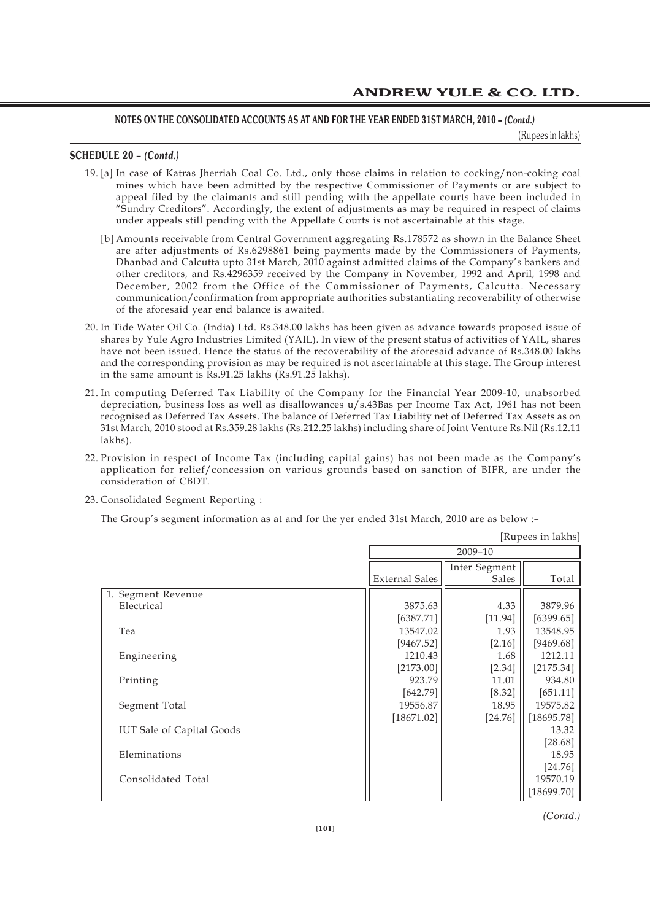**NOTES ON THE CONSOLIDATED ACCOUNTS AS AT AND FOR THE YEAR ENDED 31ST MARCH, 2010 – (Contd.)**

(Rupees in lakhs)

**SCHEDULE 20 – (Contd.)**

19. [a] In case of Katras Jherriah Coal Co. Ltd., only those claims in relation to cocking/non-coking coal mines which have been admitted by the respective Commissioner of Payments or are subject to appeal filed by the claimants and still pending with the appellate courts have been included in "Sundry Creditors". Accordingly, the extent of adjustments as may be required in respect of claims under appeals still pending with the Appellate Courts is not ascertainable at this stage.

    [b] Amounts receivable from Central Government aggregating Rs.178572 as shown in the Balance Sheet are after adjustments of Rs.6298861 being payments made by the Commissioners of Payments, Dhanbad and Calcutta upto 31st March, 2010 against admitted claims of the Company's bankers and other creditors, and Rs.4296359 received by the Company in November, 1992 and April, 1998 and December, 2002 from the Office of the Commissioner of Payments, Calcutta. Necessary communication/confirmation from appropriate authorities substantiating recoverability of otherwise of the aforesaid year end balance is awaited.

20. In Tide Water Oil Co. (India) Ltd. Rs.348.00 lakhs has been given as advance towards proposed issue of shares by Yule Agro Industries Limited (YAIL). In view of the present status of activities of YAIL, shares have not been issued. Hence the status of the recoverability of the aforesaid advance of Rs.348.00 lakhs and the corresponding provision as may be required is not ascertainable at this stage. The Group interest in the same amount is Rs.91.25 lakhs (Rs.91.25 lakhs).

21. In computing Deferred Tax Liability of the Company for the Financial Year 2009-10, unabsorbed depreciation, business loss as well as disallowances u/s.43Bas per Income Tax Act, 1961 has not been recognised as Deferred Tax Assets. The balance of Deferred Tax Liability net of Deferred Tax Assets as on 31st March, 2010 stood at Rs.359.28 lakhs (Rs.212.25 lakhs) including share of Joint Venture Rs.Nil (Rs.12.11 lakhs).

22. Provision in respect of Income Tax (including capital gains) has not been made as the Company's application for relief/concession on various grounds based on sanction of BIFR, are under the consideration of CBDT.

23. Consolidated Segment Reporting :

    The Group's segment information as at and for the yer ended 31st March, 2010 are as below :–

[Rupees in lakhs]

| | 2009–10 | | |
|---|---|---|---|
| | External Sales | Inter Segment Sales | Total |
| 1. Segment Revenue | | | |
| Electrical | 3875.63 | 4.33 | 3879.96 |
| | [6387.71] | [11.94] | [6399.65] |
| Tea | 13547.02 | 1.93 | 13548.95 |
| | [9467.52] | [2.16] | [9469.68] |
| Engineering | 1210.43 | 1.68 | 1212.11 |
| | [2173.00] | [2.34] | [2175.34] |
| Printing | 923.79 | 11.01 | 934.80 |
| | [642.79] | [8.32] | [651.11] |
| Segment Total | 19556.87 | 18.95 | 19575.82 |
| | [18671.02] | [24.76] | [18695.78] |
| IUT Sale of Capital Goods | | | 13.32 |
| | | | [28.68] |
| Eleminations | | | 18.95 |
| | | | [24.76] |
| Consolidated Total | | | 19570.19 |
| | | | [18699.70] |

*(Contd.)*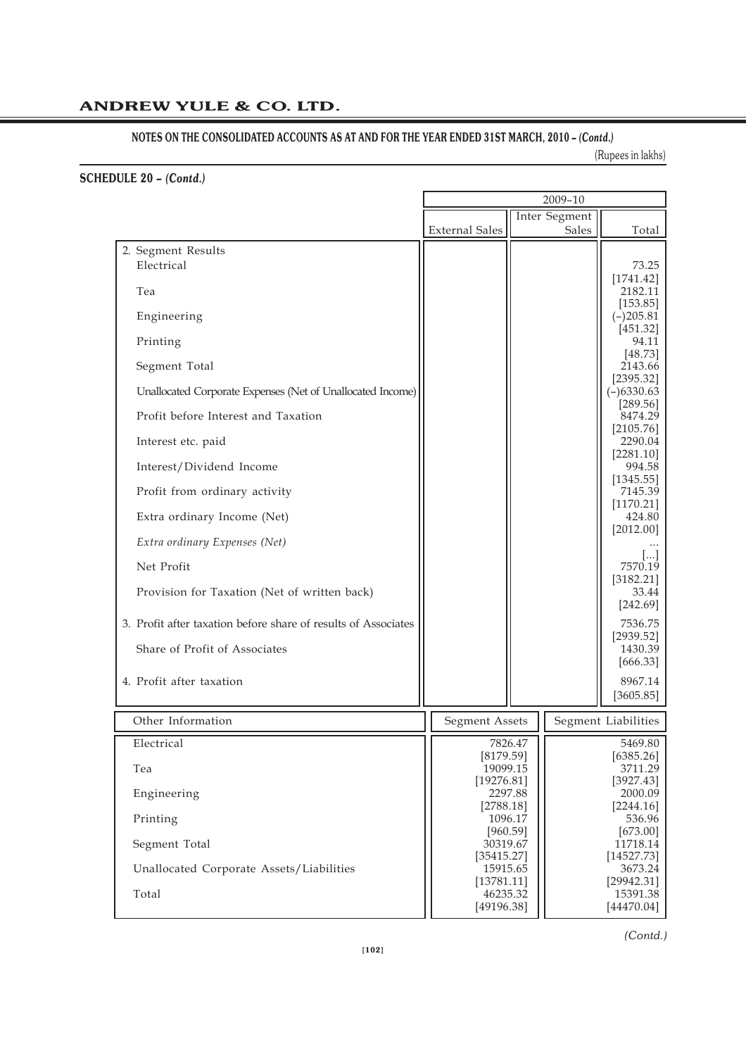# NOTES ON THE CONSOLIDATED ACCOUNTS AS AT AND FOR THE YEAR ENDED 31ST MARCH, 2010 – *(Contd.)*

(Rupees in lakhs)

## SCHEDULE 20 – *(Contd.)*

| | 2009–10 | | |
|---|---|---|---|
| | External Sales | Inter Segment Sales | Total |
| 2. Segment Results | | | |
| Electrical | | | 73.25 [1741.42] |
| Tea | | | 2182.11 [153.85] |
| Engineering | | | (–)205.81 [451.32] |
| Printing | | | 94.11 [48.73] |
| Segment Total | | | 2143.66 [2395.32] |
| Unallocated Corporate Expenses (Net of Unallocated Income) | | | (–)6330.63 [289.56] |
| Profit before Interest and Taxation | | | 8474.29 [2105.76] |
| Interest etc. paid | | | 2290.04 [2281.10] |
| Interest/Dividend Income | | | 994.58 [1345.55] |
| Profit from ordinary activity | | | 7145.39 [1170.21] |
| Extra ordinary Income (Net) | | | 424.80 [2012.00] |
| *Extra ordinary Expenses (Net)* | | | ... [...] |
| Net Profit | | | 7570.19 [3182.21] |
| Provision for Taxation (Net of written back) | | | 33.44 [242.69] |
| 3. Profit after taxation before share of results of Associates | | | 7536.75 [2939.52] |
| Share of Profit of Associates | | | 1430.39 [666.33] |
| 4. Profit after taxation | | | 8967.14 [3605.85] |

| Other Information | Segment Assets | Segment Liabilities |
|---|---|---|
| Electrical | 7826.47 [8179.59] | 5469.80 [6385.26] |
| Tea | 19099.15 [19276.81] | 3711.29 [3927.43] |
| Engineering | 2297.88 [2788.18] | 2000.09 [2244.16] |
| Printing | 1096.17 [960.59] | 536.96 [673.00] |
| Segment Total | 30319.67 [35415.27] | 11718.14 [14527.73] |
| Unallocated Corporate Assets/Liabilities | 15915.65 [13781.11] | 3673.24 [29942.31] |
| Total | 46235.32 [49196.38] | 15391.38 [44470.04] |

*(Contd.)*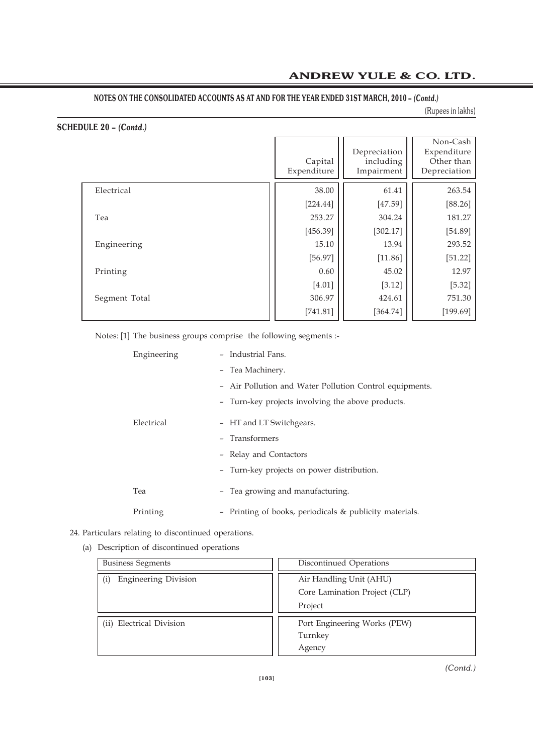## NOTES ON THE CONSOLIDATED ACCOUNTS AS AT AND FOR THE YEAR ENDED 31ST MARCH, 2010 – *(Contd.)*

(Rupees in lakhs)

**SCHEDULE 20 – *(Contd.)***

| | Capital Expenditure | Depreciation including Impairment | Non-Cash Expenditure Other than Depreciation |
|---|---|---|---|
| Electrical | 38.00 | 61.41 | 263.54 |
| | [224.44] | [47.59] | [88.26] |
| Tea | 253.27 | 304.24 | 181.27 |
| | [456.39] | [302.17] | [54.89] |
| Engineering | 15.10 | 13.94 | 293.52 |
| | [56.97] | [11.86] | [51.22] |
| Printing | 0.60 | 45.02 | 12.97 |
| | [4.01] | [3.12] | [5.32] |
| Segment Total | 306.97 | 424.61 | 751.30 |
| | [741.81] | [364.74] | [199.69] |

Notes: [1] The business groups comprise the following segments :-

Engineering
- Industrial Fans.
- Tea Machinery.
- Air Pollution and Water Pollution Control equipments.
- Turn-key projects involving the above products.

Electrical
- HT and LT Switchgears.
- Transformers
- Relay and Contactors
- Turn-key projects on power distribution.

Tea
- Tea growing and manufacturing.

Printing
- Printing of books, periodicals & publicity materials.

24. Particulars relating to discontinued operations.

(a) Description of discontinued operations

| Business Segments | Discontinued Operations |
|---|---|
| (i) Engineering Division | Air Handling Unit (AHU)<br>Core Lamination Project (CLP)<br>Project |
| (ii) Electrical Division | Port Engineering Works (PEW)<br>Turnkey<br>Agency |

*(Contd.)*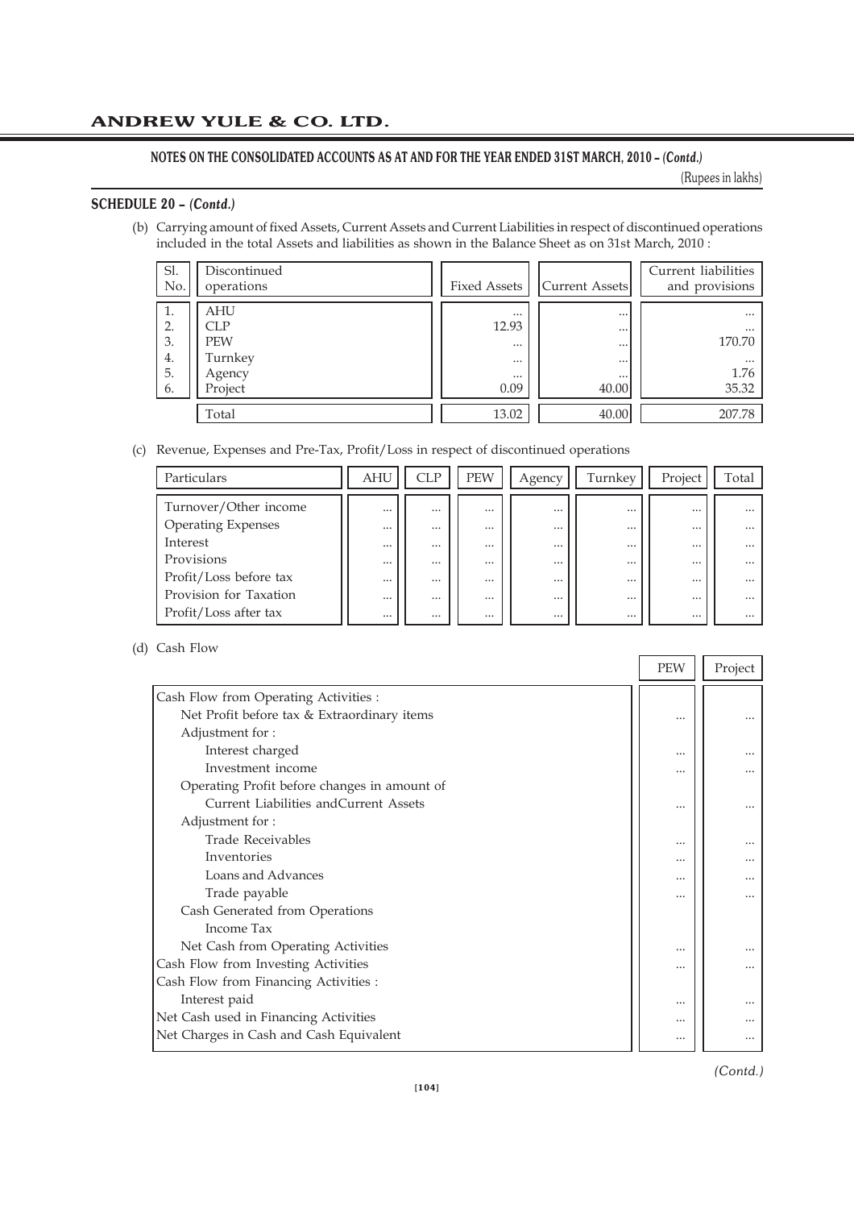## NOTES ON THE CONSOLIDATED ACCOUNTS AS AT AND FOR THE YEAR ENDED 31ST MARCH, 2010 – *(Contd.)*

(Rupees in lakhs)

### SCHEDULE 20 – *(Contd.)*

(b) Carrying amount of fixed Assets, Current Assets and Current Liabilities in respect of discontinued operations included in the total Assets and liabilities as shown in the Balance Sheet as on 31st March, 2010 :

| Sl. No. | Discontinued operations | Fixed Assets | Current Assets | Current liabilities and provisions |
|---|---|---|---|---|
| 1. | AHU | ... | ... | ... |
| 2. | CLP | 12.93 | ... | ... |
| 3. | PEW | ... | ... | 170.70 |
| 4. | Turnkey | ... | ... | ... |
| 5. | Agency | ... | ... | 1.76 |
| 6. | Project | 0.09 | 40.00 | 35.32 |
| | Total | 13.02 | 40.00 | 207.78 |

(c) Revenue, Expenses and Pre-Tax, Profit/Loss in respect of discontinued operations

| Particulars | AHU | CLP | PEW | Agency | Turnkey | Project | Total |
|---|---|---|---|---|---|---|---|
| Turnover/Other income | ... | ... | ... | ... | ... | ... | ... |
| Operating Expenses | ... | ... | ... | ... | ... | ... | ... |
| Interest | ... | ... | ... | ... | ... | ... | ... |
| Provisions | ... | ... | ... | ... | ... | ... | ... |
| Profit/Loss before tax | ... | ... | ... | ... | ... | ... | ... |
| Provision for Taxation | ... | ... | ... | ... | ... | ... | ... |
| Profit/Loss after tax | ... | ... | ... | ... | ... | ... | ... |

(d) Cash Flow

| | PEW | Project |
|---|---|---|
| Cash Flow from Operating Activities : | | |
| Net Profit before tax & Extraordinary items | ... | ... |
| Adjustment for : | | |
| Interest charged | ... | ... |
| Investment income | ... | ... |
| Operating Profit before changes in amount of Current Liabilities andCurrent Assets | ... | ... |
| Adjustment for : | | |
| Trade Receivables | ... | ... |
| Inventories | ... | ... |
| Loans and Advances | ... | ... |
| Trade payable | ... | ... |
| Cash Generated from Operations | | |
| Income Tax | | |
| Net Cash from Operating Activities | ... | ... |
| Cash Flow from Investing Activities | ... | ... |
| Cash Flow from Financing Activities : | | |
| Interest paid | ... | ... |
| Net Cash used in Financing Activities | ... | ... |
| Net Charges in Cash and Cash Equivalent | ... | ... |

*(Contd.)*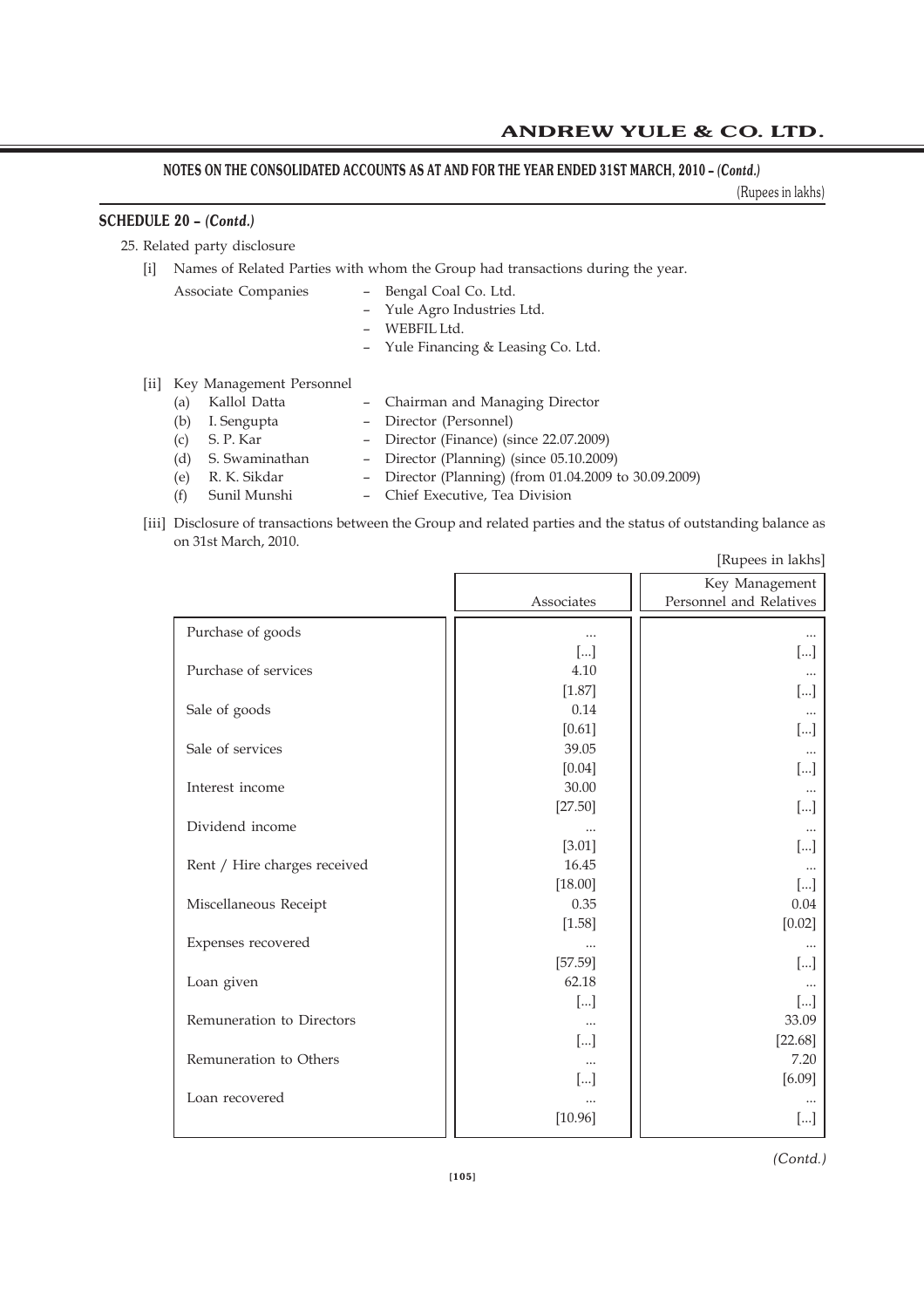## NOTES ON THE CONSOLIDATED ACCOUNTS AS AT AND FOR THE YEAR ENDED 31ST MARCH, 2010 – *(Contd.)*

(Rupees in lakhs)

### SCHEDULE 20 – *(Contd.)*

25. Related party disclosure

[i] Names of Related Parties with whom the Group had transactions during the year.

Associate Companies
- Bengal Coal Co. Ltd.
- Yule Agro Industries Ltd.
- WEBFIL Ltd.
- Yule Financing & Leasing Co. Ltd.

[ii] Key Management Personnel

(a) Kallol Datta – Chairman and Managing Director
(b) I. Sengupta – Director (Personnel)
(c) S. P. Kar – Director (Finance) (since 22.07.2009)
(d) S. Swaminathan – Director (Planning) (since 05.10.2009)
(e) R. K. Sikdar – Director (Planning) (from 01.04.2009 to 30.09.2009)
(f) Sunil Munshi – Chief Executive, Tea Division

[iii] Disclosure of transactions between the Group and related parties and the status of outstanding balance as on 31st March, 2010.

[Rupees in lakhs]

| | Associates | Key Management Personnel and Relatives |
|---|---|---|
| Purchase of goods | ... | ... |
| | [...] | [...] |
| Purchase of services | 4.10 | ... |
| | [1.87] | [...] |
| Sale of goods | 0.14 | ... |
| | [0.61] | [...] |
| Sale of services | 39.05 | ... |
| | [0.04] | [...] |
| Interest income | 30.00 | ... |
| | [27.50] | [...] |
| Dividend income | ... | ... |
| | [3.01] | [...] |
| Rent / Hire charges received | 16.45 | ... |
| | [18.00] | [...] |
| Miscellaneous Receipt | 0.35 | 0.04 |
| | [1.58] | [0.02] |
| Expenses recovered | ... | ... |
| | [57.59] | [...] |
| Loan given | 62.18 | ... |
| | [...] | [...] |
| Remuneration to Directors | ... | 33.09 |
| | [...] | [22.68] |
| Remuneration to Others | ... | 7.20 |
| | [...] | [6.09] |
| Loan recovered | ... | ... |
| | [10.96] | [...] |

*(Contd.)*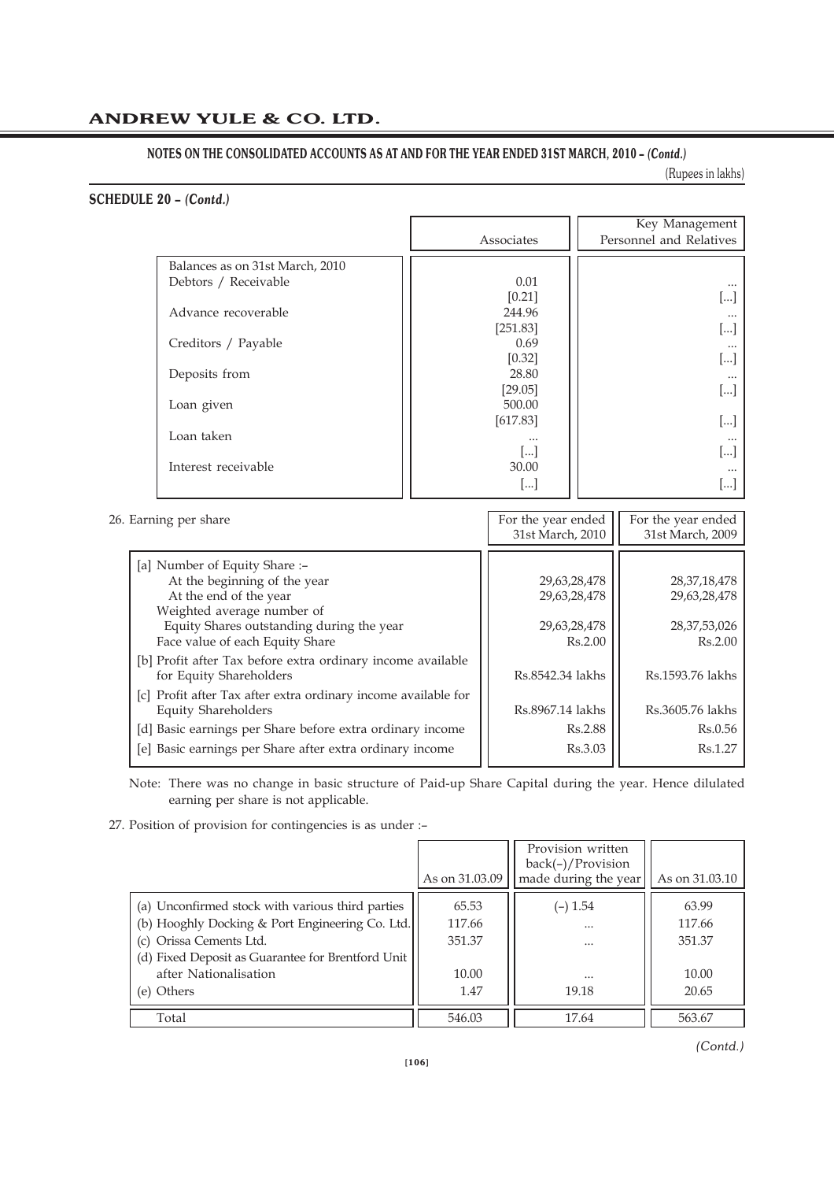## NOTES ON THE CONSOLIDATED ACCOUNTS AS AT AND FOR THE YEAR ENDED 31ST MARCH, 2010 – *(Contd.)*

(Rupees in lakhs)

### SCHEDULE 20 – *(Contd.)*

| | Associates | Key Management Personnel and Relatives |
|---|---|---|
| Balances as on 31st March, 2010 | | |
| Debtors / Receivable | 0.01 | ... |
| | [0.21] | [...] |
| Advance recoverable | 244.96 | ... |
| | [251.83] | [...] |
| Creditors / Payable | 0.69 | ... |
| | [0.32] | [...] |
| Deposits from | 28.80 | ... |
| | [29.05] | [...] |
| Loan given | 500.00 | |
| | [617.83] | [...] |
| Loan taken | ... | ... |
| | [...] | [...] |
| Interest receivable | 30.00 | ... |
| | [...] | [...] |

26. Earning per share

| | For the year ended 31st March, 2010 | For the year ended 31st March, 2009 |
|---|---|---|
| [a] Number of Equity Share :– | | |
| At the beginning of the year | 29,63,28,478 | 28,37,18,478 |
| At the end of the year | 29,63,28,478 | 29,63,28,478 |
| Weighted average number of Equity Shares outstanding during the year | 29,63,28,478 | 28,37,53,026 |
| Face value of each Equity Share | Rs.2.00 | Rs.2.00 |
| [b] Profit after Tax before extra ordinary income available for Equity Shareholders | Rs.8542.34 lakhs | Rs.1593.76 lakhs |
| [c] Profit after Tax after extra ordinary income available for Equity Shareholders | Rs.8967.14 lakhs | Rs.3605.76 lakhs |
| [d] Basic earnings per Share before extra ordinary income | Rs.2.88 | Rs.0.56 |
| [e] Basic earnings per Share after extra ordinary income | Rs.3.03 | Rs.1.27 |

Note: There was no change in basic structure of Paid-up Share Capital during the year. Hence dilulated earning per share is not applicable.

27. Position of provision for contingencies is as under :–

| | As on 31.03.09 | Provision written back(–)/Provision made during the year | As on 31.03.10 |
|---|---|---|---|
| (a) Unconfirmed stock with various third parties | 65.53 | (–) 1.54 | 63.99 |
| (b) Hooghly Docking & Port Engineering Co. Ltd. | 117.66 | ... | 117.66 |
| (c) Orissa Cements Ltd. | 351.37 | ... | 351.37 |
| (d) Fixed Deposit as Guarantee for Brentford Unit after Nationalisation | 10.00 | ... | 10.00 |
| (e) Others | 1.47 | 19.18 | 20.65 |
| Total | 546.03 | 17.64 | 563.67 |

*(Contd.)*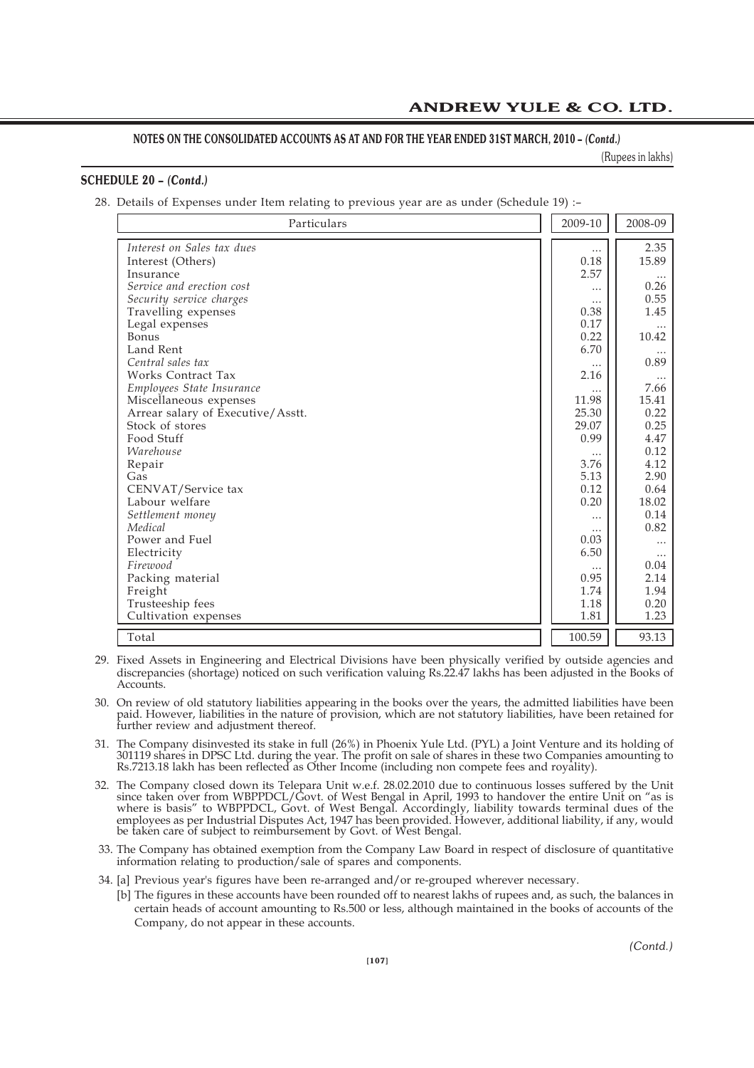## NOTES ON THE CONSOLIDATED ACCOUNTS AS AT AND FOR THE YEAR ENDED 31ST MARCH, 2010 – *(Contd.)*

(Rupees in lakhs)

### SCHEDULE 20 – *(Contd.)*

28. Details of Expenses under Item relating to previous year are as under (Schedule 19) :–

| Particulars | 2009-10 | 2008-09 |
|---|---|---|
| *Interest on Sales tax dues* | ... | 2.35 |
| Interest (Others) | 0.18 | 15.89 |
| Insurance | 2.57 | ... |
| *Service and erection cost* | ... | 0.26 |
| *Security service charges* | ... | 0.55 |
| Travelling expenses | 0.38 | 1.45 |
| Legal expenses | 0.17 | ... |
| Bonus | 0.22 | 10.42 |
| Land Rent | 6.70 | ... |
| *Central sales tax* | ... | 0.89 |
| Works Contract Tax | 2.16 | ... |
| *Employees State Insurance* | ... | 7.66 |
| Miscellaneous expenses | 11.98 | 15.41 |
| Arrear salary of Executive/Asstt. | 25.30 | 0.22 |
| Stock of stores | 29.07 | 0.25 |
| Food Stuff | 0.99 | 4.47 |
| *Warehouse* | ... | 0.12 |
| Repair | 3.76 | 4.12 |
| Gas | 5.13 | 2.90 |
| CENVAT/Service tax | 0.12 | 0.64 |
| Labour welfare | 0.20 | 18.02 |
| *Settlement money* | ... | 0.14 |
| *Medical* | ... | 0.82 |
| Power and Fuel | 0.03 | ... |
| Electricity | 6.50 | ... |
| *Firewood* | ... | 0.04 |
| Packing material | 0.95 | 2.14 |
| Freight | 1.74 | 1.94 |
| Trusteeship fees | 1.18 | 0.20 |
| Cultivation expenses | 1.81 | 1.23 |
| Total | 100.59 | 93.13 |

29. Fixed Assets in Engineering and Electrical Divisions have been physically verified by outside agencies and discrepancies (shortage) noticed on such verification valuing Rs.22.47 lakhs has been adjusted in the Books of Accounts.

30. On review of old statutory liabilities appearing in the books over the years, the admitted liabilities have been paid. However, liabilities in the nature of provision, which are not statutory liabilities, have been retained for further review and adjustment thereof.

31. The Company disinvested its stake in full (26%) in Phoenix Yule Ltd. (PYL) a Joint Venture and its holding of 301119 shares in DPSC Ltd. during the year. The profit on sale of shares in these two Companies amounting to Rs.7213.18 lakh has been reflected as Other Income (including non compete fees and royality).

32. The Company closed down its Telepara Unit w.e.f. 28.02.2010 due to continuous losses suffered by the Unit since taken over from WBPPDCL/Govt. of West Bengal in April, 1993 to handover the entire Unit on "as is where is basis" to WBPPDCL, Govt. of West Bengal. Accordingly, liability towards terminal dues of the employees as per Industrial Disputes Act, 1947 has been provided. However, additional liability, if any, would be taken care of subject to reimbursement by Govt. of West Bengal.

33. The Company has obtained exemption from the Company Law Board in respect of disclosure of quantitative information relating to production/sale of spares and components.

34. [a] Previous year's figures have been re-arranged and/or re-grouped wherever necessary.

    [b] The figures in these accounts have been rounded off to nearest lakhs of rupees and, as such, the balances in certain heads of account amounting to Rs.500 or less, although maintained in the books of accounts of the Company, do not appear in these accounts.

*(Contd.)*